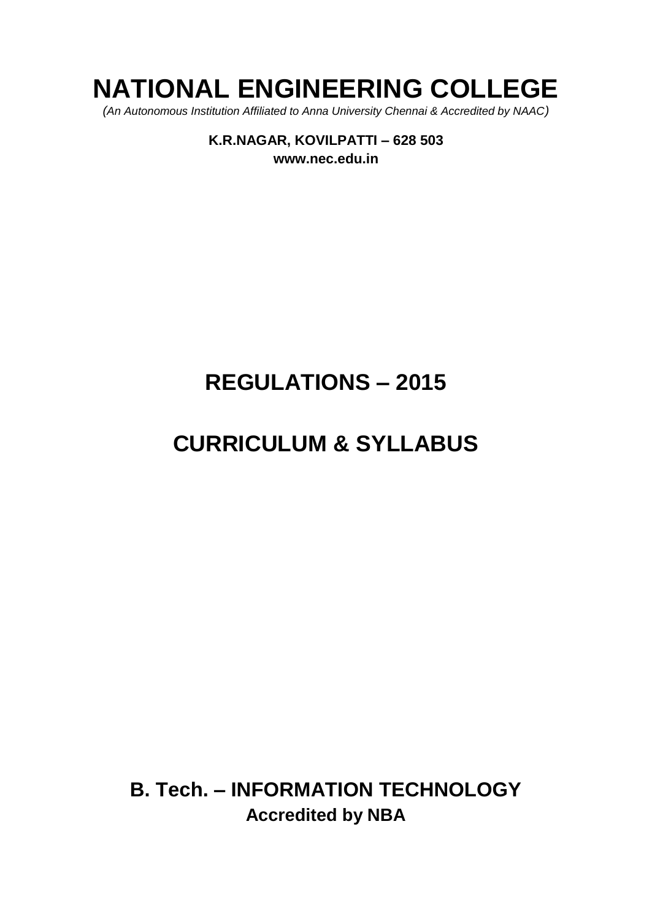# NATIONAL ENGINEERING COLLEGE

*(An Autonomous Institution Affiliated to Anna University Chennai & Accredited by NAAC)*

**K.R.NAGAR, KOVILPATTI – 628 503**

**www.nec.edu.in**

## REGULATIONS – 2015

## CURRICULUM & SYLLABUS

## B. Tech. – INFORMATION TECHNOLOGY

**Accredited by NBA**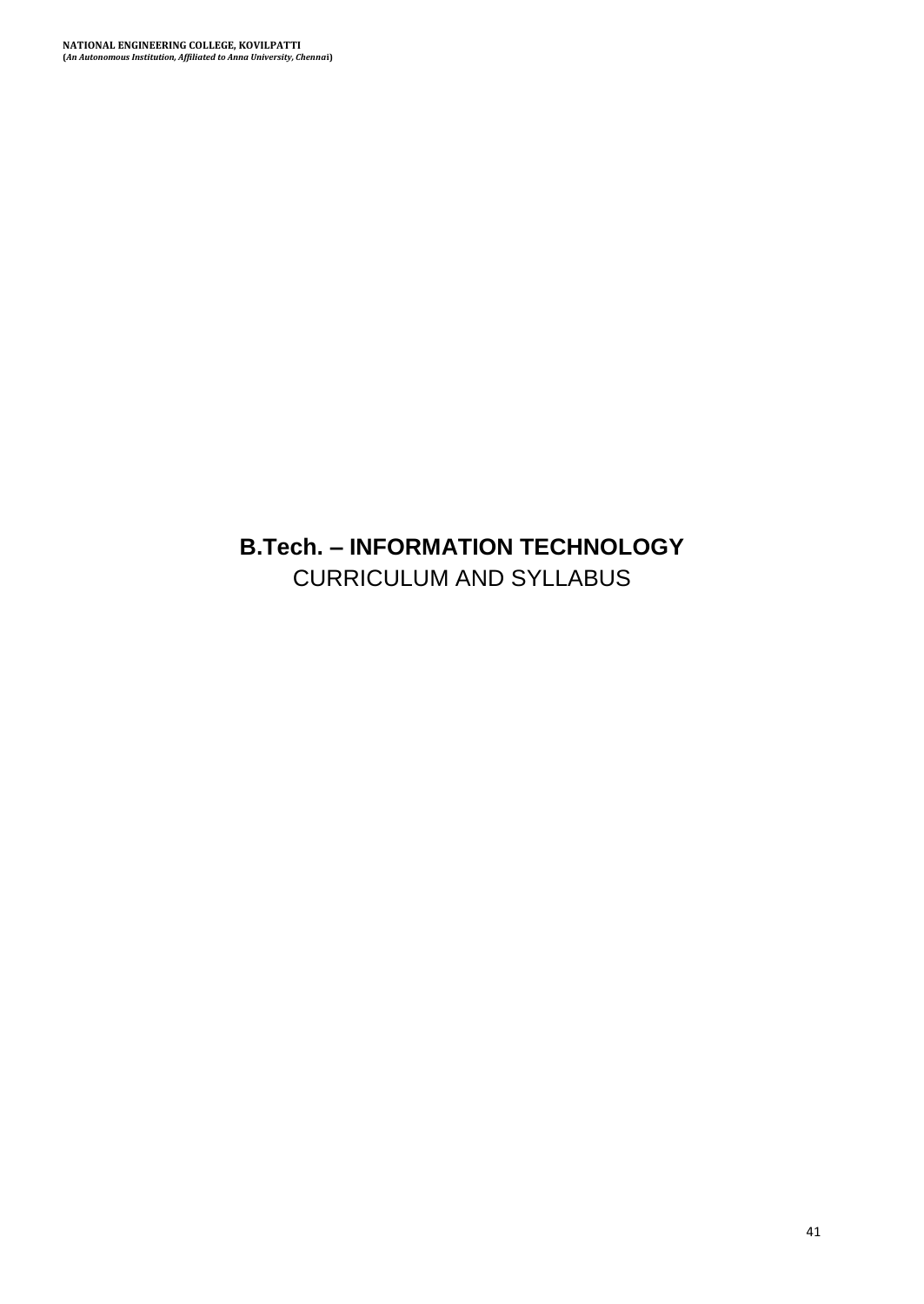# B.Tech. – INFORMATION TECHNOLOGY

CURRICULUM AND SYLLABUS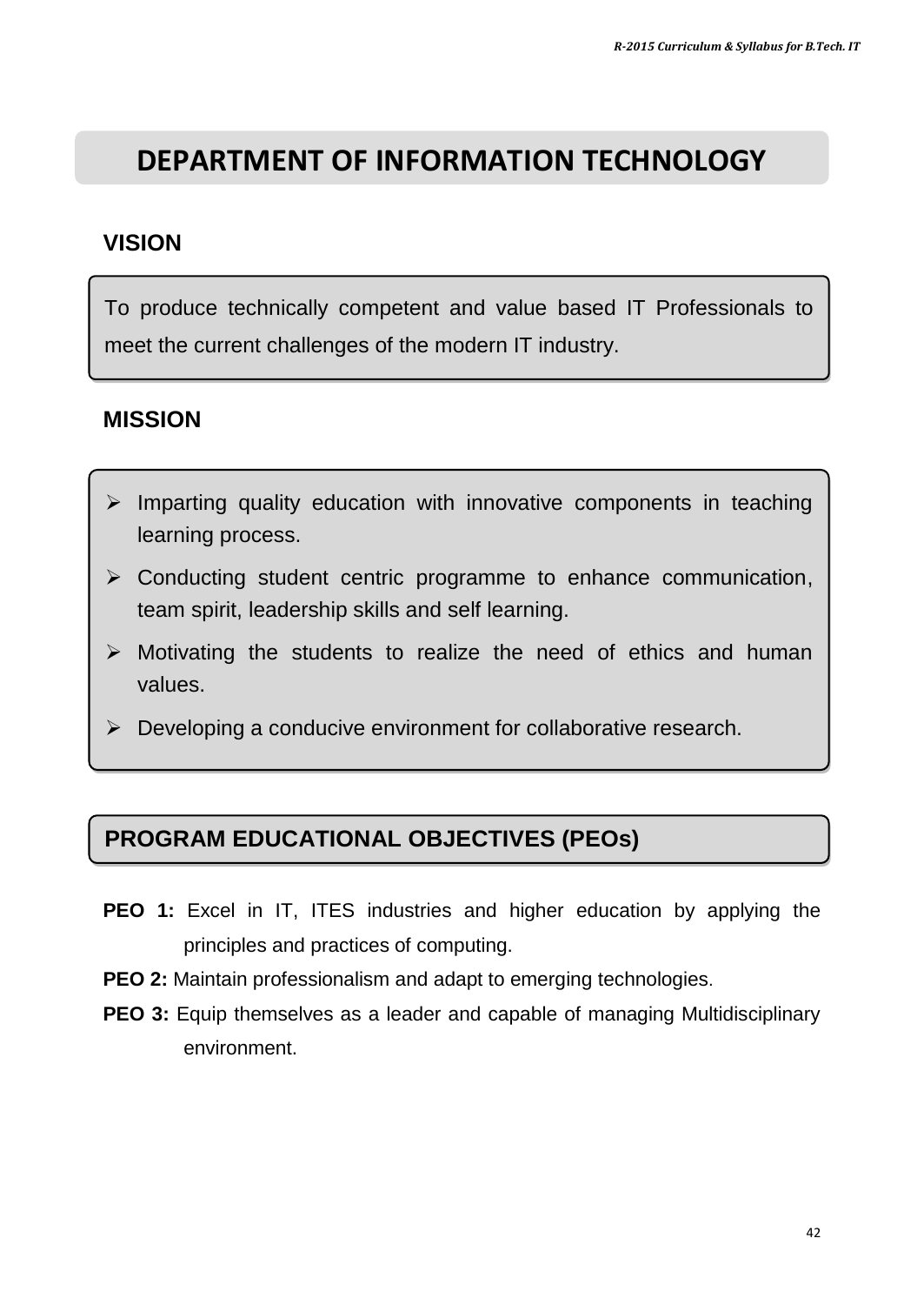# DEPARTMENT OF INFORMATION TECHNOLOGY

## VISION

To produce technically competent and value based IT Professionals to meet the current challenges of the modern IT industry.

## MISSION

- Imparting quality education with innovative components in teaching learning process.
- Conducting student centric programme to enhance communication, team spirit, leadership skills and self learning.
- Motivating the students to realize the need of ethics and human values.
- Developing a conducive environment for collaborative research.

## PROGRAM EDUCATIONAL OBJECTIVES (PEOs)

**PEO 1:** Excel in IT, ITES industries and higher education by applying the principles and practices of computing.

**PEO 2:** Maintain professionalism and adapt to emerging technologies.

**PEO 3:** Equip themselves as a leader and capable of managing Multidisciplinary environment.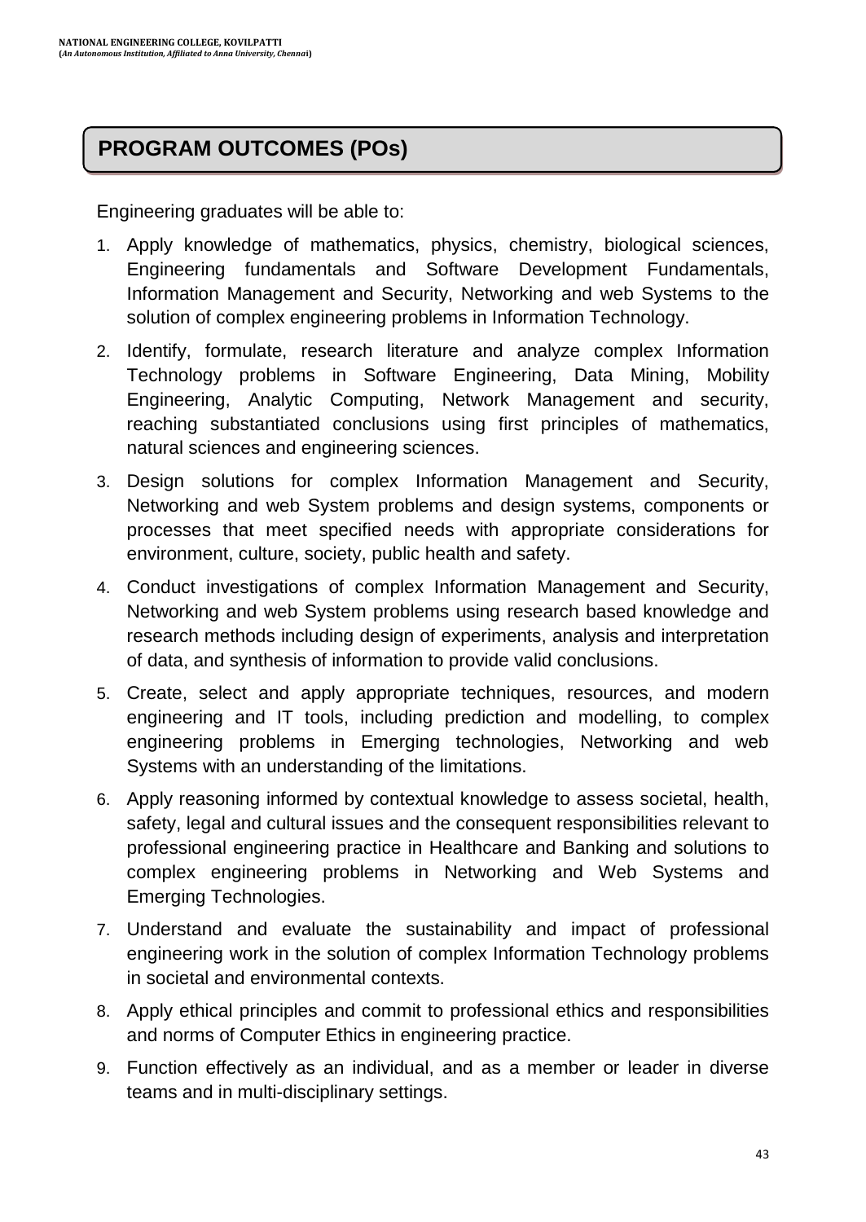## PROGRAM OUTCOMES (POs)

Engineering graduates will be able to:

1. Apply knowledge of mathematics, physics, chemistry, biological sciences, Engineering fundamentals and Software Development Fundamentals, Information Management and Security, Networking and web Systems to the solution of complex engineering problems in Information Technology.
2. Identify, formulate, research literature and analyze complex Information Technology problems in Software Engineering, Data Mining, Mobility Engineering, Analytic Computing, Network Management and security, reaching substantiated conclusions using first principles of mathematics, natural sciences and engineering sciences.
3. Design solutions for complex Information Management and Security, Networking and web System problems and design systems, components or processes that meet specified needs with appropriate considerations for environment, culture, society, public health and safety.
4. Conduct investigations of complex Information Management and Security, Networking and web System problems using research based knowledge and research methods including design of experiments, analysis and interpretation of data, and synthesis of information to provide valid conclusions.
5. Create, select and apply appropriate techniques, resources, and modern engineering and IT tools, including prediction and modelling, to complex engineering problems in Emerging technologies, Networking and web Systems with an understanding of the limitations.
6. Apply reasoning informed by contextual knowledge to assess societal, health, safety, legal and cultural issues and the consequent responsibilities relevant to professional engineering practice in Healthcare and Banking and solutions to complex engineering problems in Networking and Web Systems and Emerging Technologies.
7. Understand and evaluate the sustainability and impact of professional engineering work in the solution of complex Information Technology problems in societal and environmental contexts.
8. Apply ethical principles and commit to professional ethics and responsibilities and norms of Computer Ethics in engineering practice.
9. Function effectively as an individual, and as a member or leader in diverse teams and in multi-disciplinary settings.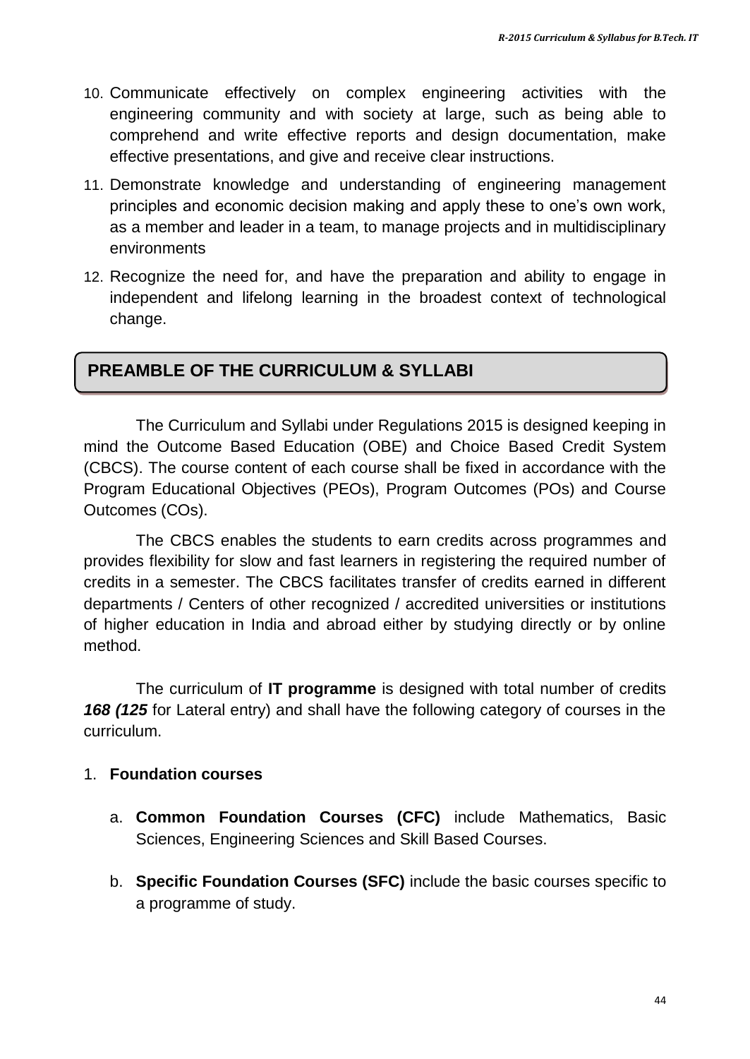10. Communicate effectively on complex engineering activities with the engineering community and with society at large, such as being able to comprehend and write effective reports and design documentation, make effective presentations, and give and receive clear instructions.
11. Demonstrate knowledge and understanding of engineering management principles and economic decision making and apply these to one's own work, as a member and leader in a team, to manage projects and in multidisciplinary environments
12. Recognize the need for, and have the preparation and ability to engage in independent and lifelong learning in the broadest context of technological change.

## PREAMBLE OF THE CURRICULUM & SYLLABI

The Curriculum and Syllabi under Regulations 2015 is designed keeping in mind the Outcome Based Education (OBE) and Choice Based Credit System (CBCS). The course content of each course shall be fixed in accordance with the Program Educational Objectives (PEOs), Program Outcomes (POs) and Course Outcomes (COs).

The CBCS enables the students to earn credits across programmes and provides flexibility for slow and fast learners in registering the required number of credits in a semester. The CBCS facilitates transfer of credits earned in different departments / Centers of other recognized / accredited universities or institutions of higher education in India and abroad either by studying directly or by online method.

The curriculum of **IT programme** is designed with total number of credits ***168 (125*** for Lateral entry) and shall have the following category of courses in the curriculum.

1. **Foundation courses**
   a. **Common Foundation Courses (CFC)** include Mathematics, Basic Sciences, Engineering Sciences and Skill Based Courses.
   b. **Specific Foundation Courses (SFC)** include the basic courses specific to a programme of study.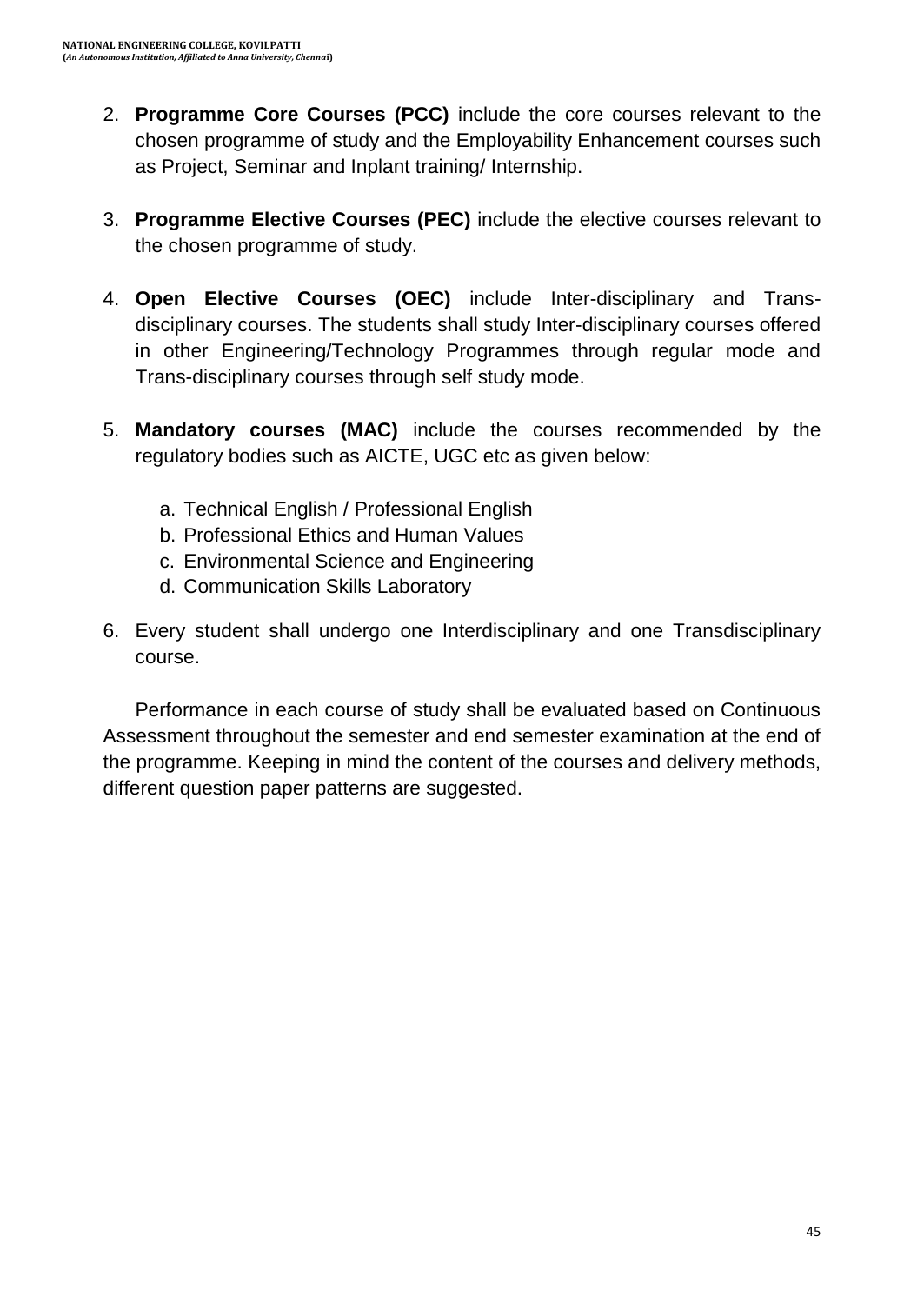2. **Programme Core Courses (PCC)** include the core courses relevant to the chosen programme of study and the Employability Enhancement courses such as Project, Seminar and Inplant training/ Internship.

3. **Programme Elective Courses (PEC)** include the elective courses relevant to the chosen programme of study.

4. **Open Elective Courses (OEC)** include Inter-disciplinary and Trans-disciplinary courses. The students shall study Inter-disciplinary courses offered in other Engineering/Technology Programmes through regular mode and Trans-disciplinary courses through self study mode.

5. **Mandatory courses (MAC)** include the courses recommended by the regulatory bodies such as AICTE, UGC etc as given below:

   a. Technical English / Professional English
   b. Professional Ethics and Human Values
   c. Environmental Science and Engineering
   d. Communication Skills Laboratory

6. Every student shall undergo one Interdisciplinary and one Transdisciplinary course.

Performance in each course of study shall be evaluated based on Continuous Assessment throughout the semester and end semester examination at the end of the programme. Keeping in mind the content of the courses and delivery methods, different question paper patterns are suggested.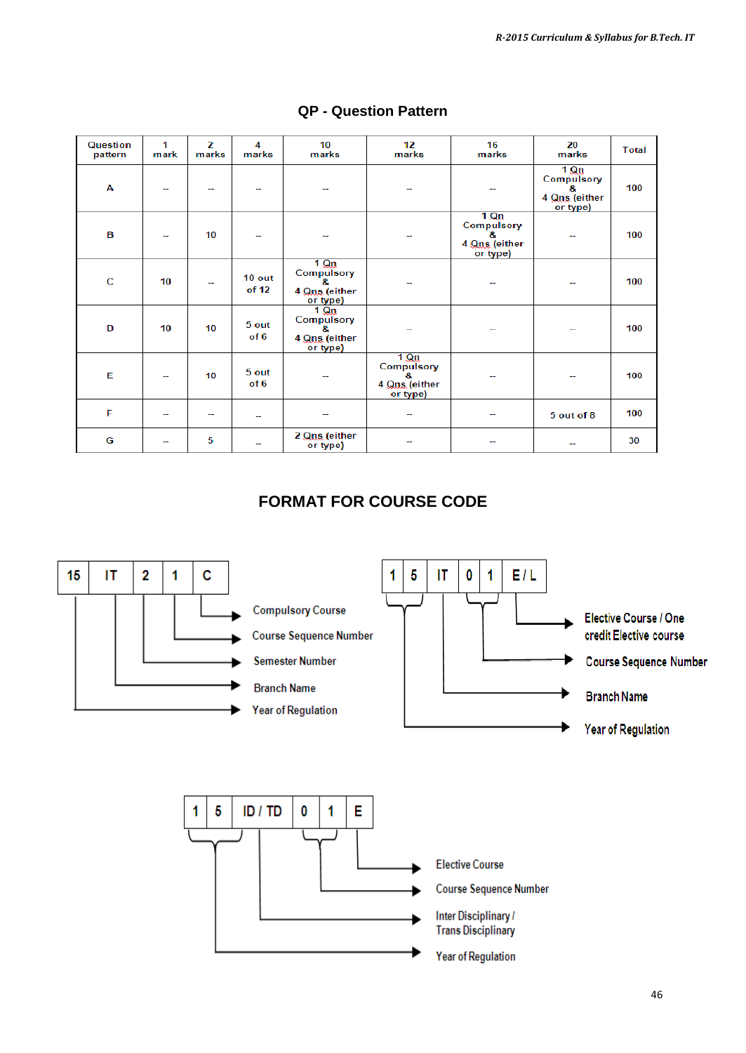## QP - Question Pattern

| Question pattern | 1 mark | 2 marks | 4 marks | 10 marks | 12 marks | 16 marks | 20 marks | Total |
|---|---|---|---|---|---|---|---|---|
| A | -- | -- | -- | -- | -- | -- | 1 Qn Compulsory & 4 Qns (either or type) | 100 |
| B | -- | 10 | -- | -- | -- | 1 Qn Compulsory & 4 Qns (either or type) | -- | 100 |
| C | 10 | -- | 10 out of 12 | 1 Qn Compulsory & 4 Qns (either or type) | -- | -- | -- | 100 |
| D | 10 | 10 | 5 out of 6 | 1 Qn Compulsory & 4 Qns (either or type) | -- | -- | -- | 100 |
| E | -- | 10 | 5 out of 6 | -- | 1 Qn Compulsory & 4 Qns (either or type) | -- | -- | 100 |
| F | -- | -- | -- | -- | -- | -- | 5 out of 8 | 100 |
| G | -- | 5 | -- | 2 Qns (either or type) | -- | -- | -- | 30 |

## FORMAT FOR COURSE CODE

| 15 | IT | 2 | 1 | C |
|---|---|---|---|---|

- C → Compulsory Course
- 1 → Course Sequence Number
- 2 → Semester Number
- IT → Branch Name
- 15 → Year of Regulation

| 1 | 5 | IT | 0 | 1 | E / L |
|---|---|---|---|---|---|

- E / L → Elective Course / One credit Elective course
- 01 → Course Sequence Number
- IT → Branch Name
- 15 → Year of Regulation

| 1 | 5 | ID / TD | 0 | 1 | E |
|---|---|---|---|---|---|

- E → Elective Course
- 01 → Course Sequence Number
- ID / TD → Inter Disciplinary / Trans Disciplinary
- 15 → Year of Regulation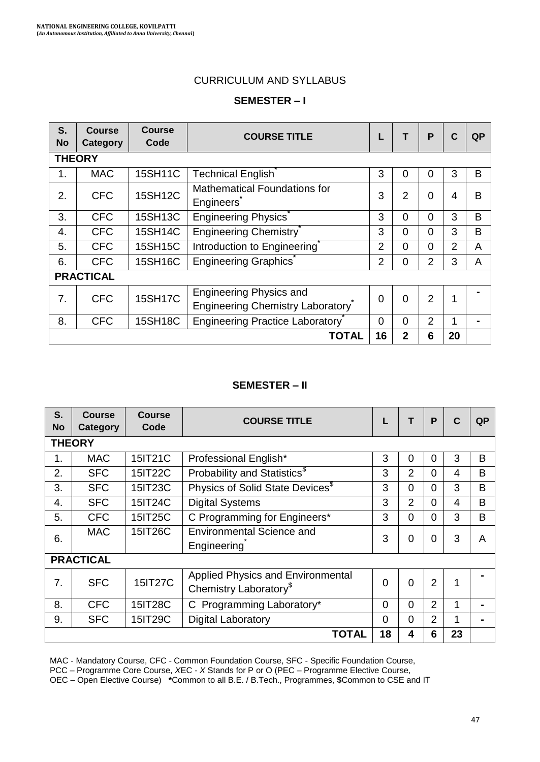CURRICULUM AND SYLLABUS

## SEMESTER – I

| S. No | Course Category | Course Code | COURSE TITLE | L | T | P | C | QP |
|---|---|---|---|---|---|---|---|---|
| **THEORY** | | | | | | | | |
| 1. | MAC | 15SH11C | Technical English* | 3 | 0 | 0 | 3 | B |
| 2. | CFC | 15SH12C | Mathematical Foundations for Engineers* | 3 | 2 | 0 | 4 | B |
| 3. | CFC | 15SH13C | Engineering Physics* | 3 | 0 | 0 | 3 | B |
| 4. | CFC | 15SH14C | Engineering Chemistry* | 3 | 0 | 0 | 3 | B |
| 5. | CFC | 15SH15C | Introduction to Engineering* | 2 | 0 | 0 | 2 | A |
| 6. | CFC | 15SH16C | Engineering Graphics* | 2 | 0 | 2 | 3 | A |
| **PRACTICAL** | | | | | | | | |
| 7. | CFC | 15SH17C | Engineering Physics and Engineering Chemistry Laboratory* | 0 | 0 | 2 | 1 | - |
| 8. | CFC | 15SH18C | Engineering Practice Laboratory* | 0 | 0 | 2 | 1 | - |
| | | | **TOTAL** | **16** | **2** | **6** | **20** | |

## SEMESTER – II

| S. No | Course Category | Course Code | COURSE TITLE | L | T | P | C | QP |
|---|---|---|---|---|---|---|---|---|
| **THEORY** | | | | | | | | |
| 1. | MAC | 15IT21C | Professional English* | 3 | 0 | 0 | 3 | B |
| 2. | SFC | 15IT22C | Probability and Statistics$ | 3 | 2 | 0 | 4 | B |
| 3. | SFC | 15IT23C | Physics of Solid State Devices$ | 3 | 0 | 0 | 3 | B |
| 4. | SFC | 15IT24C | Digital Systems | 3 | 2 | 0 | 4 | B |
| 5. | CFC | 15IT25C | C Programming for Engineers* | 3 | 0 | 0 | 3 | B |
| 6. | MAC | 15IT26C | Environmental Science and Engineering* | 3 | 0 | 0 | 3 | A |
| **PRACTICAL** | | | | | | | | |
| 7. | SFC | 15IT27C | Applied Physics and Environmental Chemistry Laboratory$ | 0 | 0 | 2 | 1 | - |
| 8. | CFC | 15IT28C | C Programming Laboratory* | 0 | 0 | 2 | 1 | - |
| 9. | SFC | 15IT29C | Digital Laboratory | 0 | 0 | 2 | 1 | - |
| | | | **TOTAL** | **18** | **4** | **6** | **23** | |

MAC - Mandatory Course, CFC - Common Foundation Course, SFC - Specific Foundation Course, PCC – Programme Core Course, XEC - *X* Stands for P or O (PEC – Programme Elective Course, OEC – Open Elective Course) **\***Common to all B.E. / B.Tech., Programmes, **$**Common to CSE and IT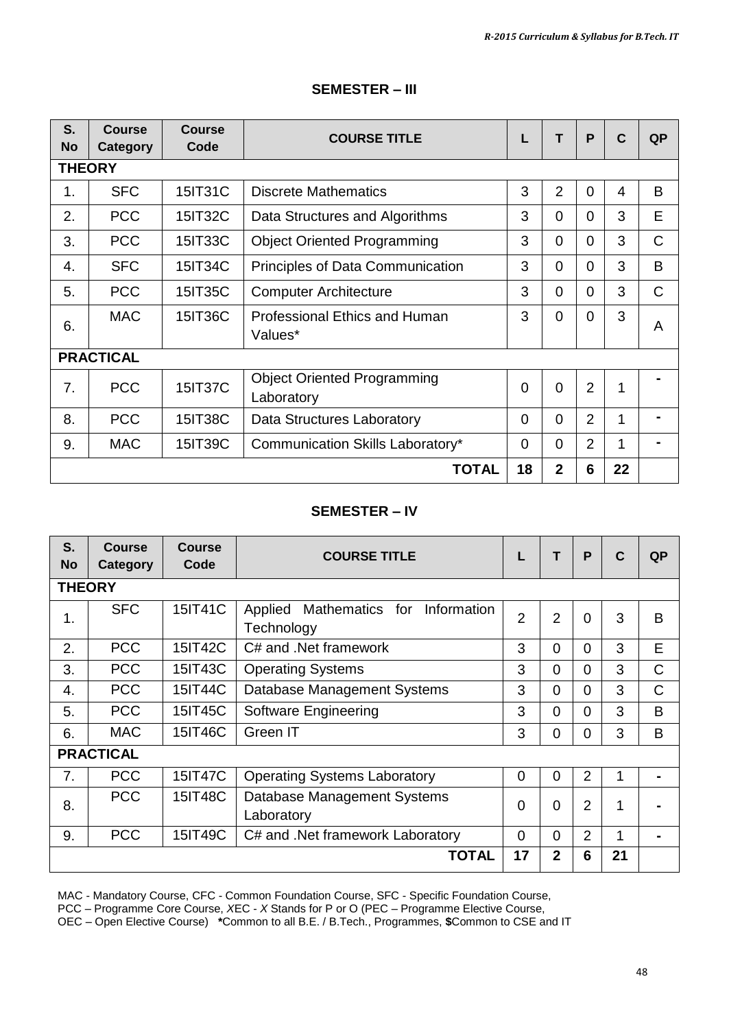## SEMESTER – III

| S. No | Course Category | Course Code | COURSE TITLE | L | T | P | C | QP |
|---|---|---|---|---|---|---|---|---|
| **THEORY** | | | | | | | | |
| 1. | SFC | 15IT31C | Discrete Mathematics | 3 | 2 | 0 | 4 | B |
| 2. | PCC | 15IT32C | Data Structures and Algorithms | 3 | 0 | 0 | 3 | E |
| 3. | PCC | 15IT33C | Object Oriented Programming | 3 | 0 | 0 | 3 | C |
| 4. | SFC | 15IT34C | Principles of Data Communication | 3 | 0 | 0 | 3 | B |
| 5. | PCC | 15IT35C | Computer Architecture | 3 | 0 | 0 | 3 | C |
| 6. | MAC | 15IT36C | Professional Ethics and Human Values* | 3 | 0 | 0 | 3 | A |
| **PRACTICAL** | | | | | | | | |
| 7. | PCC | 15IT37C | Object Oriented Programming Laboratory | 0 | 0 | 2 | 1 | - |
| 8. | PCC | 15IT38C | Data Structures Laboratory | 0 | 0 | 2 | 1 | - |
| 9. | MAC | 15IT39C | Communication Skills Laboratory* | 0 | 0 | 2 | 1 | - |
| | | | **TOTAL** | **18** | **2** | **6** | **22** | |

## SEMESTER – IV

| S. No | Course Category | Course Code | COURSE TITLE | L | T | P | C | QP |
|---|---|---|---|---|---|---|---|---|
| **THEORY** | | | | | | | | |
| 1. | SFC | 15IT41C | Applied Mathematics for Information Technology | 2 | 2 | 0 | 3 | B |
| 2. | PCC | 15IT42C | C# and .Net framework | 3 | 0 | 0 | 3 | E |
| 3. | PCC | 15IT43C | Operating Systems | 3 | 0 | 0 | 3 | C |
| 4. | PCC | 15IT44C | Database Management Systems | 3 | 0 | 0 | 3 | C |
| 5. | PCC | 15IT45C | Software Engineering | 3 | 0 | 0 | 3 | B |
| 6. | MAC | 15IT46C | Green IT | 3 | 0 | 0 | 3 | B |
| **PRACTICAL** | | | | | | | | |
| 7. | PCC | 15IT47C | Operating Systems Laboratory | 0 | 0 | 2 | 1 | - |
| 8. | PCC | 15IT48C | Database Management Systems Laboratory | 0 | 0 | 2 | 1 | - |
| 9. | PCC | 15IT49C | C# and .Net framework Laboratory | 0 | 0 | 2 | 1 | - |
| | | | **TOTAL** | **17** | **2** | **6** | **21** | |

MAC - Mandatory Course, CFC - Common Foundation Course, SFC - Specific Foundation Course,
PCC – Programme Core Course, XEC - *X* Stands for P or O (PEC – Programme Elective Course,
OEC – Open Elective Course) **\***Common to all B.E. / B.Tech., Programmes, **$**Common to CSE and IT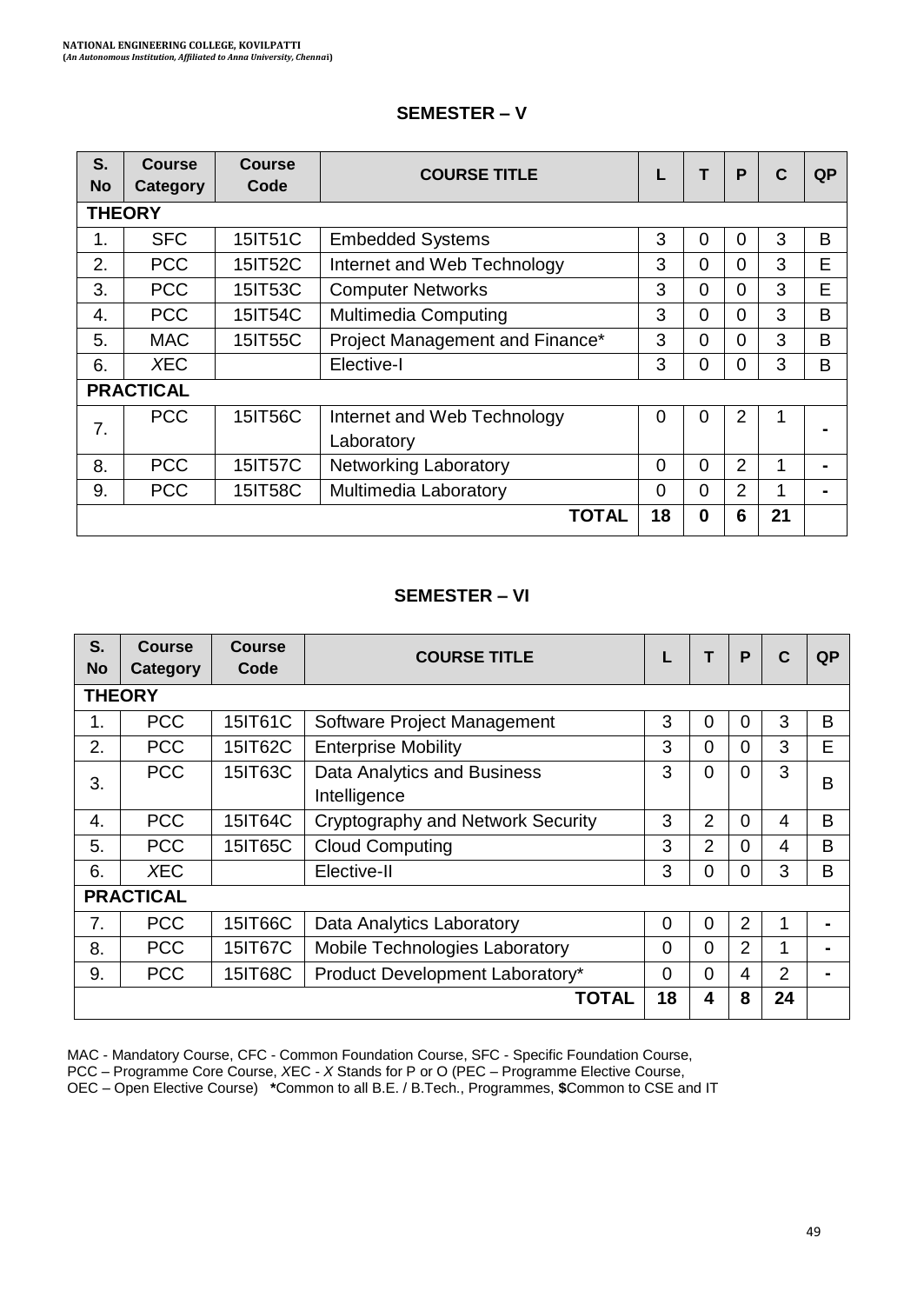## SEMESTER – V

| S. No | Course Category | Course Code | COURSE TITLE | L | T | P | C | QP |
|---|---|---|---|---|---|---|---|---|
| **THEORY** | | | | | | | | |
| 1. | SFC | 15IT51C | Embedded Systems | 3 | 0 | 0 | 3 | B |
| 2. | PCC | 15IT52C | Internet and Web Technology | 3 | 0 | 0 | 3 | E |
| 3. | PCC | 15IT53C | Computer Networks | 3 | 0 | 0 | 3 | E |
| 4. | PCC | 15IT54C | Multimedia Computing | 3 | 0 | 0 | 3 | B |
| 5. | MAC | 15IT55C | Project Management and Finance* | 3 | 0 | 0 | 3 | B |
| 6. | *X*EC | | Elective-I | 3 | 0 | 0 | 3 | B |
| **PRACTICAL** | | | | | | | | |
| 7. | PCC | 15IT56C | Internet and Web Technology Laboratory | 0 | 0 | 2 | 1 | - |
| 8. | PCC | 15IT57C | Networking Laboratory | 0 | 0 | 2 | 1 | - |
| 9. | PCC | 15IT58C | Multimedia Laboratory | 0 | 0 | 2 | 1 | - |
| | | | **TOTAL** | **18** | **0** | **6** | **21** | |

## SEMESTER – VI

| S. No | Course Category | Course Code | COURSE TITLE | L | T | P | C | QP |
|---|---|---|---|---|---|---|---|---|
| **THEORY** | | | | | | | | |
| 1. | PCC | 15IT61C | Software Project Management | 3 | 0 | 0 | 3 | B |
| 2. | PCC | 15IT62C | Enterprise Mobility | 3 | 0 | 0 | 3 | E |
| 3. | PCC | 15IT63C | Data Analytics and Business Intelligence | 3 | 0 | 0 | 3 | B |
| 4. | PCC | 15IT64C | Cryptography and Network Security | 3 | 2 | 0 | 4 | B |
| 5. | PCC | 15IT65C | Cloud Computing | 3 | 2 | 0 | 4 | B |
| 6. | *X*EC | | Elective-II | 3 | 0 | 0 | 3 | B |
| **PRACTICAL** | | | | | | | | |
| 7. | PCC | 15IT66C | Data Analytics Laboratory | 0 | 0 | 2 | 1 | - |
| 8. | PCC | 15IT67C | Mobile Technologies Laboratory | 0 | 0 | 2 | 1 | - |
| 9. | PCC | 15IT68C | Product Development Laboratory* | 0 | 0 | 4 | 2 | - |
| | | | **TOTAL** | **18** | **4** | **8** | **24** | |

MAC - Mandatory Course, CFC - Common Foundation Course, SFC - Specific Foundation Course, PCC – Programme Core Course, *X*EC - *X* Stands for P or O (PEC – Programme Elective Course, OEC – Open Elective Course) ***Common to all B.E. / B.Tech., Programmes, **$**Common to CSE and IT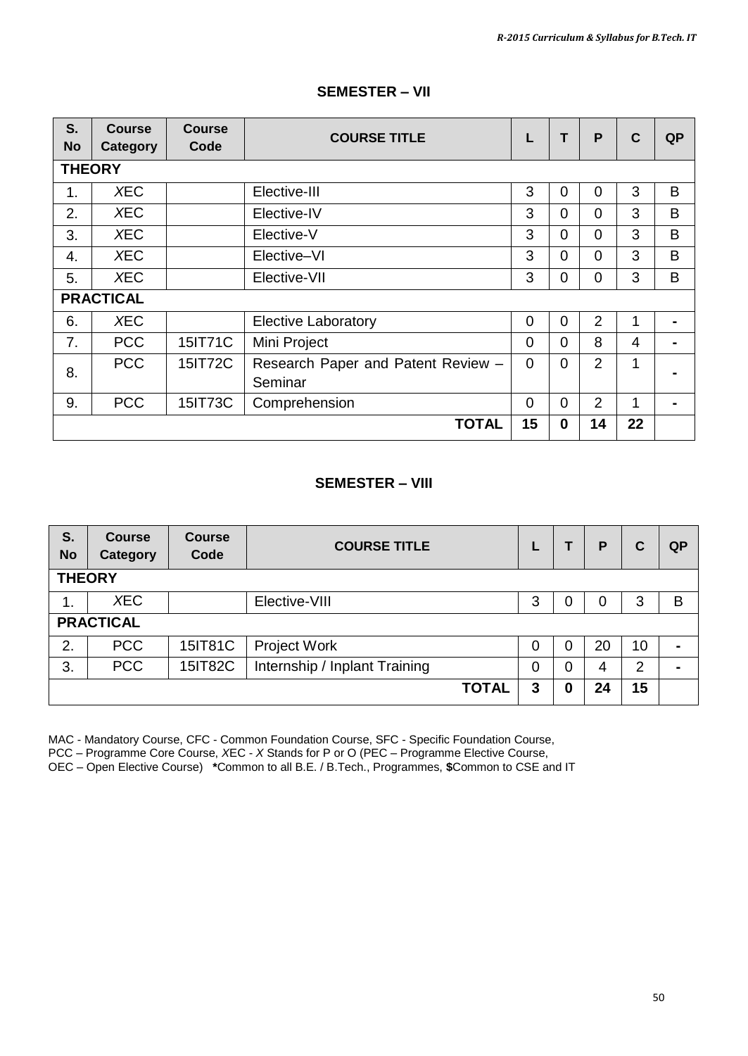## SEMESTER – VII

| S. No | Course Category | Course Code | COURSE TITLE | L | T | P | C | QP |
|---|---|---|---|---|---|---|---|---|
| **THEORY** | | | | | | | | |
| 1. | *X*EC | | Elective-III | 3 | 0 | 0 | 3 | B |
| 2. | *X*EC | | Elective-IV | 3 | 0 | 0 | 3 | B |
| 3. | *X*EC | | Elective-V | 3 | 0 | 0 | 3 | B |
| 4. | *X*EC | | Elective–VI | 3 | 0 | 0 | 3 | B |
| 5. | *X*EC | | Elective-VII | 3 | 0 | 0 | 3 | B |
| **PRACTICAL** | | | | | | | | |
| 6. | *X*EC | | Elective Laboratory | 0 | 0 | 2 | 1 | - |
| 7. | PCC | 15IT71C | Mini Project | 0 | 0 | 8 | 4 | - |
| 8. | PCC | 15IT72C | Research Paper and Patent Review – Seminar | 0 | 0 | 2 | 1 | - |
| 9. | PCC | 15IT73C | Comprehension | 0 | 0 | 2 | 1 | - |
| | | | **TOTAL** | **15** | **0** | **14** | **22** | |

## SEMESTER – VIII

| S. No | Course Category | Course Code | COURSE TITLE | L | T | P | C | QP |
|---|---|---|---|---|---|---|---|---|
| **THEORY** | | | | | | | | |
| 1. | *X*EC | | Elective-VIII | 3 | 0 | 0 | 3 | B |
| **PRACTICAL** | | | | | | | | |
| 2. | PCC | 15IT81C | Project Work | 0 | 0 | 20 | 10 | - |
| 3. | PCC | 15IT82C | Internship / Inplant Training | 0 | 0 | 4 | 2 | - |
| | | | **TOTAL** | **3** | **0** | **24** | **15** | |

MAC - Mandatory Course, CFC - Common Foundation Course, SFC - Specific Foundation Course,
PCC – Programme Core Course, *X*EC - *X* Stands for P or O (PEC – Programme Elective Course,
OEC – Open Elective Course) **\***Common to all B.E. / B.Tech., Programmes, **$**Common to CSE and IT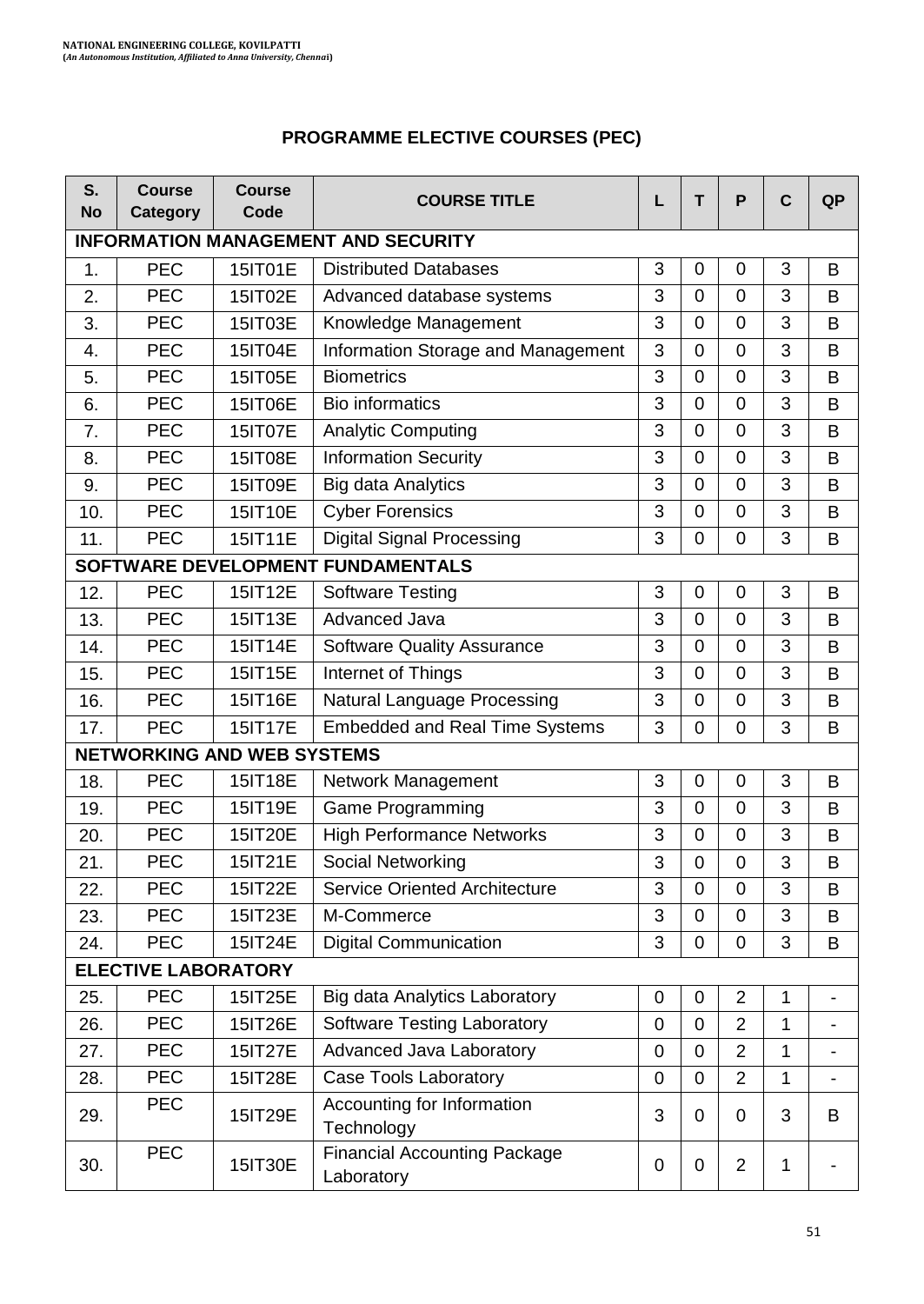## PROGRAMME ELECTIVE COURSES (PEC)

| S. No | Course Category | Course Code | COURSE TITLE | L | T | P | C | QP |
|---|---|---|---|---|---|---|---|---|
| **INFORMATION MANAGEMENT AND SECURITY** | | | | | | | | |
| 1. | PEC | 15IT01E | Distributed Databases | 3 | 0 | 0 | 3 | B |
| 2. | PEC | 15IT02E | Advanced database systems | 3 | 0 | 0 | 3 | B |
| 3. | PEC | 15IT03E | Knowledge Management | 3 | 0 | 0 | 3 | B |
| 4. | PEC | 15IT04E | Information Storage and Management | 3 | 0 | 0 | 3 | B |
| 5. | PEC | 15IT05E | Biometrics | 3 | 0 | 0 | 3 | B |
| 6. | PEC | 15IT06E | Bio informatics | 3 | 0 | 0 | 3 | B |
| 7. | PEC | 15IT07E | Analytic Computing | 3 | 0 | 0 | 3 | B |
| 8. | PEC | 15IT08E | Information Security | 3 | 0 | 0 | 3 | B |
| 9. | PEC | 15IT09E | Big data Analytics | 3 | 0 | 0 | 3 | B |
| 10. | PEC | 15IT10E | Cyber Forensics | 3 | 0 | 0 | 3 | B |
| 11. | PEC | 15IT11E | Digital Signal Processing | 3 | 0 | 0 | 3 | B |
| **SOFTWARE DEVELOPMENT FUNDAMENTALS** | | | | | | | | |
| 12. | PEC | 15IT12E | Software Testing | 3 | 0 | 0 | 3 | B |
| 13. | PEC | 15IT13E | Advanced Java | 3 | 0 | 0 | 3 | B |
| 14. | PEC | 15IT14E | Software Quality Assurance | 3 | 0 | 0 | 3 | B |
| 15. | PEC | 15IT15E | Internet of Things | 3 | 0 | 0 | 3 | B |
| 16. | PEC | 15IT16E | Natural Language Processing | 3 | 0 | 0 | 3 | B |
| 17. | PEC | 15IT17E | Embedded and Real Time Systems | 3 | 0 | 0 | 3 | B |
| **NETWORKING AND WEB SYSTEMS** | | | | | | | | |
| 18. | PEC | 15IT18E | Network Management | 3 | 0 | 0 | 3 | B |
| 19. | PEC | 15IT19E | Game Programming | 3 | 0 | 0 | 3 | B |
| 20. | PEC | 15IT20E | High Performance Networks | 3 | 0 | 0 | 3 | B |
| 21. | PEC | 15IT21E | Social Networking | 3 | 0 | 0 | 3 | B |
| 22. | PEC | 15IT22E | Service Oriented Architecture | 3 | 0 | 0 | 3 | B |
| 23. | PEC | 15IT23E | M-Commerce | 3 | 0 | 0 | 3 | B |
| 24. | PEC | 15IT24E | Digital Communication | 3 | 0 | 0 | 3 | B |
| **ELECTIVE LABORATORY** | | | | | | | | |
| 25. | PEC | 15IT25E | Big data Analytics Laboratory | 0 | 0 | 2 | 1 | - |
| 26. | PEC | 15IT26E | Software Testing Laboratory | 0 | 0 | 2 | 1 | - |
| 27. | PEC | 15IT27E | Advanced Java Laboratory | 0 | 0 | 2 | 1 | - |
| 28. | PEC | 15IT28E | Case Tools Laboratory | 0 | 0 | 2 | 1 | - |
| 29. | PEC | 15IT29E | Accounting for Information Technology | 3 | 0 | 0 | 3 | B |
| 30. | PEC | 15IT30E | Financial Accounting Package Laboratory | 0 | 0 | 2 | 1 | - |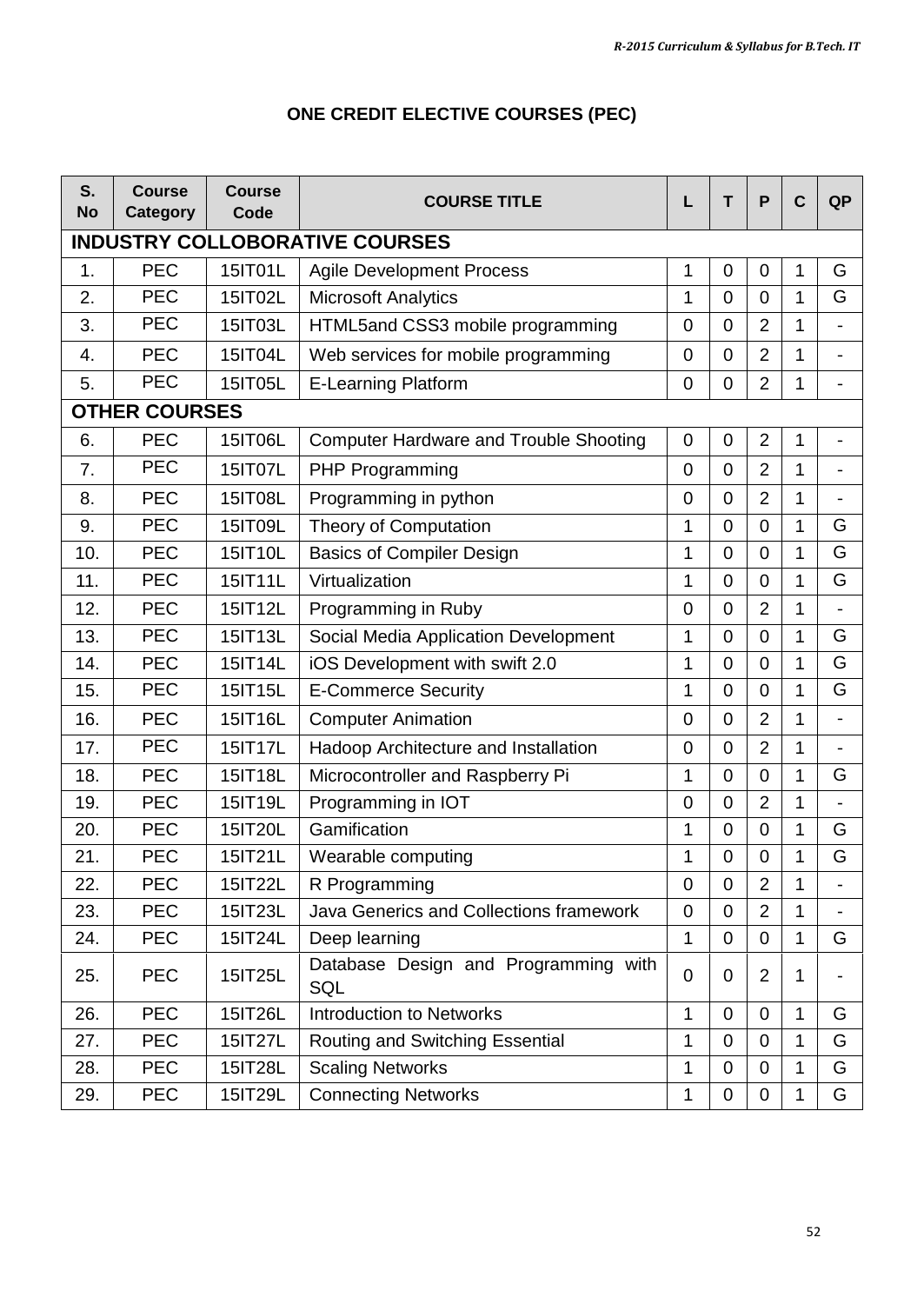## ONE CREDIT ELECTIVE COURSES (PEC)

| S. No | Course Category | Course Code | COURSE TITLE | L | T | P | C | QP |
|---|---|---|---|---|---|---|---|---|
| **INDUSTRY COLLOBORATIVE COURSES** | | | | | | | | |
| 1. | PEC | 15IT01L | Agile Development Process | 1 | 0 | 0 | 1 | G |
| 2. | PEC | 15IT02L | Microsoft Analytics | 1 | 0 | 0 | 1 | G |
| 3. | PEC | 15IT03L | HTML5and CSS3 mobile programming | 0 | 0 | 2 | 1 | - |
| 4. | PEC | 15IT04L | Web services for mobile programming | 0 | 0 | 2 | 1 | - |
| 5. | PEC | 15IT05L | E-Learning Platform | 0 | 0 | 2 | 1 | - |
| **OTHER COURSES** | | | | | | | | |
| 6. | PEC | 15IT06L | Computer Hardware and Trouble Shooting | 0 | 0 | 2 | 1 | - |
| 7. | PEC | 15IT07L | PHP Programming | 0 | 0 | 2 | 1 | - |
| 8. | PEC | 15IT08L | Programming in python | 0 | 0 | 2 | 1 | - |
| 9. | PEC | 15IT09L | Theory of Computation | 1 | 0 | 0 | 1 | G |
| 10. | PEC | 15IT10L | Basics of Compiler Design | 1 | 0 | 0 | 1 | G |
| 11. | PEC | 15IT11L | Virtualization | 1 | 0 | 0 | 1 | G |
| 12. | PEC | 15IT12L | Programming in Ruby | 0 | 0 | 2 | 1 | - |
| 13. | PEC | 15IT13L | Social Media Application Development | 1 | 0 | 0 | 1 | G |
| 14. | PEC | 15IT14L | iOS Development with swift 2.0 | 1 | 0 | 0 | 1 | G |
| 15. | PEC | 15IT15L | E-Commerce Security | 1 | 0 | 0 | 1 | G |
| 16. | PEC | 15IT16L | Computer Animation | 0 | 0 | 2 | 1 | - |
| 17. | PEC | 15IT17L | Hadoop Architecture and Installation | 0 | 0 | 2 | 1 | - |
| 18. | PEC | 15IT18L | Microcontroller and Raspberry Pi | 1 | 0 | 0 | 1 | G |
| 19. | PEC | 15IT19L | Programming in IOT | 0 | 0 | 2 | 1 | - |
| 20. | PEC | 15IT20L | Gamification | 1 | 0 | 0 | 1 | G |
| 21. | PEC | 15IT21L | Wearable computing | 1 | 0 | 0 | 1 | G |
| 22. | PEC | 15IT22L | R Programming | 0 | 0 | 2 | 1 | - |
| 23. | PEC | 15IT23L | Java Generics and Collections framework | 0 | 0 | 2 | 1 | - |
| 24. | PEC | 15IT24L | Deep learning | 1 | 0 | 0 | 1 | G |
| 25. | PEC | 15IT25L | Database Design and Programming with SQL | 0 | 0 | 2 | 1 | - |
| 26. | PEC | 15IT26L | Introduction to Networks | 1 | 0 | 0 | 1 | G |
| 27. | PEC | 15IT27L | Routing and Switching Essential | 1 | 0 | 0 | 1 | G |
| 28. | PEC | 15IT28L | Scaling Networks | 1 | 0 | 0 | 1 | G |
| 29. | PEC | 15IT29L | Connecting Networks | 1 | 0 | 0 | 1 | G |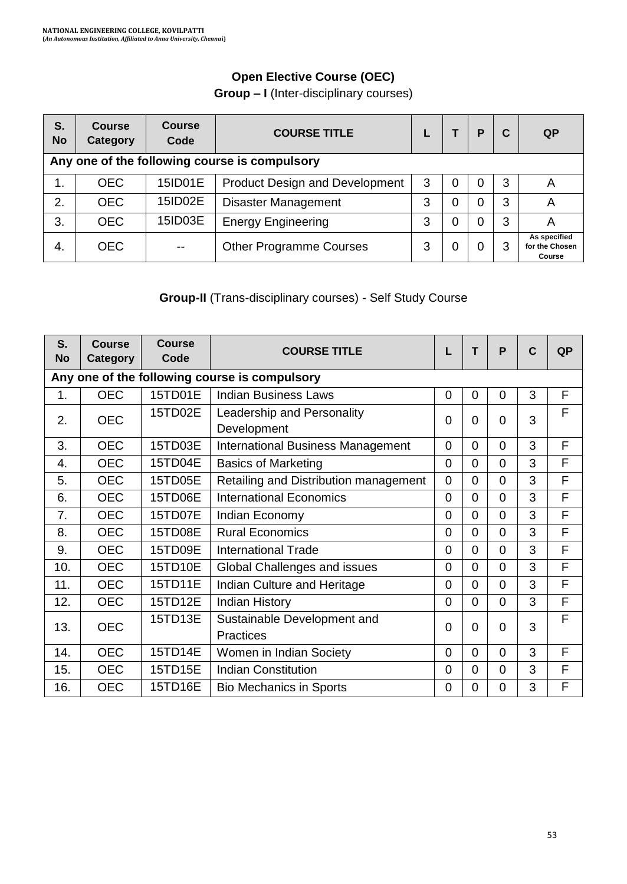## Open Elective Course (OEC)

**Group – I** (Inter-disciplinary courses)

| S. No | Course Category | Course Code | COURSE TITLE | L | T | P | C | QP |
|---|---|---|---|---|---|---|---|---|
| **Any one of the following course is compulsory** | | | | | | | | |
| 1. | OEC | 15ID01E | Product Design and Development | 3 | 0 | 0 | 3 | A |
| 2. | OEC | 15ID02E | Disaster Management | 3 | 0 | 0 | 3 | A |
| 3. | OEC | 15ID03E | Energy Engineering | 3 | 0 | 0 | 3 | A |
| 4. | OEC | -- | Other Programme Courses | 3 | 0 | 0 | 3 | As specified for the Chosen Course |

**Group-II** (Trans-disciplinary courses) - Self Study Course

| S. No | Course Category | Course Code | COURSE TITLE | L | T | P | C | QP |
|---|---|---|---|---|---|---|---|---|
| **Any one of the following course is compulsory** | | | | | | | | |
| 1. | OEC | 15TD01E | Indian Business Laws | 0 | 0 | 0 | 3 | F |
| 2. | OEC | 15TD02E | Leadership and Personality Development | 0 | 0 | 0 | 3 | F |
| 3. | OEC | 15TD03E | International Business Management | 0 | 0 | 0 | 3 | F |
| 4. | OEC | 15TD04E | Basics of Marketing | 0 | 0 | 0 | 3 | F |
| 5. | OEC | 15TD05E | Retailing and Distribution management | 0 | 0 | 0 | 3 | F |
| 6. | OEC | 15TD06E | International Economics | 0 | 0 | 0 | 3 | F |
| 7. | OEC | 15TD07E | Indian Economy | 0 | 0 | 0 | 3 | F |
| 8. | OEC | 15TD08E | Rural Economics | 0 | 0 | 0 | 3 | F |
| 9. | OEC | 15TD09E | International Trade | 0 | 0 | 0 | 3 | F |
| 10. | OEC | 15TD10E | Global Challenges and issues | 0 | 0 | 0 | 3 | F |
| 11. | OEC | 15TD11E | Indian Culture and Heritage | 0 | 0 | 0 | 3 | F |
| 12. | OEC | 15TD12E | Indian History | 0 | 0 | 0 | 3 | F |
| 13. | OEC | 15TD13E | Sustainable Development and Practices | 0 | 0 | 0 | 3 | F |
| 14. | OEC | 15TD14E | Women in Indian Society | 0 | 0 | 0 | 3 | F |
| 15. | OEC | 15TD15E | Indian Constitution | 0 | 0 | 0 | 3 | F |
| 16. | OEC | 15TD16E | Bio Mechanics in Sports | 0 | 0 | 0 | 3 | F |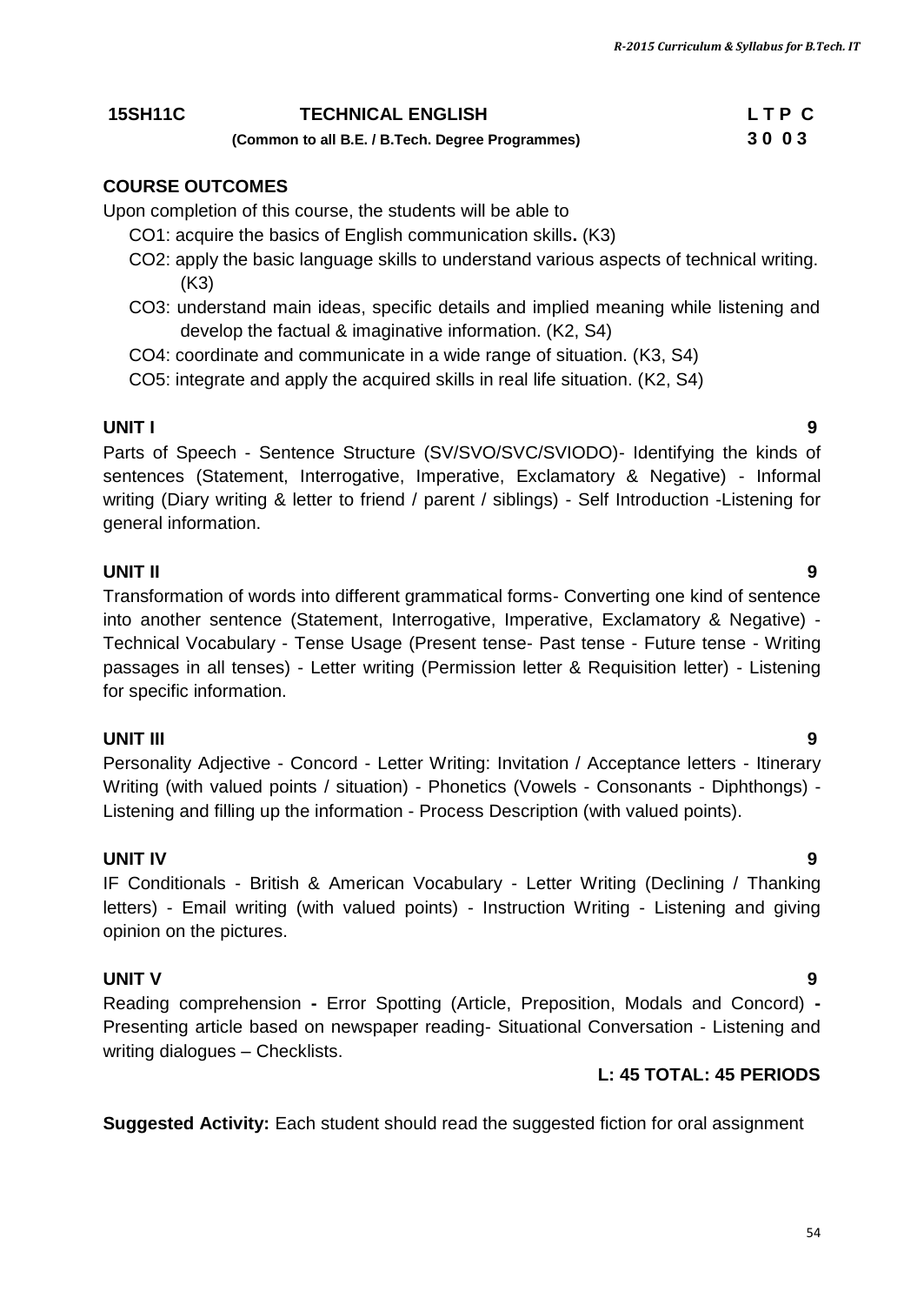**15SH11C** **TECHNICAL ENGLISH** **L T P C**

**(Common to all B.E. / B.Tech. Degree Programmes)** **3 0 0 3**

**COURSE OUTCOMES**

Upon completion of this course, the students will be able to

- CO1: acquire the basics of English communication skills**.** (K3)
- CO2: apply the basic language skills to understand various aspects of technical writing. (K3)
- CO3: understand main ideas, specific details and implied meaning while listening and develop the factual & imaginative information. (K2, S4)
- CO4: coordinate and communicate in a wide range of situation. (K3, S4)
- CO5: integrate and apply the acquired skills in real life situation. (K2, S4)

**UNIT I** **9**

Parts of Speech - Sentence Structure (SV/SVO/SVC/SVIODO)- Identifying the kinds of sentences (Statement, Interrogative, Imperative, Exclamatory & Negative) - Informal writing (Diary writing & letter to friend / parent / siblings) - Self Introduction -Listening for general information.

**UNIT II** **9**

Transformation of words into different grammatical forms- Converting one kind of sentence into another sentence (Statement, Interrogative, Imperative, Exclamatory & Negative) - Technical Vocabulary - Tense Usage (Present tense- Past tense - Future tense - Writing passages in all tenses) - Letter writing (Permission letter & Requisition letter) - Listening for specific information.

**UNIT III** **9**

Personality Adjective - Concord - Letter Writing: Invitation / Acceptance letters - Itinerary Writing (with valued points / situation) - Phonetics (Vowels - Consonants - Diphthongs) - Listening and filling up the information - Process Description (with valued points).

**UNIT IV** **9**

IF Conditionals - British & American Vocabulary - Letter Writing (Declining / Thanking letters) - Email writing (with valued points) - Instruction Writing - Listening and giving opinion on the pictures.

**UNIT V** **9**

Reading comprehension **-** Error Spotting (Article, Preposition, Modals and Concord) **-** Presenting article based on newspaper reading- Situational Conversation - Listening and writing dialogues – Checklists.

**L: 45 TOTAL: 45 PERIODS**

**Suggested Activity:** Each student should read the suggested fiction for oral assignment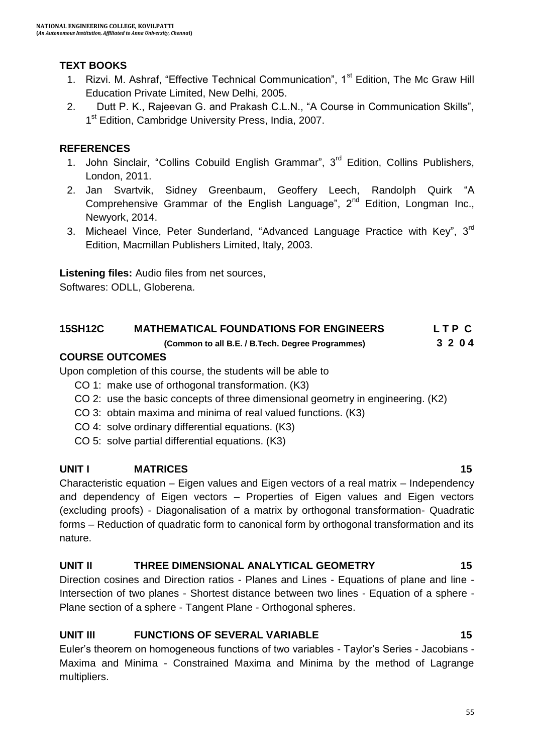### TEXT BOOKS

1. Rizvi. M. Ashraf, "Effective Technical Communication", 1st Edition, The Mc Graw Hill Education Private Limited, New Delhi, 2005.
2. Dutt P. K., Rajeevan G. and Prakash C.L.N., "A Course in Communication Skills", 1st Edition, Cambridge University Press, India, 2007.

### REFERENCES

1. John Sinclair, "Collins Cobuild English Grammar", 3rd Edition, Collins Publishers, London, 2011.
2. Jan Svartvik, Sidney Greenbaum, Geoffery Leech, Randolph Quirk "A Comprehensive Grammar of the English Language", 2nd Edition, Longman Inc., Newyork, 2014.
3. Micheael Vince, Peter Sunderland, "Advanced Language Practice with Key", 3rd Edition, Macmillan Publishers Limited, Italy, 2003.

**Listening files:** Audio files from net sources,
Softwares: ODLL, Globerena.

## 15SH12C MATHEMATICAL FOUNDATIONS FOR ENGINEERS

**(Common to all B.E. / B.Tech. Degree Programmes)**

| L | T | P | C |
|---|---|---|---|
| 3 | 2 | 0 | 4 |

### COURSE OUTCOMES

Upon completion of this course, the students will be able to

- CO 1: make use of orthogonal transformation. (K3)
- CO 2: use the basic concepts of three dimensional geometry in engineering. (K2)
- CO 3: obtain maxima and minima of real valued functions. (K3)
- CO 4: solve ordinary differential equations. (K3)
- CO 5: solve partial differential equations. (K3)

### UNIT I MATRICES 15

Characteristic equation – Eigen values and Eigen vectors of a real matrix – Independency and dependency of Eigen vectors – Properties of Eigen values and Eigen vectors (excluding proofs) - Diagonalisation of a matrix by orthogonal transformation- Quadratic forms – Reduction of quadratic form to canonical form by orthogonal transformation and its nature.

### UNIT II THREE DIMENSIONAL ANALYTICAL GEOMETRY 15

Direction cosines and Direction ratios - Planes and Lines - Equations of plane and line - Intersection of two planes - Shortest distance between two lines - Equation of a sphere - Plane section of a sphere - Tangent Plane - Orthogonal spheres.

### UNIT III FUNCTIONS OF SEVERAL VARIABLE 15

Euler's theorem on homogeneous functions of two variables - Taylor's Series - Jacobians - Maxima and Minima - Constrained Maxima and Minima by the method of Lagrange multipliers.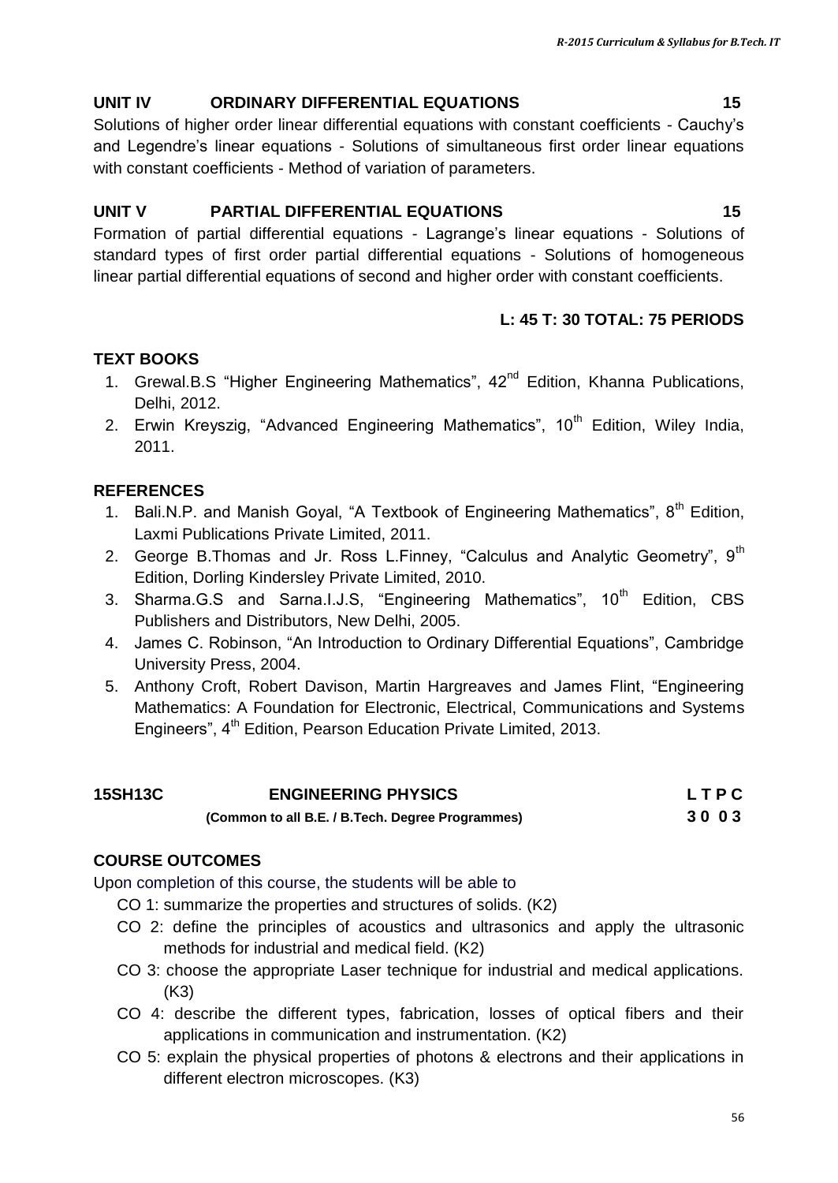### UNIT IV ORDINARY DIFFERENTIAL EQUATIONS 15

Solutions of higher order linear differential equations with constant coefficients - Cauchy's and Legendre's linear equations - Solutions of simultaneous first order linear equations with constant coefficients - Method of variation of parameters.

### UNIT V PARTIAL DIFFERENTIAL EQUATIONS 15

Formation of partial differential equations - Lagrange's linear equations - Solutions of standard types of first order partial differential equations - Solutions of homogeneous linear partial differential equations of second and higher order with constant coefficients.

**L: 45 T: 30 TOTAL: 75 PERIODS**

### TEXT BOOKS

1. Grewal.B.S "Higher Engineering Mathematics", 42nd Edition, Khanna Publications, Delhi, 2012.
2. Erwin Kreyszig, "Advanced Engineering Mathematics", 10th Edition, Wiley India, 2011.

### REFERENCES

1. Bali.N.P. and Manish Goyal, "A Textbook of Engineering Mathematics", 8th Edition, Laxmi Publications Private Limited, 2011.
2. George B.Thomas and Jr. Ross L.Finney, "Calculus and Analytic Geometry", 9th Edition, Dorling Kindersley Private Limited, 2010.
3. Sharma.G.S and Sarna.I.J.S, "Engineering Mathematics", 10th Edition, CBS Publishers and Distributors, New Delhi, 2005.
4. James C. Robinson, "An Introduction to Ordinary Differential Equations", Cambridge University Press, 2004.
5. Anthony Croft, Robert Davison, Martin Hargreaves and James Flint, "Engineering Mathematics: A Foundation for Electronic, Electrical, Communications and Systems Engineers", 4th Edition, Pearson Education Private Limited, 2013.

## 15SH13C ENGINEERING PHYSICS — L T P C: 3 0 0 3

**(Common to all B.E. / B.Tech. Degree Programmes)**

### COURSE OUTCOMES

Upon completion of this course, the students will be able to

- CO 1: summarize the properties and structures of solids. (K2)
- CO 2: define the principles of acoustics and ultrasonics and apply the ultrasonic methods for industrial and medical field. (K2)
- CO 3: choose the appropriate Laser technique for industrial and medical applications. (K3)
- CO 4: describe the different types, fabrication, losses of optical fibers and their applications in communication and instrumentation. (K2)
- CO 5: explain the physical properties of photons & electrons and their applications in different electron microscopes. (K3)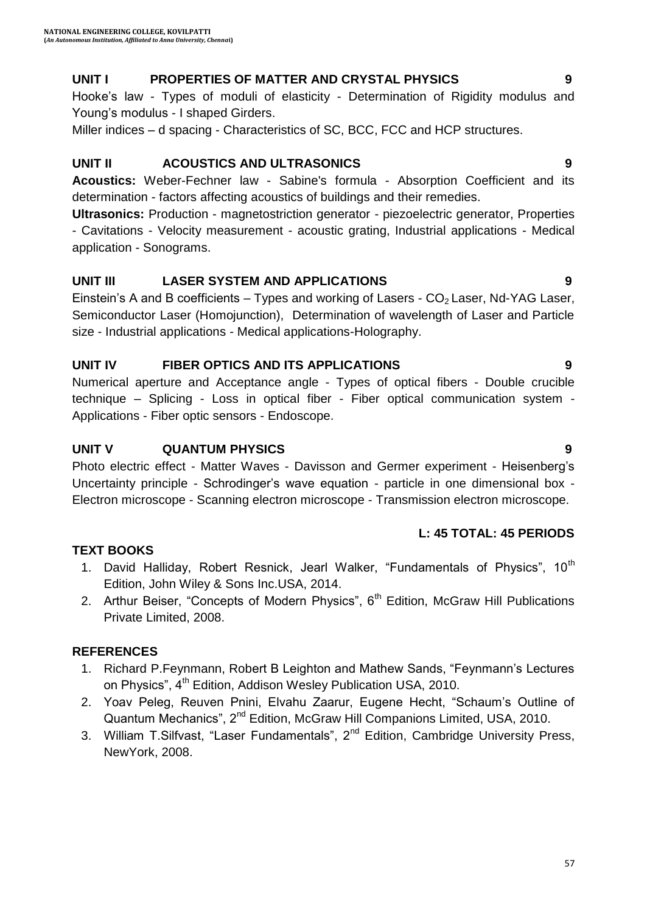### UNIT I PROPERTIES OF MATTER AND CRYSTAL PHYSICS 9

Hooke's law - Types of moduli of elasticity - Determination of Rigidity modulus and Young's modulus - I shaped Girders.

Miller indices – d spacing - Characteristics of SC, BCC, FCC and HCP structures.

### UNIT II ACOUSTICS AND ULTRASONICS 9

**Acoustics:** Weber-Fechner law - Sabine's formula - Absorption Coefficient and its determination - factors affecting acoustics of buildings and their remedies.

**Ultrasonics:** Production - magnetostriction generator - piezoelectric generator, Properties - Cavitations - Velocity measurement - acoustic grating, Industrial applications - Medical application - Sonograms.

### UNIT III LASER SYSTEM AND APPLICATIONS 9

Einstein's A and B coefficients – Types and working of Lasers - $CO_2$ Laser, Nd-YAG Laser, Semiconductor Laser (Homojunction), Determination of wavelength of Laser and Particle size - Industrial applications - Medical applications-Holography.

### UNIT IV FIBER OPTICS AND ITS APPLICATIONS 9

Numerical aperture and Acceptance angle - Types of optical fibers - Double crucible technique – Splicing - Loss in optical fiber - Fiber optical communication system - Applications - Fiber optic sensors - Endoscope.

### UNIT V QUANTUM PHYSICS 9

Photo electric effect - Matter Waves - Davisson and Germer experiment - Heisenberg's Uncertainty principle - Schrodinger's wave equation - particle in one dimensional box - Electron microscope - Scanning electron microscope - Transmission electron microscope.

**L: 45 TOTAL: 45 PERIODS**

### TEXT BOOKS

1. David Halliday, Robert Resnick, Jearl Walker, "Fundamentals of Physics", 10th Edition, John Wiley & Sons Inc.USA, 2014.
2. Arthur Beiser, "Concepts of Modern Physics", 6th Edition, McGraw Hill Publications Private Limited, 2008.

### REFERENCES

1. Richard P.Feynmann, Robert B Leighton and Mathew Sands, "Feynmann's Lectures on Physics", 4th Edition, Addison Wesley Publication USA, 2010.
2. Yoav Peleg, Reuven Pnini, Elvahu Zaarur, Eugene Hecht, "Schaum's Outline of Quantum Mechanics", 2nd Edition, McGraw Hill Companions Limited, USA, 2010.
3. William T.Silfvast, "Laser Fundamentals", 2nd Edition, Cambridge University Press, NewYork, 2008.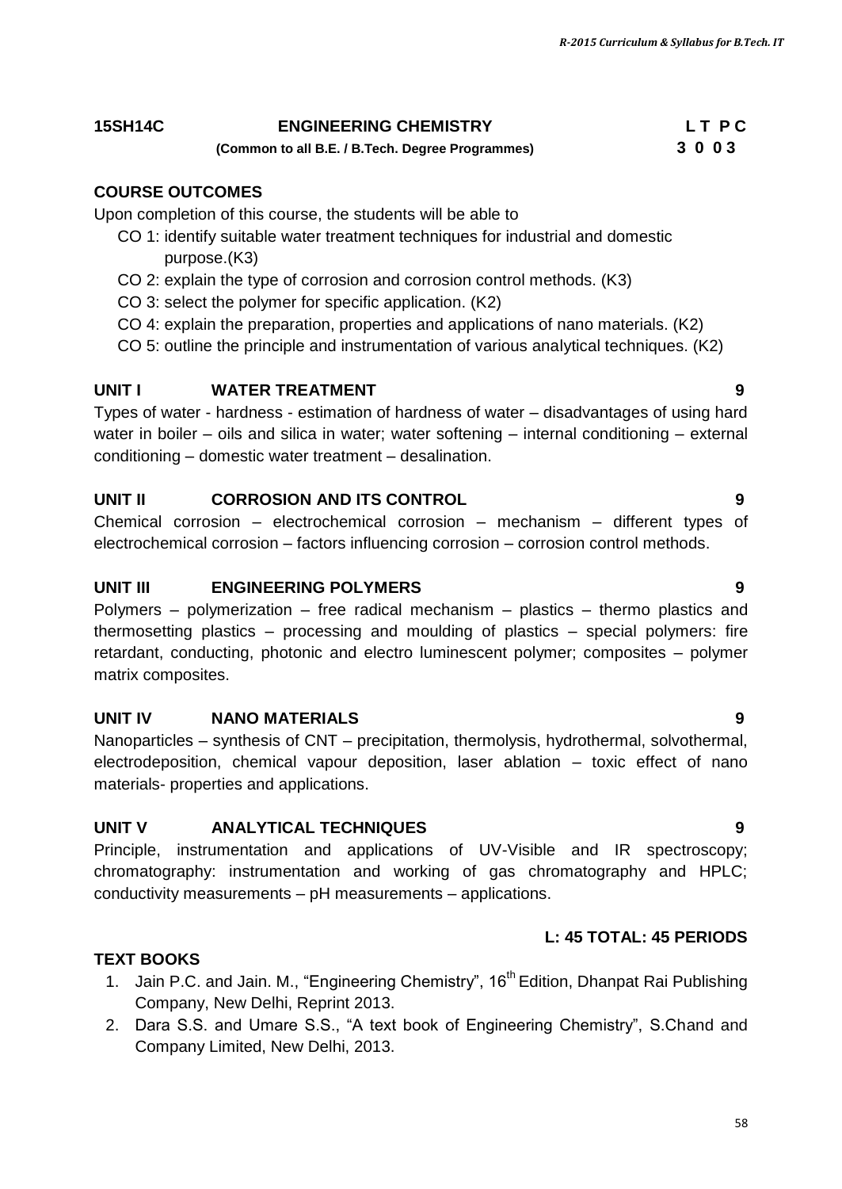## 15SH14C ENGINEERING CHEMISTRY L T P C

**(Common to all B.E. / B.Tech. Degree Programmes) 3 0 0 3**

### COURSE OUTCOMES

Upon completion of this course, the students will be able to

- CO 1: identify suitable water treatment techniques for industrial and domestic purpose.(K3)
- CO 2: explain the type of corrosion and corrosion control methods. (K3)
- CO 3: select the polymer for specific application. (K2)
- CO 4: explain the preparation, properties and applications of nano materials. (K2)
- CO 5: outline the principle and instrumentation of various analytical techniques. (K2)

### UNIT I WATER TREATMENT 9

Types of water - hardness - estimation of hardness of water – disadvantages of using hard water in boiler – oils and silica in water; water softening – internal conditioning – external conditioning – domestic water treatment – desalination.

### UNIT II CORROSION AND ITS CONTROL 9

Chemical corrosion – electrochemical corrosion – mechanism – different types of electrochemical corrosion – factors influencing corrosion – corrosion control methods.

### UNIT III ENGINEERING POLYMERS 9

Polymers – polymerization – free radical mechanism – plastics – thermo plastics and thermosetting plastics – processing and moulding of plastics – special polymers: fire retardant, conducting, photonic and electro luminescent polymer; composites – polymer matrix composites.

### UNIT IV NANO MATERIALS 9

Nanoparticles – synthesis of CNT – precipitation, thermolysis, hydrothermal, solvothermal, electrodeposition, chemical vapour deposition, laser ablation – toxic effect of nano materials- properties and applications.

### UNIT V ANALYTICAL TECHNIQUES 9

Principle, instrumentation and applications of UV-Visible and IR spectroscopy; chromatography: instrumentation and working of gas chromatography and HPLC; conductivity measurements – pH measurements – applications.

**L: 45 TOTAL: 45 PERIODS**

### TEXT BOOKS

1. Jain P.C. and Jain. M., "Engineering Chemistry", 16th Edition, Dhanpat Rai Publishing Company, New Delhi, Reprint 2013.
2. Dara S.S. and Umare S.S., "A text book of Engineering Chemistry", S.Chand and Company Limited, New Delhi, 2013.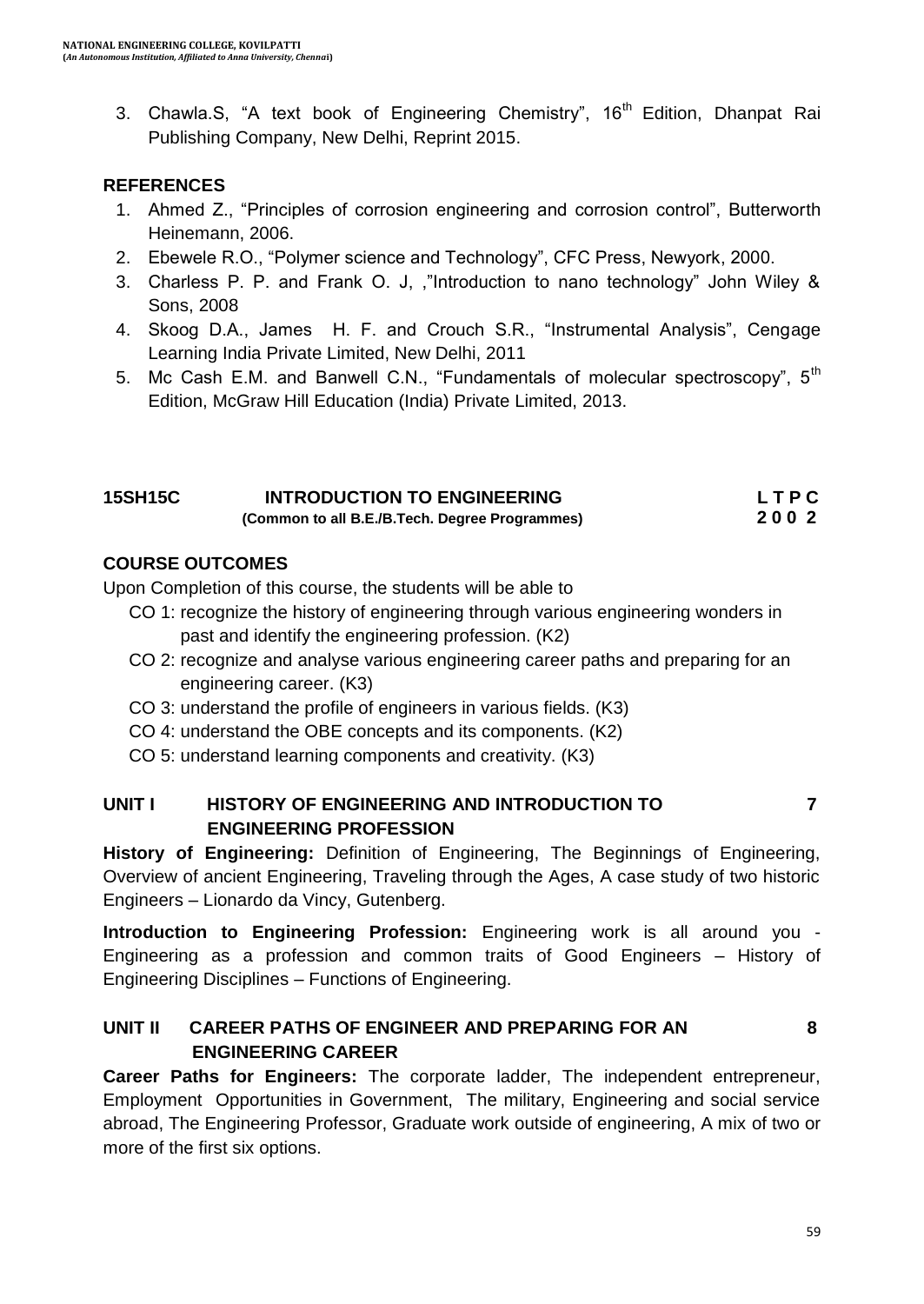3. Chawla.S, "A text book of Engineering Chemistry", 16th Edition, Dhanpat Rai Publishing Company, New Delhi, Reprint 2015.

**REFERENCES**

1. Ahmed Z., "Principles of corrosion engineering and corrosion control", Butterworth Heinemann, 2006.
2. Ebewele R.O., "Polymer science and Technology", CFC Press, Newyork, 2000.
3. Charless P. P. and Frank O. J, ,"Introduction to nano technology" John Wiley & Sons, 2008
4. Skoog D.A., James H. F. and Crouch S.R., "Instrumental Analysis", Cengage Learning India Private Limited, New Delhi, 2011
5. Mc Cash E.M. and Banwell C.N., "Fundamentals of molecular spectroscopy", 5th Edition, McGraw Hill Education (India) Private Limited, 2013.

## 15SH15C INTRODUCTION TO ENGINEERING — L T P C: 2 0 0 2

**(Common to all B.E./B.Tech. Degree Programmes)**

**COURSE OUTCOMES**

Upon Completion of this course, the students will be able to

- CO 1: recognize the history of engineering through various engineering wonders in past and identify the engineering profession. (K2)
- CO 2: recognize and analyse various engineering career paths and preparing for an engineering career. (K3)
- CO 3: understand the profile of engineers in various fields. (K3)
- CO 4: understand the OBE concepts and its components. (K2)
- CO 5: understand learning components and creativity. (K3)

### UNIT I HISTORY OF ENGINEERING AND INTRODUCTION TO ENGINEERING PROFESSION — 7

**History of Engineering:** Definition of Engineering, The Beginnings of Engineering, Overview of ancient Engineering, Traveling through the Ages, A case study of two historic Engineers – Lionardo da Vincy, Gutenberg.

**Introduction to Engineering Profession:** Engineering work is all around you - Engineering as a profession and common traits of Good Engineers – History of Engineering Disciplines – Functions of Engineering.

### UNIT II CAREER PATHS OF ENGINEER AND PREPARING FOR AN ENGINEERING CAREER — 8

**Career Paths for Engineers:** The corporate ladder, The independent entrepreneur, Employment Opportunities in Government, The military, Engineering and social service abroad, The Engineering Professor, Graduate work outside of engineering, A mix of two or more of the first six options.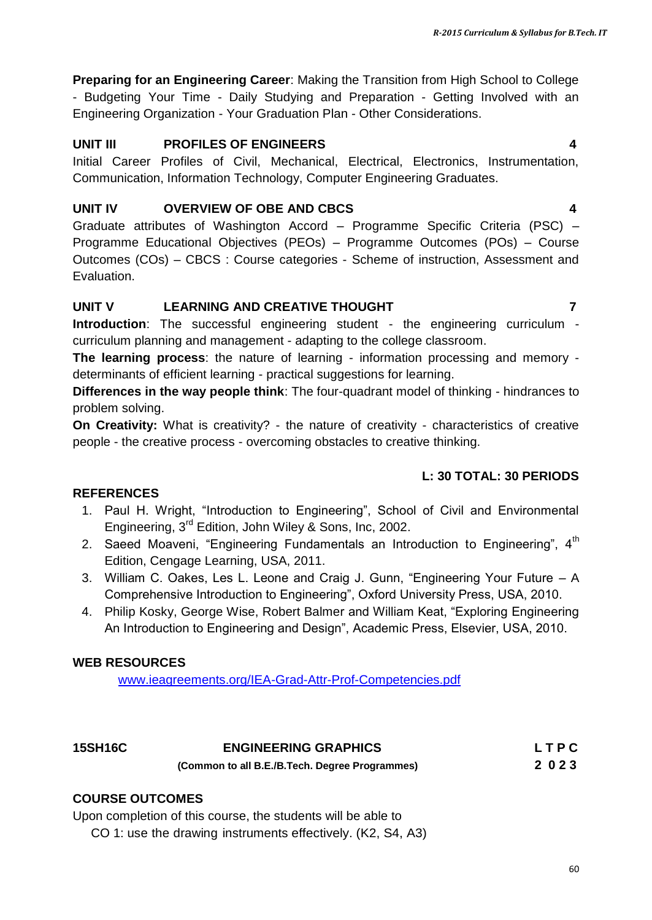**Preparing for an Engineering Career**: Making the Transition from High School to College - Budgeting Your Time - Daily Studying and Preparation - Getting Involved with an Engineering Organization - Your Graduation Plan - Other Considerations.

### UNIT III PROFILES OF ENGINEERS 4

Initial Career Profiles of Civil, Mechanical, Electrical, Electronics, Instrumentation, Communication, Information Technology, Computer Engineering Graduates.

### UNIT IV OVERVIEW OF OBE AND CBCS 4

Graduate attributes of Washington Accord – Programme Specific Criteria (PSC) – Programme Educational Objectives (PEOs) – Programme Outcomes (POs) – Course Outcomes (COs) – CBCS : Course categories - Scheme of instruction, Assessment and Evaluation.

### UNIT V LEARNING AND CREATIVE THOUGHT 7

**Introduction**: The successful engineering student - the engineering curriculum - curriculum planning and management - adapting to the college classroom.

**The learning process**: the nature of learning - information processing and memory - determinants of efficient learning - practical suggestions for learning.

**Differences in the way people think**: The four-quadrant model of thinking - hindrances to problem solving.

**On Creativity:** What is creativity? - the nature of creativity - characteristics of creative people - the creative process - overcoming obstacles to creative thinking.

**L: 30 TOTAL: 30 PERIODS**

### REFERENCES

1. Paul H. Wright, “Introduction to Engineering”, School of Civil and Environmental Engineering, 3rd Edition, John Wiley & Sons, Inc, 2002.
2. Saeed Moaveni, “Engineering Fundamentals an Introduction to Engineering”, 4th Edition, Cengage Learning, USA, 2011.
3. William C. Oakes, Les L. Leone and Craig J. Gunn, “Engineering Your Future – A Comprehensive Introduction to Engineering”, Oxford University Press, USA, 2010.
4. Philip Kosky, George Wise, Robert Balmer and William Keat, “Exploring Engineering An Introduction to Engineering and Design”, Academic Press, Elsevier, USA, 2010.

### WEB RESOURCES

www.ieagreements.org/IEA-Grad-Attr-Prof-Competencies.pdf

## 15SH16C ENGINEERING GRAPHICS

**(Common to all B.E./B.Tech. Degree Programmes)**

| L | T | P | C |
|---|---|---|---|
| 2 | 0 | 2 | 3 |

### COURSE OUTCOMES

Upon completion of this course, the students will be able to

CO 1: use the drawing instruments effectively. (K2, S4, A3)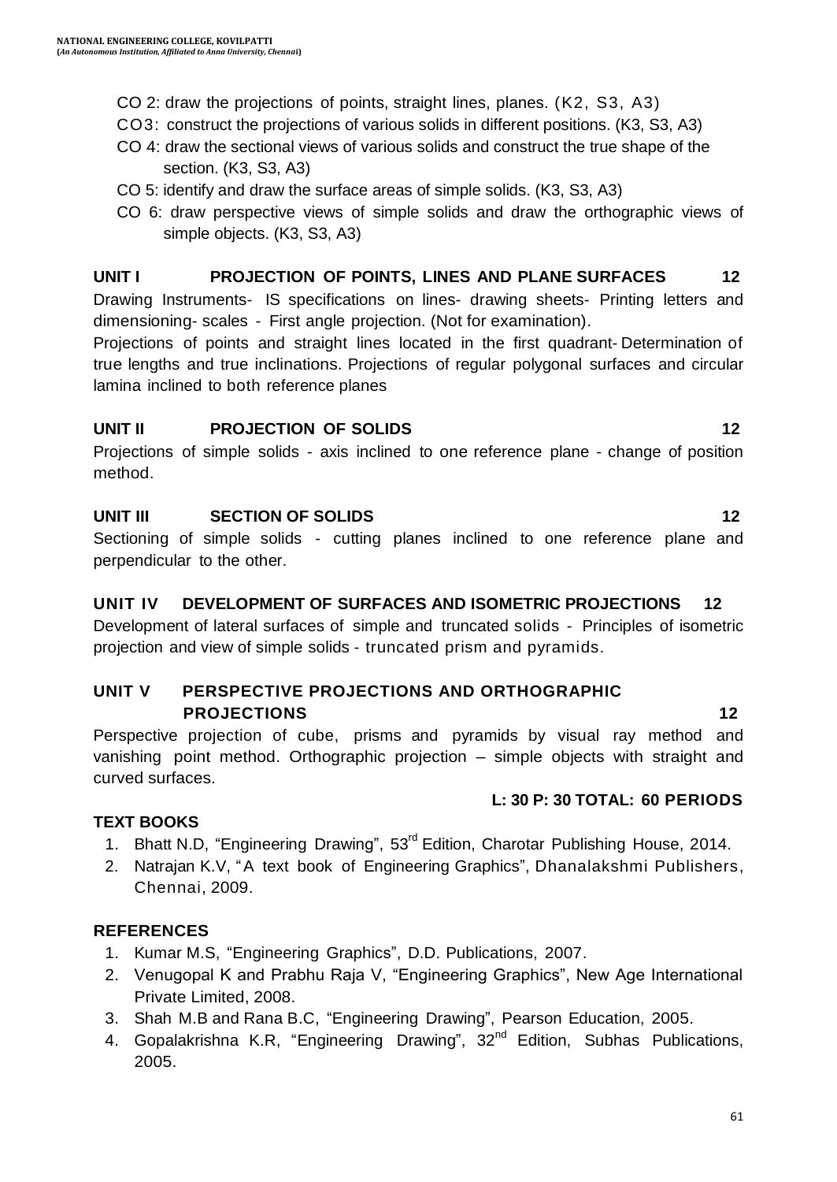- CO 2: draw the projections of points, straight lines, planes. (K2, S3, A3)
- CO3: construct the projections of various solids in different positions. (K3, S3, A3)
- CO 4: draw the sectional views of various solids and construct the true shape of the section. (K3, S3, A3)
- CO 5: identify and draw the surface areas of simple solids. (K3, S3, A3)
- CO 6: draw perspective views of simple solids and draw the orthographic views of simple objects. (K3, S3, A3)

**UNIT I PROJECTION OF POINTS, LINES AND PLANE SURFACES 12**

Drawing Instruments- IS specifications on lines- drawing sheets- Printing letters and dimensioning- scales - First angle projection. (Not for examination).

Projections of points and straight lines located in the first quadrant- Determination of true lengths and true inclinations. Projections of regular polygonal surfaces and circular lamina inclined to both reference planes

**UNIT II PROJECTION OF SOLIDS 12**

Projections of simple solids - axis inclined to one reference plane - change of position method.

**UNIT III SECTION OF SOLIDS 12**

Sectioning of simple solids - cutting planes inclined to one reference plane and perpendicular to the other.

**UNIT IV DEVELOPMENT OF SURFACES AND ISOMETRIC PROJECTIONS 12**

Development of lateral surfaces of simple and truncated solids - Principles of isometric projection and view of simple solids - truncated prism and pyramids.

**UNIT V PERSPECTIVE PROJECTIONS AND ORTHOGRAPHIC PROJECTIONS 12**

Perspective projection of cube, prisms and pyramids by visual ray method and vanishing point method. Orthographic projection – simple objects with straight and curved surfaces.

**L: 30 P: 30 TOTAL: 60 PERIODS**

**TEXT BOOKS**

1. Bhatt N.D, "Engineering Drawing", 53rd Edition, Charotar Publishing House, 2014.
2. Natrajan K.V, "A text book of Engineering Graphics", Dhanalakshmi Publishers, Chennai, 2009.

**REFERENCES**

1. Kumar M.S, "Engineering Graphics", D.D. Publications, 2007.
2. Venugopal K and Prabhu Raja V, "Engineering Graphics", New Age International Private Limited, 2008.
3. Shah M.B and Rana B.C, "Engineering Drawing", Pearson Education, 2005.
4. Gopalakrishna K.R, "Engineering Drawing", 32nd Edition, Subhas Publications, 2005.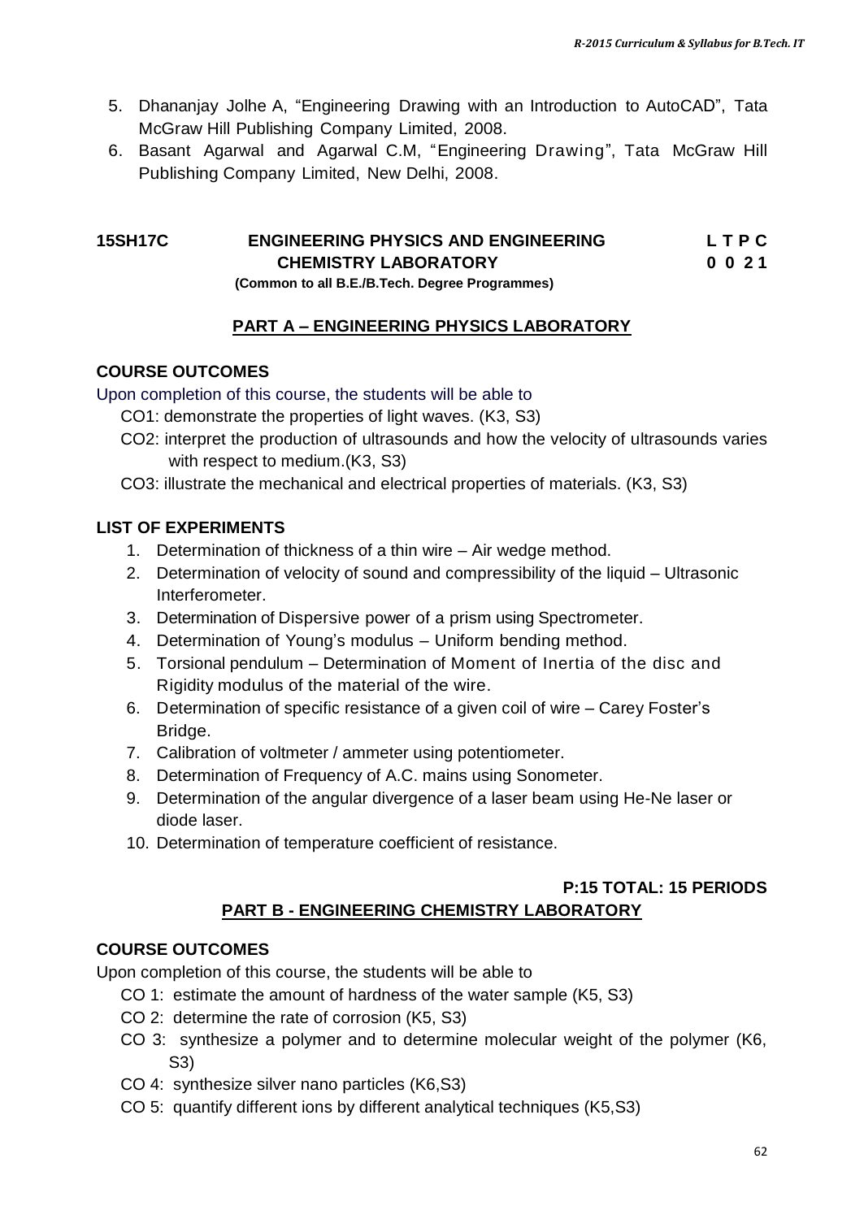5. Dhananjay Jolhe A, “Engineering Drawing with an Introduction to AutoCAD”, Tata McGraw Hill Publishing Company Limited, 2008.
6. Basant Agarwal and Agarwal C.M, “Engineering Drawing”, Tata McGraw Hill Publishing Company Limited, New Delhi, 2008.

## 15SH17C ENGINEERING PHYSICS AND ENGINEERING CHEMISTRY LABORATORY

**L T P C**
**0 0 2 1**

**(Common to all B.E./B.Tech. Degree Programmes)**

### PART A – ENGINEERING PHYSICS LABORATORY

**COURSE OUTCOMES**

Upon completion of this course, the students will be able to

- CO1: demonstrate the properties of light waves. (K3, S3)
- CO2: interpret the production of ultrasounds and how the velocity of ultrasounds varies with respect to medium.(K3, S3)
- CO3: illustrate the mechanical and electrical properties of materials. (K3, S3)

**LIST OF EXPERIMENTS**

1. Determination of thickness of a thin wire – Air wedge method.
2. Determination of velocity of sound and compressibility of the liquid – Ultrasonic Interferometer.
3. Determination of Dispersive power of a prism using Spectrometer.
4. Determination of Young’s modulus – Uniform bending method.
5. Torsional pendulum – Determination of Moment of Inertia of the disc and Rigidity modulus of the material of the wire.
6. Determination of specific resistance of a given coil of wire – Carey Foster’s Bridge.
7. Calibration of voltmeter / ammeter using potentiometer.
8. Determination of Frequency of A.C. mains using Sonometer.
9. Determination of the angular divergence of a laser beam using He-Ne laser or diode laser.
10. Determination of temperature coefficient of resistance.

**P:15 TOTAL: 15 PERIODS**

### PART B - ENGINEERING CHEMISTRY LABORATORY

**COURSE OUTCOMES**

Upon completion of this course, the students will be able to

- CO 1: estimate the amount of hardness of the water sample (K5, S3)
- CO 2: determine the rate of corrosion (K5, S3)
- CO 3: synthesize a polymer and to determine molecular weight of the polymer (K6, S3)
- CO 4: synthesize silver nano particles (K6,S3)
- CO 5: quantify different ions by different analytical techniques (K5,S3)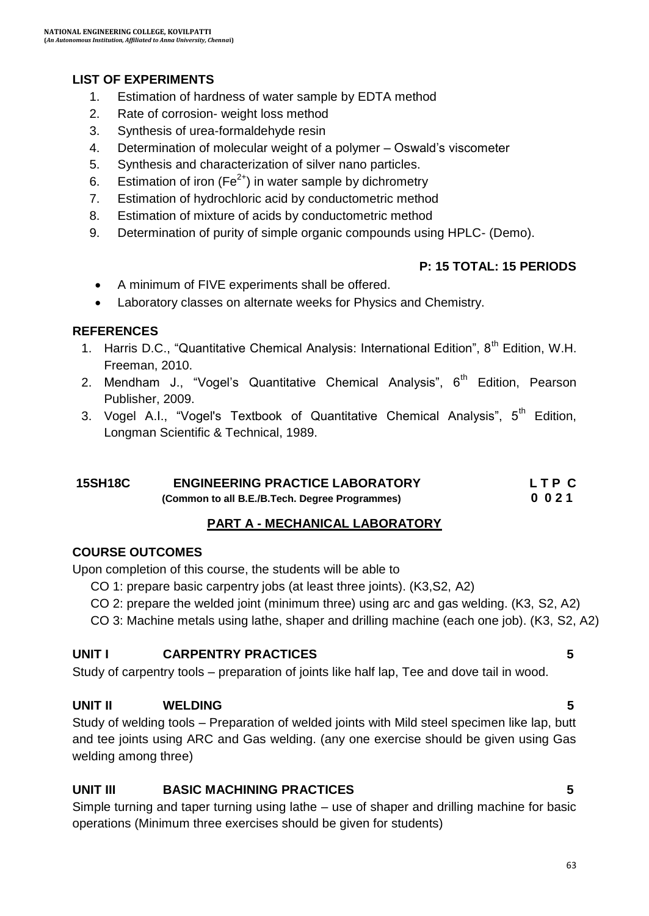## LIST OF EXPERIMENTS

1. Estimation of hardness of water sample by EDTA method
2. Rate of corrosion- weight loss method
3. Synthesis of urea-formaldehyde resin
4. Determination of molecular weight of a polymer – Oswald's viscometer
5. Synthesis and characterization of silver nano particles.
6. Estimation of iron ($Fe^{2+}$) in water sample by dichrometry
7. Estimation of hydrochloric acid by conductometric method
8. Estimation of mixture of acids by conductometric method
9. Determination of purity of simple organic compounds using HPLC- (Demo).

**P: 15 TOTAL: 15 PERIODS**

- A minimum of FIVE experiments shall be offered.
- Laboratory classes on alternate weeks for Physics and Chemistry.

## REFERENCES

1. Harris D.C., "Quantitative Chemical Analysis: International Edition", 8th Edition, W.H. Freeman, 2010.
2. Mendham J., "Vogel's Quantitative Chemical Analysis", 6th Edition, Pearson Publisher, 2009.
3. Vogel A.I., "Vogel's Textbook of Quantitative Chemical Analysis", 5th Edition, Longman Scientific & Technical, 1989.

## 15SH18C ENGINEERING PRACTICE LABORATORY — L T P C: 0 0 2 1

**(Common to all B.E./B.Tech. Degree Programmes)**

### PART A - MECHANICAL LABORATORY

## COURSE OUTCOMES

Upon completion of this course, the students will be able to

CO 1: prepare basic carpentry jobs (at least three joints). (K3,S2, A2)

CO 2: prepare the welded joint (minimum three) using arc and gas welding. (K3, S2, A2)

CO 3: Machine metals using lathe, shaper and drilling machine (each one job). (K3, S2, A2)

## UNIT I CARPENTRY PRACTICES 5

Study of carpentry tools – preparation of joints like half lap, Tee and dove tail in wood.

## UNIT II WELDING 5

Study of welding tools – Preparation of welded joints with Mild steel specimen like lap, butt and tee joints using ARC and Gas welding. (any one exercise should be given using Gas welding among three)

## UNIT III BASIC MACHINING PRACTICES 5

Simple turning and taper turning using lathe – use of shaper and drilling machine for basic operations (Minimum three exercises should be given for students)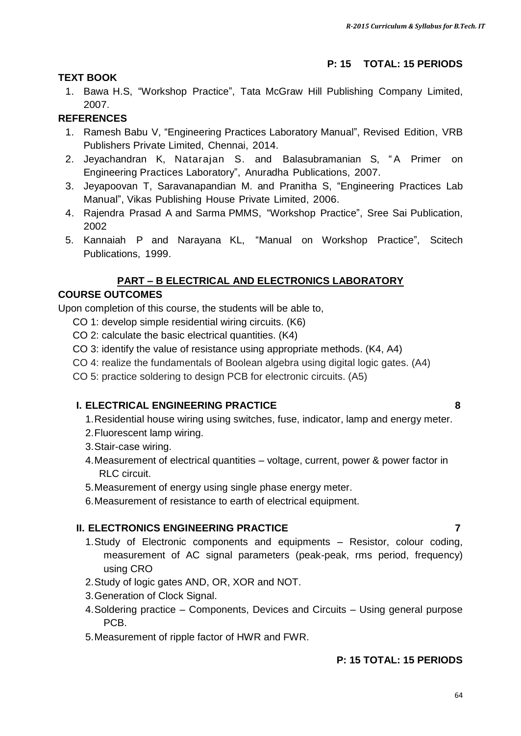**P: 15 TOTAL: 15 PERIODS**

**TEXT BOOK**

1. Bawa H.S, "Workshop Practice", Tata McGraw Hill Publishing Company Limited, 2007.

**REFERENCES**

1. Ramesh Babu V, "Engineering Practices Laboratory Manual", Revised Edition, VRB Publishers Private Limited, Chennai, 2014.
2. Jeyachandran K, Natarajan S. and Balasubramanian S, "A Primer on Engineering Practices Laboratory", Anuradha Publications, 2007.
3. Jeyapoovan T, Saravanapandian M. and Pranitha S, "Engineering Practices Lab Manual", Vikas Publishing House Private Limited, 2006.
4. Rajendra Prasad A and Sarma PMMS, "Workshop Practice", Sree Sai Publication, 2002
5. Kannaiah P and Narayana KL, "Manual on Workshop Practice", Scitech Publications, 1999.

## PART – B ELECTRICAL AND ELECTRONICS LABORATORY

**COURSE OUTCOMES**

Upon completion of this course, the students will be able to,

- CO 1: develop simple residential wiring circuits. (K6)
- CO 2: calculate the basic electrical quantities. (K4)
- CO 3: identify the value of resistance using appropriate methods. (K4, A4)
- CO 4: realize the fundamentals of Boolean algebra using digital logic gates. (A4)
- CO 5: practice soldering to design PCB for electronic circuits. (A5)

**I. ELECTRICAL ENGINEERING PRACTICE** **8**

1. Residential house wiring using switches, fuse, indicator, lamp and energy meter.
2. Fluorescent lamp wiring.
3. Stair-case wiring.
4. Measurement of electrical quantities – voltage, current, power & power factor in RLC circuit.
5. Measurement of energy using single phase energy meter.
6. Measurement of resistance to earth of electrical equipment.

**II. ELECTRONICS ENGINEERING PRACTICE** **7**

1. Study of Electronic components and equipments – Resistor, colour coding, measurement of AC signal parameters (peak-peak, rms period, frequency) using CRO
2. Study of logic gates AND, OR, XOR and NOT.
3. Generation of Clock Signal.
4. Soldering practice – Components, Devices and Circuits – Using general purpose PCB.
5. Measurement of ripple factor of HWR and FWR.

**P: 15 TOTAL: 15 PERIODS**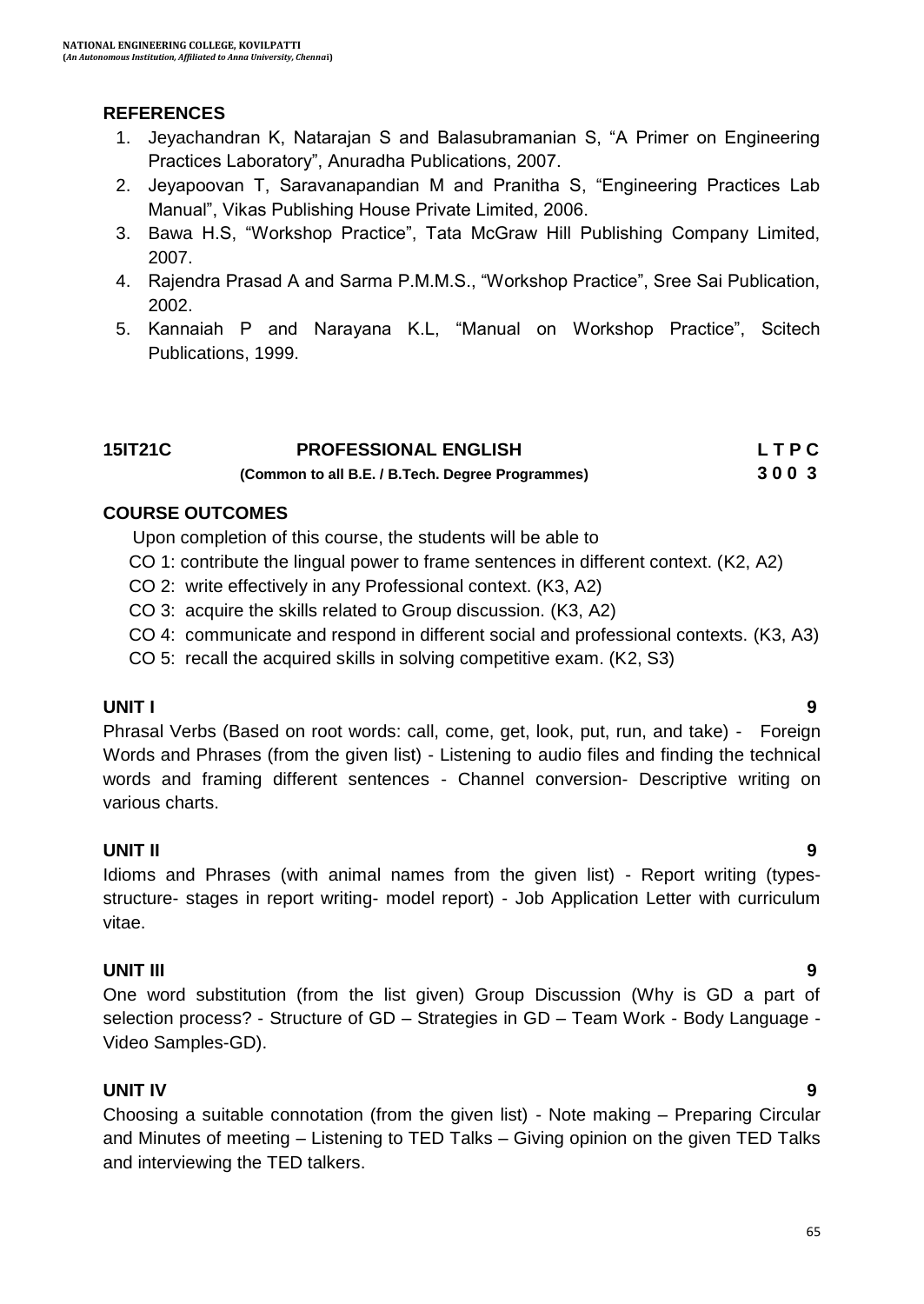## REFERENCES

1. Jeyachandran K, Natarajan S and Balasubramanian S, "A Primer on Engineering Practices Laboratory", Anuradha Publications, 2007.
2. Jeyapoovan T, Saravanapandian M and Pranitha S, "Engineering Practices Lab Manual", Vikas Publishing House Private Limited, 2006.
3. Bawa H.S, "Workshop Practice", Tata McGraw Hill Publishing Company Limited, 2007.
4. Rajendra Prasad A and Sarma P.M.M.S., "Workshop Practice", Sree Sai Publication, 2002.
5. Kannaiah P and Narayana K.L, "Manual on Workshop Practice", Scitech Publications, 1999.

## 15IT21C PROFESSIONAL ENGLISH

**(Common to all B.E. / B.Tech. Degree Programmes)**

| L | T | P | C |
|---|---|---|---|
| 3 | 0 | 0 | 3 |

## COURSE OUTCOMES

Upon completion of this course, the students will be able to

CO 1: contribute the lingual power to frame sentences in different context. (K2, A2)

CO 2: write effectively in any Professional context. (K3, A2)

CO 3: acquire the skills related to Group discussion. (K3, A2)

CO 4: communicate and respond in different social and professional contexts. (K3, A3)

CO 5: recall the acquired skills in solving competitive exam. (K2, S3)

### UNIT I 9

Phrasal Verbs (Based on root words: call, come, get, look, put, run, and take) - Foreign Words and Phrases (from the given list) - Listening to audio files and finding the technical words and framing different sentences - Channel conversion- Descriptive writing on various charts.

### UNIT II 9

Idioms and Phrases (with animal names from the given list) - Report writing (types-structure- stages in report writing- model report) - Job Application Letter with curriculum vitae.

### UNIT III 9

One word substitution (from the list given) Group Discussion (Why is GD a part of selection process? - Structure of GD – Strategies in GD – Team Work - Body Language - Video Samples-GD).

### UNIT IV 9

Choosing a suitable connotation (from the given list) - Note making – Preparing Circular and Minutes of meeting – Listening to TED Talks – Giving opinion on the given TED Talks and interviewing the TED talkers.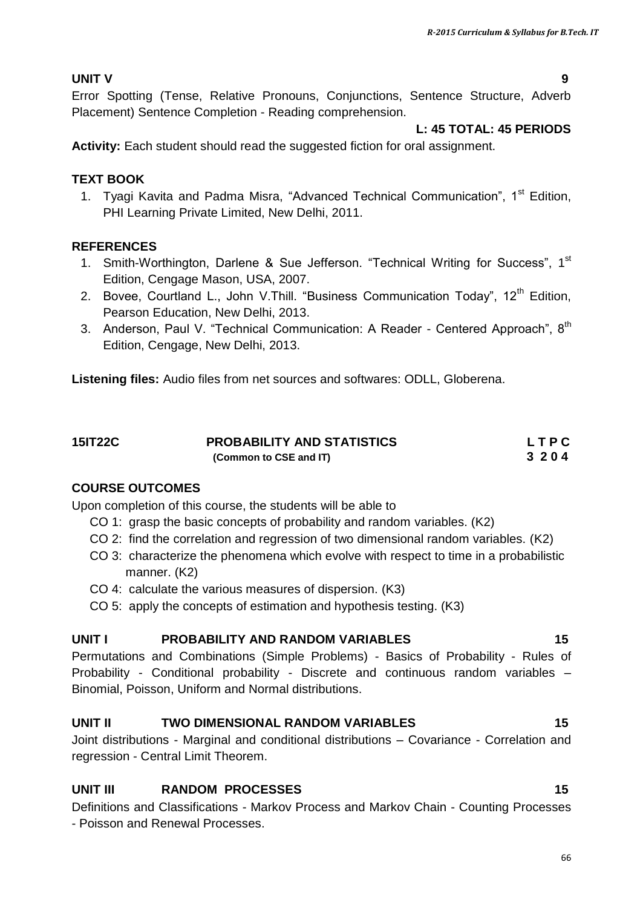**UNIT V** **9**

Error Spotting (Tense, Relative Pronouns, Conjunctions, Sentence Structure, Adverb Placement) Sentence Completion - Reading comprehension.

**L: 45 TOTAL: 45 PERIODS**

**Activity:** Each student should read the suggested fiction for oral assignment.

**TEXT BOOK**

1. Tyagi Kavita and Padma Misra, "Advanced Technical Communication", 1st Edition, PHI Learning Private Limited, New Delhi, 2011.

**REFERENCES**

1. Smith-Worthington, Darlene & Sue Jefferson. "Technical Writing for Success", 1st Edition, Cengage Mason, USA, 2007.
2. Bovee, Courtland L., John V.Thill. "Business Communication Today", 12th Edition, Pearson Education, New Delhi, 2013.
3. Anderson, Paul V. "Technical Communication: A Reader - Centered Approach", 8th Edition, Cengage, New Delhi, 2013.

**Listening files:** Audio files from net sources and softwares: ODLL, Globerena.

## 15IT22C PROBABILITY AND STATISTICS

**(Common to CSE and IT)**

**L T P C**
**3 2 0 4**

**COURSE OUTCOMES**

Upon completion of this course, the students will be able to

- CO 1: grasp the basic concepts of probability and random variables. (K2)
- CO 2: find the correlation and regression of two dimensional random variables. (K2)
- CO 3: characterize the phenomena which evolve with respect to time in a probabilistic manner. (K2)
- CO 4: calculate the various measures of dispersion. (K3)
- CO 5: apply the concepts of estimation and hypothesis testing. (K3)

**UNIT I PROBABILITY AND RANDOM VARIABLES** **15**

Permutations and Combinations (Simple Problems) - Basics of Probability - Rules of Probability - Conditional probability - Discrete and continuous random variables – Binomial, Poisson, Uniform and Normal distributions.

**UNIT II TWO DIMENSIONAL RANDOM VARIABLES** **15**

Joint distributions - Marginal and conditional distributions – Covariance - Correlation and regression - Central Limit Theorem.

**UNIT III RANDOM PROCESSES** **15**

Definitions and Classifications - Markov Process and Markov Chain - Counting Processes - Poisson and Renewal Processes.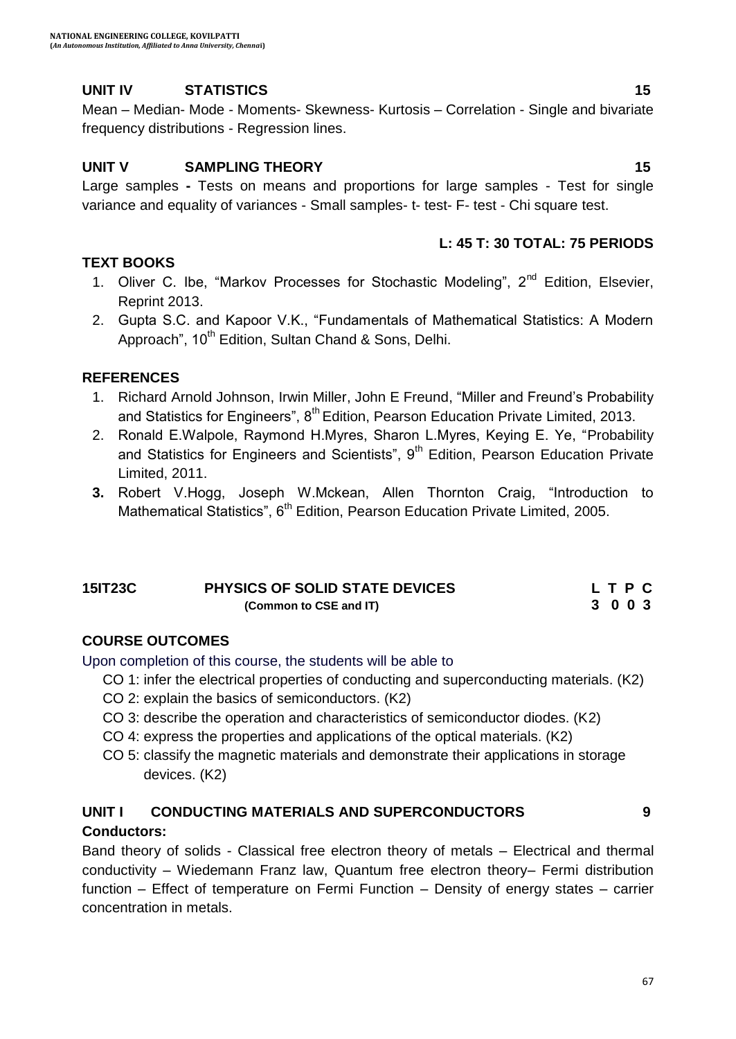### UNIT IV STATISTICS 15

Mean – Median- Mode - Moments- Skewness- Kurtosis – Correlation - Single and bivariate frequency distributions - Regression lines.

### UNIT V SAMPLING THEORY 15

Large samples **-** Tests on means and proportions for large samples - Test for single variance and equality of variances - Small samples- t- test- F- test - Chi square test.

**L: 45 T: 30 TOTAL: 75 PERIODS**

### TEXT BOOKS

1. Oliver C. Ibe, "Markov Processes for Stochastic Modeling", 2nd Edition, Elsevier, Reprint 2013.
2. Gupta S.C. and Kapoor V.K., "Fundamentals of Mathematical Statistics: A Modern Approach", 10th Edition, Sultan Chand & Sons, Delhi.

### REFERENCES

1. Richard Arnold Johnson, Irwin Miller, John E Freund, "Miller and Freund's Probability and Statistics for Engineers", 8th Edition, Pearson Education Private Limited, 2013.
2. Ronald E.Walpole, Raymond H.Myres, Sharon L.Myres, Keying E. Ye, "Probability and Statistics for Engineers and Scientists", 9th Edition, Pearson Education Private Limited, 2011.
3. Robert V.Hogg, Joseph W.Mckean, Allen Thornton Craig, "Introduction to Mathematical Statistics", 6th Edition, Pearson Education Private Limited, 2005.

## 15IT23C PHYSICS OF SOLID STATE DEVICES

**(Common to CSE and IT)**

| L | T | P | C |
|---|---|---|---|
| 3 | 0 | 0 | 3 |

### COURSE OUTCOMES

Upon completion of this course, the students will be able to

- CO 1: infer the electrical properties of conducting and superconducting materials. (K2)
- CO 2: explain the basics of semiconductors. (K2)
- CO 3: describe the operation and characteristics of semiconductor diodes. (K2)
- CO 4: express the properties and applications of the optical materials. (K2)
- CO 5: classify the magnetic materials and demonstrate their applications in storage devices. (K2)

### UNIT I CONDUCTING MATERIALS AND SUPERCONDUCTORS 9

**Conductors:**

Band theory of solids - Classical free electron theory of metals – Electrical and thermal conductivity – Wiedemann Franz law, Quantum free electron theory– Fermi distribution function – Effect of temperature on Fermi Function – Density of energy states – carrier concentration in metals.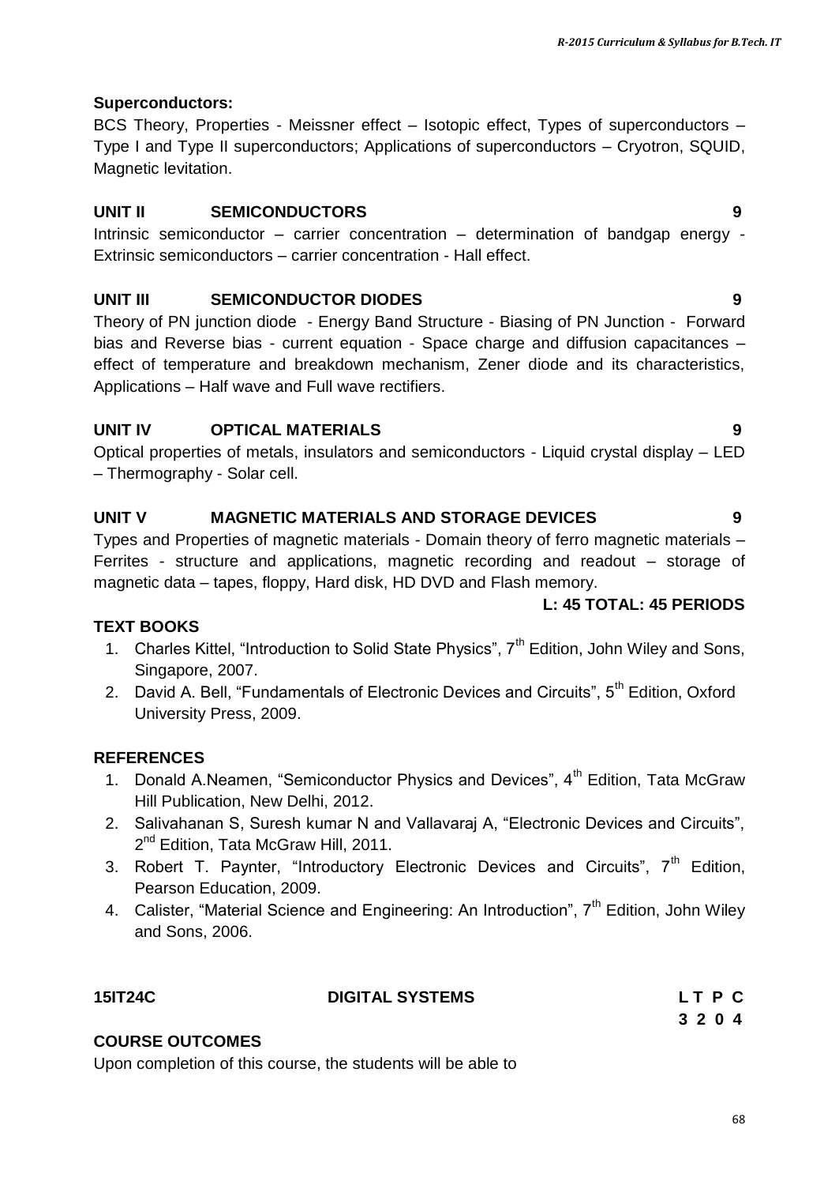**Superconductors:**

BCS Theory, Properties - Meissner effect – Isotopic effect, Types of superconductors – Type I and Type II superconductors; Applications of superconductors – Cryotron, SQUID, Magnetic levitation.

**UNIT II SEMICONDUCTORS 9**

Intrinsic semiconductor – carrier concentration – determination of bandgap energy - Extrinsic semiconductors – carrier concentration - Hall effect.

**UNIT III SEMICONDUCTOR DIODES 9**

Theory of PN junction diode - Energy Band Structure - Biasing of PN Junction - Forward bias and Reverse bias - current equation - Space charge and diffusion capacitances – effect of temperature and breakdown mechanism, Zener diode and its characteristics, Applications – Half wave and Full wave rectifiers.

**UNIT IV OPTICAL MATERIALS 9**

Optical properties of metals, insulators and semiconductors - Liquid crystal display – LED – Thermography - Solar cell.

**UNIT V MAGNETIC MATERIALS AND STORAGE DEVICES 9**

Types and Properties of magnetic materials - Domain theory of ferro magnetic materials – Ferrites - structure and applications, magnetic recording and readout – storage of magnetic data – tapes, floppy, Hard disk, HD DVD and Flash memory.

**L: 45 TOTAL: 45 PERIODS**

**TEXT BOOKS**

1. Charles Kittel, "Introduction to Solid State Physics", 7th Edition, John Wiley and Sons, Singapore, 2007.
2. David A. Bell, "Fundamentals of Electronic Devices and Circuits", 5th Edition, Oxford University Press, 2009.

**REFERENCES**

1. Donald A.Neamen, "Semiconductor Physics and Devices", 4th Edition, Tata McGraw Hill Publication, New Delhi, 2012.
2. Salivahanan S, Suresh kumar N and Vallavaraj A, "Electronic Devices and Circuits", 2nd Edition, Tata McGraw Hill, 2011.
3. Robert T. Paynter, "Introductory Electronic Devices and Circuits", 7th Edition, Pearson Education, 2009.
4. Calister, "Material Science and Engineering: An Introduction", 7th Edition, John Wiley and Sons, 2006.

| 15IT24C | DIGITAL SYSTEMS | L T P C |
|---|---|---|
| | | 3 2 0 4 |

**COURSE OUTCOMES**

Upon completion of this course, the students will be able to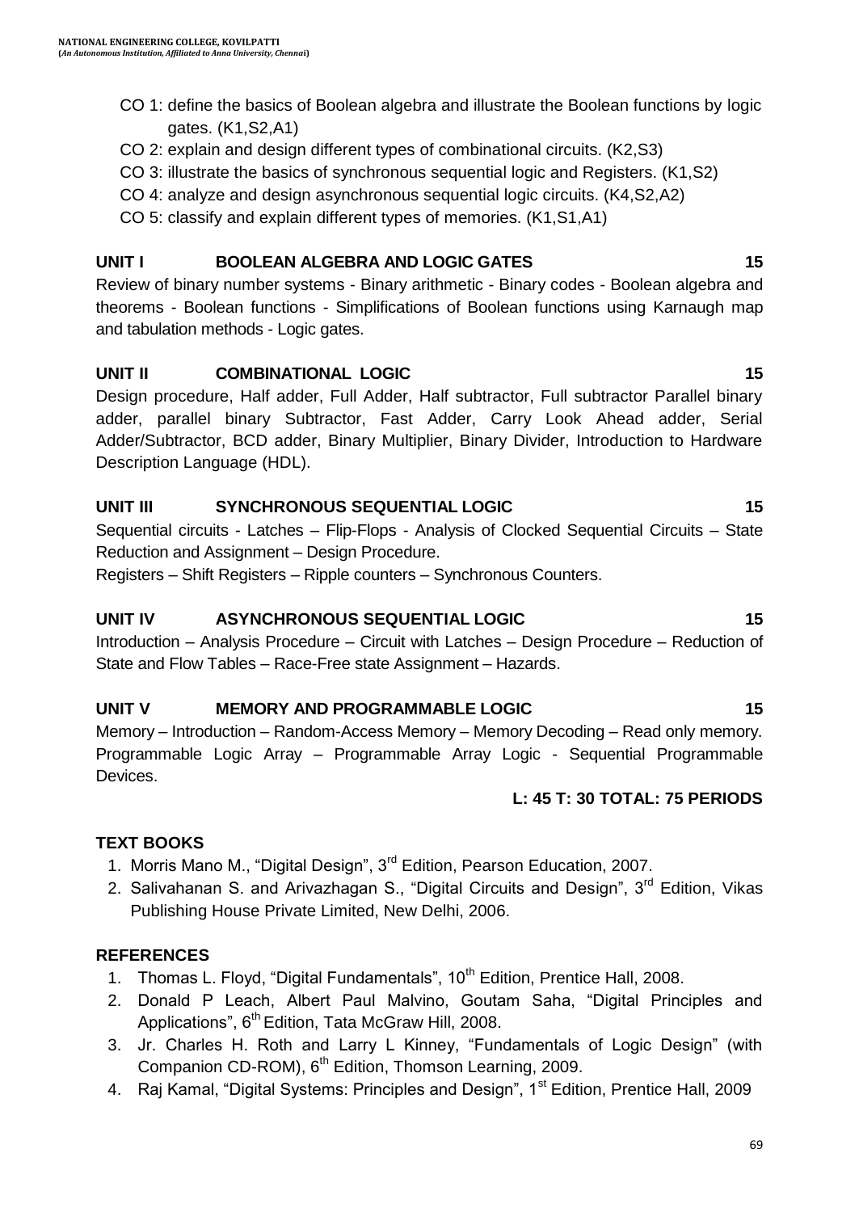CO 1: define the basics of Boolean algebra and illustrate the Boolean functions by logic gates. (K1,S2,A1)

CO 2: explain and design different types of combinational circuits. (K2,S3)

CO 3: illustrate the basics of synchronous sequential logic and Registers. (K1,S2)

CO 4: analyze and design asynchronous sequential logic circuits. (K4,S2,A2)

CO 5: classify and explain different types of memories. (K1,S1,A1)

**UNIT I BOOLEAN ALGEBRA AND LOGIC GATES 15**

Review of binary number systems - Binary arithmetic - Binary codes - Boolean algebra and theorems - Boolean functions - Simplifications of Boolean functions using Karnaugh map and tabulation methods - Logic gates.

**UNIT II COMBINATIONAL LOGIC 15**

Design procedure, Half adder, Full Adder, Half subtractor, Full subtractor Parallel binary adder, parallel binary Subtractor, Fast Adder, Carry Look Ahead adder, Serial Adder/Subtractor, BCD adder, Binary Multiplier, Binary Divider, Introduction to Hardware Description Language (HDL).

**UNIT III SYNCHRONOUS SEQUENTIAL LOGIC 15**

Sequential circuits - Latches – Flip-Flops - Analysis of Clocked Sequential Circuits – State Reduction and Assignment – Design Procedure.

Registers – Shift Registers – Ripple counters – Synchronous Counters.

**UNIT IV ASYNCHRONOUS SEQUENTIAL LOGIC 15**

Introduction – Analysis Procedure – Circuit with Latches – Design Procedure – Reduction of State and Flow Tables – Race-Free state Assignment – Hazards.

**UNIT V MEMORY AND PROGRAMMABLE LOGIC 15**

Memory – Introduction – Random-Access Memory – Memory Decoding – Read only memory. Programmable Logic Array – Programmable Array Logic - Sequential Programmable Devices.

**L: 45 T: 30 TOTAL: 75 PERIODS**

**TEXT BOOKS**

1. Morris Mano M., "Digital Design", 3rd Edition, Pearson Education, 2007.
2. Salivahanan S. and Arivazhagan S., "Digital Circuits and Design", 3rd Edition, Vikas Publishing House Private Limited, New Delhi, 2006.

**REFERENCES**

1. Thomas L. Floyd, "Digital Fundamentals", 10th Edition, Prentice Hall, 2008.
2. Donald P Leach, Albert Paul Malvino, Goutam Saha, "Digital Principles and Applications", 6th Edition, Tata McGraw Hill, 2008.
3. Jr. Charles H. Roth and Larry L Kinney, "Fundamentals of Logic Design" (with Companion CD-ROM), 6th Edition, Thomson Learning, 2009.
4. Raj Kamal, "Digital Systems: Principles and Design", 1st Edition, Prentice Hall, 2009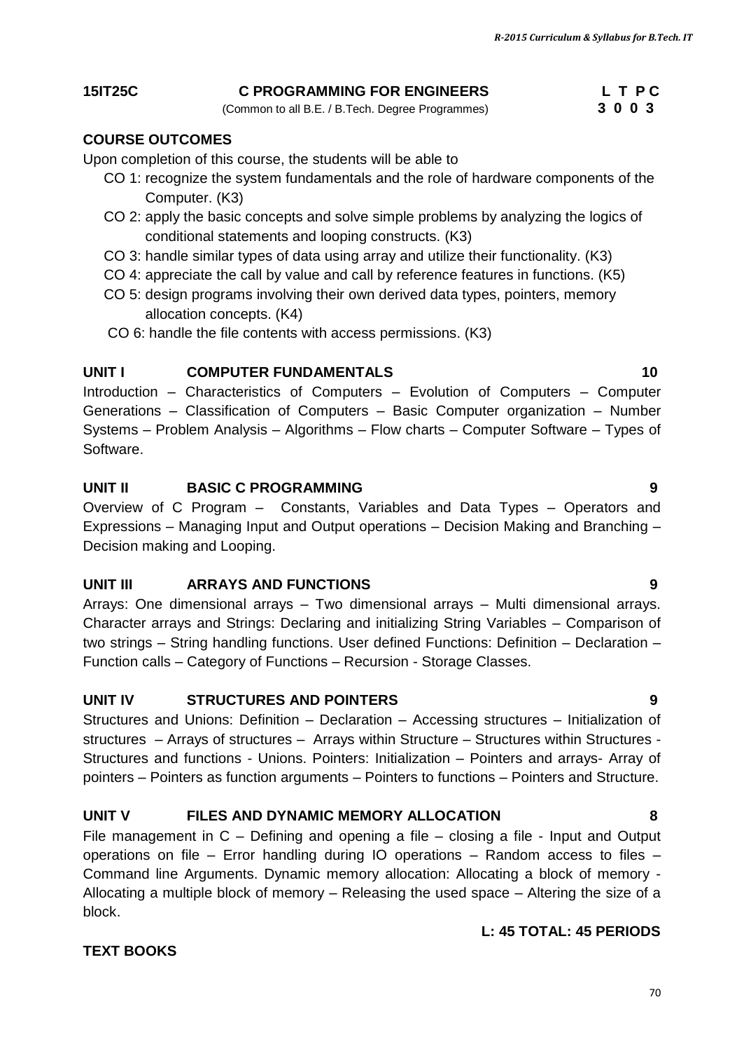**15IT25C** **C PROGRAMMING FOR ENGINEERS** **L T P C**

(Common to all B.E. / B.Tech. Degree Programmes) **3 0 0 3**

**COURSE OUTCOMES**

Upon completion of this course, the students will be able to

- CO 1: recognize the system fundamentals and the role of hardware components of the Computer. (K3)
- CO 2: apply the basic concepts and solve simple problems by analyzing the logics of conditional statements and looping constructs. (K3)
- CO 3: handle similar types of data using array and utilize their functionality. (K3)
- CO 4: appreciate the call by value and call by reference features in functions. (K5)
- CO 5: design programs involving their own derived data types, pointers, memory allocation concepts. (K4)
- CO 6: handle the file contents with access permissions. (K3)

**UNIT I COMPUTER FUNDAMENTALS 10**

Introduction – Characteristics of Computers – Evolution of Computers – Computer Generations – Classification of Computers – Basic Computer organization – Number Systems – Problem Analysis – Algorithms – Flow charts – Computer Software – Types of Software.

**UNIT II BASIC C PROGRAMMING 9**

Overview of C Program – Constants, Variables and Data Types – Operators and Expressions – Managing Input and Output operations – Decision Making and Branching – Decision making and Looping.

**UNIT III ARRAYS AND FUNCTIONS 9**

Arrays: One dimensional arrays – Two dimensional arrays – Multi dimensional arrays. Character arrays and Strings: Declaring and initializing String Variables – Comparison of two strings – String handling functions. User defined Functions: Definition – Declaration – Function calls – Category of Functions – Recursion - Storage Classes.

**UNIT IV STRUCTURES AND POINTERS 9**

Structures and Unions: Definition – Declaration – Accessing structures – Initialization of structures – Arrays of structures – Arrays within Structure – Structures within Structures - Structures and functions - Unions. Pointers: Initialization – Pointers and arrays- Array of pointers – Pointers as function arguments – Pointers to functions – Pointers and Structure.

**UNIT V FILES AND DYNAMIC MEMORY ALLOCATION 8**

File management in C – Defining and opening a file – closing a file - Input and Output operations on file – Error handling during IO operations – Random access to files – Command line Arguments. Dynamic memory allocation: Allocating a block of memory - Allocating a multiple block of memory – Releasing the used space – Altering the size of a block.

**L: 45 TOTAL: 45 PERIODS**

**TEXT BOOKS**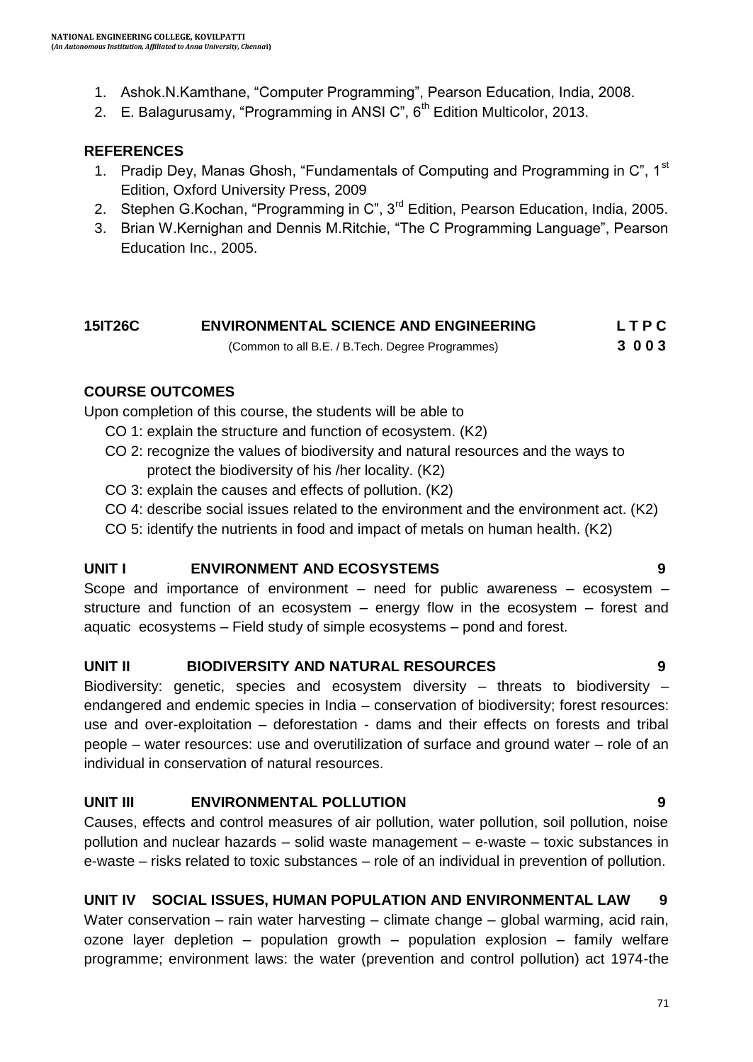1. Ashok.N.Kamthane, “Computer Programming”, Pearson Education, India, 2008.
2. E. Balagurusamy, “Programming in ANSI C”, 6th Edition Multicolor, 2013.

**REFERENCES**

1. Pradip Dey, Manas Ghosh, “Fundamentals of Computing and Programming in C”, 1st Edition, Oxford University Press, 2009
2. Stephen G.Kochan, “Programming in C”, 3rd Edition, Pearson Education, India, 2005.
3. Brian W.Kernighan and Dennis M.Ritchie, “The C Programming Language”, Pearson Education Inc., 2005.

## 15IT26C ENVIRONMENTAL SCIENCE AND ENGINEERING

(Common to all B.E. / B.Tech. Degree Programmes)

| L | T | P | C |
|---|---|---|---|
| 3 | 0 | 0 | 3 |

**COURSE OUTCOMES**

Upon completion of this course, the students will be able to

- CO 1: explain the structure and function of ecosystem. (K2)
- CO 2: recognize the values of biodiversity and natural resources and the ways to protect the biodiversity of his /her locality. (K2)
- CO 3: explain the causes and effects of pollution. (K2)
- CO 4: describe social issues related to the environment and the environment act. (K2)
- CO 5: identify the nutrients in food and impact of metals on human health. (K2)

**UNIT I ENVIRONMENT AND ECOSYSTEMS 9**

Scope and importance of environment – need for public awareness – ecosystem – structure and function of an ecosystem – energy flow in the ecosystem – forest and aquatic ecosystems – Field study of simple ecosystems – pond and forest.

**UNIT II BIODIVERSITY AND NATURAL RESOURCES 9**

Biodiversity: genetic, species and ecosystem diversity – threats to biodiversity – endangered and endemic species in India – conservation of biodiversity; forest resources: use and over-exploitation – deforestation - dams and their effects on forests and tribal people – water resources: use and overutilization of surface and ground water – role of an individual in conservation of natural resources.

**UNIT III ENVIRONMENTAL POLLUTION 9**

Causes, effects and control measures of air pollution, water pollution, soil pollution, noise pollution and nuclear hazards – solid waste management – e-waste – toxic substances in e-waste – risks related to toxic substances – role of an individual in prevention of pollution.

**UNIT IV SOCIAL ISSUES, HUMAN POPULATION AND ENVIRONMENTAL LAW 9**

Water conservation – rain water harvesting – climate change – global warming, acid rain, ozone layer depletion – population growth – population explosion – family welfare programme; environment laws: the water (prevention and control pollution) act 1974-the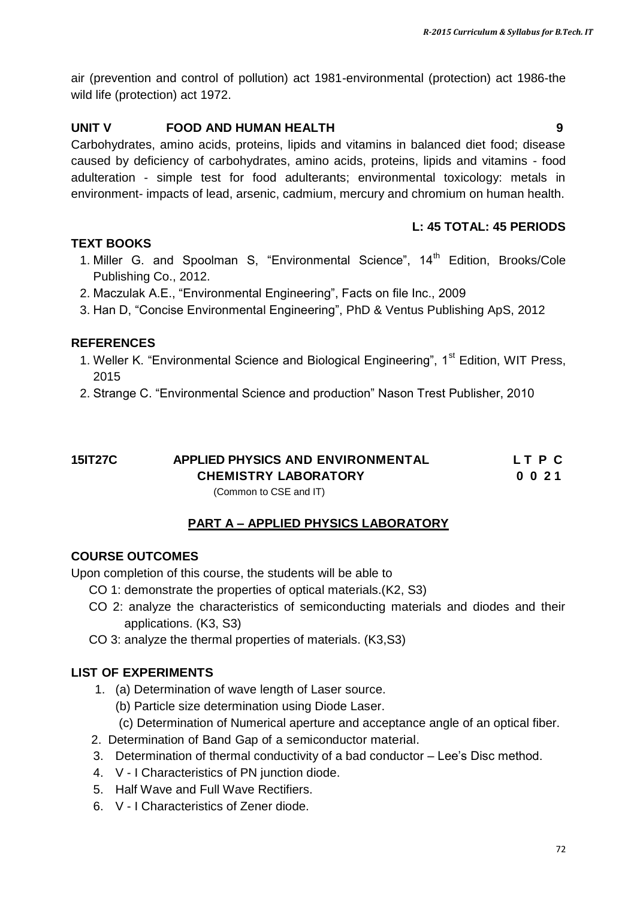air (prevention and control of pollution) act 1981-environmental (protection) act 1986-the wild life (protection) act 1972.

### UNIT V FOOD AND HUMAN HEALTH 9

Carbohydrates, amino acids, proteins, lipids and vitamins in balanced diet food; disease caused by deficiency of carbohydrates, amino acids, proteins, lipids and vitamins - food adulteration - simple test for food adulterants; environmental toxicology: metals in environment- impacts of lead, arsenic, cadmium, mercury and chromium on human health.

**L: 45 TOTAL: 45 PERIODS**

### TEXT BOOKS

1. Miller G. and Spoolman S, "Environmental Science", 14th Edition, Brooks/Cole Publishing Co., 2012.
2. Maczulak A.E., "Environmental Engineering", Facts on file Inc., 2009
3. Han D, "Concise Environmental Engineering", PhD & Ventus Publishing ApS, 2012

### REFERENCES

1. Weller K. "Environmental Science and Biological Engineering", 1st Edition, WIT Press, 2015
2. Strange C. "Environmental Science and production" Nason Trest Publisher, 2010

## 15IT27C APPLIED PHYSICS AND ENVIRONMENTAL CHEMISTRY LABORATORY

(Common to CSE and IT)

| L | T | P | C |
|---|---|---|---|
| 0 | 0 | 2 | 1 |

### PART A – APPLIED PHYSICS LABORATORY

### COURSE OUTCOMES

Upon completion of this course, the students will be able to

- CO 1: demonstrate the properties of optical materials.(K2, S3)
- CO 2: analyze the characteristics of semiconducting materials and diodes and their applications. (K3, S3)
- CO 3: analyze the thermal properties of materials. (K3,S3)

### LIST OF EXPERIMENTS

1. (a) Determination of wave length of Laser source.
   (b) Particle size determination using Diode Laser.
   (c) Determination of Numerical aperture and acceptance angle of an optical fiber.
2. Determination of Band Gap of a semiconductor material.
3. Determination of thermal conductivity of a bad conductor – Lee's Disc method.
4. V - I Characteristics of PN junction diode.
5. Half Wave and Full Wave Rectifiers.
6. V - I Characteristics of Zener diode.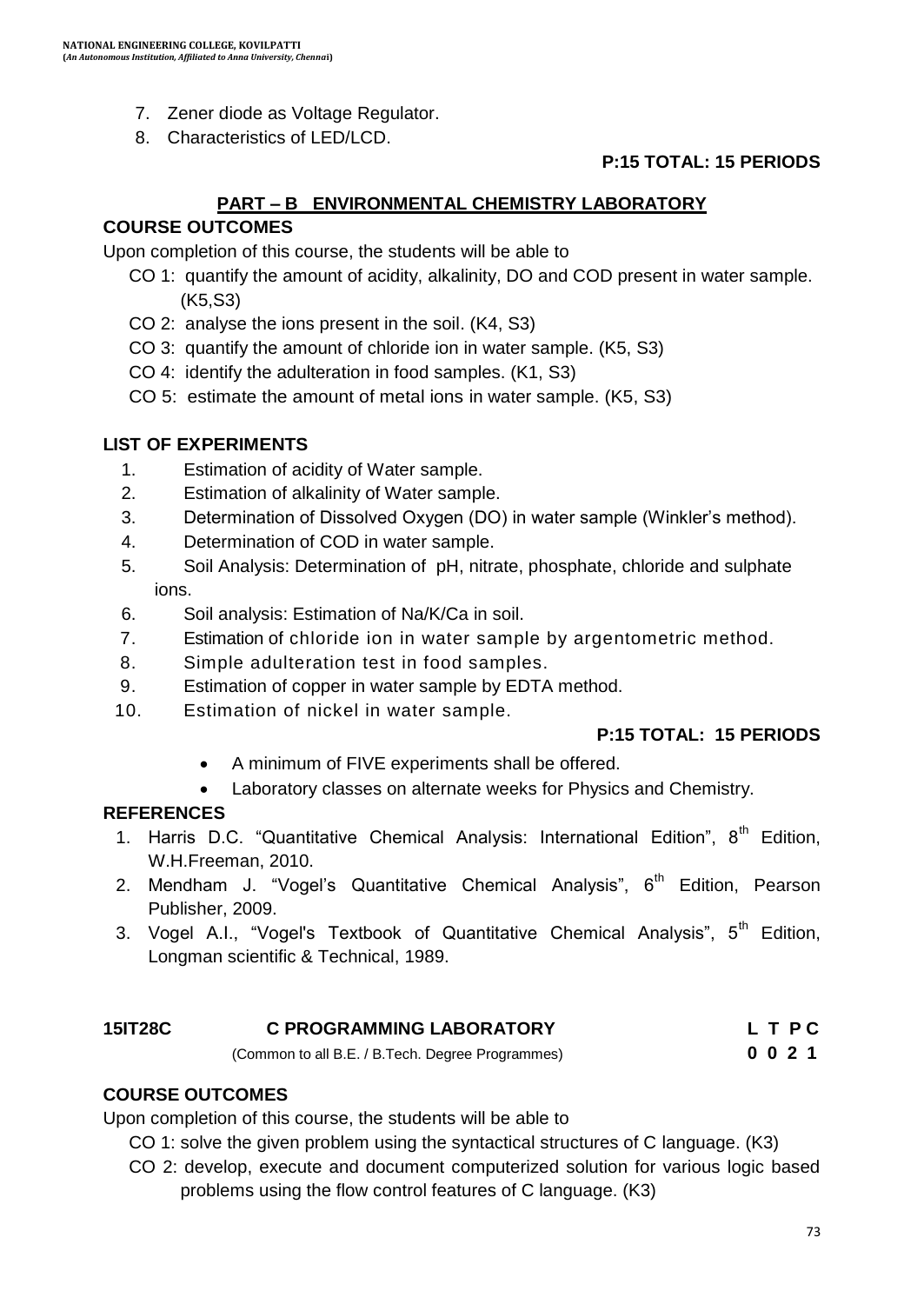7. Zener diode as Voltage Regulator.
8. Characteristics of LED/LCD.

**P:15 TOTAL: 15 PERIODS**

## PART – B ENVIRONMENTAL CHEMISTRY LABORATORY

**COURSE OUTCOMES**

Upon completion of this course, the students will be able to

- CO 1: quantify the amount of acidity, alkalinity, DO and COD present in water sample. (K5,S3)
- CO 2: analyse the ions present in the soil. (K4, S3)
- CO 3: quantify the amount of chloride ion in water sample. (K5, S3)
- CO 4: identify the adulteration in food samples. (K1, S3)
- CO 5: estimate the amount of metal ions in water sample. (K5, S3)

**LIST OF EXPERIMENTS**

1. Estimation of acidity of Water sample.
2. Estimation of alkalinity of Water sample.
3. Determination of Dissolved Oxygen (DO) in water sample (Winkler's method).
4. Determination of COD in water sample.
5. Soil Analysis: Determination of pH, nitrate, phosphate, chloride and sulphate ions.
6. Soil analysis: Estimation of Na/K/Ca in soil.
7. Estimation of chloride ion in water sample by argentometric method.
8. Simple adulteration test in food samples.
9. Estimation of copper in water sample by EDTA method.
10. Estimation of nickel in water sample.

**P:15 TOTAL: 15 PERIODS**

- A minimum of FIVE experiments shall be offered.
- Laboratory classes on alternate weeks for Physics and Chemistry.

**REFERENCES**

1. Harris D.C. "Quantitative Chemical Analysis: International Edition", 8th Edition, W.H.Freeman, 2010.
2. Mendham J. "Vogel's Quantitative Chemical Analysis", 6th Edition, Pearson Publisher, 2009.
3. Vogel A.I., "Vogel's Textbook of Quantitative Chemical Analysis", 5th Edition, Longman scientific & Technical, 1989.

| **15IT28C** | **C PROGRAMMING LABORATORY** | **L T P C** |
|---|---|---|
| | (Common to all B.E. / B.Tech. Degree Programmes) | **0 0 2 1** |

**COURSE OUTCOMES**

Upon completion of this course, the students will be able to

- CO 1: solve the given problem using the syntactical structures of C language. (K3)
- CO 2: develop, execute and document computerized solution for various logic based problems using the flow control features of C language. (K3)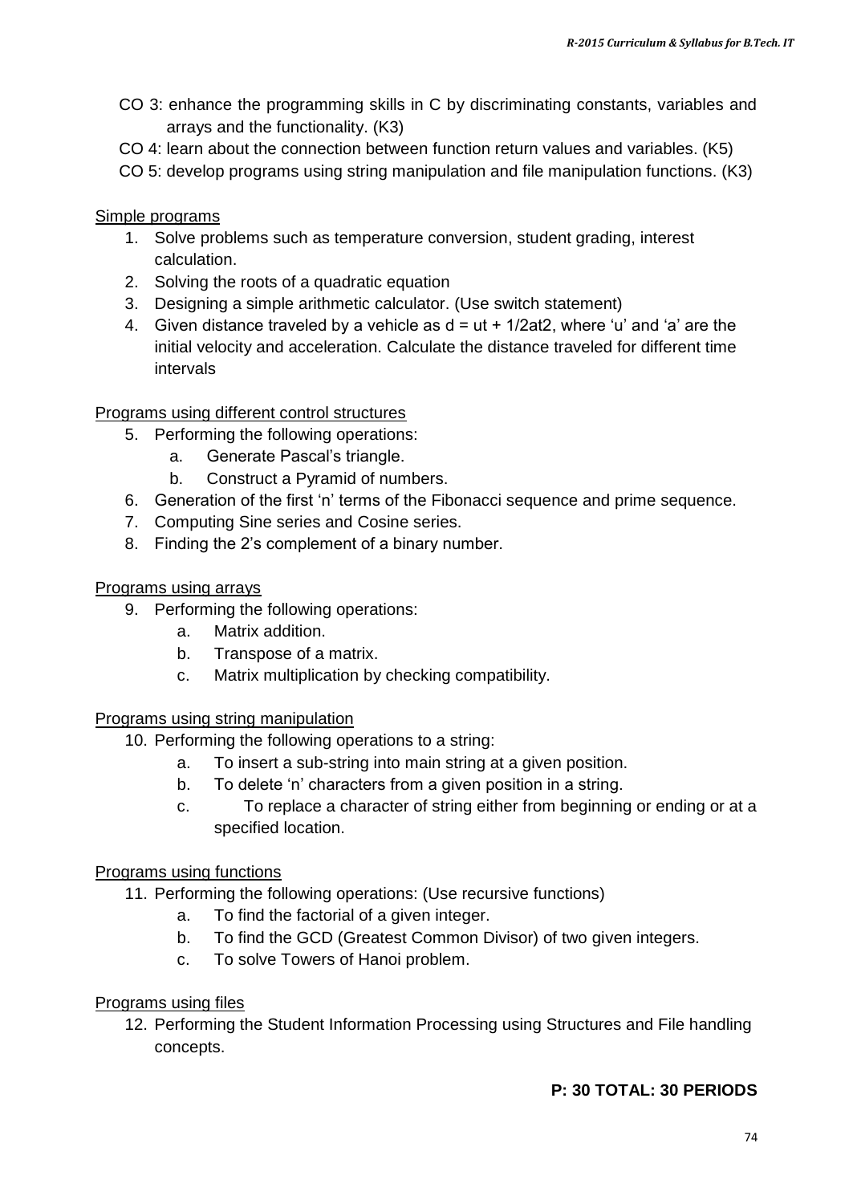CO 3: enhance the programming skills in C by discriminating constants, variables and arrays and the functionality. (K3)

CO 4: learn about the connection between function return values and variables. (K5)

CO 5: develop programs using string manipulation and file manipulation functions. (K3)

<u>Simple programs</u>

1. Solve problems such as temperature conversion, student grading, interest calculation.
2. Solving the roots of a quadratic equation
3. Designing a simple arithmetic calculator. (Use switch statement)
4. Given distance traveled by a vehicle as $d = ut + 1/2at2$, where 'u' and 'a' are the initial velocity and acceleration. Calculate the distance traveled for different time intervals

<u>Programs using different control structures</u>

5. Performing the following operations:
   a. Generate Pascal's triangle.
   b. Construct a Pyramid of numbers.
6. Generation of the first 'n' terms of the Fibonacci sequence and prime sequence.
7. Computing Sine series and Cosine series.
8. Finding the 2's complement of a binary number.

<u>Programs using arrays</u>

9. Performing the following operations:
   a. Matrix addition.
   b. Transpose of a matrix.
   c. Matrix multiplication by checking compatibility.

<u>Programs using string manipulation</u>

10. Performing the following operations to a string:
    a. To insert a sub-string into main string at a given position.
    b. To delete 'n' characters from a given position in a string.
    c. To replace a character of string either from beginning or ending or at a specified location.

<u>Programs using functions</u>

11. Performing the following operations: (Use recursive functions)
    a. To find the factorial of a given integer.
    b. To find the GCD (Greatest Common Divisor) of two given integers.
    c. To solve Towers of Hanoi problem.

<u>Programs using files</u>

12. Performing the Student Information Processing using Structures and File handling concepts.

**P: 30 TOTAL: 30 PERIODS**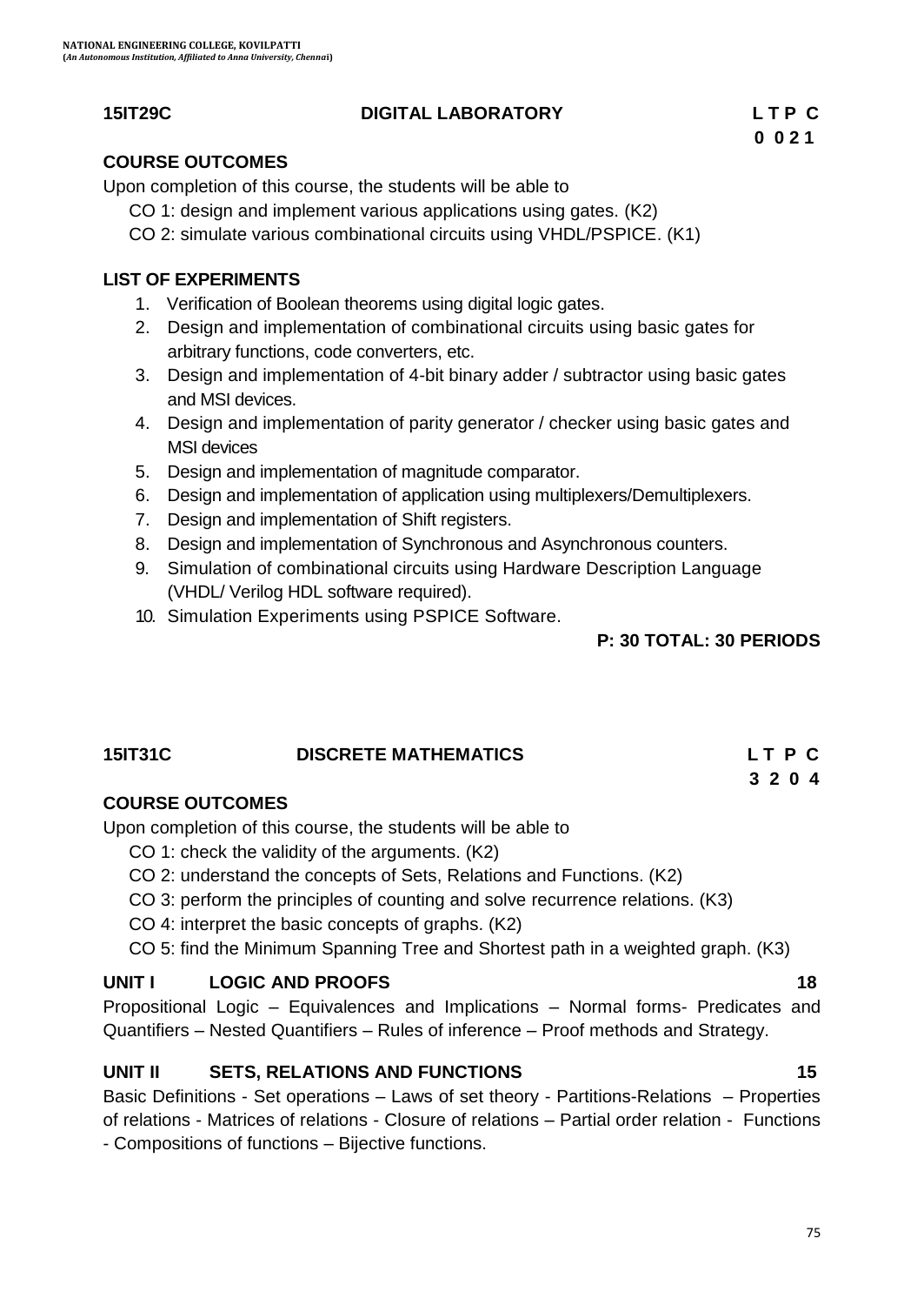## 15IT29C DIGITAL LABORATORY

| L | T | P | C |
|---|---|---|---|
| 0 | 0 | 2 | 1 |

### COURSE OUTCOMES

Upon completion of this course, the students will be able to

- CO 1: design and implement various applications using gates. (K2)
- CO 2: simulate various combinational circuits using VHDL/PSPICE. (K1)

### LIST OF EXPERIMENTS

1. Verification of Boolean theorems using digital logic gates.
2. Design and implementation of combinational circuits using basic gates for arbitrary functions, code converters, etc.
3. Design and implementation of 4-bit binary adder / subtractor using basic gates and MSI devices.
4. Design and implementation of parity generator / checker using basic gates and MSI devices
5. Design and implementation of magnitude comparator.
6. Design and implementation of application using multiplexers/Demultiplexers.
7. Design and implementation of Shift registers.
8. Design and implementation of Synchronous and Asynchronous counters.
9. Simulation of combinational circuits using Hardware Description Language (VHDL/ Verilog HDL software required).
10. Simulation Experiments using PSPICE Software.

**P: 30 TOTAL: 30 PERIODS**

## 15IT31C DISCRETE MATHEMATICS

| L | T | P | C |
|---|---|---|---|
| 3 | 2 | 0 | 4 |

### COURSE OUTCOMES

Upon completion of this course, the students will be able to

- CO 1: check the validity of the arguments. (K2)
- CO 2: understand the concepts of Sets, Relations and Functions. (K2)
- CO 3: perform the principles of counting and solve recurrence relations. (K3)
- CO 4: interpret the basic concepts of graphs. (K2)
- CO 5: find the Minimum Spanning Tree and Shortest path in a weighted graph. (K3)

### UNIT I LOGIC AND PROOFS — 18

Propositional Logic – Equivalences and Implications – Normal forms- Predicates and Quantifiers – Nested Quantifiers – Rules of inference – Proof methods and Strategy.

### UNIT II SETS, RELATIONS AND FUNCTIONS — 15

Basic Definitions - Set operations – Laws of set theory - Partitions-Relations – Properties of relations - Matrices of relations - Closure of relations – Partial order relation - Functions - Compositions of functions – Bijective functions.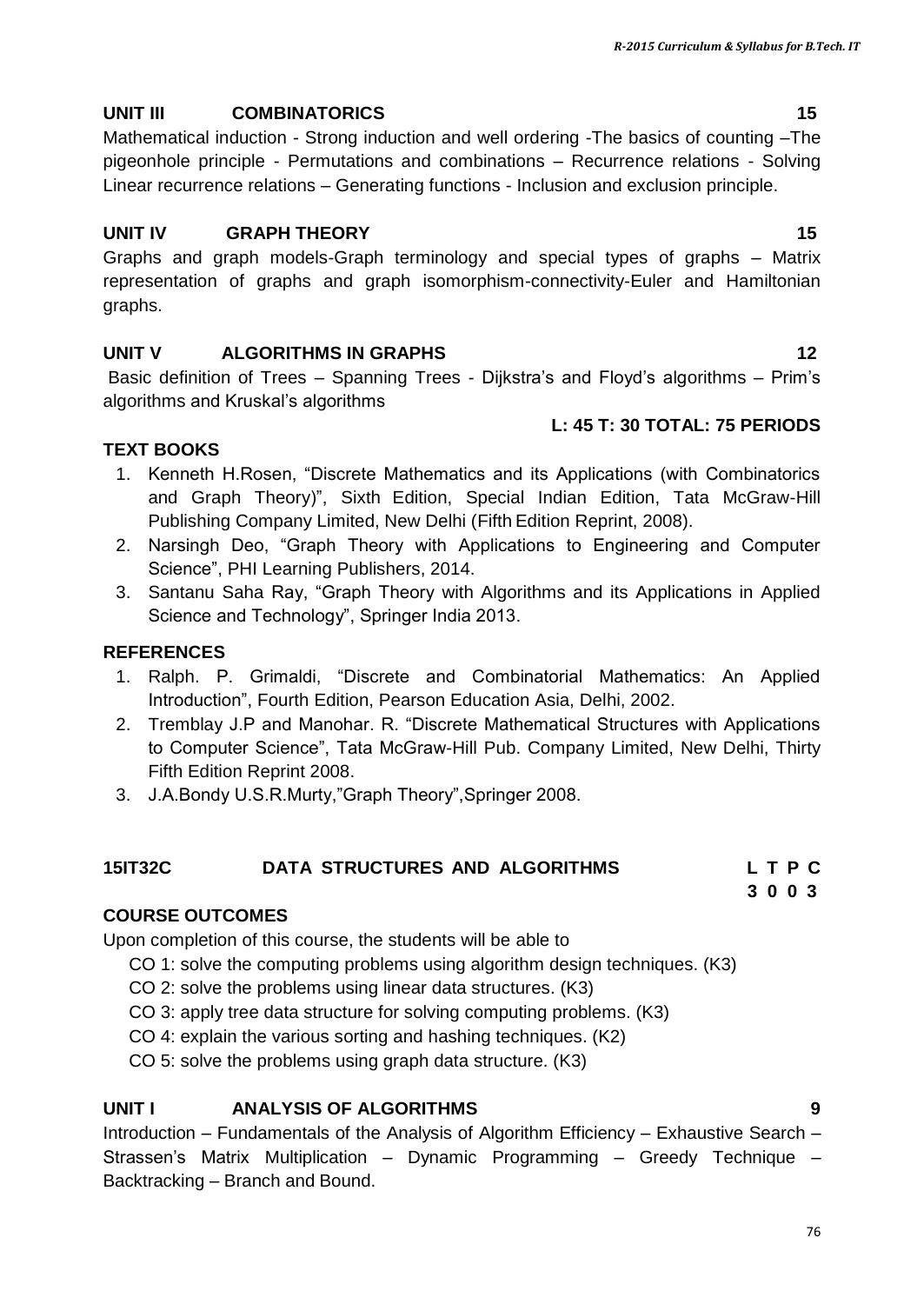### UNIT III COMBINATORICS 15

Mathematical induction - Strong induction and well ordering -The basics of counting –The pigeonhole principle - Permutations and combinations – Recurrence relations - Solving Linear recurrence relations – Generating functions - Inclusion and exclusion principle.

### UNIT IV GRAPH THEORY 15

Graphs and graph models-Graph terminology and special types of graphs – Matrix representation of graphs and graph isomorphism-connectivity-Euler and Hamiltonian graphs.

### UNIT V ALGORITHMS IN GRAPHS 12

Basic definition of Trees – Spanning Trees - Dijkstra's and Floyd's algorithms – Prim's algorithms and Kruskal's algorithms

**L: 45 T: 30 TOTAL: 75 PERIODS**

### TEXT BOOKS

1. Kenneth H.Rosen, "Discrete Mathematics and its Applications (with Combinatorics and Graph Theory)", Sixth Edition, Special Indian Edition, Tata McGraw-Hill Publishing Company Limited, New Delhi (Fifth Edition Reprint, 2008).
2. Narsingh Deo, "Graph Theory with Applications to Engineering and Computer Science", PHI Learning Publishers, 2014.
3. Santanu Saha Ray, "Graph Theory with Algorithms and its Applications in Applied Science and Technology", Springer India 2013.

### REFERENCES

1. Ralph. P. Grimaldi, "Discrete and Combinatorial Mathematics: An Applied Introduction", Fourth Edition, Pearson Education Asia, Delhi, 2002.
2. Tremblay J.P and Manohar. R. "Discrete Mathematical Structures with Applications to Computer Science", Tata McGraw-Hill Pub. Company Limited, New Delhi, Thirty Fifth Edition Reprint 2008.
3. J.A.Bondy U.S.R.Murty,"Graph Theory",Springer 2008.

## 15IT32C DATA STRUCTURES AND ALGORITHMS

| L | T | P | C |
|---|---|---|---|
| 3 | 0 | 0 | 3 |

### COURSE OUTCOMES

Upon completion of this course, the students will be able to

- CO 1: solve the computing problems using algorithm design techniques. (K3)
- CO 2: solve the problems using linear data structures. (K3)
- CO 3: apply tree data structure for solving computing problems. (K3)
- CO 4: explain the various sorting and hashing techniques. (K2)
- CO 5: solve the problems using graph data structure. (K3)

### UNIT I ANALYSIS OF ALGORITHMS 9

Introduction – Fundamentals of the Analysis of Algorithm Efficiency – Exhaustive Search – Strassen's Matrix Multiplication – Dynamic Programming – Greedy Technique – Backtracking – Branch and Bound.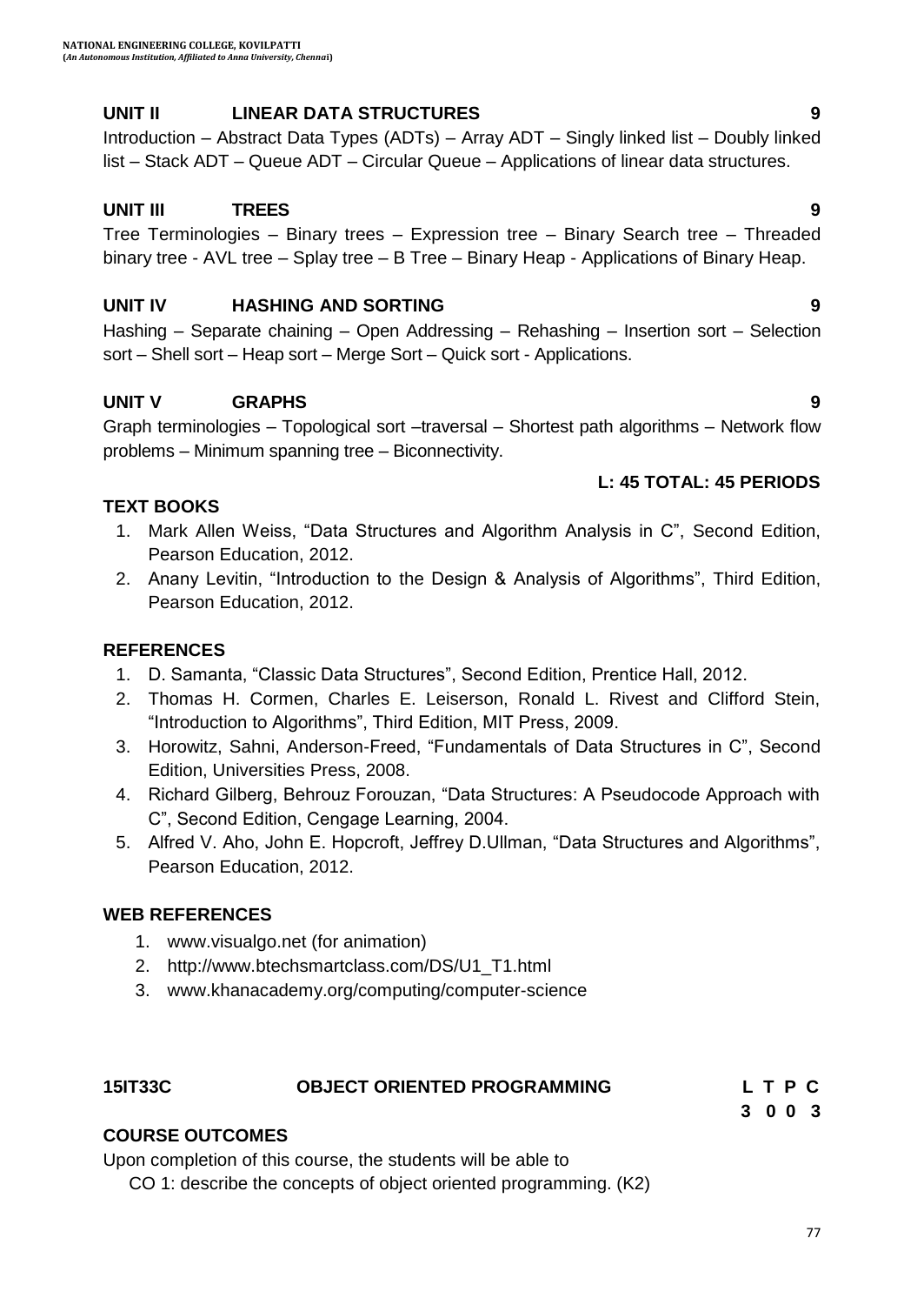**UNIT II LINEAR DATA STRUCTURES 9**

Introduction – Abstract Data Types (ADTs) – Array ADT – Singly linked list – Doubly linked list – Stack ADT – Queue ADT – Circular Queue – Applications of linear data structures.

**UNIT III TREES 9**

Tree Terminologies – Binary trees – Expression tree – Binary Search tree – Threaded binary tree - AVL tree – Splay tree – B Tree – Binary Heap - Applications of Binary Heap.

**UNIT IV HASHING AND SORTING 9**

Hashing – Separate chaining – Open Addressing – Rehashing – Insertion sort – Selection sort – Shell sort – Heap sort – Merge Sort – Quick sort - Applications.

**UNIT V GRAPHS 9**

Graph terminologies – Topological sort –traversal – Shortest path algorithms – Network flow problems – Minimum spanning tree – Biconnectivity.

**L: 45 TOTAL: 45 PERIODS**

**TEXT BOOKS**

1. Mark Allen Weiss, "Data Structures and Algorithm Analysis in C", Second Edition, Pearson Education, 2012.
2. Anany Levitin, "Introduction to the Design & Analysis of Algorithms", Third Edition, Pearson Education, 2012.

**REFERENCES**

1. D. Samanta, "Classic Data Structures", Second Edition, Prentice Hall, 2012.
2. Thomas H. Cormen, Charles E. Leiserson, Ronald L. Rivest and Clifford Stein, "Introduction to Algorithms", Third Edition, MIT Press, 2009.
3. Horowitz, Sahni, Anderson-Freed, "Fundamentals of Data Structures in C", Second Edition, Universities Press, 2008.
4. Richard Gilberg, Behrouz Forouzan, "Data Structures: A Pseudocode Approach with C", Second Edition, Cengage Learning, 2004.
5. Alfred V. Aho, John E. Hopcroft, Jeffrey D.Ullman, "Data Structures and Algorithms", Pearson Education, 2012.

**WEB REFERENCES**

1. www.visualgo.net (for animation)
2. http://www.btechsmartclass.com/DS/U1_T1.html
3. www.khanacademy.org/computing/computer-science

**15IT33C OBJECT ORIENTED PROGRAMMING**

| L | T | P | C |
|---|---|---|---|
| 3 | 0 | 0 | 3 |

**COURSE OUTCOMES**

Upon completion of this course, the students will be able to

CO 1: describe the concepts of object oriented programming. (K2)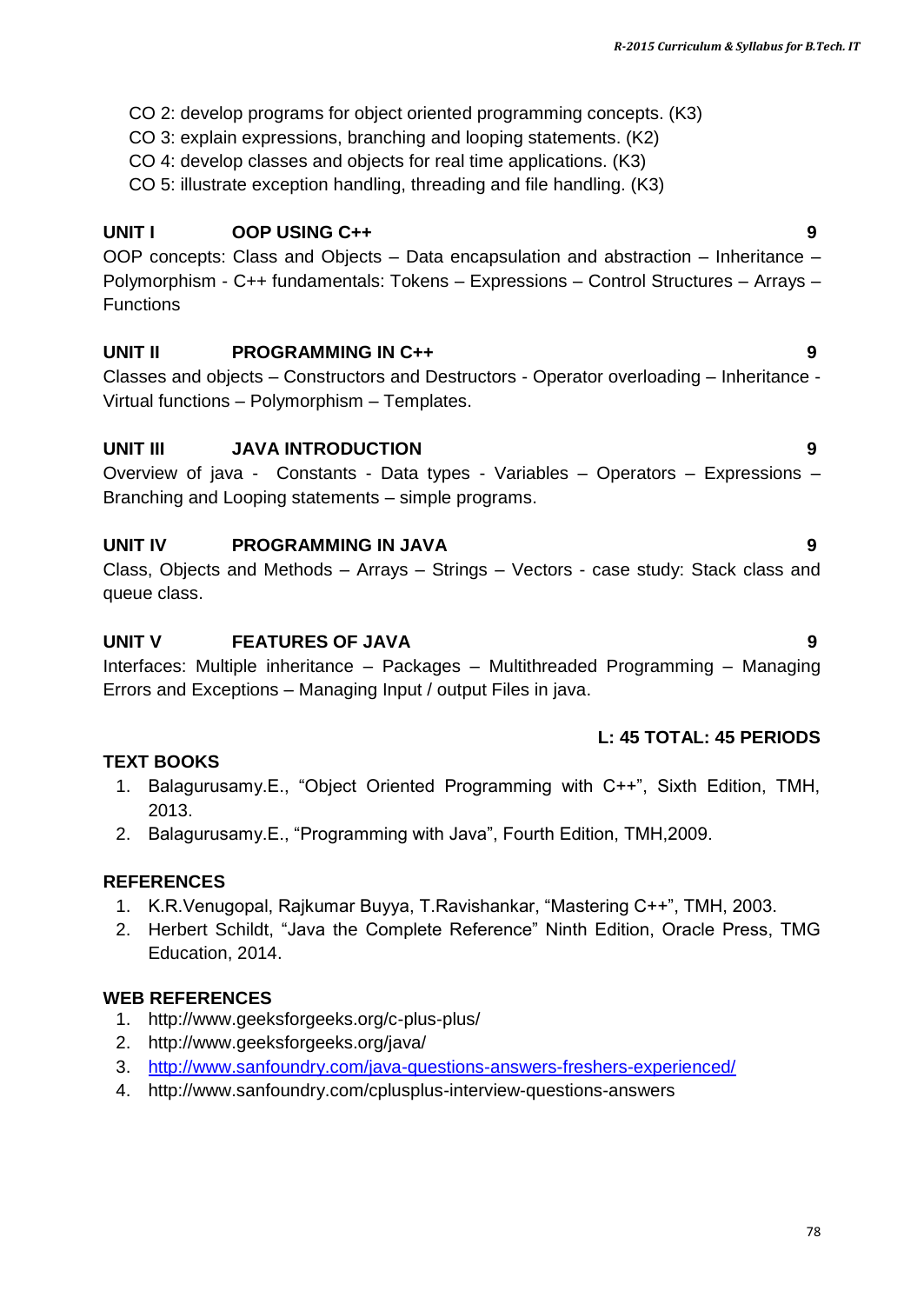CO 2: develop programs for object oriented programming concepts. (K3)
CO 3: explain expressions, branching and looping statements. (K2)
CO 4: develop classes and objects for real time applications. (K3)
CO 5: illustrate exception handling, threading and file handling. (K3)

**UNIT I OOP USING C++ 9**

OOP concepts: Class and Objects – Data encapsulation and abstraction – Inheritance – Polymorphism - C++ fundamentals: Tokens – Expressions – Control Structures – Arrays – Functions

**UNIT II PROGRAMMING IN C++ 9**

Classes and objects – Constructors and Destructors - Operator overloading – Inheritance - Virtual functions – Polymorphism – Templates.

**UNIT III JAVA INTRODUCTION 9**

Overview of java - Constants - Data types - Variables – Operators – Expressions – Branching and Looping statements – simple programs.

**UNIT IV PROGRAMMING IN JAVA 9**

Class, Objects and Methods – Arrays – Strings – Vectors - case study: Stack class and queue class.

**UNIT V FEATURES OF JAVA 9**

Interfaces: Multiple inheritance – Packages – Multithreaded Programming – Managing Errors and Exceptions – Managing Input / output Files in java.

**L: 45 TOTAL: 45 PERIODS**

**TEXT BOOKS**

1. Balagurusamy.E., "Object Oriented Programming with C++", Sixth Edition, TMH, 2013.
2. Balagurusamy.E., "Programming with Java", Fourth Edition, TMH,2009.

**REFERENCES**

1. K.R.Venugopal, Rajkumar Buyya, T.Ravishankar, "Mastering C++", TMH, 2003.
2. Herbert Schildt, "Java the Complete Reference" Ninth Edition, Oracle Press, TMG Education, 2014.

**WEB REFERENCES**

1. http://www.geeksforgeeks.org/c-plus-plus/
2. http://www.geeksforgeeks.org/java/
3. http://www.sanfoundry.com/java-questions-answers-freshers-experienced/
4. http://www.sanfoundry.com/cplusplus-interview-questions-answers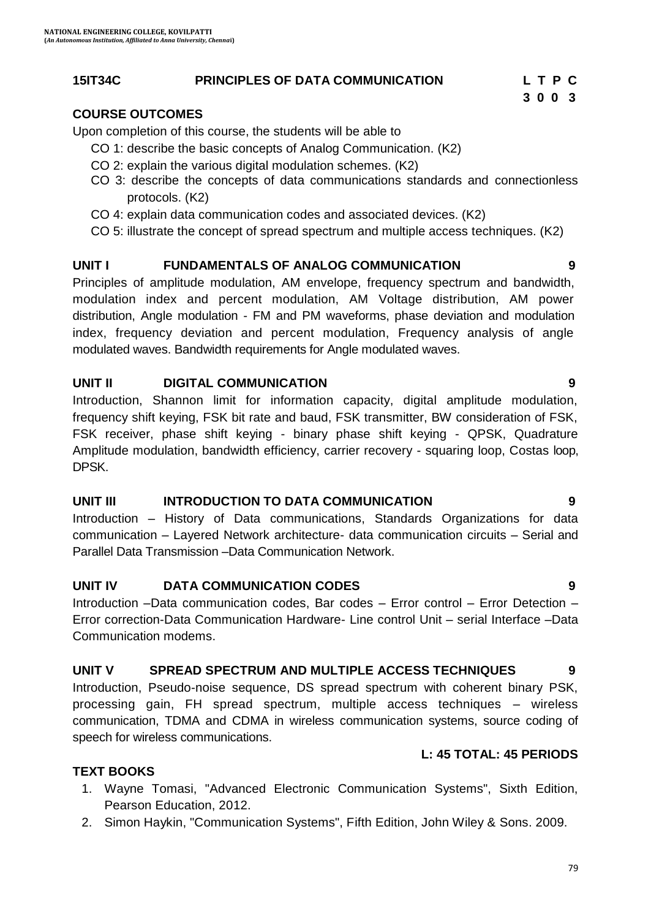## 15IT34C PRINCIPLES OF DATA COMMUNICATION

| L | T | P | C |
|---|---|---|---|
| 3 | 0 | 0 | 3 |

**COURSE OUTCOMES**

Upon completion of this course, the students will be able to

- CO 1: describe the basic concepts of Analog Communication. (K2)
- CO 2: explain the various digital modulation schemes. (K2)
- CO 3: describe the concepts of data communications standards and connectionless protocols. (K2)
- CO 4: explain data communication codes and associated devices. (K2)
- CO 5: illustrate the concept of spread spectrum and multiple access techniques. (K2)

### UNIT I FUNDAMENTALS OF ANALOG COMMUNICATION 9

Principles of amplitude modulation, AM envelope, frequency spectrum and bandwidth, modulation index and percent modulation, AM Voltage distribution, AM power distribution, Angle modulation - FM and PM waveforms, phase deviation and modulation index, frequency deviation and percent modulation, Frequency analysis of angle modulated waves. Bandwidth requirements for Angle modulated waves.

### UNIT II DIGITAL COMMUNICATION 9

Introduction, Shannon limit for information capacity, digital amplitude modulation, frequency shift keying, FSK bit rate and baud, FSK transmitter, BW consideration of FSK, FSK receiver, phase shift keying - binary phase shift keying - QPSK, Quadrature Amplitude modulation, bandwidth efficiency, carrier recovery - squaring loop, Costas loop, DPSK.

### UNIT III INTRODUCTION TO DATA COMMUNICATION 9

Introduction – History of Data communications, Standards Organizations for data communication – Layered Network architecture- data communication circuits – Serial and Parallel Data Transmission –Data Communication Network.

### UNIT IV DATA COMMUNICATION CODES 9

Introduction –Data communication codes, Bar codes – Error control – Error Detection – Error correction-Data Communication Hardware- Line control Unit – serial Interface –Data Communication modems.

### UNIT V SPREAD SPECTRUM AND MULTIPLE ACCESS TECHNIQUES 9

Introduction, Pseudo-noise sequence, DS spread spectrum with coherent binary PSK, processing gain, FH spread spectrum, multiple access techniques – wireless communication, TDMA and CDMA in wireless communication systems, source coding of speech for wireless communications.

**L: 45 TOTAL: 45 PERIODS**

**TEXT BOOKS**

1. Wayne Tomasi, "Advanced Electronic Communication Systems", Sixth Edition, Pearson Education, 2012.
2. Simon Haykin, "Communication Systems", Fifth Edition, John Wiley & Sons. 2009.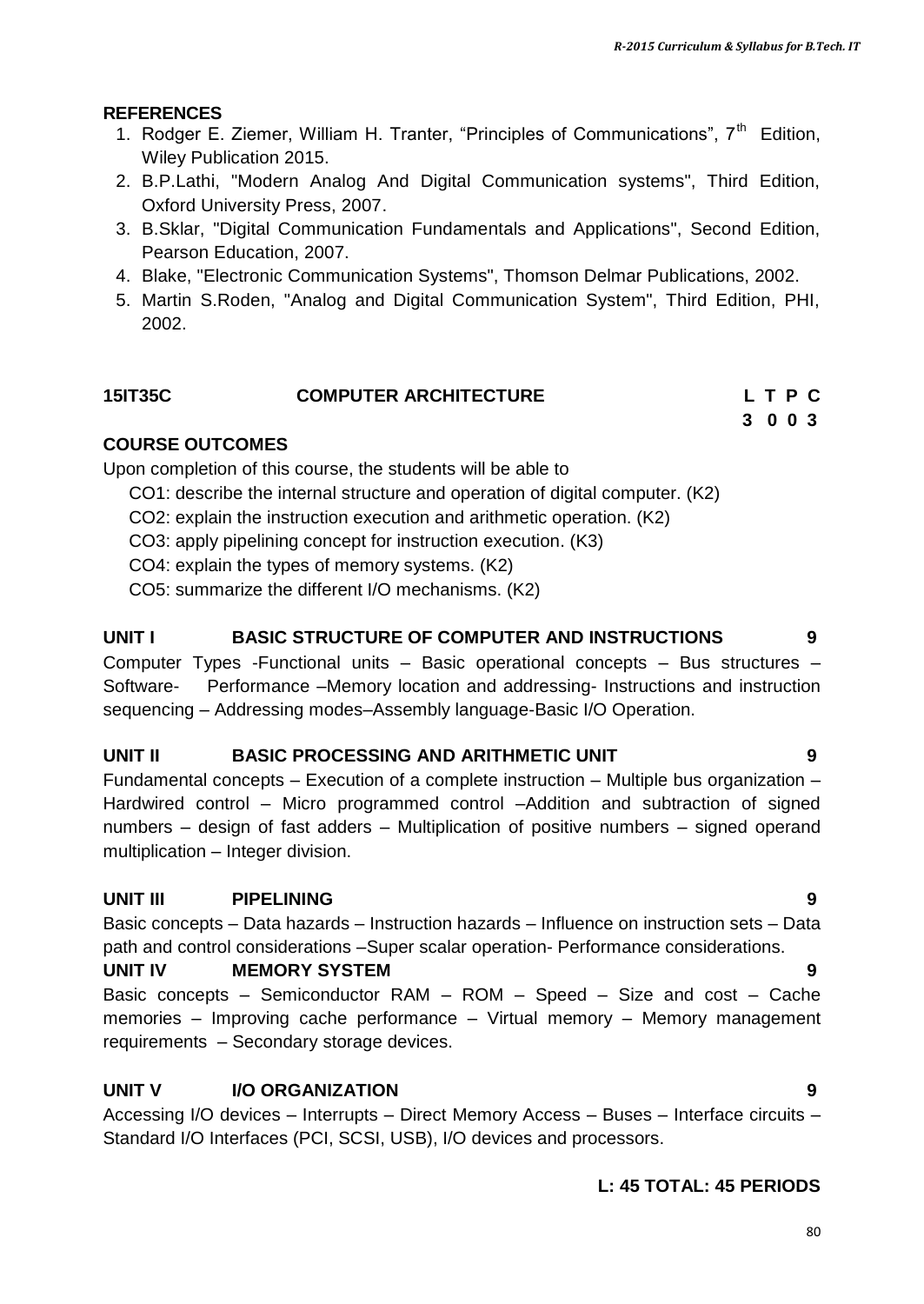**REFERENCES**

1. Rodger E. Ziemer, William H. Tranter, “Principles of Communications”, 7th Edition, Wiley Publication 2015.
2. B.P.Lathi, "Modern Analog And Digital Communication systems", Third Edition, Oxford University Press, 2007.
3. B.Sklar, "Digital Communication Fundamentals and Applications", Second Edition, Pearson Education, 2007.
4. Blake, "Electronic Communication Systems", Thomson Delmar Publications, 2002.
5. Martin S.Roden, "Analog and Digital Communication System", Third Edition, PHI, 2002.

## 15IT35C COMPUTER ARCHITECTURE

| L | T | P | C |
|---|---|---|---|
| 3 | 0 | 0 | 3 |

**COURSE OUTCOMES**

Upon completion of this course, the students will be able to

CO1: describe the internal structure and operation of digital computer. (K2)

CO2: explain the instruction execution and arithmetic operation. (K2)

CO3: apply pipelining concept for instruction execution. (K3)

CO4: explain the types of memory systems. (K2)

CO5: summarize the different I/O mechanisms. (K2)

**UNIT I BASIC STRUCTURE OF COMPUTER AND INSTRUCTIONS 9**

Computer Types -Functional units – Basic operational concepts – Bus structures – Software- Performance –Memory location and addressing- Instructions and instruction sequencing – Addressing modes–Assembly language-Basic I/O Operation.

**UNIT II BASIC PROCESSING AND ARITHMETIC UNIT 9**

Fundamental concepts – Execution of a complete instruction – Multiple bus organization – Hardwired control – Micro programmed control –Addition and subtraction of signed numbers – design of fast adders – Multiplication of positive numbers – signed operand multiplication – Integer division.

**UNIT III PIPELINING 9**

Basic concepts – Data hazards – Instruction hazards – Influence on instruction sets – Data path and control considerations –Super scalar operation- Performance considerations.

**UNIT IV MEMORY SYSTEM 9**

Basic concepts – Semiconductor RAM – ROM – Speed – Size and cost – Cache memories – Improving cache performance – Virtual memory – Memory management requirements – Secondary storage devices.

**UNIT V I/O ORGANIZATION 9**

Accessing I/O devices – Interrupts – Direct Memory Access – Buses – Interface circuits – Standard I/O Interfaces (PCI, SCSI, USB), I/O devices and processors.

**L: 45 TOTAL: 45 PERIODS**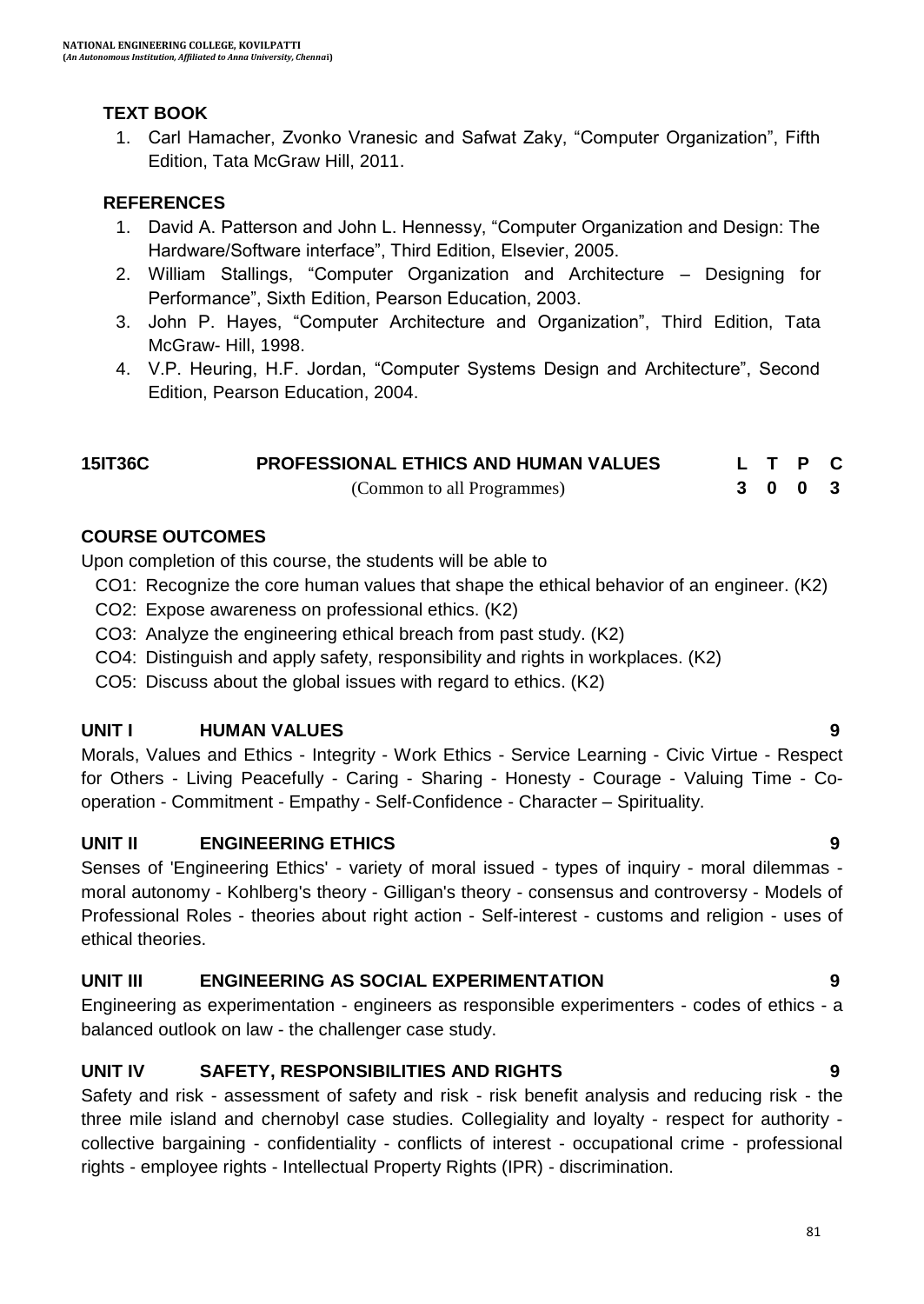## TEXT BOOK

1. Carl Hamacher, Zvonko Vranesic and Safwat Zaky, "Computer Organization", Fifth Edition, Tata McGraw Hill, 2011.

## REFERENCES

1. David A. Patterson and John L. Hennessy, "Computer Organization and Design: The Hardware/Software interface", Third Edition, Elsevier, 2005.
2. William Stallings, "Computer Organization and Architecture – Designing for Performance", Sixth Edition, Pearson Education, 2003.
3. John P. Hayes, "Computer Architecture and Organization", Third Edition, Tata McGraw- Hill, 1998.
4. V.P. Heuring, H.F. Jordan, "Computer Systems Design and Architecture", Second Edition, Pearson Education, 2004.

| 15IT36C | PROFESSIONAL ETHICS AND HUMAN VALUES | L | T | P | C |
|---|---|---|---|---|---|
| | (Common to all Programmes) | 3 | 0 | 0 | 3 |

## COURSE OUTCOMES

Upon completion of this course, the students will be able to

- CO1: Recognize the core human values that shape the ethical behavior of an engineer. (K2)
- CO2: Expose awareness on professional ethics. (K2)
- CO3: Analyze the engineering ethical breach from past study. (K2)
- CO4: Distinguish and apply safety, responsibility and rights in workplaces. (K2)
- CO5: Discuss about the global issues with regard to ethics. (K2)

## UNIT I HUMAN VALUES 9

Morals, Values and Ethics - Integrity - Work Ethics - Service Learning - Civic Virtue - Respect for Others - Living Peacefully - Caring - Sharing - Honesty - Courage - Valuing Time - Co-operation - Commitment - Empathy - Self-Confidence - Character – Spirituality.

## UNIT II ENGINEERING ETHICS 9

Senses of 'Engineering Ethics' - variety of moral issued - types of inquiry - moral dilemmas - moral autonomy - Kohlberg's theory - Gilligan's theory - consensus and controversy - Models of Professional Roles - theories about right action - Self-interest - customs and religion - uses of ethical theories.

## UNIT III ENGINEERING AS SOCIAL EXPERIMENTATION 9

Engineering as experimentation - engineers as responsible experimenters - codes of ethics - a balanced outlook on law - the challenger case study.

## UNIT IV SAFETY, RESPONSIBILITIES AND RIGHTS 9

Safety and risk - assessment of safety and risk - risk benefit analysis and reducing risk - the three mile island and chernobyl case studies. Collegiality and loyalty - respect for authority - collective bargaining - confidentiality - conflicts of interest - occupational crime - professional rights - employee rights - Intellectual Property Rights (IPR) - discrimination.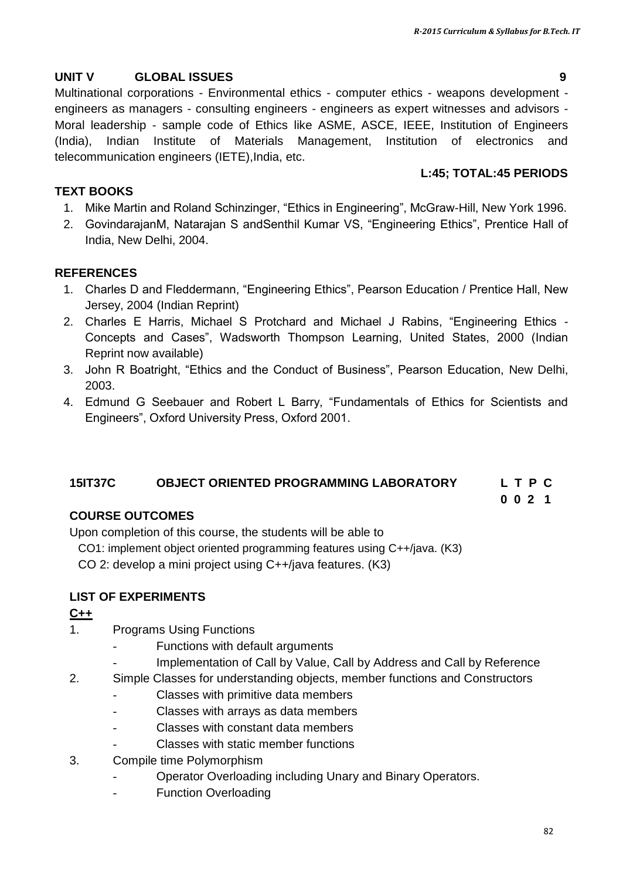## UNIT V GLOBAL ISSUES 9

Multinational corporations - Environmental ethics - computer ethics - weapons development - engineers as managers - consulting engineers - engineers as expert witnesses and advisors - Moral leadership - sample code of Ethics like ASME, ASCE, IEEE, Institution of Engineers (India), Indian Institute of Materials Management, Institution of electronics and telecommunication engineers (IETE),India, etc.

**L:45; TOTAL:45 PERIODS**

### TEXT BOOKS

1. Mike Martin and Roland Schinzinger, "Ethics in Engineering", McGraw-Hill, New York 1996.
2. GovindarajanM, Natarajan S andSenthil Kumar VS, "Engineering Ethics", Prentice Hall of India, New Delhi, 2004.

### REFERENCES

1. Charles D and Fleddermann, "Engineering Ethics", Pearson Education / Prentice Hall, New Jersey, 2004 (Indian Reprint)
2. Charles E Harris, Michael S Protchard and Michael J Rabins, "Engineering Ethics - Concepts and Cases", Wadsworth Thompson Learning, United States, 2000 (Indian Reprint now available)
3. John R Boatright, "Ethics and the Conduct of Business", Pearson Education, New Delhi, 2003.
4. Edmund G Seebauer and Robert L Barry, "Fundamentals of Ethics for Scientists and Engineers", Oxford University Press, Oxford 2001.

## 15IT37C OBJECT ORIENTED PROGRAMMING LABORATORY

| L | T | P | C |
|---|---|---|---|
| 0 | 0 | 2 | 1 |

### COURSE OUTCOMES

Upon completion of this course, the students will be able to

CO1: implement object oriented programming features using C++/java. (K3)

CO 2: develop a mini project using C++/java features. (K3)

### LIST OF EXPERIMENTS

**C++**

1. Programs Using Functions
   - Functions with default arguments
   - Implementation of Call by Value, Call by Address and Call by Reference
2. Simple Classes for understanding objects, member functions and Constructors
   - Classes with primitive data members
   - Classes with arrays as data members
   - Classes with constant data members
   - Classes with static member functions
3. Compile time Polymorphism
   - Operator Overloading including Unary and Binary Operators.
   - Function Overloading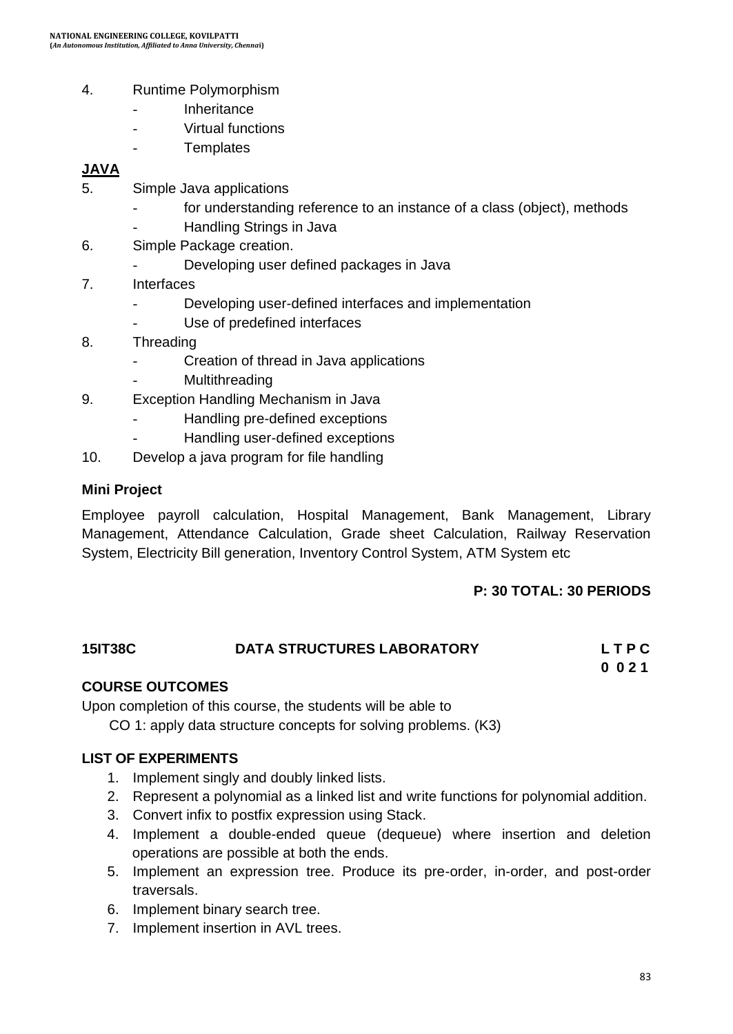4. Runtime Polymorphism
   - Inheritance
   - Virtual functions
   - Templates

**JAVA**

5. Simple Java applications
   - for understanding reference to an instance of a class (object), methods
   - Handling Strings in Java
6. Simple Package creation.
   - Developing user defined packages in Java
7. Interfaces
   - Developing user-defined interfaces and implementation
   - Use of predefined interfaces
8. Threading
   - Creation of thread in Java applications
   - Multithreading
9. Exception Handling Mechanism in Java
   - Handling pre-defined exceptions
   - Handling user-defined exceptions
10. Develop a java program for file handling

**Mini Project**

Employee payroll calculation, Hospital Management, Bank Management, Library Management, Attendance Calculation, Grade sheet Calculation, Railway Reservation System, Electricity Bill generation, Inventory Control System, ATM System etc

**P: 30 TOTAL: 30 PERIODS**

## 15IT38C DATA STRUCTURES LABORATORY

**L T P C**
**0 0 2 1**

**COURSE OUTCOMES**

Upon completion of this course, the students will be able to

CO 1: apply data structure concepts for solving problems. (K3)

**LIST OF EXPERIMENTS**

1. Implement singly and doubly linked lists.
2. Represent a polynomial as a linked list and write functions for polynomial addition.
3. Convert infix to postfix expression using Stack.
4. Implement a double-ended queue (dequeue) where insertion and deletion operations are possible at both the ends.
5. Implement an expression tree. Produce its pre-order, in-order, and post-order traversals.
6. Implement binary search tree.
7. Implement insertion in AVL trees.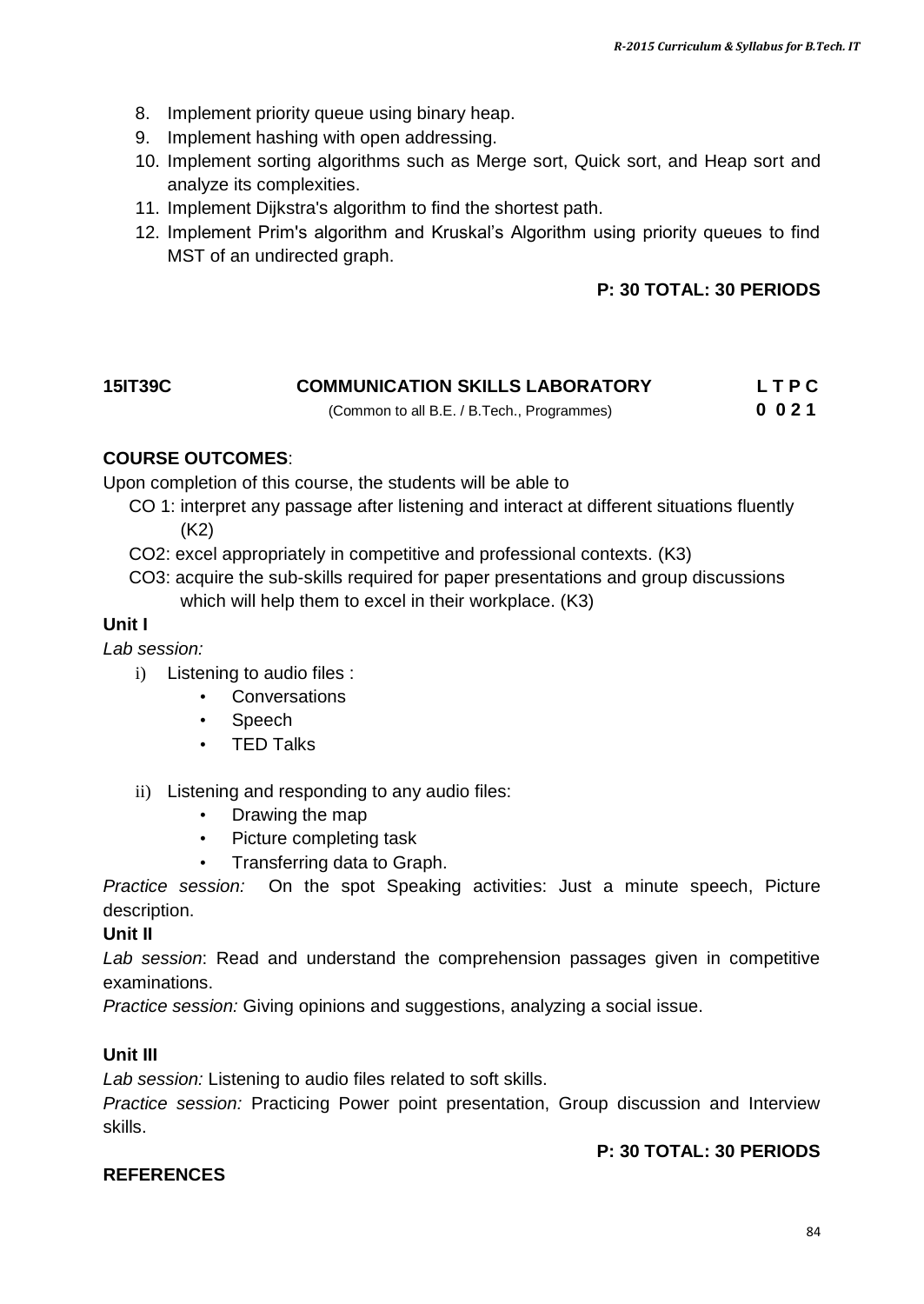8. Implement priority queue using binary heap.
9. Implement hashing with open addressing.
10. Implement sorting algorithms such as Merge sort, Quick sort, and Heap sort and analyze its complexities.
11. Implement Dijkstra's algorithm to find the shortest path.
12. Implement Prim's algorithm and Kruskal's Algorithm using priority queues to find MST of an undirected graph.

**P: 30 TOTAL: 30 PERIODS**

| **15IT39C** | **COMMUNICATION SKILLS LABORATORY** | **L T P C** |
|---|---|---|
| | (Common to all B.E. / B.Tech., Programmes) | **0 0 2 1** |

**COURSE OUTCOMES**:

Upon completion of this course, the students will be able to

CO 1: interpret any passage after listening and interact at different situations fluently (K2)

CO2: excel appropriately in competitive and professional contexts. (K3)

CO3: acquire the sub-skills required for paper presentations and group discussions which will help them to excel in their workplace. (K3)

**Unit I**

*Lab session:*

i) Listening to audio files :
   - Conversations
   - Speech
   - TED Talks

ii) Listening and responding to any audio files:
   - Drawing the map
   - Picture completing task
   - Transferring data to Graph.

*Practice session:* On the spot Speaking activities: Just a minute speech, Picture description.

**Unit II**

*Lab session*: Read and understand the comprehension passages given in competitive examinations.

*Practice session:* Giving opinions and suggestions, analyzing a social issue.

**Unit III**

*Lab session:* Listening to audio files related to soft skills.

*Practice session:* Practicing Power point presentation, Group discussion and Interview skills.

**P: 30 TOTAL: 30 PERIODS**

**REFERENCES**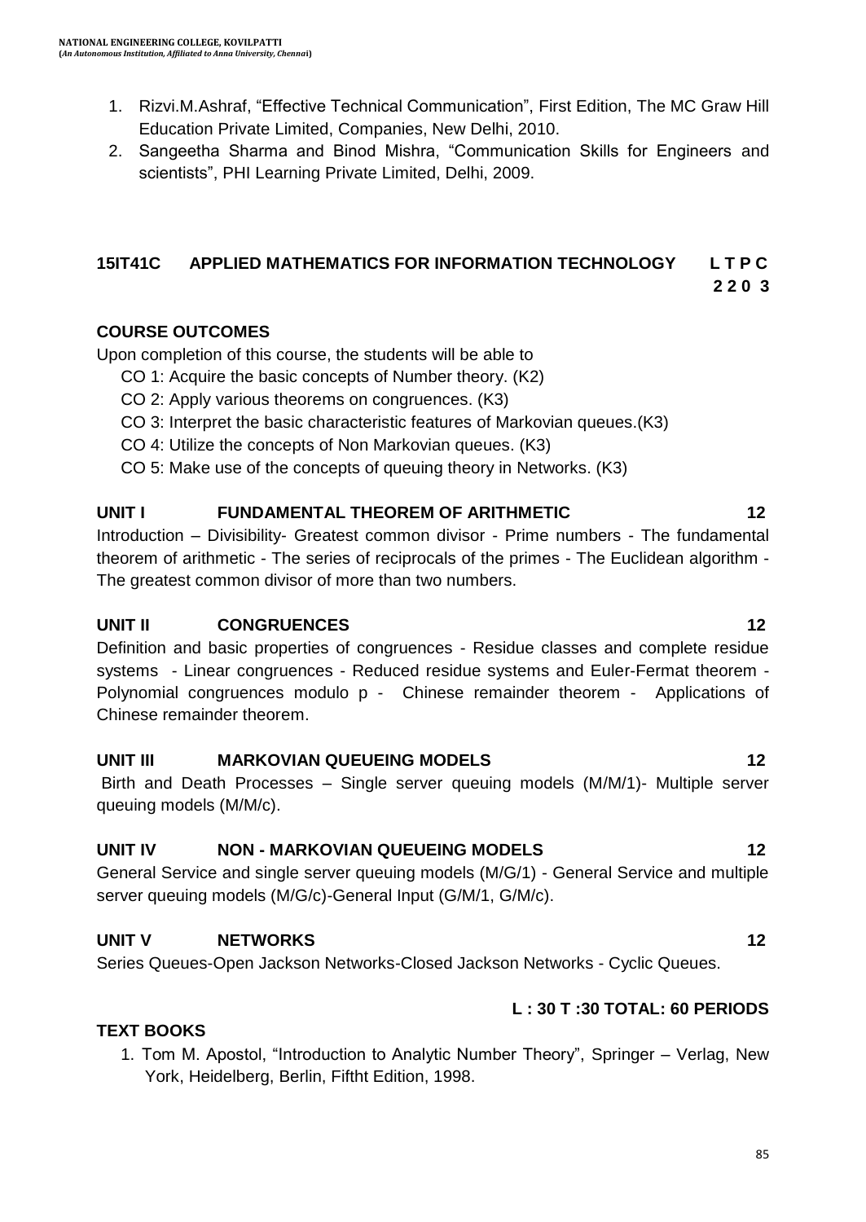1. Rizvi.M.Ashraf, "Effective Technical Communication", First Edition, The MC Graw Hill Education Private Limited, Companies, New Delhi, 2010.
2. Sangeetha Sharma and Binod Mishra, "Communication Skills for Engineers and scientists", PHI Learning Private Limited, Delhi, 2009.

## 15IT41C APPLIED MATHEMATICS FOR INFORMATION TECHNOLOGY

**L T P C**
**2 2 0 3**

### COURSE OUTCOMES

Upon completion of this course, the students will be able to

- CO 1: Acquire the basic concepts of Number theory. (K2)
- CO 2: Apply various theorems on congruences. (K3)
- CO 3: Interpret the basic characteristic features of Markovian queues.(K3)
- CO 4: Utilize the concepts of Non Markovian queues. (K3)
- CO 5: Make use of the concepts of queuing theory in Networks. (K3)

### UNIT I FUNDAMENTAL THEOREM OF ARITHMETIC 12

Introduction – Divisibility- Greatest common divisor - Prime numbers - The fundamental theorem of arithmetic - The series of reciprocals of the primes - The Euclidean algorithm - The greatest common divisor of more than two numbers.

### UNIT II CONGRUENCES 12

Definition and basic properties of congruences - Residue classes and complete residue systems - Linear congruences - Reduced residue systems and Euler-Fermat theorem - Polynomial congruences modulo p - Chinese remainder theorem - Applications of Chinese remainder theorem.

### UNIT III MARKOVIAN QUEUEING MODELS 12

Birth and Death Processes – Single server queuing models (M/M/1)- Multiple server queuing models (M/M/c).

### UNIT IV NON - MARKOVIAN QUEUEING MODELS 12

General Service and single server queuing models (M/G/1) - General Service and multiple server queuing models (M/G/c)-General Input (G/M/1, G/M/c).

### UNIT V NETWORKS 12

Series Queues-Open Jackson Networks-Closed Jackson Networks - Cyclic Queues.

**L : 30 T :30 TOTAL: 60 PERIODS**

### TEXT BOOKS

1. Tom M. Apostol, "Introduction to Analytic Number Theory", Springer – Verlag, New York, Heidelberg, Berlin, Fiftht Edition, 1998.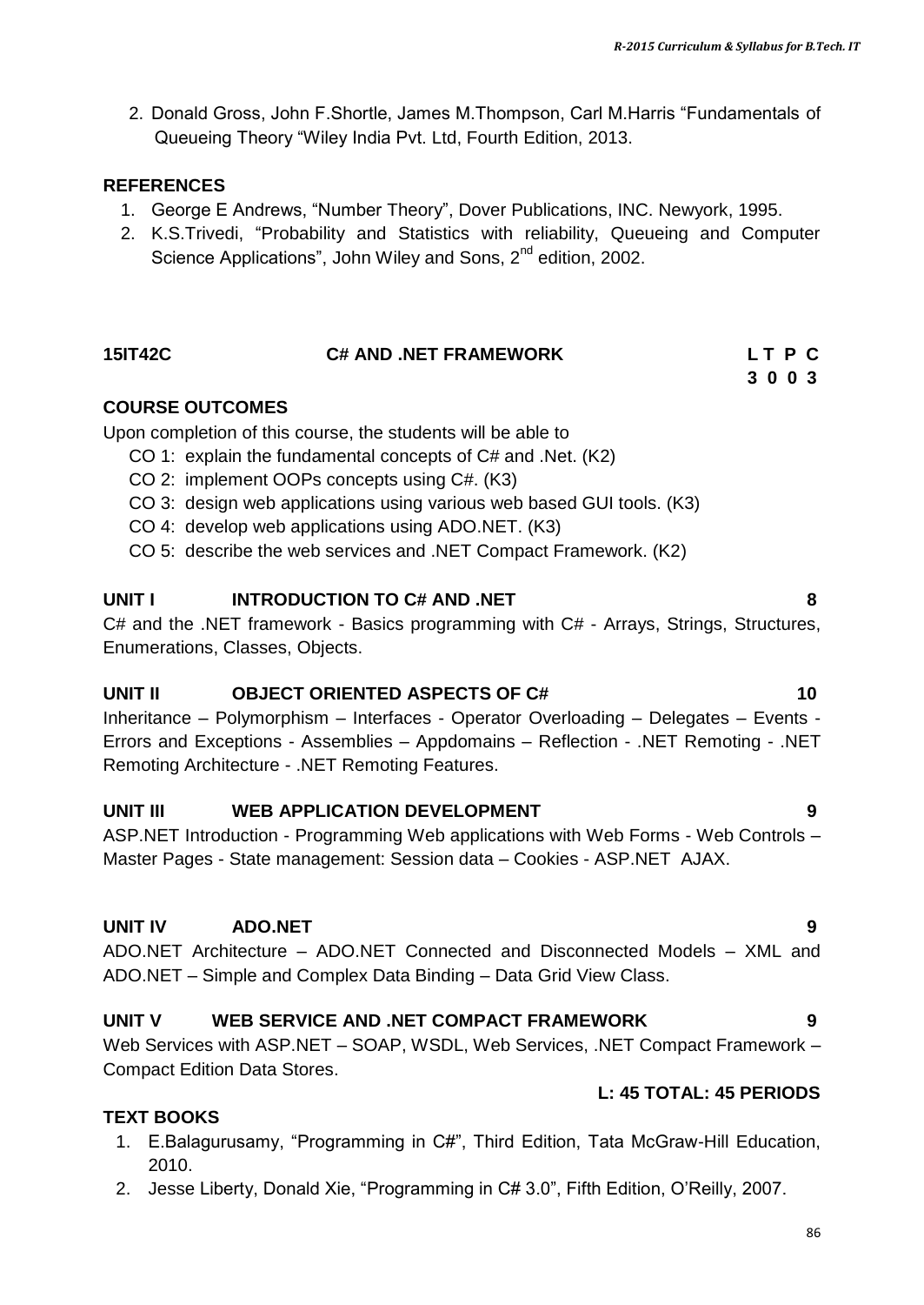2. Donald Gross, John F.Shortle, James M.Thompson, Carl M.Harris "Fundamentals of Queueing Theory "Wiley India Pvt. Ltd, Fourth Edition, 2013.

**REFERENCES**

1. George E Andrews, "Number Theory", Dover Publications, INC. Newyork, 1995.
2. K.S.Trivedi, "Probability and Statistics with reliability, Queueing and Computer Science Applications", John Wiley and Sons, 2nd edition, 2002.

## 15IT42C C# AND .NET FRAMEWORK

| L | T | P | C |
|---|---|---|---|
| 3 | 0 | 0 | 3 |

**COURSE OUTCOMES**

Upon completion of this course, the students will be able to

- CO 1: explain the fundamental concepts of C# and .Net. (K2)
- CO 2: implement OOPs concepts using C#. (K3)
- CO 3: design web applications using various web based GUI tools. (K3)
- CO 4: develop web applications using ADO.NET. (K3)
- CO 5: describe the web services and .NET Compact Framework. (K2)

**UNIT I INTRODUCTION TO C# AND .NET — 8**

C# and the .NET framework - Basics programming with C# - Arrays, Strings, Structures, Enumerations, Classes, Objects.

**UNIT II OBJECT ORIENTED ASPECTS OF C# — 10**

Inheritance – Polymorphism – Interfaces - Operator Overloading – Delegates – Events - Errors and Exceptions - Assemblies – Appdomains – Reflection - .NET Remoting - .NET Remoting Architecture - .NET Remoting Features.

**UNIT III WEB APPLICATION DEVELOPMENT — 9**

ASP.NET Introduction - Programming Web applications with Web Forms - Web Controls – Master Pages - State management: Session data – Cookies - ASP.NET AJAX.

**UNIT IV ADO.NET — 9**

ADO.NET Architecture – ADO.NET Connected and Disconnected Models – XML and ADO.NET – Simple and Complex Data Binding – Data Grid View Class.

**UNIT V WEB SERVICE AND .NET COMPACT FRAMEWORK — 9**

Web Services with ASP.NET – SOAP, WSDL, Web Services, .NET Compact Framework – Compact Edition Data Stores.

**L: 45 TOTAL: 45 PERIODS**

**TEXT BOOKS**

1. E.Balagurusamy, "Programming in C#", Third Edition, Tata McGraw-Hill Education, 2010.
2. Jesse Liberty, Donald Xie, "Programming in C# 3.0", Fifth Edition, O'Reilly, 2007.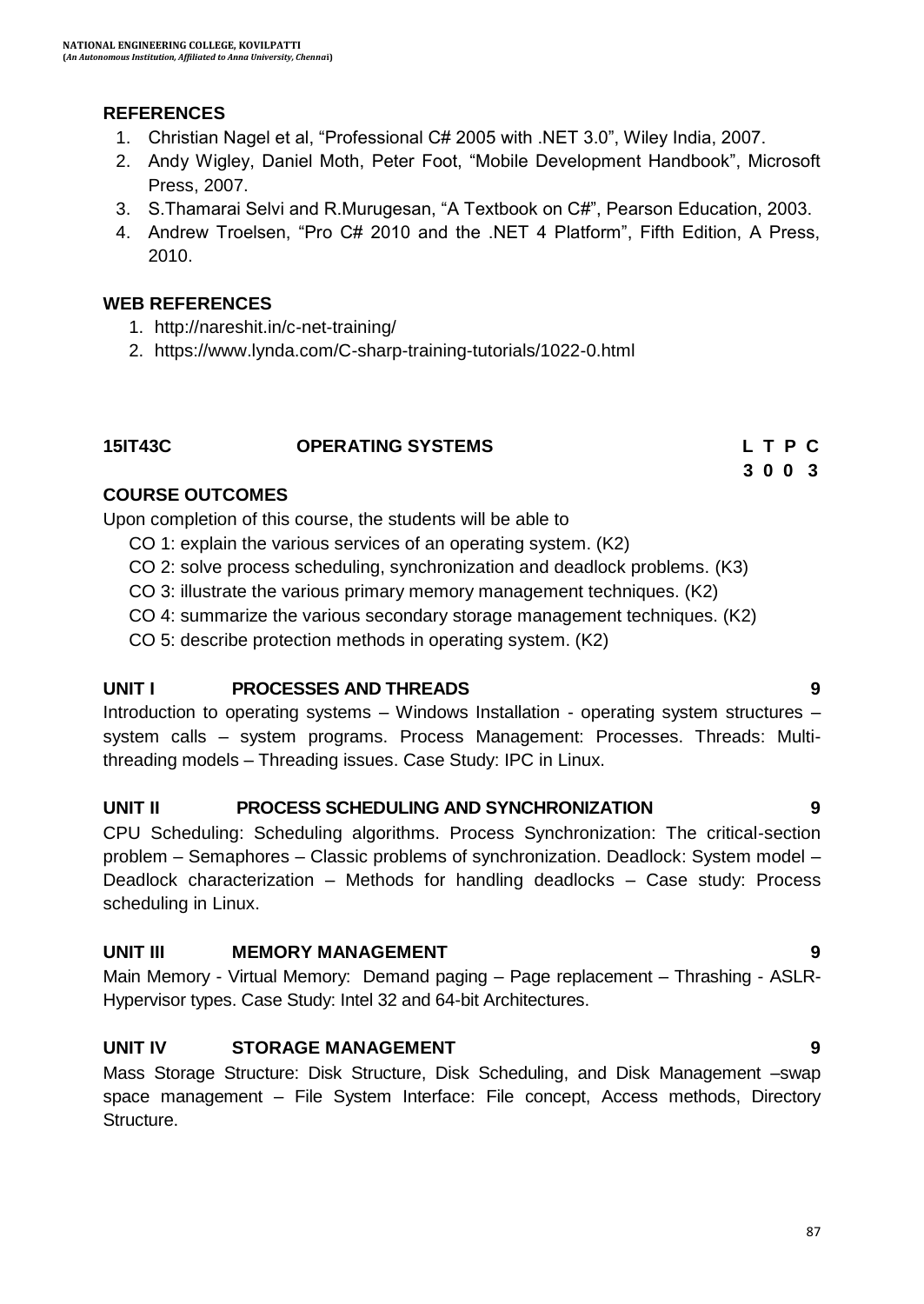### REFERENCES

1. Christian Nagel et al, "Professional C# 2005 with .NET 3.0", Wiley India, 2007.
2. Andy Wigley, Daniel Moth, Peter Foot, "Mobile Development Handbook", Microsoft Press, 2007.
3. S.Thamarai Selvi and R.Murugesan, "A Textbook on C#", Pearson Education, 2003.
4. Andrew Troelsen, "Pro C# 2010 and the .NET 4 Platform", Fifth Edition, A Press, 2010.

### WEB REFERENCES

1. http://nareshit.in/c-net-training/
2. https://www.lynda.com/C-sharp-training-tutorials/1022-0.html

## 15IT43C OPERATING SYSTEMS

| L | T | P | C |
|---|---|---|---|
| 3 | 0 | 0 | 3 |

### COURSE OUTCOMES

Upon completion of this course, the students will be able to

CO 1: explain the various services of an operating system. (K2)

CO 2: solve process scheduling, synchronization and deadlock problems. (K3)

CO 3: illustrate the various primary memory management techniques. (K2)

CO 4: summarize the various secondary storage management techniques. (K2)

CO 5: describe protection methods in operating system. (K2)

### UNIT I PROCESSES AND THREADS 9

Introduction to operating systems – Windows Installation - operating system structures – system calls – system programs. Process Management: Processes. Threads: Multi-threading models – Threading issues. Case Study: IPC in Linux.

### UNIT II PROCESS SCHEDULING AND SYNCHRONIZATION 9

CPU Scheduling: Scheduling algorithms. Process Synchronization: The critical-section problem – Semaphores – Classic problems of synchronization. Deadlock: System model – Deadlock characterization – Methods for handling deadlocks – Case study: Process scheduling in Linux.

### UNIT III MEMORY MANAGEMENT 9

Main Memory - Virtual Memory: Demand paging – Page replacement – Thrashing - ASLR- Hypervisor types. Case Study: Intel 32 and 64-bit Architectures.

### UNIT IV STORAGE MANAGEMENT 9

Mass Storage Structure: Disk Structure, Disk Scheduling, and Disk Management –swap space management – File System Interface: File concept, Access methods, Directory Structure.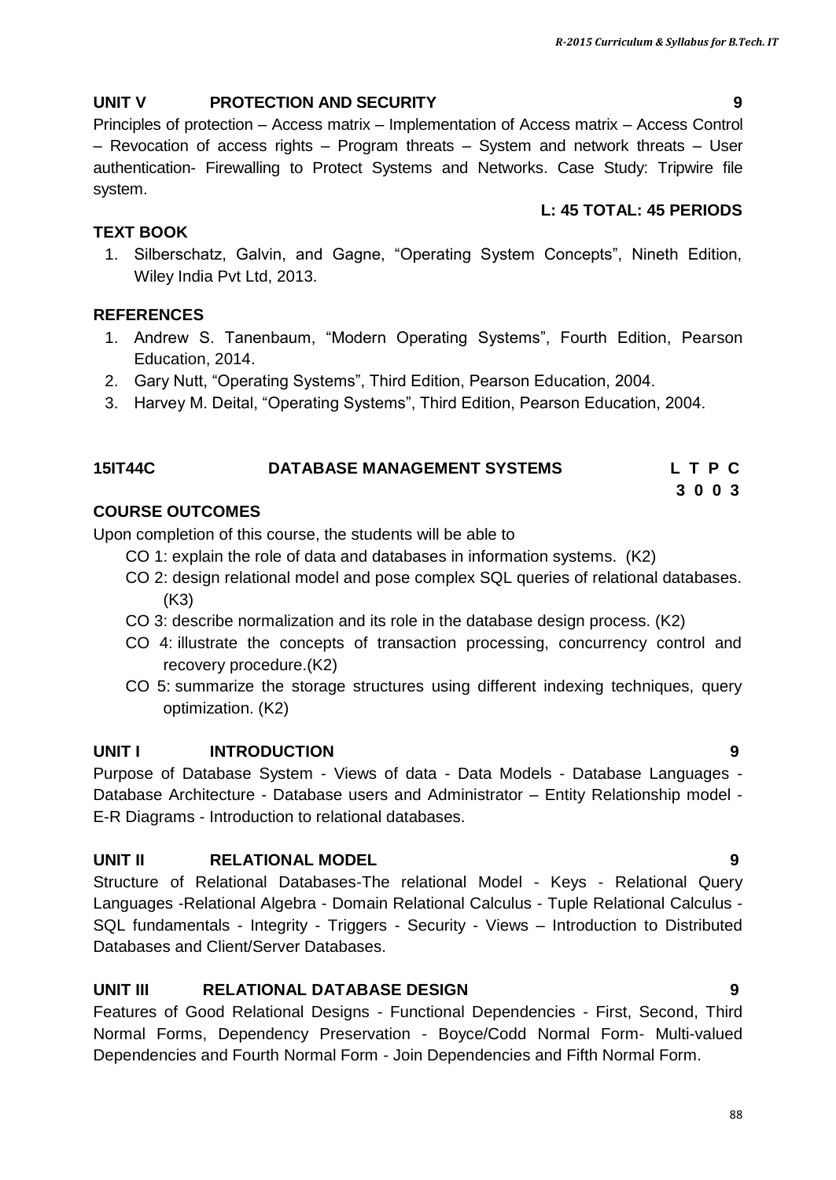**UNIT V PROTECTION AND SECURITY 9**

Principles of protection – Access matrix – Implementation of Access matrix – Access Control – Revocation of access rights – Program threats – System and network threats – User authentication- Firewalling to Protect Systems and Networks. Case Study: Tripwire file system.

**L: 45 TOTAL: 45 PERIODS**

**TEXT BOOK**

1. Silberschatz, Galvin, and Gagne, "Operating System Concepts", Nineth Edition, Wiley India Pvt Ltd, 2013.

**REFERENCES**

1. Andrew S. Tanenbaum, "Modern Operating Systems", Fourth Edition, Pearson Education, 2014.
2. Gary Nutt, "Operating Systems", Third Edition, Pearson Education, 2004.
3. Harvey M. Deital, "Operating Systems", Third Edition, Pearson Education, 2004.

## 15IT44C DATABASE MANAGEMENT SYSTEMS

| L | T | P | C |
|---|---|---|---|
| 3 | 0 | 0 | 3 |

**COURSE OUTCOMES**

Upon completion of this course, the students will be able to

- CO 1: explain the role of data and databases in information systems. (K2)
- CO 2: design relational model and pose complex SQL queries of relational databases. (K3)
- CO 3: describe normalization and its role in the database design process. (K2)
- CO 4: illustrate the concepts of transaction processing, concurrency control and recovery procedure.(K2)
- CO 5: summarize the storage structures using different indexing techniques, query optimization. (K2)

**UNIT I INTRODUCTION 9**

Purpose of Database System - Views of data - Data Models - Database Languages - Database Architecture - Database users and Administrator – Entity Relationship model - E-R Diagrams - Introduction to relational databases.

**UNIT II RELATIONAL MODEL 9**

Structure of Relational Databases-The relational Model - Keys - Relational Query Languages -Relational Algebra - Domain Relational Calculus - Tuple Relational Calculus - SQL fundamentals - Integrity - Triggers - Security - Views – Introduction to Distributed Databases and Client/Server Databases.

**UNIT III RELATIONAL DATABASE DESIGN 9**

Features of Good Relational Designs - Functional Dependencies - First, Second, Third Normal Forms, Dependency Preservation - Boyce/Codd Normal Form- Multi-valued Dependencies and Fourth Normal Form - Join Dependencies and Fifth Normal Form.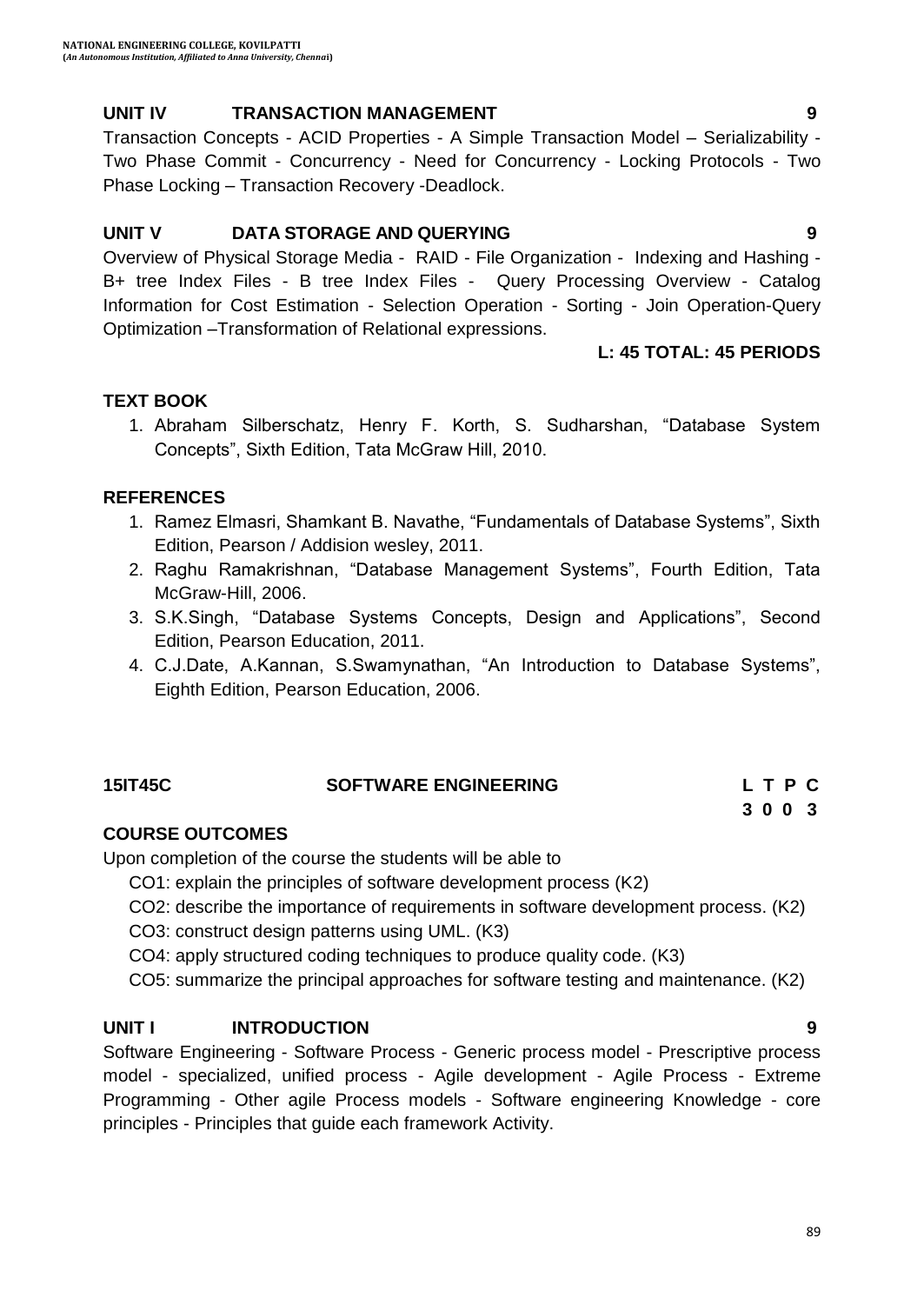### UNIT IV TRANSACTION MANAGEMENT 9

Transaction Concepts - ACID Properties - A Simple Transaction Model – Serializability - Two Phase Commit - Concurrency - Need for Concurrency - Locking Protocols - Two Phase Locking – Transaction Recovery -Deadlock.

### UNIT V DATA STORAGE AND QUERYING 9

Overview of Physical Storage Media - RAID - File Organization - Indexing and Hashing - B+ tree Index Files - B tree Index Files - Query Processing Overview - Catalog Information for Cost Estimation - Selection Operation - Sorting - Join Operation-Query Optimization –Transformation of Relational expressions.

**L: 45 TOTAL: 45 PERIODS**

### TEXT BOOK

1. Abraham Silberschatz, Henry F. Korth, S. Sudharshan, "Database System Concepts", Sixth Edition, Tata McGraw Hill, 2010.

### REFERENCES

1. Ramez Elmasri, Shamkant B. Navathe, "Fundamentals of Database Systems", Sixth Edition, Pearson / Addision wesley, 2011.
2. Raghu Ramakrishnan, "Database Management Systems", Fourth Edition, Tata McGraw-Hill, 2006.
3. S.K.Singh, "Database Systems Concepts, Design and Applications", Second Edition, Pearson Education, 2011.
4. C.J.Date, A.Kannan, S.Swamynathan, "An Introduction to Database Systems", Eighth Edition, Pearson Education, 2006.

## 15IT45C SOFTWARE ENGINEERING

| L | T | P | C |
|---|---|---|---|
| 3 | 0 | 0 | 3 |

### COURSE OUTCOMES

Upon completion of the course the students will be able to

- CO1: explain the principles of software development process (K2)
- CO2: describe the importance of requirements in software development process. (K2)
- CO3: construct design patterns using UML. (K3)
- CO4: apply structured coding techniques to produce quality code. (K3)
- CO5: summarize the principal approaches for software testing and maintenance. (K2)

### UNIT I INTRODUCTION 9

Software Engineering - Software Process - Generic process model - Prescriptive process model - specialized, unified process - Agile development - Agile Process - Extreme Programming - Other agile Process models - Software engineering Knowledge - core principles - Principles that guide each framework Activity.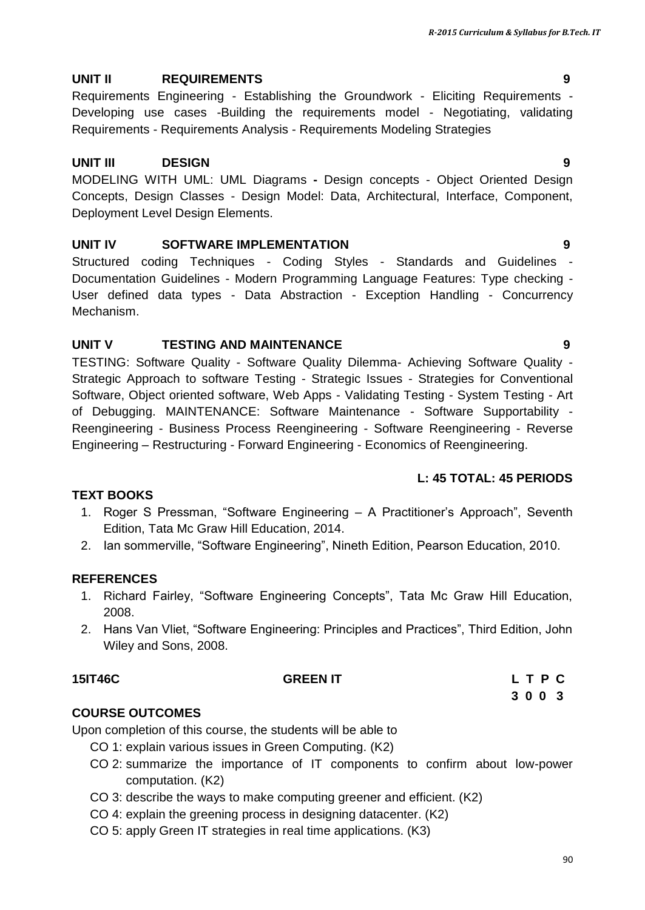### UNIT II REQUIREMENTS 9

Requirements Engineering - Establishing the Groundwork - Eliciting Requirements - Developing use cases -Building the requirements model - Negotiating, validating Requirements - Requirements Analysis - Requirements Modeling Strategies

### UNIT III DESIGN 9

MODELING WITH UML: UML Diagrams **-** Design concepts - Object Oriented Design Concepts, Design Classes - Design Model: Data, Architectural, Interface, Component, Deployment Level Design Elements.

### UNIT IV SOFTWARE IMPLEMENTATION 9

Structured coding Techniques - Coding Styles - Standards and Guidelines - Documentation Guidelines - Modern Programming Language Features: Type checking - User defined data types - Data Abstraction - Exception Handling - Concurrency Mechanism.

### UNIT V TESTING AND MAINTENANCE 9

TESTING: Software Quality - Software Quality Dilemma- Achieving Software Quality - Strategic Approach to software Testing - Strategic Issues - Strategies for Conventional Software, Object oriented software, Web Apps - Validating Testing - System Testing - Art of Debugging. MAINTENANCE: Software Maintenance - Software Supportability - Reengineering - Business Process Reengineering - Software Reengineering - Reverse Engineering – Restructuring - Forward Engineering - Economics of Reengineering.

**L: 45 TOTAL: 45 PERIODS**

### TEXT BOOKS

1. Roger S Pressman, “Software Engineering – A Practitioner’s Approach”, Seventh Edition, Tata Mc Graw Hill Education, 2014.
2. Ian sommerville, “Software Engineering”, Nineth Edition, Pearson Education, 2010.

### REFERENCES

1. Richard Fairley, “Software Engineering Concepts”, Tata Mc Graw Hill Education, 2008.
2. Hans Van Vliet, “Software Engineering: Principles and Practices”, Third Edition, John Wiley and Sons, 2008.

## 15IT46C GREEN IT

| L | T | P | C |
|---|---|---|---|
| 3 | 0 | 0 | 3 |

### COURSE OUTCOMES

Upon completion of this course, the students will be able to

- CO 1: explain various issues in Green Computing. (K2)
- CO 2: summarize the importance of IT components to confirm about low-power computation. (K2)
- CO 3: describe the ways to make computing greener and efficient. (K2)
- CO 4: explain the greening process in designing datacenter. (K2)
- CO 5: apply Green IT strategies in real time applications. (K3)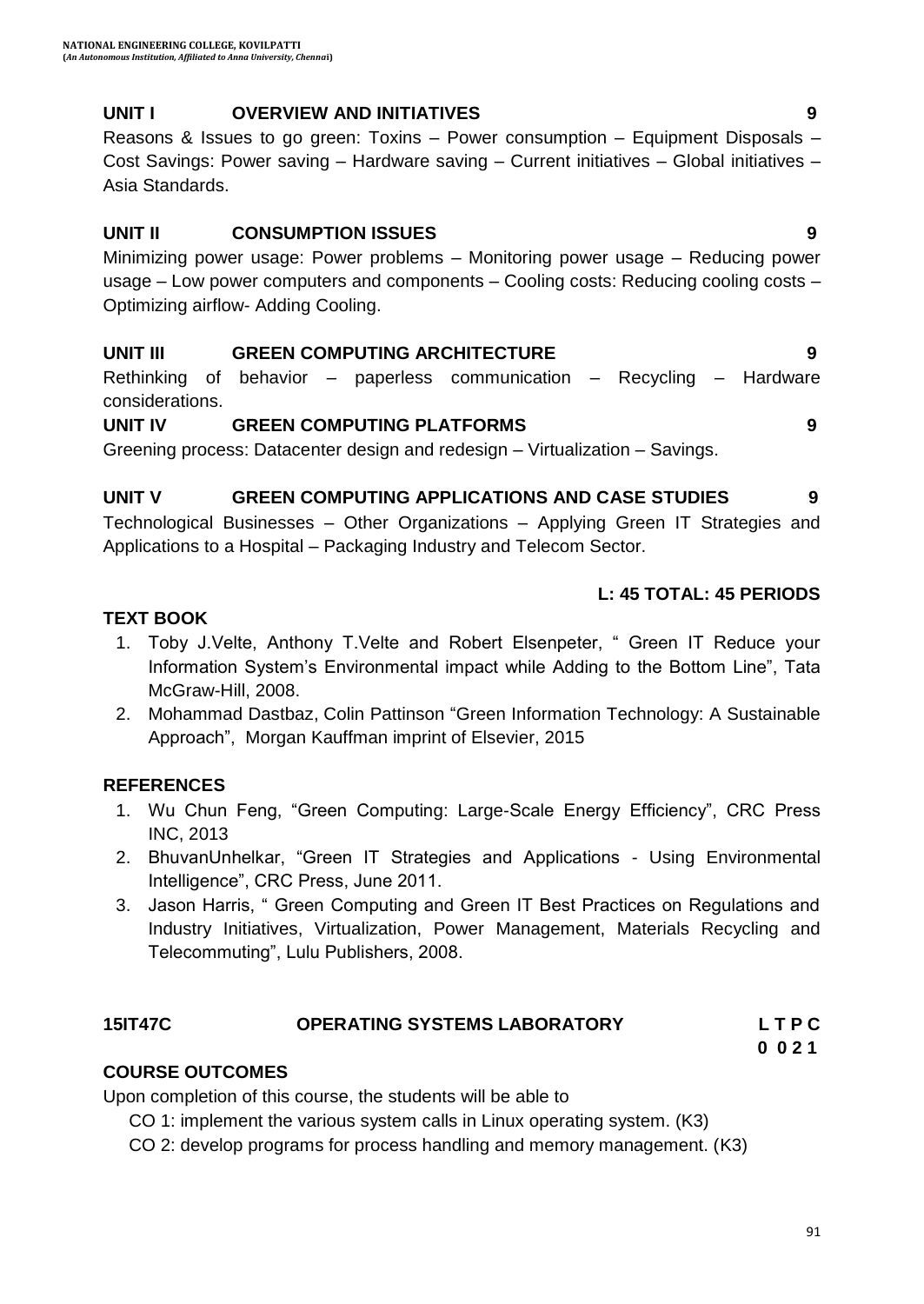### UNIT I OVERVIEW AND INITIATIVES 9

Reasons & Issues to go green: Toxins – Power consumption – Equipment Disposals – Cost Savings: Power saving – Hardware saving – Current initiatives – Global initiatives – Asia Standards.

### UNIT II CONSUMPTION ISSUES 9

Minimizing power usage: Power problems – Monitoring power usage – Reducing power usage – Low power computers and components – Cooling costs: Reducing cooling costs – Optimizing airflow- Adding Cooling.

### UNIT III GREEN COMPUTING ARCHITECTURE 9

Rethinking of behavior – paperless communication – Recycling – Hardware considerations.

### UNIT IV GREEN COMPUTING PLATFORMS 9

Greening process: Datacenter design and redesign – Virtualization – Savings.

### UNIT V GREEN COMPUTING APPLICATIONS AND CASE STUDIES 9

Technological Businesses – Other Organizations – Applying Green IT Strategies and Applications to a Hospital – Packaging Industry and Telecom Sector.

**L: 45 TOTAL: 45 PERIODS**

### TEXT BOOK

1. Toby J.Velte, Anthony T.Velte and Robert Elsenpeter, " Green IT Reduce your Information System's Environmental impact while Adding to the Bottom Line", Tata McGraw-Hill, 2008.
2. Mohammad Dastbaz, Colin Pattinson "Green Information Technology: A Sustainable Approach", Morgan Kauffman imprint of Elsevier, 2015

### REFERENCES

1. Wu Chun Feng, "Green Computing: Large-Scale Energy Efficiency", CRC Press INC, 2013
2. BhuvanUnhelkar, "Green IT Strategies and Applications - Using Environmental Intelligence", CRC Press, June 2011.
3. Jason Harris, " Green Computing and Green IT Best Practices on Regulations and Industry Initiatives, Virtualization, Power Management, Materials Recycling and Telecommuting", Lulu Publishers, 2008.

## 15IT47C OPERATING SYSTEMS LABORATORY

| L | T | P | C |
|---|---|---|---|
| 0 | 0 | 2 | 1 |

### COURSE OUTCOMES

Upon completion of this course, the students will be able to

- CO 1: implement the various system calls in Linux operating system. (K3)
- CO 2: develop programs for process handling and memory management. (K3)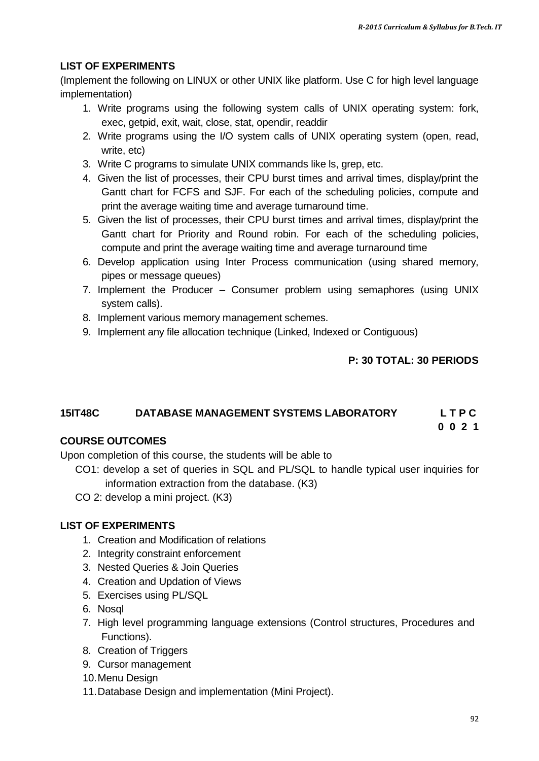**LIST OF EXPERIMENTS**

(Implement the following on LINUX or other UNIX like platform. Use C for high level language implementation)

1. Write programs using the following system calls of UNIX operating system: fork, exec, getpid, exit, wait, close, stat, opendir, readdir
2. Write programs using the I/O system calls of UNIX operating system (open, read, write, etc)
3. Write C programs to simulate UNIX commands like ls, grep, etc.
4. Given the list of processes, their CPU burst times and arrival times, display/print the Gantt chart for FCFS and SJF. For each of the scheduling policies, compute and print the average waiting time and average turnaround time.
5. Given the list of processes, their CPU burst times and arrival times, display/print the Gantt chart for Priority and Round robin. For each of the scheduling policies, compute and print the average waiting time and average turnaround time
6. Develop application using Inter Process communication (using shared memory, pipes or message queues)
7. Implement the Producer – Consumer problem using semaphores (using UNIX system calls).
8. Implement various memory management schemes.
9. Implement any file allocation technique (Linked, Indexed or Contiguous)

**P: 30 TOTAL: 30 PERIODS**

## 15IT48C DATABASE MANAGEMENT SYSTEMS LABORATORY

**L T P C**
**0 0 2 1**

**COURSE OUTCOMES**

Upon completion of this course, the students will be able to

CO1: develop a set of queries in SQL and PL/SQL to handle typical user inquiries for information extraction from the database. (K3)

CO 2: develop a mini project. (K3)

**LIST OF EXPERIMENTS**

1. Creation and Modification of relations
2. Integrity constraint enforcement
3. Nested Queries & Join Queries
4. Creation and Updation of Views
5. Exercises using PL/SQL
6. Nosql
7. High level programming language extensions (Control structures, Procedures and Functions).
8. Creation of Triggers
9. Cursor management
10. Menu Design
11. Database Design and implementation (Mini Project).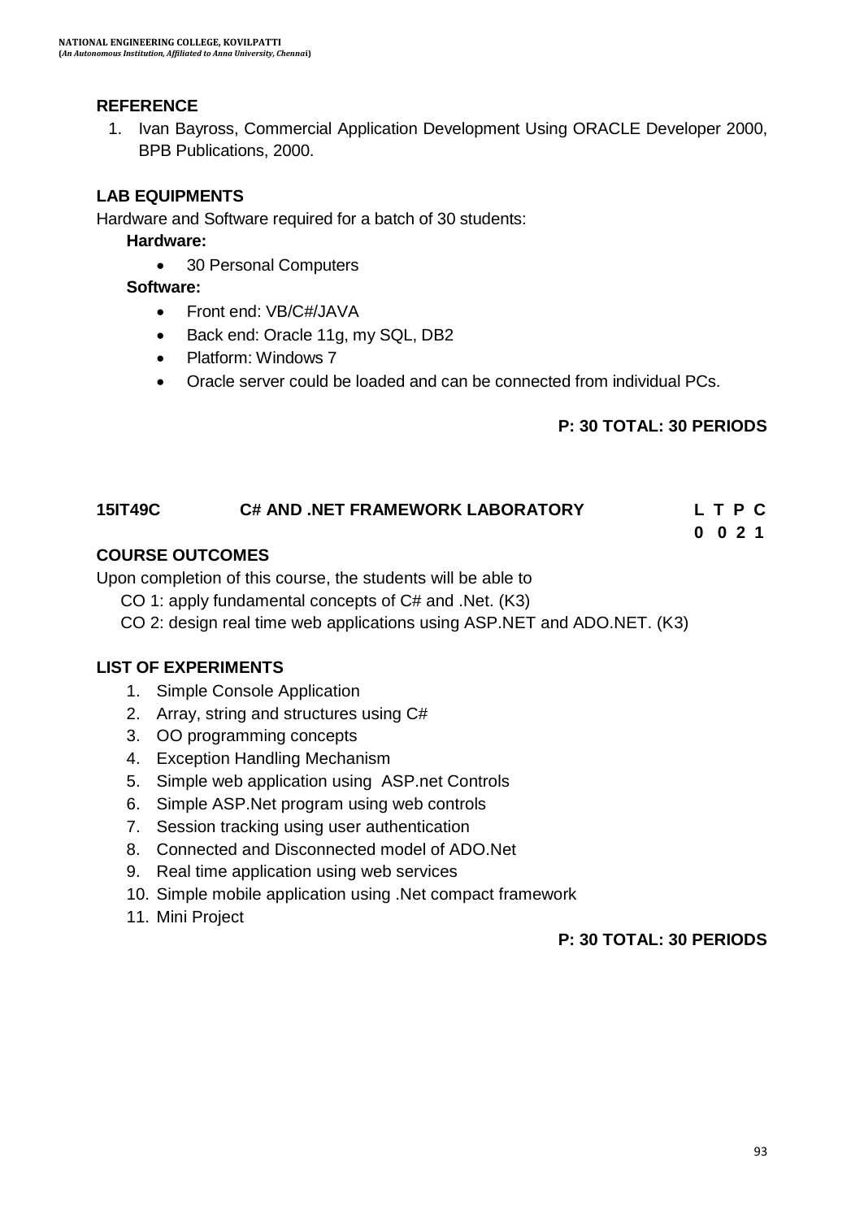**REFERENCE**

1. Ivan Bayross, Commercial Application Development Using ORACLE Developer 2000, BPB Publications, 2000.

**LAB EQUIPMENTS**

Hardware and Software required for a batch of 30 students:

**Hardware:**

- 30 Personal Computers

**Software:**

- Front end: VB/C#/JAVA
- Back end: Oracle 11g, my SQL, DB2
- Platform: Windows 7
- Oracle server could be loaded and can be connected from individual PCs.

**P: 30 TOTAL: 30 PERIODS**

## 15IT49C C# AND .NET FRAMEWORK LABORATORY

| L | T | P | C |
|---|---|---|---|
| 0 | 0 | 2 | 1 |

**COURSE OUTCOMES**

Upon completion of this course, the students will be able to

CO 1: apply fundamental concepts of C# and .Net. (K3)

CO 2: design real time web applications using ASP.NET and ADO.NET. (K3)

**LIST OF EXPERIMENTS**

1. Simple Console Application
2. Array, string and structures using C#
3. OO programming concepts
4. Exception Handling Mechanism
5. Simple web application using ASP.net Controls
6. Simple ASP.Net program using web controls
7. Session tracking using user authentication
8. Connected and Disconnected model of ADO.Net
9. Real time application using web services
10. Simple mobile application using .Net compact framework
11. Mini Project

**P: 30 TOTAL: 30 PERIODS**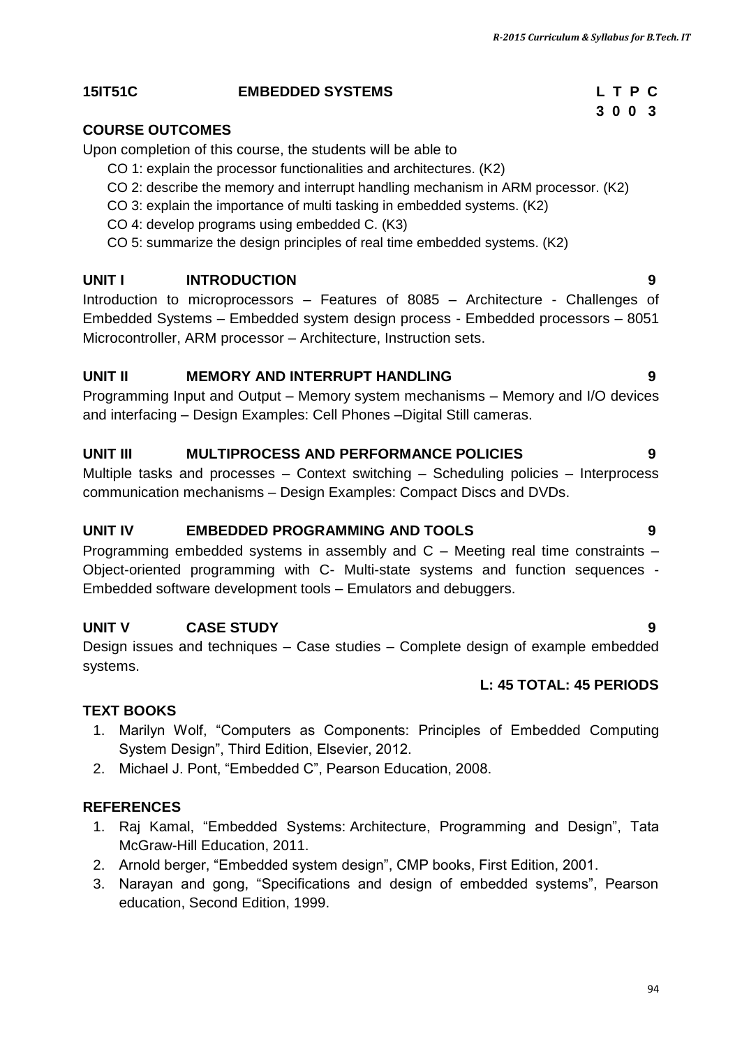**15IT51C EMBEDDED SYSTEMS**

| L | T | P | C |
|---|---|---|---|
| 3 | 0 | 0 | 3 |

## COURSE OUTCOMES

Upon completion of this course, the students will be able to

- CO 1: explain the processor functionalities and architectures. (K2)
- CO 2: describe the memory and interrupt handling mechanism in ARM processor. (K2)
- CO 3: explain the importance of multi tasking in embedded systems. (K2)
- CO 4: develop programs using embedded C. (K3)
- CO 5: summarize the design principles of real time embedded systems. (K2)

### UNIT I INTRODUCTION 9

Introduction to microprocessors – Features of 8085 – Architecture - Challenges of Embedded Systems – Embedded system design process - Embedded processors – 8051 Microcontroller, ARM processor – Architecture, Instruction sets.

### UNIT II MEMORY AND INTERRUPT HANDLING 9

Programming Input and Output – Memory system mechanisms – Memory and I/O devices and interfacing – Design Examples: Cell Phones –Digital Still cameras.

### UNIT III MULTIPROCESS AND PERFORMANCE POLICIES 9

Multiple tasks and processes – Context switching – Scheduling policies – Interprocess communication mechanisms – Design Examples: Compact Discs and DVDs.

### UNIT IV EMBEDDED PROGRAMMING AND TOOLS 9

Programming embedded systems in assembly and C – Meeting real time constraints – Object-oriented programming with C- Multi-state systems and function sequences - Embedded software development tools – Emulators and debuggers.

### UNIT V CASE STUDY 9

Design issues and techniques – Case studies – Complete design of example embedded systems.

**L: 45 TOTAL: 45 PERIODS**

## TEXT BOOKS

1. Marilyn Wolf, "Computers as Components: Principles of Embedded Computing System Design", Third Edition, Elsevier, 2012.
2. Michael J. Pont, "Embedded C", Pearson Education, 2008.

## REFERENCES

1. Raj Kamal, "Embedded Systems: Architecture, Programming and Design", Tata McGraw-Hill Education, 2011.
2. Arnold berger, "Embedded system design", CMP books, First Edition, 2001.
3. Narayan and gong, "Specifications and design of embedded systems", Pearson education, Second Edition, 1999.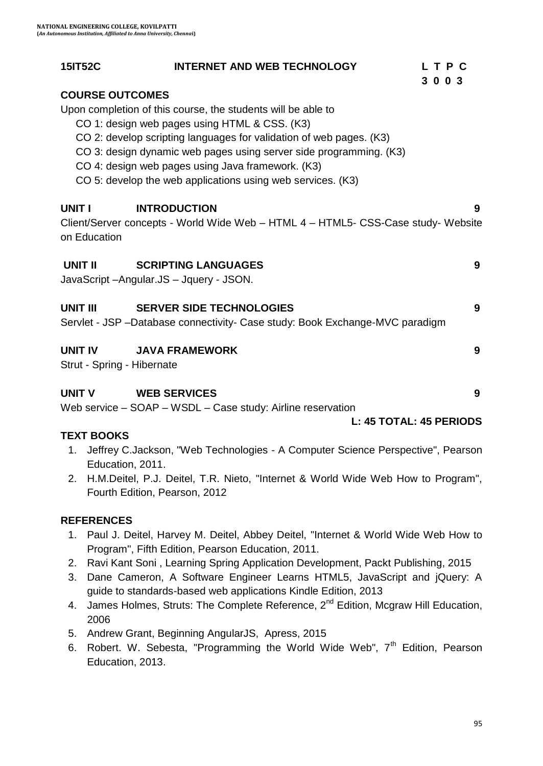## 15IT52C INTERNET AND WEB TECHNOLOGY

| L | T | P | C |
|---|---|---|---|
| 3 | 0 | 0 | 3 |

### COURSE OUTCOMES

Upon completion of this course, the students will be able to

CO 1: design web pages using HTML & CSS. (K3)
CO 2: develop scripting languages for validation of web pages. (K3)
CO 3: design dynamic web pages using server side programming. (K3)
CO 4: design web pages using Java framework. (K3)
CO 5: develop the web applications using web services. (K3)

### UNIT I INTRODUCTION 9

Client/Server concepts - World Wide Web – HTML 4 – HTML5- CSS-Case study- Website on Education

### UNIT II SCRIPTING LANGUAGES 9

JavaScript –Angular.JS – Jquery - JSON.

### UNIT III SERVER SIDE TECHNOLOGIES 9

Servlet - JSP –Database connectivity- Case study: Book Exchange-MVC paradigm

### UNIT IV JAVA FRAMEWORK 9

Strut - Spring - Hibernate

### UNIT V WEB SERVICES 9

Web service – SOAP – WSDL – Case study: Airline reservation

**L: 45 TOTAL: 45 PERIODS**

### TEXT BOOKS

1. Jeffrey C.Jackson, "Web Technologies - A Computer Science Perspective", Pearson Education, 2011.
2. H.M.Deitel, P.J. Deitel, T.R. Nieto, "Internet & World Wide Web How to Program", Fourth Edition, Pearson, 2012

### REFERENCES

1. Paul J. Deitel, Harvey M. Deitel, Abbey Deitel, "Internet & World Wide Web How to Program", Fifth Edition, Pearson Education, 2011.
2. Ravi Kant Soni , Learning Spring Application Development, Packt Publishing, 2015
3. Dane Cameron, A Software Engineer Learns HTML5, JavaScript and jQuery: A guide to standards-based web applications Kindle Edition, 2013
4. James Holmes, Struts: The Complete Reference, 2nd Edition, Mcgraw Hill Education, 2006
5. Andrew Grant, Beginning AngularJS, Apress, 2015
6. Robert. W. Sebesta, "Programming the World Wide Web", 7th Edition, Pearson Education, 2013.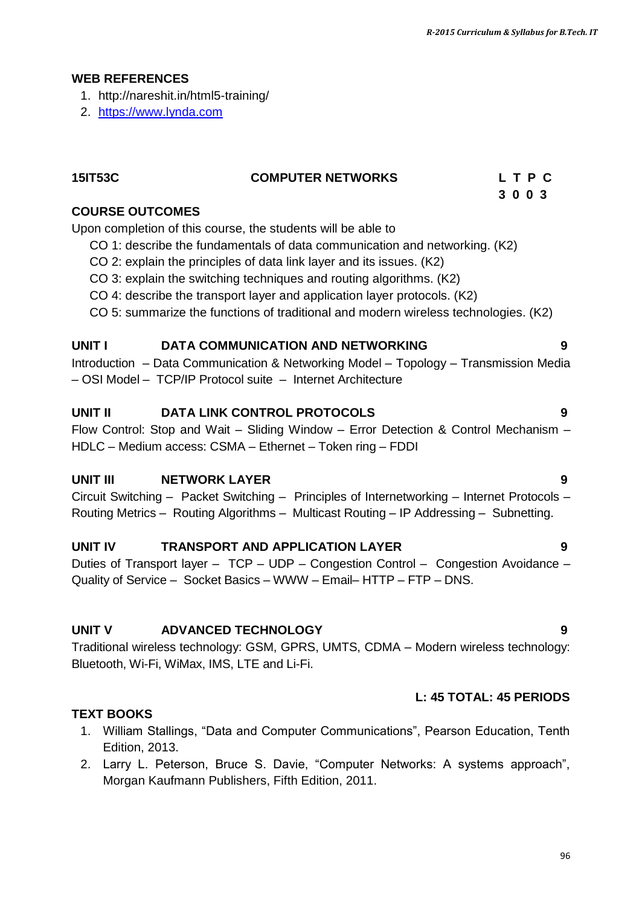## WEB REFERENCES

1. http://nareshit.in/html5-training/
2. https://www.lynda.com

## 15IT53C COMPUTER NETWORKS

| L | T | P | C |
|---|---|---|---|
| 3 | 0 | 0 | 3 |

### COURSE OUTCOMES

Upon completion of this course, the students will be able to

CO 1: describe the fundamentals of data communication and networking. (K2)
CO 2: explain the principles of data link layer and its issues. (K2)
CO 3: explain the switching techniques and routing algorithms. (K2)
CO 4: describe the transport layer and application layer protocols. (K2)
CO 5: summarize the functions of traditional and modern wireless technologies. (K2)

### UNIT I DATA COMMUNICATION AND NETWORKING 9

Introduction – Data Communication & Networking Model – Topology – Transmission Media – OSI Model – TCP/IP Protocol suite – Internet Architecture

### UNIT II DATA LINK CONTROL PROTOCOLS 9

Flow Control: Stop and Wait – Sliding Window – Error Detection & Control Mechanism – HDLC – Medium access: CSMA – Ethernet – Token ring – FDDI

### UNIT III NETWORK LAYER 9

Circuit Switching – Packet Switching – Principles of Internetworking – Internet Protocols – Routing Metrics – Routing Algorithms – Multicast Routing – IP Addressing – Subnetting.

### UNIT IV TRANSPORT AND APPLICATION LAYER 9

Duties of Transport layer – TCP – UDP – Congestion Control – Congestion Avoidance – Quality of Service – Socket Basics – WWW – Email– HTTP – FTP – DNS.

### UNIT V ADVANCED TECHNOLOGY 9

Traditional wireless technology: GSM, GPRS, UMTS, CDMA – Modern wireless technology: Bluetooth, Wi-Fi, WiMax, IMS, LTE and Li-Fi.

**L: 45 TOTAL: 45 PERIODS**

### TEXT BOOKS

1. William Stallings, "Data and Computer Communications", Pearson Education, Tenth Edition, 2013.
2. Larry L. Peterson, Bruce S. Davie, "Computer Networks: A systems approach", Morgan Kaufmann Publishers, Fifth Edition, 2011.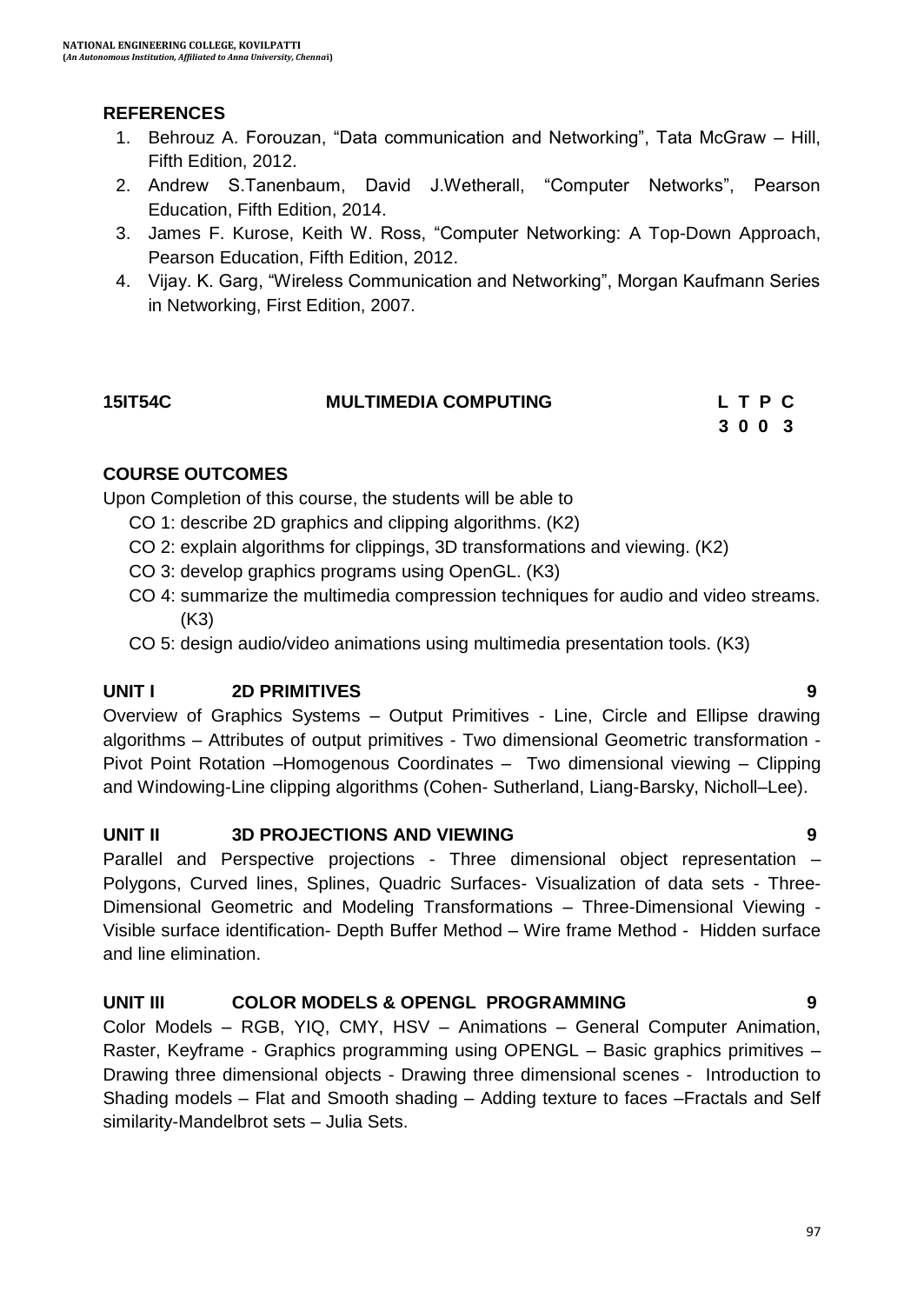**REFERENCES**

1. Behrouz A. Forouzan, "Data communication and Networking", Tata McGraw – Hill, Fifth Edition, 2012.
2. Andrew S.Tanenbaum, David J.Wetherall, "Computer Networks", Pearson Education, Fifth Edition, 2014.
3. James F. Kurose, Keith W. Ross, "Computer Networking: A Top-Down Approach, Pearson Education, Fifth Edition, 2012.
4. Vijay. K. Garg, "Wireless Communication and Networking", Morgan Kaufmann Series in Networking, First Edition, 2007.

| **15IT54C** | **MULTIMEDIA COMPUTING** | **L T P C** |
|---|---|---|
| | | **3 0 0 3** |

**COURSE OUTCOMES**

Upon Completion of this course, the students will be able to

- CO 1: describe 2D graphics and clipping algorithms. (K2)
- CO 2: explain algorithms for clippings, 3D transformations and viewing. (K2)
- CO 3: develop graphics programs using OpenGL. (K3)
- CO 4: summarize the multimedia compression techniques for audio and video streams. (K3)
- CO 5: design audio/video animations using multimedia presentation tools. (K3)

**UNIT I 2D PRIMITIVES 9**

Overview of Graphics Systems – Output Primitives - Line, Circle and Ellipse drawing algorithms – Attributes of output primitives - Two dimensional Geometric transformation - Pivot Point Rotation –Homogenous Coordinates – Two dimensional viewing – Clipping and Windowing-Line clipping algorithms (Cohen- Sutherland, Liang-Barsky, Nicholl–Lee).

**UNIT II 3D PROJECTIONS AND VIEWING 9**

Parallel and Perspective projections - Three dimensional object representation – Polygons, Curved lines, Splines, Quadric Surfaces- Visualization of data sets - Three-Dimensional Geometric and Modeling Transformations – Three-Dimensional Viewing - Visible surface identification- Depth Buffer Method – Wire frame Method - Hidden surface and line elimination.

**UNIT III COLOR MODELS & OPENGL PROGRAMMING 9**

Color Models – RGB, YIQ, CMY, HSV – Animations – General Computer Animation, Raster, Keyframe - Graphics programming using OPENGL – Basic graphics primitives – Drawing three dimensional objects - Drawing three dimensional scenes - Introduction to Shading models – Flat and Smooth shading – Adding texture to faces –Fractals and Self similarity-Mandelbrot sets – Julia Sets.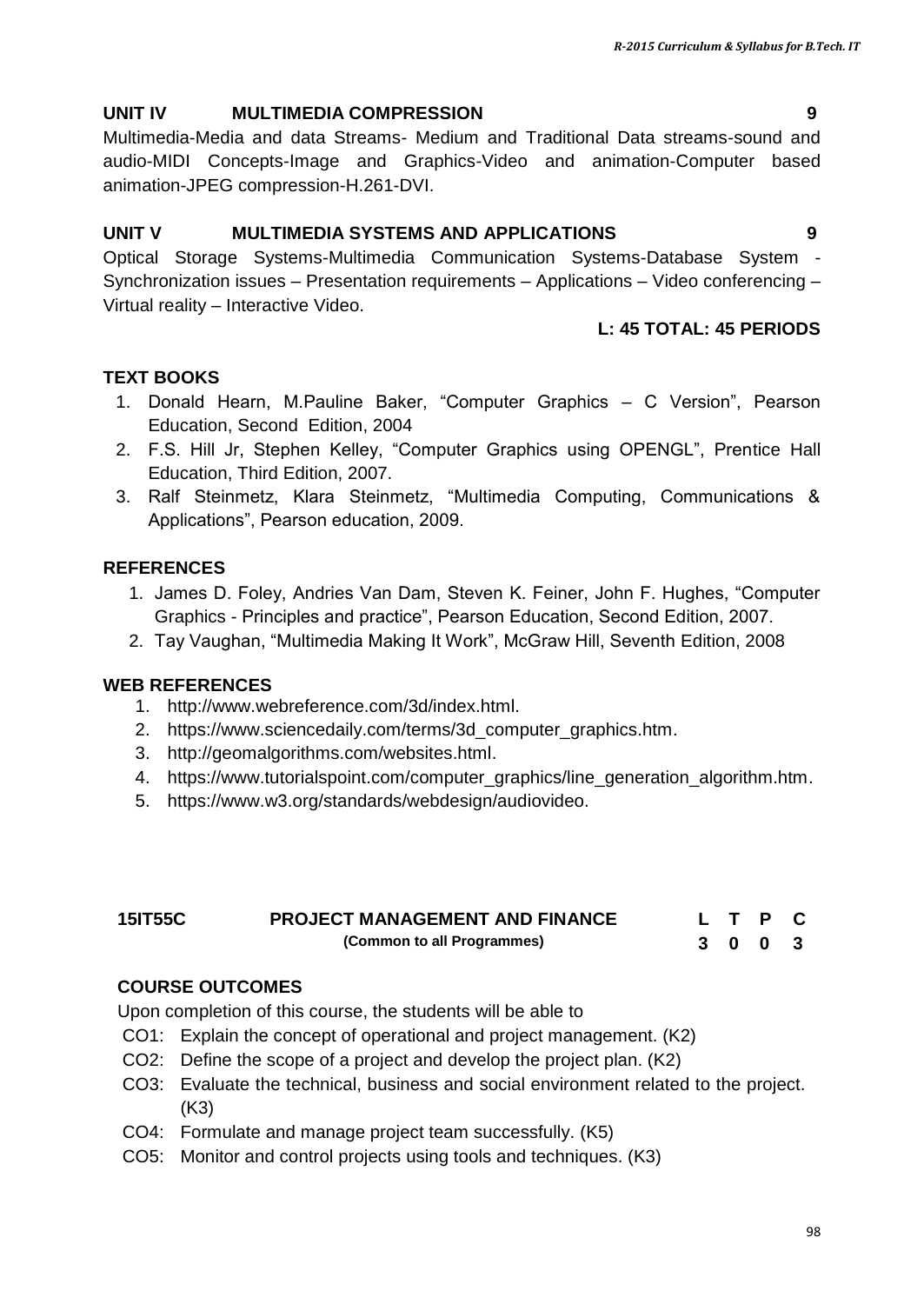### UNIT IV MULTIMEDIA COMPRESSION 9

Multimedia-Media and data Streams- Medium and Traditional Data streams-sound and audio-MIDI Concepts-Image and Graphics-Video and animation-Computer based animation-JPEG compression-H.261-DVI.

### UNIT V MULTIMEDIA SYSTEMS AND APPLICATIONS 9

Optical Storage Systems-Multimedia Communication Systems-Database System - Synchronization issues – Presentation requirements – Applications – Video conferencing – Virtual reality – Interactive Video.

**L: 45 TOTAL: 45 PERIODS**

### TEXT BOOKS

1. Donald Hearn, M.Pauline Baker, "Computer Graphics – C Version", Pearson Education, Second Edition, 2004
2. F.S. Hill Jr, Stephen Kelley, "Computer Graphics using OPENGL", Prentice Hall Education, Third Edition, 2007.
3. Ralf Steinmetz, Klara Steinmetz, "Multimedia Computing, Communications & Applications", Pearson education, 2009.

### REFERENCES

1. James D. Foley, Andries Van Dam, Steven K. Feiner, John F. Hughes, "Computer Graphics - Principles and practice", Pearson Education, Second Edition, 2007.
2. Tay Vaughan, "Multimedia Making It Work", McGraw Hill, Seventh Edition, 2008

### WEB REFERENCES

1. http://www.webreference.com/3d/index.html.
2. https://www.sciencedaily.com/terms/3d_computer_graphics.htm.
3. http://geomalgorithms.com/websites.html.
4. https://www.tutorialspoint.com/computer_graphics/line_generation_algorithm.htm.
5. https://www.w3.org/standards/webdesign/audiovideo.

| 15IT55C | PROJECT MANAGEMENT AND FINANCE<br>(Common to all Programmes) | L | T | P | C |
|---|---|---|---|---|---|
| | | 3 | 0 | 0 | 3 |

### COURSE OUTCOMES

Upon completion of this course, the students will be able to

- CO1: Explain the concept of operational and project management. (K2)
- CO2: Define the scope of a project and develop the project plan. (K2)
- CO3: Evaluate the technical, business and social environment related to the project. (K3)
- CO4: Formulate and manage project team successfully. (K5)
- CO5: Monitor and control projects using tools and techniques. (K3)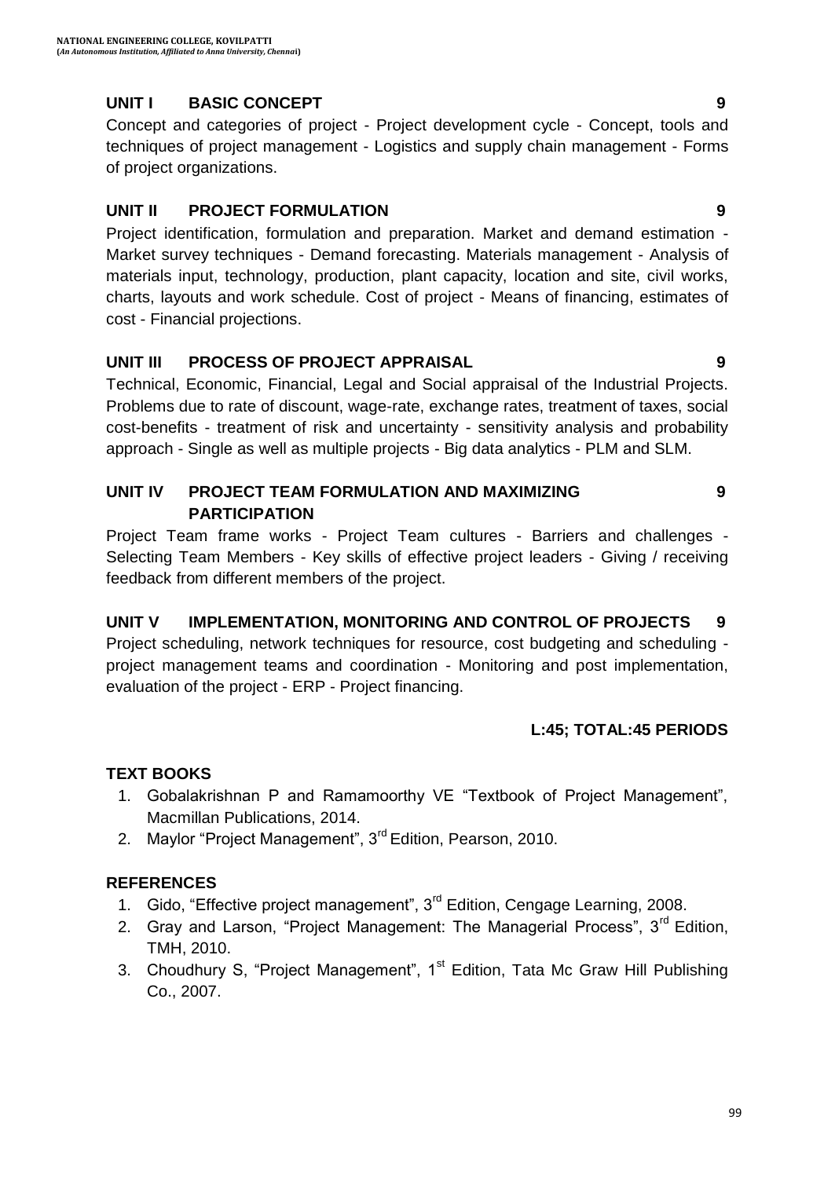### UNIT I BASIC CONCEPT 9

Concept and categories of project - Project development cycle - Concept, tools and techniques of project management - Logistics and supply chain management - Forms of project organizations.

### UNIT II PROJECT FORMULATION 9

Project identification, formulation and preparation. Market and demand estimation - Market survey techniques - Demand forecasting. Materials management - Analysis of materials input, technology, production, plant capacity, location and site, civil works, charts, layouts and work schedule. Cost of project - Means of financing, estimates of cost - Financial projections.

### UNIT III PROCESS OF PROJECT APPRAISAL 9

Technical, Economic, Financial, Legal and Social appraisal of the Industrial Projects. Problems due to rate of discount, wage-rate, exchange rates, treatment of taxes, social cost-benefits - treatment of risk and uncertainty - sensitivity analysis and probability approach - Single as well as multiple projects - Big data analytics - PLM and SLM.

### UNIT IV PROJECT TEAM FORMULATION AND MAXIMIZING PARTICIPATION 9

Project Team frame works - Project Team cultures - Barriers and challenges - Selecting Team Members - Key skills of effective project leaders - Giving / receiving feedback from different members of the project.

### UNIT V IMPLEMENTATION, MONITORING AND CONTROL OF PROJECTS 9

Project scheduling, network techniques for resource, cost budgeting and scheduling - project management teams and coordination - Monitoring and post implementation, evaluation of the project - ERP - Project financing.

**L:45; TOTAL:45 PERIODS**

### TEXT BOOKS

1. Gobalakrishnan P and Ramamoorthy VE "Textbook of Project Management", Macmillan Publications, 2014.
2. Maylor "Project Management", 3rd Edition, Pearson, 2010.

### REFERENCES

1. Gido, "Effective project management", 3rd Edition, Cengage Learning, 2008.
2. Gray and Larson, "Project Management: The Managerial Process", 3rd Edition, TMH, 2010.
3. Choudhury S, "Project Management", 1st Edition, Tata Mc Graw Hill Publishing Co., 2007.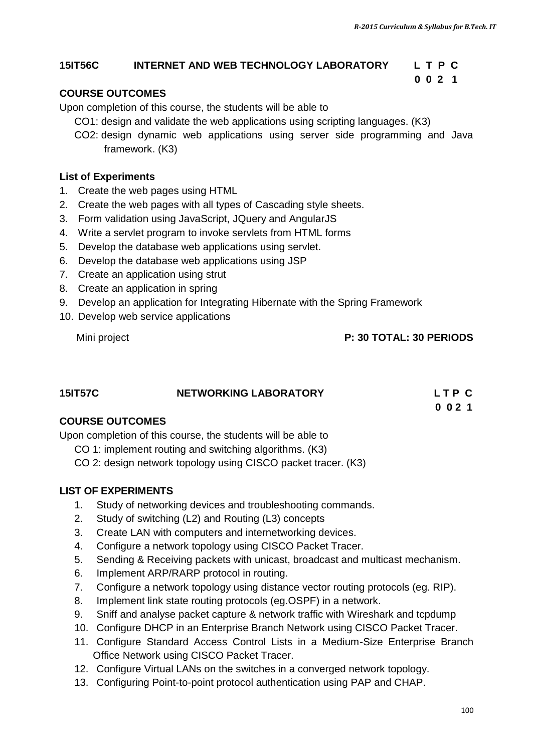## 15IT56C INTERNET AND WEB TECHNOLOGY LABORATORY

| L | T | P | C |
|---|---|---|---|
| 0 | 0 | 2 | 1 |

### COURSE OUTCOMES

Upon completion of this course, the students will be able to

- CO1: design and validate the web applications using scripting languages. (K3)
- CO2: design dynamic web applications using server side programming and Java framework. (K3)

### List of Experiments

1. Create the web pages using HTML
2. Create the web pages with all types of Cascading style sheets.
3. Form validation using JavaScript, JQuery and AngularJS
4. Write a servlet program to invoke servlets from HTML forms
5. Develop the database web applications using servlet.
6. Develop the database web applications using JSP
7. Create an application using strut
8. Create an application in spring
9. Develop an application for Integrating Hibernate with the Spring Framework
10. Develop web service applications

Mini project **P: 30 TOTAL: 30 PERIODS**

## 15IT57C NETWORKING LABORATORY

| L | T | P | C |
|---|---|---|---|
| 0 | 0 | 2 | 1 |

### COURSE OUTCOMES

Upon completion of this course, the students will be able to

- CO 1: implement routing and switching algorithms. (K3)
- CO 2: design network topology using CISCO packet tracer. (K3)

### LIST OF EXPERIMENTS

1. Study of networking devices and troubleshooting commands.
2. Study of switching (L2) and Routing (L3) concepts
3. Create LAN with computers and internetworking devices.
4. Configure a network topology using CISCO Packet Tracer.
5. Sending & Receiving packets with unicast, broadcast and multicast mechanism.
6. Implement ARP/RARP protocol in routing.
7. Configure a network topology using distance vector routing protocols (eg. RIP).
8. Implement link state routing protocols (eg.OSPF) in a network.
9. Sniff and analyse packet capture & network traffic with Wireshark and tcpdump
10. Configure DHCP in an Enterprise Branch Network using CISCO Packet Tracer.
11. Configure Standard Access Control Lists in a Medium-Size Enterprise Branch Office Network using CISCO Packet Tracer.
12. Configure Virtual LANs on the switches in a converged network topology.
13. Configuring Point-to-point protocol authentication using PAP and CHAP.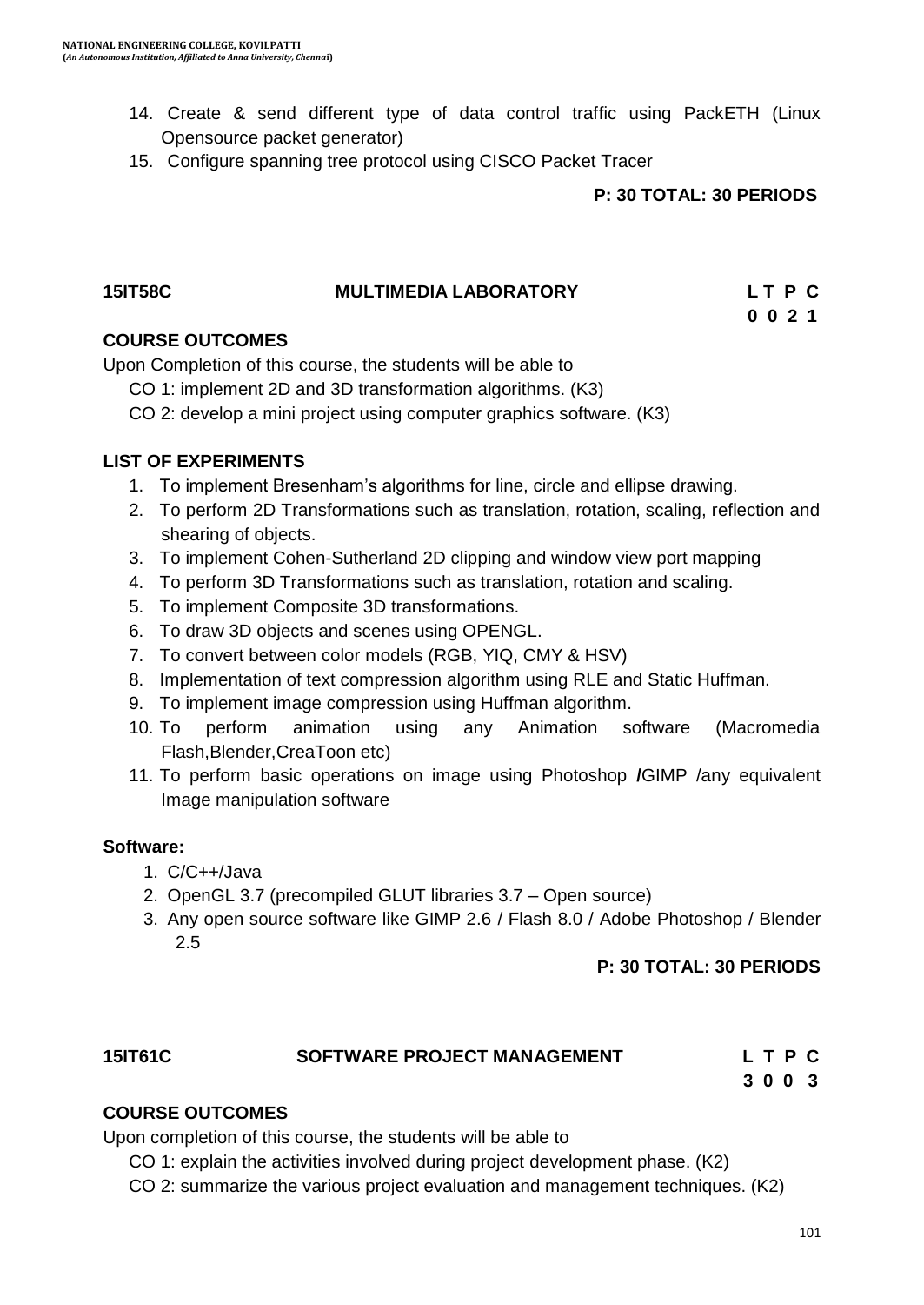14. Create & send different type of data control traffic using PackETH (Linux Opensource packet generator)
15. Configure spanning tree protocol using CISCO Packet Tracer

**P: 30 TOTAL: 30 PERIODS**

## 15IT58C MULTIMEDIA LABORATORY

**L T P C**
**0 0 2 1**

### COURSE OUTCOMES

Upon Completion of this course, the students will be able to

CO 1: implement 2D and 3D transformation algorithms. (K3)

CO 2: develop a mini project using computer graphics software. (K3)

### LIST OF EXPERIMENTS

1. To implement Bresenham's algorithms for line, circle and ellipse drawing.
2. To perform 2D Transformations such as translation, rotation, scaling, reflection and shearing of objects.
3. To implement Cohen-Sutherland 2D clipping and window view port mapping
4. To perform 3D Transformations such as translation, rotation and scaling.
5. To implement Composite 3D transformations.
6. To draw 3D objects and scenes using OPENGL.
7. To convert between color models (RGB, YIQ, CMY & HSV)
8. Implementation of text compression algorithm using RLE and Static Huffman.
9. To implement image compression using Huffman algorithm.
10. To perform animation using any Animation software (Macromedia Flash,Blender,CreaToon etc)
11. To perform basic operations on image using Photoshop **/**GIMP /any equivalent Image manipulation software

**Software:**

1. C/C++/Java
2. OpenGL 3.7 (precompiled GLUT libraries 3.7 – Open source)
3. Any open source software like GIMP 2.6 / Flash 8.0 / Adobe Photoshop / Blender 2.5

**P: 30 TOTAL: 30 PERIODS**

## 15IT61C SOFTWARE PROJECT MANAGEMENT

**L T P C**
**3 0 0 3**

### COURSE OUTCOMES

Upon completion of this course, the students will be able to

CO 1: explain the activities involved during project development phase. (K2)

CO 2: summarize the various project evaluation and management techniques. (K2)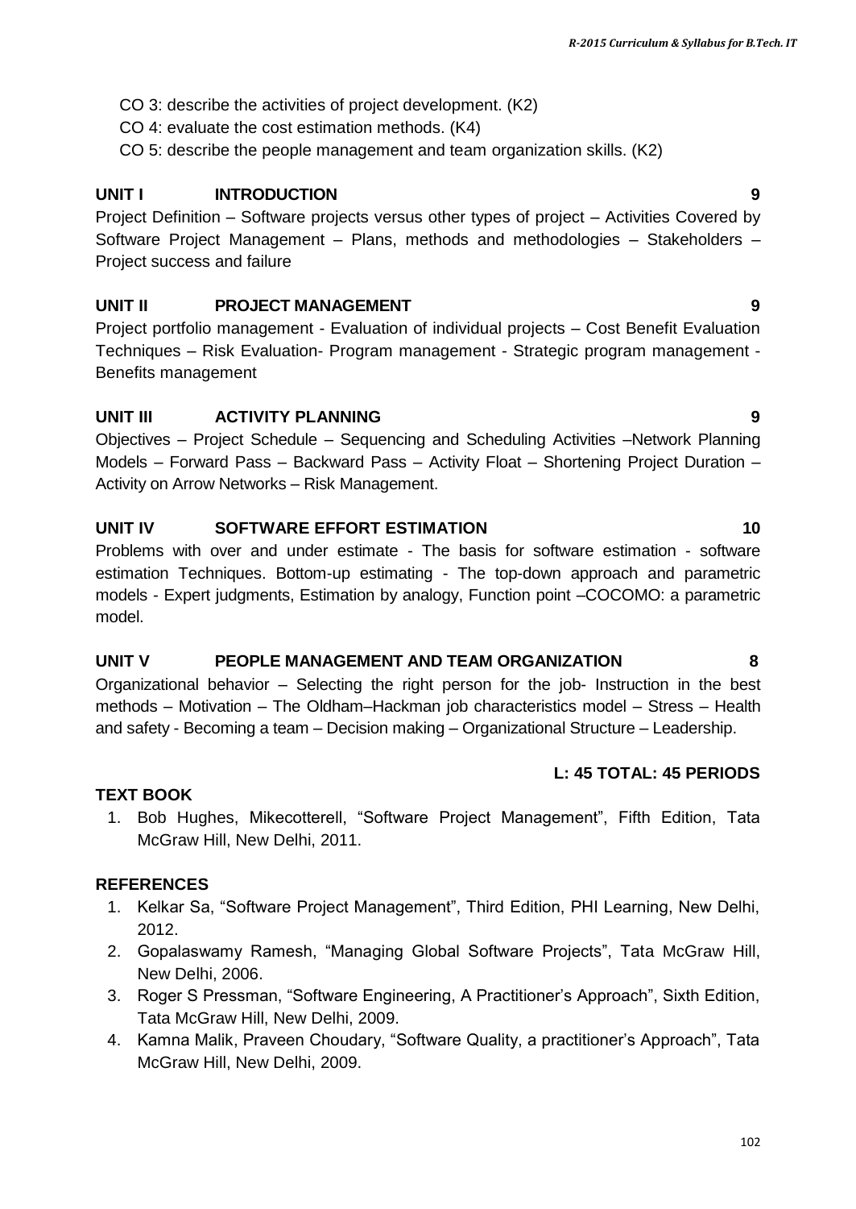CO 3: describe the activities of project development. (K2)

CO 4: evaluate the cost estimation methods. (K4)

CO 5: describe the people management and team organization skills. (K2)

**UNIT I INTRODUCTION 9**

Project Definition – Software projects versus other types of project – Activities Covered by Software Project Management – Plans, methods and methodologies – Stakeholders – Project success and failure

**UNIT II PROJECT MANAGEMENT 9**

Project portfolio management - Evaluation of individual projects – Cost Benefit Evaluation Techniques – Risk Evaluation- Program management - Strategic program management - Benefits management

**UNIT III ACTIVITY PLANNING 9**

Objectives – Project Schedule – Sequencing and Scheduling Activities –Network Planning Models – Forward Pass – Backward Pass – Activity Float – Shortening Project Duration – Activity on Arrow Networks – Risk Management.

**UNIT IV SOFTWARE EFFORT ESTIMATION 10**

Problems with over and under estimate - The basis for software estimation - software estimation Techniques. Bottom-up estimating - The top-down approach and parametric models - Expert judgments, Estimation by analogy, Function point –COCOMO: a parametric model.

**UNIT V PEOPLE MANAGEMENT AND TEAM ORGANIZATION 8**

Organizational behavior – Selecting the right person for the job- Instruction in the best methods – Motivation – The Oldham–Hackman job characteristics model – Stress – Health and safety - Becoming a team – Decision making – Organizational Structure – Leadership.

**L: 45 TOTAL: 45 PERIODS**

**TEXT BOOK**

1. Bob Hughes, Mikecotterell, “Software Project Management”, Fifth Edition, Tata McGraw Hill, New Delhi, 2011.

**REFERENCES**

1. Kelkar Sa, “Software Project Management”, Third Edition, PHI Learning, New Delhi, 2012.
2. Gopalaswamy Ramesh, “Managing Global Software Projects”, Tata McGraw Hill, New Delhi, 2006.
3. Roger S Pressman, “Software Engineering, A Practitioner’s Approach”, Sixth Edition, Tata McGraw Hill, New Delhi, 2009.
4. Kamna Malik, Praveen Choudary, “Software Quality, a practitioner’s Approach”, Tata McGraw Hill, New Delhi, 2009.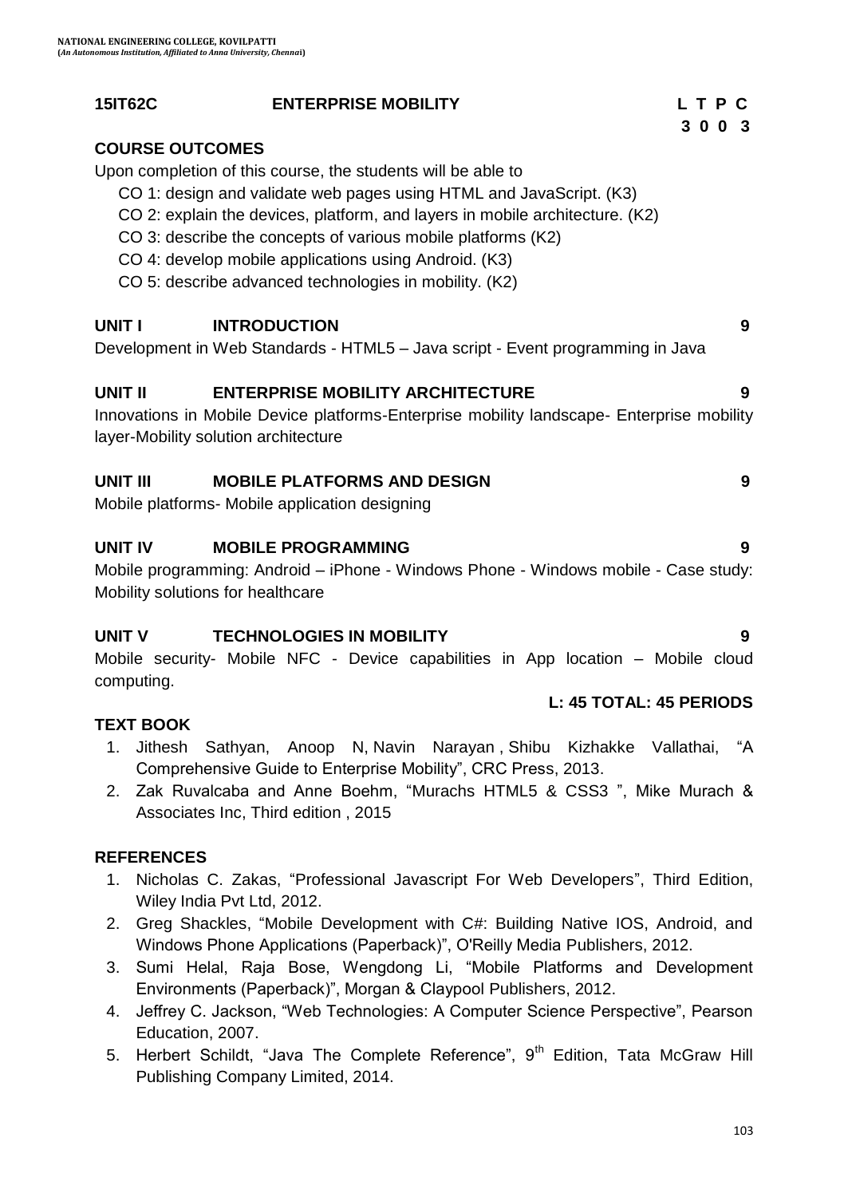**15IT62C ENTERPRISE MOBILITY**

| L | T | P | C |
|---|---|---|---|
| 3 | 0 | 0 | 3 |

**COURSE OUTCOMES**

Upon completion of this course, the students will be able to

- CO 1: design and validate web pages using HTML and JavaScript. (K3)
- CO 2: explain the devices, platform, and layers in mobile architecture. (K2)
- CO 3: describe the concepts of various mobile platforms (K2)
- CO 4: develop mobile applications using Android. (K3)
- CO 5: describe advanced technologies in mobility. (K2)

**UNIT I INTRODUCTION 9**

Development in Web Standards - HTML5 – Java script - Event programming in Java

**UNIT II ENTERPRISE MOBILITY ARCHITECTURE 9**

Innovations in Mobile Device platforms-Enterprise mobility landscape- Enterprise mobility layer-Mobility solution architecture

**UNIT III MOBILE PLATFORMS AND DESIGN 9**

Mobile platforms- Mobile application designing

**UNIT IV MOBILE PROGRAMMING 9**

Mobile programming: Android – iPhone - Windows Phone - Windows mobile - Case study: Mobility solutions for healthcare

**UNIT V TECHNOLOGIES IN MOBILITY 9**

Mobile security- Mobile NFC - Device capabilities in App location – Mobile cloud computing.

**L: 45 TOTAL: 45 PERIODS**

**TEXT BOOK**

1. Jithesh Sathyan, Anoop N, Navin Narayan , Shibu Kizhakke Vallathai, "A Comprehensive Guide to Enterprise Mobility", CRC Press, 2013.
2. Zak Ruvalcaba and Anne Boehm, "Murachs HTML5 & CSS3 ", Mike Murach & Associates Inc, Third edition , 2015

**REFERENCES**

1. Nicholas C. Zakas, "Professional Javascript For Web Developers", Third Edition, Wiley India Pvt Ltd, 2012.
2. Greg Shackles, "Mobile Development with C#: Building Native IOS, Android, and Windows Phone Applications (Paperback)", O'Reilly Media Publishers, 2012.
3. Sumi Helal, Raja Bose, Wengdong Li, "Mobile Platforms and Development Environments (Paperback)", Morgan & Claypool Publishers, 2012.
4. Jeffrey C. Jackson, "Web Technologies: A Computer Science Perspective", Pearson Education, 2007.
5. Herbert Schildt, "Java The Complete Reference", 9th Edition, Tata McGraw Hill Publishing Company Limited, 2014.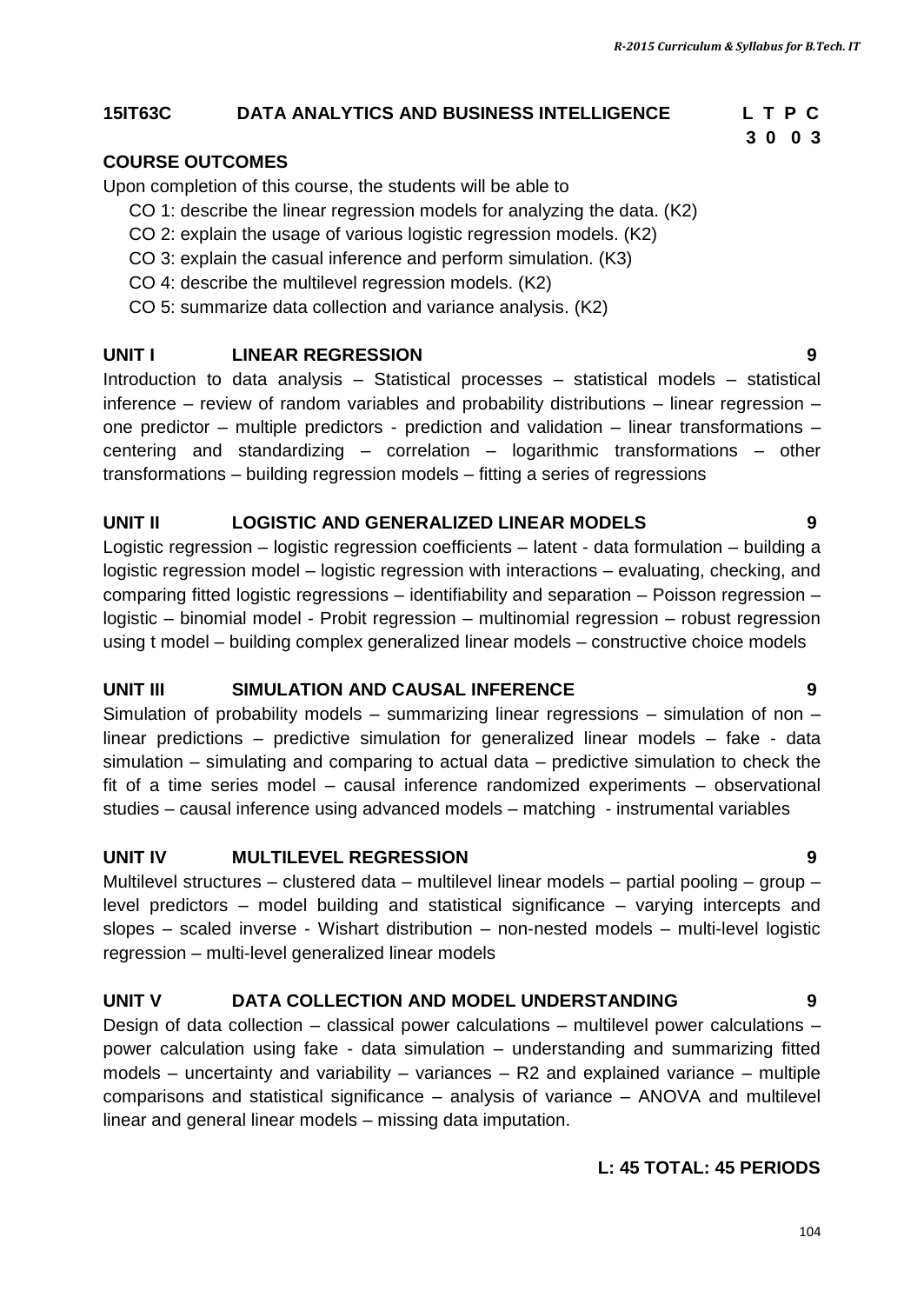## 15IT63C DATA ANALYTICS AND BUSINESS INTELLIGENCE

| L | T | P | C |
|---|---|---|---|
| 3 | 0 | 0 | 3 |

### COURSE OUTCOMES

Upon completion of this course, the students will be able to

- CO 1: describe the linear regression models for analyzing the data. (K2)
- CO 2: explain the usage of various logistic regression models. (K2)
- CO 3: explain the casual inference and perform simulation. (K3)
- CO 4: describe the multilevel regression models. (K2)
- CO 5: summarize data collection and variance analysis. (K2)

### UNIT I LINEAR REGRESSION 9

Introduction to data analysis – Statistical processes – statistical models – statistical inference – review of random variables and probability distributions – linear regression – one predictor – multiple predictors - prediction and validation – linear transformations – centering and standardizing – correlation – logarithmic transformations – other transformations – building regression models – fitting a series of regressions

### UNIT II LOGISTIC AND GENERALIZED LINEAR MODELS 9

Logistic regression – logistic regression coefficients – latent - data formulation – building a logistic regression model – logistic regression with interactions – evaluating, checking, and comparing fitted logistic regressions – identifiability and separation – Poisson regression – logistic – binomial model - Probit regression – multinomial regression – robust regression using t model – building complex generalized linear models – constructive choice models

### UNIT III SIMULATION AND CAUSAL INFERENCE 9

Simulation of probability models – summarizing linear regressions – simulation of non – linear predictions – predictive simulation for generalized linear models – fake - data simulation – simulating and comparing to actual data – predictive simulation to check the fit of a time series model – causal inference randomized experiments – observational studies – causal inference using advanced models – matching - instrumental variables

### UNIT IV MULTILEVEL REGRESSION 9

Multilevel structures – clustered data – multilevel linear models – partial pooling – group – level predictors – model building and statistical significance – varying intercepts and slopes – scaled inverse - Wishart distribution – non-nested models – multi-level logistic regression – multi-level generalized linear models

### UNIT V DATA COLLECTION AND MODEL UNDERSTANDING 9

Design of data collection – classical power calculations – multilevel power calculations – power calculation using fake - data simulation – understanding and summarizing fitted models – uncertainty and variability – variances – R2 and explained variance – multiple comparisons and statistical significance – analysis of variance – ANOVA and multilevel linear and general linear models – missing data imputation.

**L: 45 TOTAL: 45 PERIODS**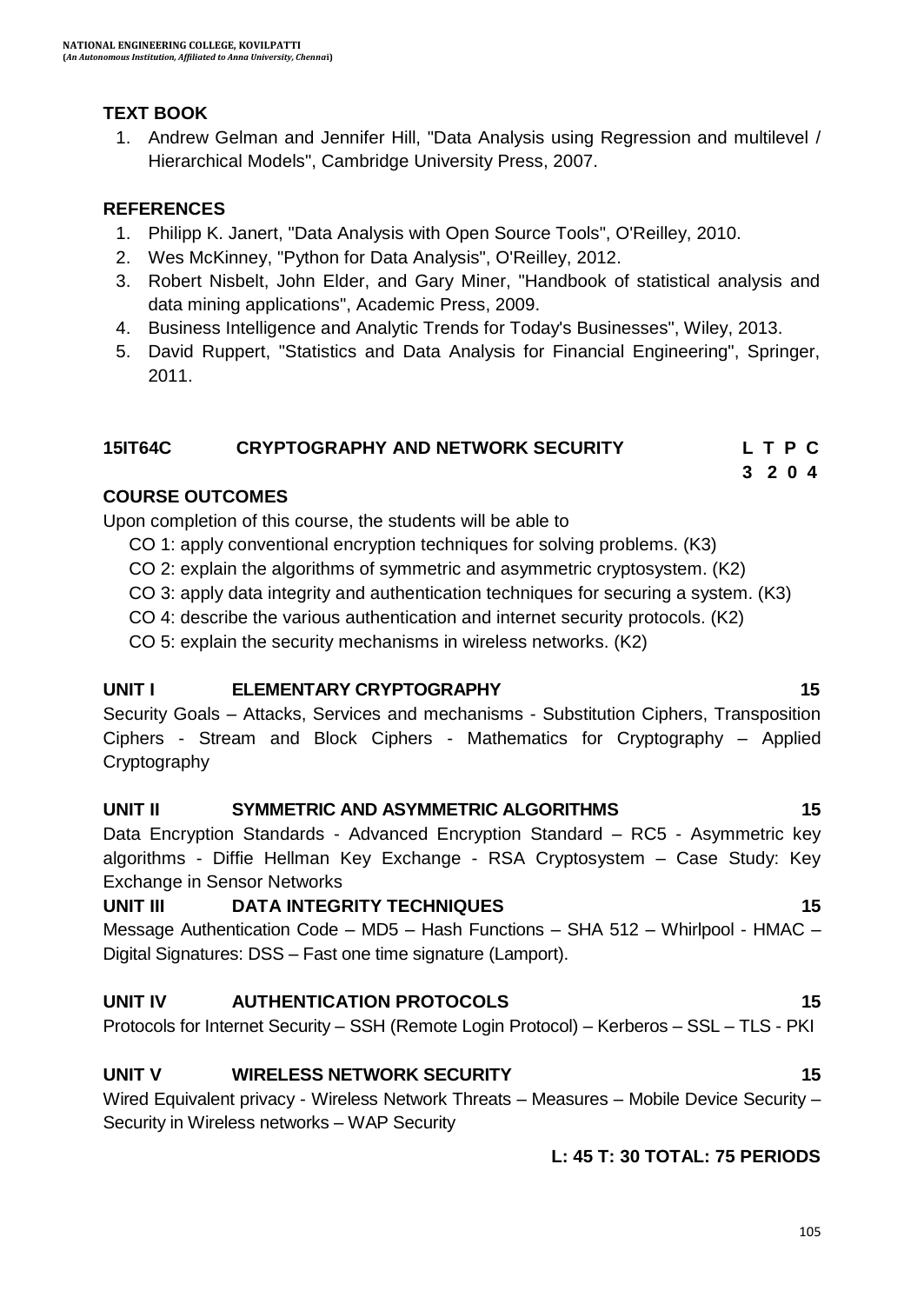### TEXT BOOK

1. Andrew Gelman and Jennifer Hill, "Data Analysis using Regression and multilevel / Hierarchical Models", Cambridge University Press, 2007.

### REFERENCES

1. Philipp K. Janert, "Data Analysis with Open Source Tools", O'Reilley, 2010.
2. Wes McKinney, "Python for Data Analysis", O'Reilley, 2012.
3. Robert Nisbelt, John Elder, and Gary Miner, "Handbook of statistical analysis and data mining applications", Academic Press, 2009.
4. Business Intelligence and Analytic Trends for Today's Businesses", Wiley, 2013.
5. David Ruppert, "Statistics and Data Analysis for Financial Engineering", Springer, 2011.

## 15IT64C CRYPTOGRAPHY AND NETWORK SECURITY

| L | T | P | C |
|---|---|---|---|
| 3 | 2 | 0 | 4 |

### COURSE OUTCOMES

Upon completion of this course, the students will be able to

- CO 1: apply conventional encryption techniques for solving problems. (K3)
- CO 2: explain the algorithms of symmetric and asymmetric cryptosystem. (K2)
- CO 3: apply data integrity and authentication techniques for securing a system. (K3)
- CO 4: describe the various authentication and internet security protocols. (K2)
- CO 5: explain the security mechanisms in wireless networks. (K2)

### UNIT I ELEMENTARY CRYPTOGRAPHY — 15

Security Goals – Attacks, Services and mechanisms - Substitution Ciphers, Transposition Ciphers - Stream and Block Ciphers - Mathematics for Cryptography – Applied Cryptography

### UNIT II SYMMETRIC AND ASYMMETRIC ALGORITHMS — 15

Data Encryption Standards - Advanced Encryption Standard – RC5 - Asymmetric key algorithms - Diffie Hellman Key Exchange - RSA Cryptosystem – Case Study: Key Exchange in Sensor Networks

### UNIT III DATA INTEGRITY TECHNIQUES — 15

Message Authentication Code – MD5 – Hash Functions – SHA 512 – Whirlpool - HMAC – Digital Signatures: DSS – Fast one time signature (Lamport).

### UNIT IV AUTHENTICATION PROTOCOLS — 15

Protocols for Internet Security – SSH (Remote Login Protocol) – Kerberos – SSL – TLS - PKI

### UNIT V WIRELESS NETWORK SECURITY — 15

Wired Equivalent privacy - Wireless Network Threats – Measures – Mobile Device Security – Security in Wireless networks – WAP Security

**L: 45 T: 30 TOTAL: 75 PERIODS**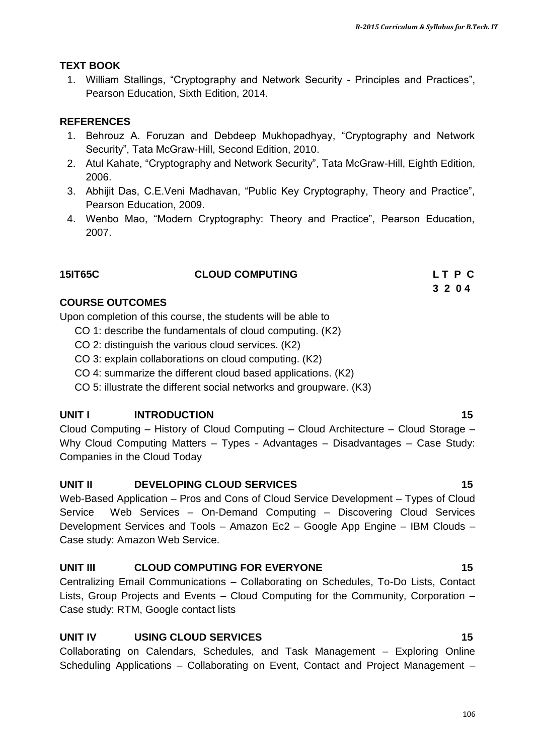### TEXT BOOK

1. William Stallings, "Cryptography and Network Security - Principles and Practices", Pearson Education, Sixth Edition, 2014.

### REFERENCES

1. Behrouz A. Foruzan and Debdeep Mukhopadhyay, "Cryptography and Network Security", Tata McGraw-Hill, Second Edition, 2010.
2. Atul Kahate, "Cryptography and Network Security", Tata McGraw-Hill, Eighth Edition, 2006.
3. Abhijit Das, C.E.Veni Madhavan, "Public Key Cryptography, Theory and Practice", Pearson Education, 2009.
4. Wenbo Mao, "Modern Cryptography: Theory and Practice", Pearson Education, 2007.

## 15IT65C CLOUD COMPUTING

| L | T | P | C |
|---|---|---|---|
| 3 | 2 | 0 | 4 |

### COURSE OUTCOMES

Upon completion of this course, the students will be able to

CO 1: describe the fundamentals of cloud computing. (K2)

CO 2: distinguish the various cloud services. (K2)

CO 3: explain collaborations on cloud computing. (K2)

CO 4: summarize the different cloud based applications. (K2)

CO 5: illustrate the different social networks and groupware. (K3)

### UNIT I INTRODUCTION 15

Cloud Computing – History of Cloud Computing – Cloud Architecture – Cloud Storage – Why Cloud Computing Matters – Types - Advantages – Disadvantages – Case Study: Companies in the Cloud Today

### UNIT II DEVELOPING CLOUD SERVICES 15

Web-Based Application – Pros and Cons of Cloud Service Development – Types of Cloud Service Web Services – On-Demand Computing – Discovering Cloud Services Development Services and Tools – Amazon Ec2 – Google App Engine – IBM Clouds – Case study: Amazon Web Service.

### UNIT III CLOUD COMPUTING FOR EVERYONE 15

Centralizing Email Communications – Collaborating on Schedules, To-Do Lists, Contact Lists, Group Projects and Events – Cloud Computing for the Community, Corporation – Case study: RTM, Google contact lists

### UNIT IV USING CLOUD SERVICES 15

Collaborating on Calendars, Schedules, and Task Management – Exploring Online Scheduling Applications – Collaborating on Event, Contact and Project Management –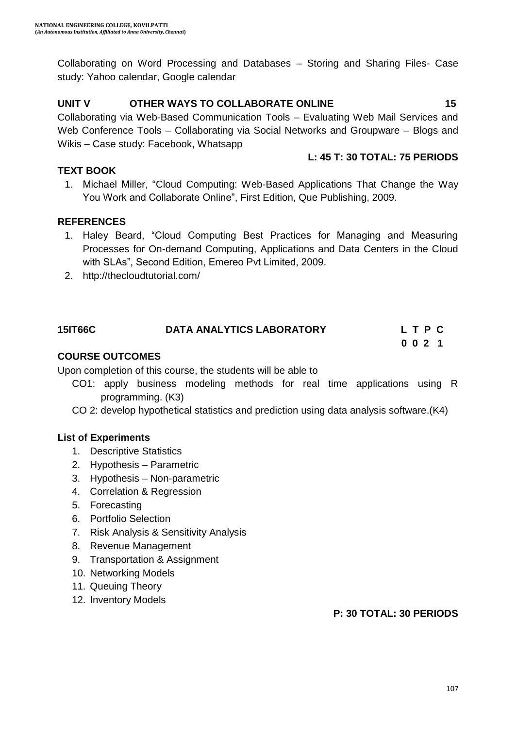Collaborating on Word Processing and Databases – Storing and Sharing Files- Case study: Yahoo calendar, Google calendar

**UNIT V OTHER WAYS TO COLLABORATE ONLINE 15**

Collaborating via Web-Based Communication Tools – Evaluating Web Mail Services and Web Conference Tools – Collaborating via Social Networks and Groupware – Blogs and Wikis – Case study: Facebook, Whatsapp

**L: 45 T: 30 TOTAL: 75 PERIODS**

**TEXT BOOK**

1. Michael Miller, "Cloud Computing: Web-Based Applications That Change the Way You Work and Collaborate Online", First Edition, Que Publishing, 2009.

**REFERENCES**

1. Haley Beard, "Cloud Computing Best Practices for Managing and Measuring Processes for On-demand Computing, Applications and Data Centers in the Cloud with SLAs", Second Edition, Emereo Pvt Limited, 2009.
2. http://thecloudtutorial.com/

**15IT66C DATA ANALYTICS LABORATORY**

| L | T | P | C |
|---|---|---|---|
| 0 | 0 | 2 | 1 |

**COURSE OUTCOMES**

Upon completion of this course, the students will be able to

CO1: apply business modeling methods for real time applications using R programming. (K3)

CO 2: develop hypothetical statistics and prediction using data analysis software.(K4)

**List of Experiments**

1. Descriptive Statistics
2. Hypothesis – Parametric
3. Hypothesis – Non-parametric
4. Correlation & Regression
5. Forecasting
6. Portfolio Selection
7. Risk Analysis & Sensitivity Analysis
8. Revenue Management
9. Transportation & Assignment
10. Networking Models
11. Queuing Theory
12. Inventory Models

**P: 30 TOTAL: 30 PERIODS**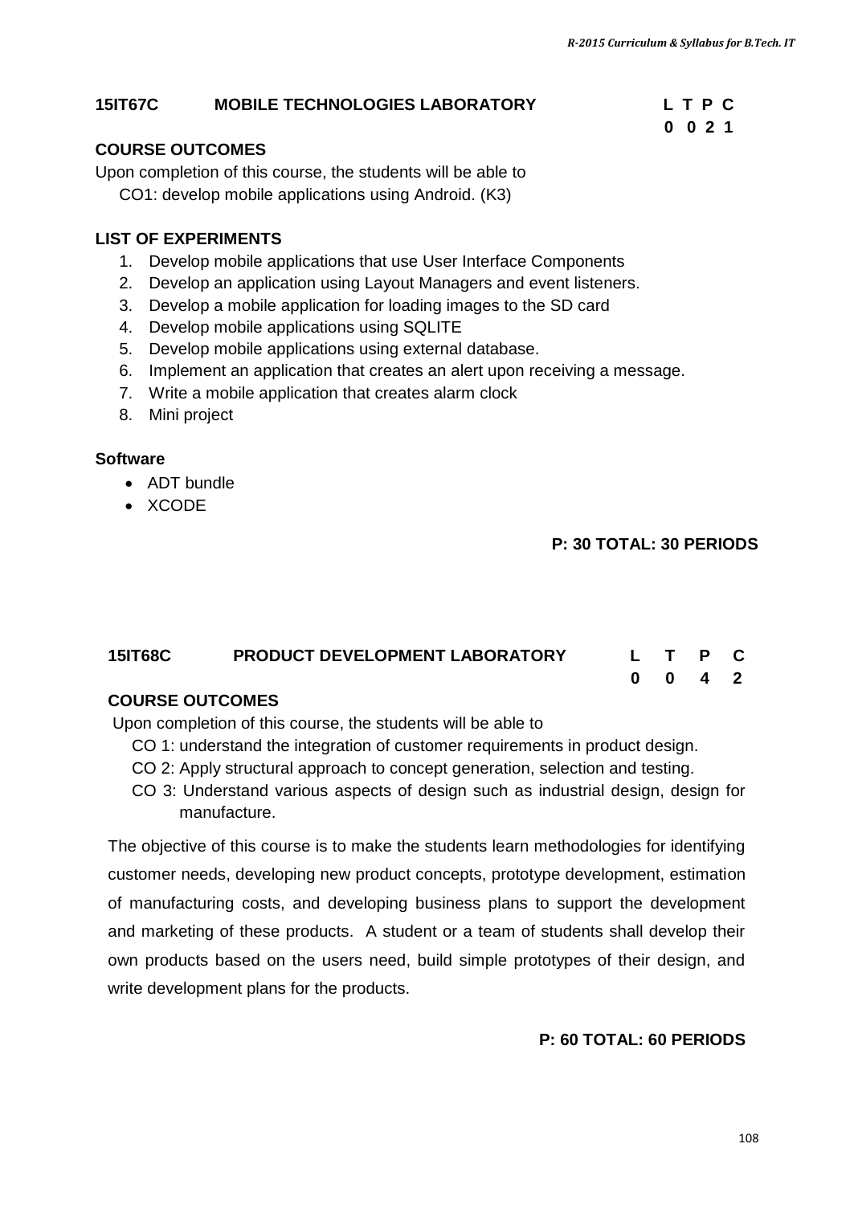## 15IT67C MOBILE TECHNOLOGIES LABORATORY

| L | T | P | C |
|---|---|---|---|
| 0 | 0 | 2 | 1 |

### COURSE OUTCOMES

Upon completion of this course, the students will be able to

CO1: develop mobile applications using Android. (K3)

### LIST OF EXPERIMENTS

1. Develop mobile applications that use User Interface Components
2. Develop an application using Layout Managers and event listeners.
3. Develop a mobile application for loading images to the SD card
4. Develop mobile applications using SQLITE
5. Develop mobile applications using external database.
6. Implement an application that creates an alert upon receiving a message.
7. Write a mobile application that creates alarm clock
8. Mini project

### Software

- ADT bundle
- XCODE

**P: 30 TOTAL: 30 PERIODS**

## 15IT68C PRODUCT DEVELOPMENT LABORATORY

| L | T | P | C |
|---|---|---|---|
| 0 | 0 | 4 | 2 |

### COURSE OUTCOMES

Upon completion of this course, the students will be able to

CO 1: understand the integration of customer requirements in product design.

CO 2: Apply structural approach to concept generation, selection and testing.

CO 3: Understand various aspects of design such as industrial design, design for manufacture.

The objective of this course is to make the students learn methodologies for identifying customer needs, developing new product concepts, prototype development, estimation of manufacturing costs, and developing business plans to support the development and marketing of these products. A student or a team of students shall develop their own products based on the users need, build simple prototypes of their design, and write development plans for the products.

**P: 60 TOTAL: 60 PERIODS**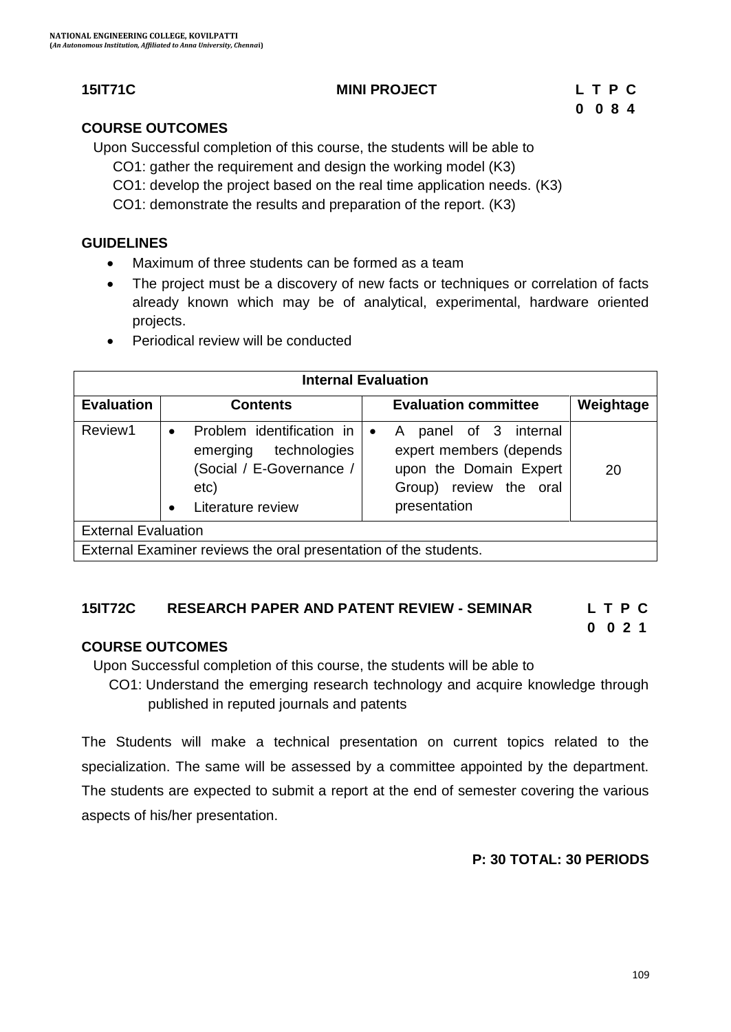**15IT71C** **MINI PROJECT** **L T P C**
**0 0 8 4**

### COURSE OUTCOMES

Upon Successful completion of this course, the students will be able to

CO1: gather the requirement and design the working model (K3)

CO1: develop the project based on the real time application needs. (K3)

CO1: demonstrate the results and preparation of the report. (K3)

### GUIDELINES

- Maximum of three students can be formed as a team
- The project must be a discovery of new facts or techniques or correlation of facts already known which may be of analytical, experimental, hardware oriented projects.
- Periodical review will be conducted

| Internal Evaluation | | | |
|---|---|---|---|
| **Evaluation** | **Contents** | **Evaluation committee** | **Weightage** |
| Review1 | • Problem identification in emerging technologies (Social / E-Governance / etc)<br>• Literature review | • A panel of 3 internal expert members (depends upon the Domain Expert Group) review the oral presentation | 20 |
| External Evaluation | | | |
| External Examiner reviews the oral presentation of the students. | | | |

**15IT72C** **RESEARCH PAPER AND PATENT REVIEW - SEMINAR** **L T P C**
**0 0 2 1**

### COURSE OUTCOMES

Upon Successful completion of this course, the students will be able to

CO1: Understand the emerging research technology and acquire knowledge through published in reputed journals and patents

The Students will make a technical presentation on current topics related to the specialization. The same will be assessed by a committee appointed by the department. The students are expected to submit a report at the end of semester covering the various aspects of his/her presentation.

**P: 30 TOTAL: 30 PERIODS**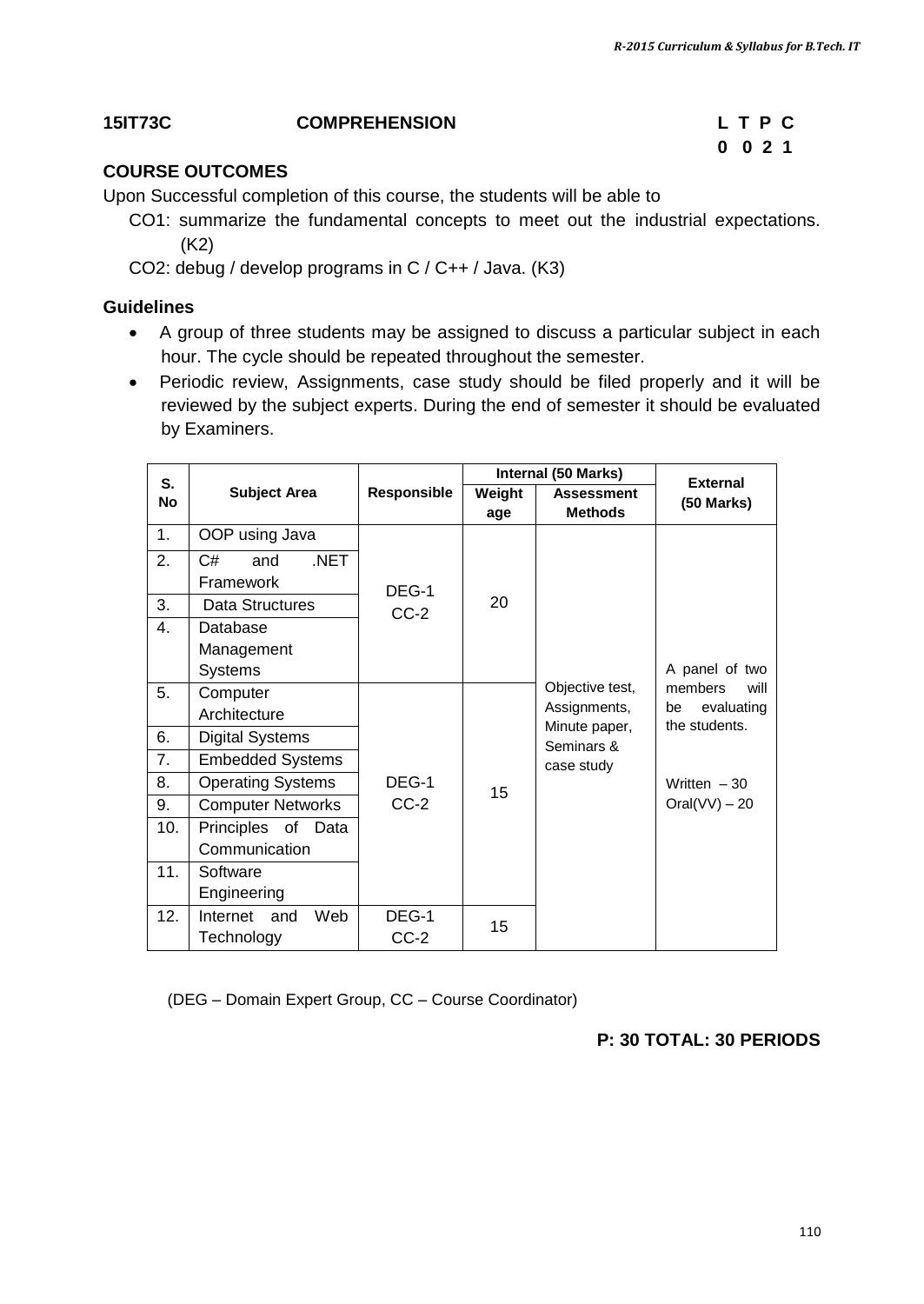**15IT73C** **COMPREHENSION** **L T P C**
**0 0 2 1**

**COURSE OUTCOMES**

Upon Successful completion of this course, the students will be able to

CO1: summarize the fundamental concepts to meet out the industrial expectations. (K2)

CO2: debug / develop programs in C / C++ / Java. (K3)

**Guidelines**

- A group of three students may be assigned to discuss a particular subject in each hour. The cycle should be repeated throughout the semester.
- Periodic review, Assignments, case study should be filed properly and it will be reviewed by the subject experts. During the end of semester it should be evaluated by Examiners.

| S. No | Subject Area | Responsible | Internal (50 Marks) | | External (50 Marks) |
|---|---|---|---|---|---|
| | | | Weightage | Assessment Methods | |
| 1. | OOP using Java | DEG-1 CC-2 | 20 | Objective test, Assignments, Minute paper, Seminars & case study | A panel of two members will be evaluating the students. Written – 30 Oral(VV) – 20 |
| 2. | C# and .NET Framework | | | | |
| 3. | Data Structures | | | | |
| 4. | Database Management Systems | | | | |
| 5. | Computer Architecture | DEG-1 CC-2 | 15 | | |
| 6. | Digital Systems | | | | |
| 7. | Embedded Systems | | | | |
| 8. | Operating Systems | | | | |
| 9. | Computer Networks | | | | |
| 10. | Principles of Data Communication | | | | |
| 11. | Software Engineering | | | | |
| 12. | Internet and Web Technology | DEG-1 CC-2 | 15 | | |

(DEG – Domain Expert Group, CC – Course Coordinator)

**P: 30 TOTAL: 30 PERIODS**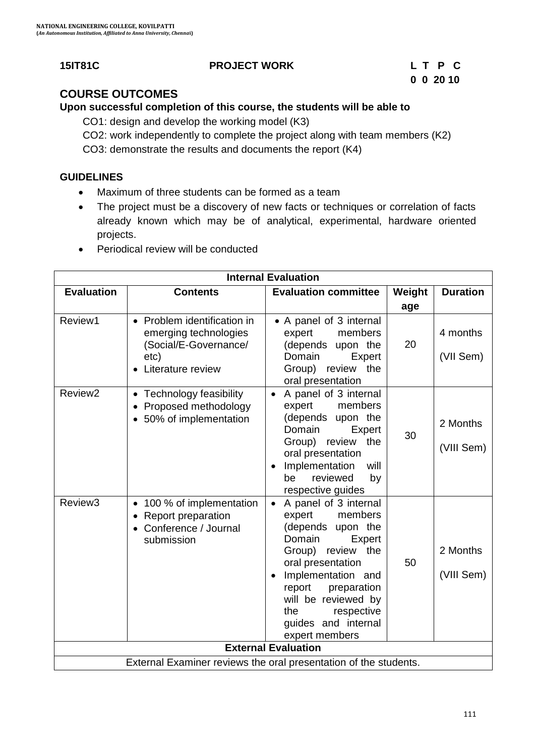**15IT81C** **PROJECT WORK** **L T P C**
**0 0 20 10**

## COURSE OUTCOMES

**Upon successful completion of this course, the students will be able to**

CO1: design and develop the working model (K3)

CO2: work independently to complete the project along with team members (K2)

CO3: demonstrate the results and documents the report (K4)

## GUIDELINES

- Maximum of three students can be formed as a team
- The project must be a discovery of new facts or techniques or correlation of facts already known which may be of analytical, experimental, hardware oriented projects.
- Periodical review will be conducted

| Internal Evaluation | | | | |
|---|---|---|---|---|
| **Evaluation** | **Contents** | **Evaluation committee** | **Weightage** | **Duration** |
| Review1 | • Problem identification in emerging technologies (Social/E-Governance/ etc)<br>• Literature review | • A panel of 3 internal expert members (depends upon the Domain Expert Group) review the oral presentation | 20 | 4 months (VII Sem) |
| Review2 | • Technology feasibility<br>• Proposed methodology<br>• 50% of implementation | • A panel of 3 internal expert members (depends upon the Domain Expert Group) review the oral presentation<br>• Implementation will be reviewed by respective guides | 30 | 2 Months (VIII Sem) |
| Review3 | • 100 % of implementation<br>• Report preparation<br>• Conference / Journal submission | • A panel of 3 internal expert members (depends upon the Domain Expert Group) review the oral presentation<br>• Implementation and report preparation will be reviewed by the respective guides and internal expert members | 50 | 2 Months (VIII Sem) |
| **External Evaluation** | | | | |
| External Examiner reviews the oral presentation of the students. | | | | |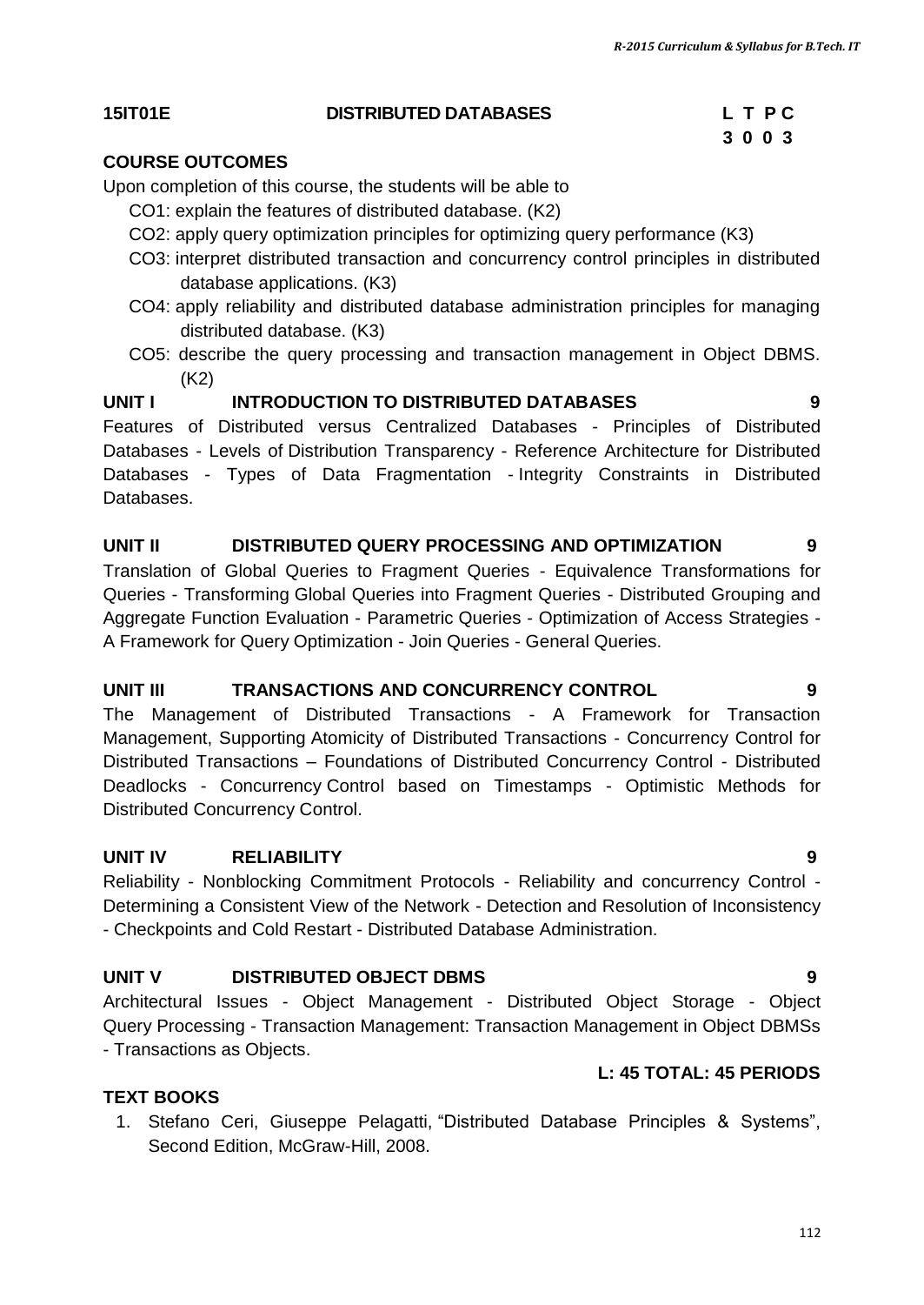**15IT01E** **DISTRIBUTED DATABASES**

| L | T | P | C |
|---|---|---|---|
| 3 | 0 | 0 | 3 |

## COURSE OUTCOMES

Upon completion of this course, the students will be able to

- CO1: explain the features of distributed database. (K2)
- CO2: apply query optimization principles for optimizing query performance (K3)
- CO3: interpret distributed transaction and concurrency control principles in distributed database applications. (K3)
- CO4: apply reliability and distributed database administration principles for managing distributed database. (K3)
- CO5: describe the query processing and transaction management in Object DBMS. (K2)

## UNIT I INTRODUCTION TO DISTRIBUTED DATABASES 9

Features of Distributed versus Centralized Databases - Principles of Distributed Databases - Levels of Distribution Transparency - Reference Architecture for Distributed Databases - Types of Data Fragmentation - Integrity Constraints in Distributed Databases.

## UNIT II DISTRIBUTED QUERY PROCESSING AND OPTIMIZATION 9

Translation of Global Queries to Fragment Queries - Equivalence Transformations for Queries - Transforming Global Queries into Fragment Queries - Distributed Grouping and Aggregate Function Evaluation - Parametric Queries - Optimization of Access Strategies - A Framework for Query Optimization - Join Queries - General Queries.

## UNIT III TRANSACTIONS AND CONCURRENCY CONTROL 9

The Management of Distributed Transactions - A Framework for Transaction Management, Supporting Atomicity of Distributed Transactions - Concurrency Control for Distributed Transactions – Foundations of Distributed Concurrency Control - Distributed Deadlocks - Concurrency Control based on Timestamps - Optimistic Methods for Distributed Concurrency Control.

## UNIT IV RELIABILITY 9

Reliability - Nonblocking Commitment Protocols - Reliability and concurrency Control - Determining a Consistent View of the Network - Detection and Resolution of Inconsistency - Checkpoints and Cold Restart - Distributed Database Administration.

## UNIT V DISTRIBUTED OBJECT DBMS 9

Architectural Issues - Object Management - Distributed Object Storage - Object Query Processing - Transaction Management: Transaction Management in Object DBMSs - Transactions as Objects.

**L: 45 TOTAL: 45 PERIODS**

## TEXT BOOKS

1. Stefano Ceri, Giuseppe Pelagatti, "Distributed Database Principles & Systems", Second Edition, McGraw-Hill, 2008.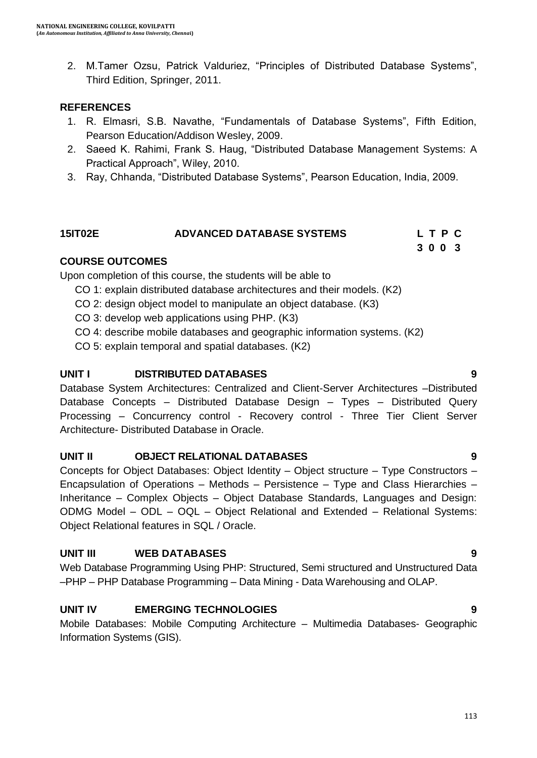2. M.Tamer Ozsu, Patrick Valduriez, "Principles of Distributed Database Systems", Third Edition, Springer, 2011.

**REFERENCES**

1. R. Elmasri, S.B. Navathe, "Fundamentals of Database Systems", Fifth Edition, Pearson Education/Addison Wesley, 2009.
2. Saeed K. Rahimi, Frank S. Haug, "Distributed Database Management Systems: A Practical Approach", Wiley, 2010.
3. Ray, Chhanda, "Distributed Database Systems", Pearson Education, India, 2009.

**15IT02E ADVANCED DATABASE SYSTEMS**

| L | T | P | C |
|---|---|---|---|
| 3 | 0 | 0 | 3 |

**COURSE OUTCOMES**

Upon completion of this course, the students will be able to

- CO 1: explain distributed database architectures and their models. (K2)
- CO 2: design object model to manipulate an object database. (K3)
- CO 3: develop web applications using PHP. (K3)
- CO 4: describe mobile databases and geographic information systems. (K2)
- CO 5: explain temporal and spatial databases. (K2)

**UNIT I DISTRIBUTED DATABASES 9**

Database System Architectures: Centralized and Client-Server Architectures –Distributed Database Concepts – Distributed Database Design – Types – Distributed Query Processing – Concurrency control - Recovery control - Three Tier Client Server Architecture- Distributed Database in Oracle.

**UNIT II OBJECT RELATIONAL DATABASES 9**

Concepts for Object Databases: Object Identity – Object structure – Type Constructors – Encapsulation of Operations – Methods – Persistence – Type and Class Hierarchies – Inheritance – Complex Objects – Object Database Standards, Languages and Design: ODMG Model – ODL – OQL – Object Relational and Extended – Relational Systems: Object Relational features in SQL / Oracle.

**UNIT III WEB DATABASES 9**

Web Database Programming Using PHP: Structured, Semi structured and Unstructured Data –PHP – PHP Database Programming – Data Mining - Data Warehousing and OLAP.

**UNIT IV EMERGING TECHNOLOGIES 9**

Mobile Databases: Mobile Computing Architecture – Multimedia Databases- Geographic Information Systems (GIS).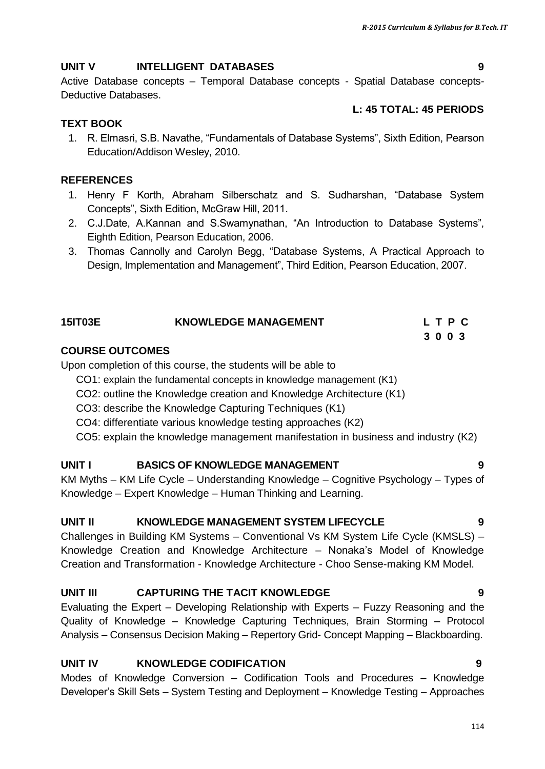## UNIT V INTELLIGENT DATABASES 9

Active Database concepts – Temporal Database concepts - Spatial Database concepts-Deductive Databases.

**L: 45 TOTAL: 45 PERIODS**

### TEXT BOOK

1. R. Elmasri, S.B. Navathe, "Fundamentals of Database Systems", Sixth Edition, Pearson Education/Addison Wesley, 2010.

### REFERENCES

1. Henry F Korth, Abraham Silberschatz and S. Sudharshan, "Database System Concepts", Sixth Edition, McGraw Hill, 2011.
2. C.J.Date, A.Kannan and S.Swamynathan, "An Introduction to Database Systems", Eighth Edition, Pearson Education, 2006.
3. Thomas Cannolly and Carolyn Begg, "Database Systems, A Practical Approach to Design, Implementation and Management", Third Edition, Pearson Education, 2007.

# 15IT03E KNOWLEDGE MANAGEMENT

| L | T | P | C |
|---|---|---|---|
| 3 | 0 | 0 | 3 |

### COURSE OUTCOMES

Upon completion of this course, the students will be able to

- CO1: explain the fundamental concepts in knowledge management (K1)
- CO2: outline the Knowledge creation and Knowledge Architecture (K1)
- CO3: describe the Knowledge Capturing Techniques (K1)
- CO4: differentiate various knowledge testing approaches (K2)
- CO5: explain the knowledge management manifestation in business and industry (K2)

## UNIT I BASICS OF KNOWLEDGE MANAGEMENT 9

KM Myths – KM Life Cycle – Understanding Knowledge – Cognitive Psychology – Types of Knowledge – Expert Knowledge – Human Thinking and Learning.

## UNIT II KNOWLEDGE MANAGEMENT SYSTEM LIFECYCLE 9

Challenges in Building KM Systems – Conventional Vs KM System Life Cycle (KMSLS) – Knowledge Creation and Knowledge Architecture – Nonaka's Model of Knowledge Creation and Transformation - Knowledge Architecture - Choo Sense-making KM Model.

## UNIT III CAPTURING THE TACIT KNOWLEDGE 9

Evaluating the Expert – Developing Relationship with Experts – Fuzzy Reasoning and the Quality of Knowledge – Knowledge Capturing Techniques, Brain Storming – Protocol Analysis – Consensus Decision Making – Repertory Grid- Concept Mapping – Blackboarding.

## UNIT IV KNOWLEDGE CODIFICATION 9

Modes of Knowledge Conversion – Codification Tools and Procedures – Knowledge Developer's Skill Sets – System Testing and Deployment – Knowledge Testing – Approaches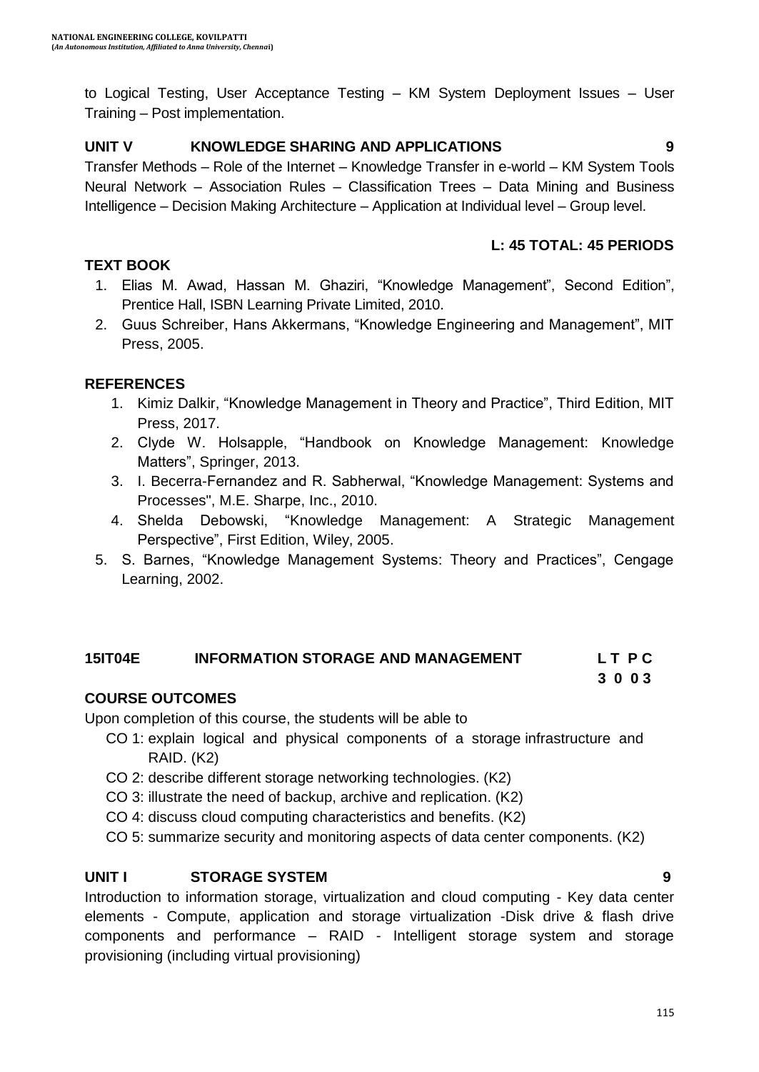to Logical Testing, User Acceptance Testing – KM System Deployment Issues – User Training – Post implementation.

**UNIT V KNOWLEDGE SHARING AND APPLICATIONS 9**

Transfer Methods – Role of the Internet – Knowledge Transfer in e-world – KM System Tools Neural Network – Association Rules – Classification Trees – Data Mining and Business Intelligence – Decision Making Architecture – Application at Individual level – Group level.

**L: 45 TOTAL: 45 PERIODS**

**TEXT BOOK**

1. Elias M. Awad, Hassan M. Ghaziri, "Knowledge Management", Second Edition", Prentice Hall, ISBN Learning Private Limited, 2010.
2. Guus Schreiber, Hans Akkermans, "Knowledge Engineering and Management", MIT Press, 2005.

**REFERENCES**

1. Kimiz Dalkir, "Knowledge Management in Theory and Practice", Third Edition, MIT Press, 2017.
2. Clyde W. Holsapple, "Handbook on Knowledge Management: Knowledge Matters", Springer, 2013.
3. I. Becerra-Fernandez and R. Sabherwal, "Knowledge Management: Systems and Processes", M.E. Sharpe, Inc., 2010.
4. Shelda Debowski, "Knowledge Management: A Strategic Management Perspective", First Edition, Wiley, 2005.
5. S. Barnes, "Knowledge Management Systems: Theory and Practices", Cengage Learning, 2002.

## 15IT04E INFORMATION STORAGE AND MANAGEMENT

| L | T | P | C |
|---|---|---|---|
| 3 | 0 | 0 | 3 |

**COURSE OUTCOMES**

Upon completion of this course, the students will be able to

- CO 1: explain logical and physical components of a storage infrastructure and RAID. (K2)
- CO 2: describe different storage networking technologies. (K2)
- CO 3: illustrate the need of backup, archive and replication. (K2)
- CO 4: discuss cloud computing characteristics and benefits. (K2)
- CO 5: summarize security and monitoring aspects of data center components. (K2)

**UNIT I STORAGE SYSTEM 9**

Introduction to information storage, virtualization and cloud computing - Key data center elements - Compute, application and storage virtualization -Disk drive & flash drive components and performance – RAID - Intelligent storage system and storage provisioning (including virtual provisioning)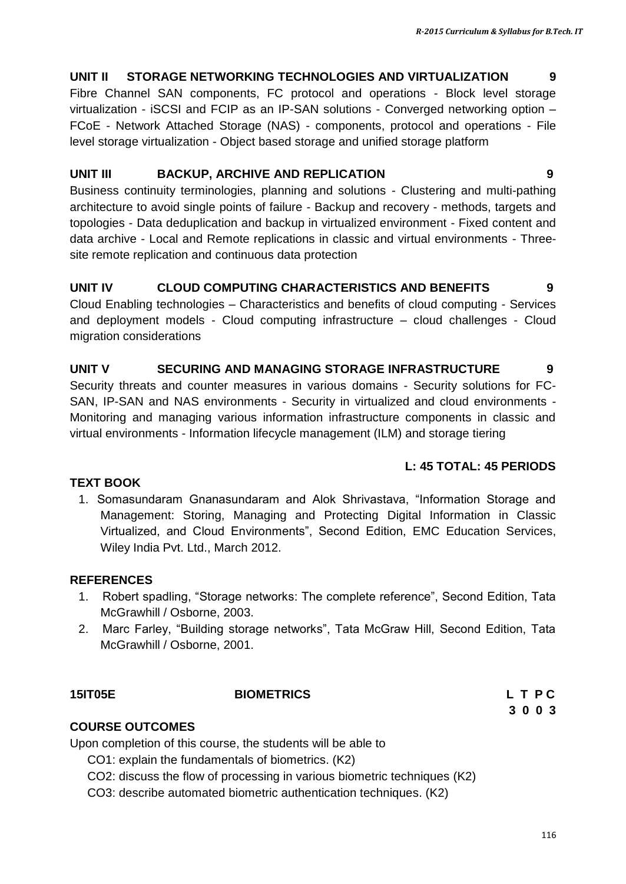**UNIT II STORAGE NETWORKING TECHNOLOGIES AND VIRTUALIZATION 9**

Fibre Channel SAN components, FC protocol and operations - Block level storage virtualization - iSCSI and FCIP as an IP-SAN solutions - Converged networking option – FCoE - Network Attached Storage (NAS) - components, protocol and operations - File level storage virtualization - Object based storage and unified storage platform

**UNIT III BACKUP, ARCHIVE AND REPLICATION 9**

Business continuity terminologies, planning and solutions - Clustering and multi-pathing architecture to avoid single points of failure - Backup and recovery - methods, targets and topologies - Data deduplication and backup in virtualized environment - Fixed content and data archive - Local and Remote replications in classic and virtual environments - Three-site remote replication and continuous data protection

**UNIT IV CLOUD COMPUTING CHARACTERISTICS AND BENEFITS 9**

Cloud Enabling technologies – Characteristics and benefits of cloud computing - Services and deployment models - Cloud computing infrastructure – cloud challenges - Cloud migration considerations

**UNIT V SECURING AND MANAGING STORAGE INFRASTRUCTURE 9**

Security threats and counter measures in various domains - Security solutions for FC-SAN, IP-SAN and NAS environments - Security in virtualized and cloud environments - Monitoring and managing various information infrastructure components in classic and virtual environments - Information lifecycle management (ILM) and storage tiering

**L: 45 TOTAL: 45 PERIODS**

**TEXT BOOK**

1. Somasundaram Gnanasundaram and Alok Shrivastava, "Information Storage and Management: Storing, Managing and Protecting Digital Information in Classic Virtualized, and Cloud Environments", Second Edition, EMC Education Services, Wiley India Pvt. Ltd., March 2012.

**REFERENCES**

1. Robert spadling, "Storage networks: The complete reference", Second Edition, Tata McGrawhill / Osborne, 2003.
2. Marc Farley, "Building storage networks", Tata McGraw Hill, Second Edition, Tata McGrawhill / Osborne, 2001.

**15IT05E BIOMETRICS**

| L | T | P | C |
|---|---|---|---|
| 3 | 0 | 0 | 3 |

**COURSE OUTCOMES**

Upon completion of this course, the students will be able to

- CO1: explain the fundamentals of biometrics. (K2)
- CO2: discuss the flow of processing in various biometric techniques (K2)
- CO3: describe automated biometric authentication techniques. (K2)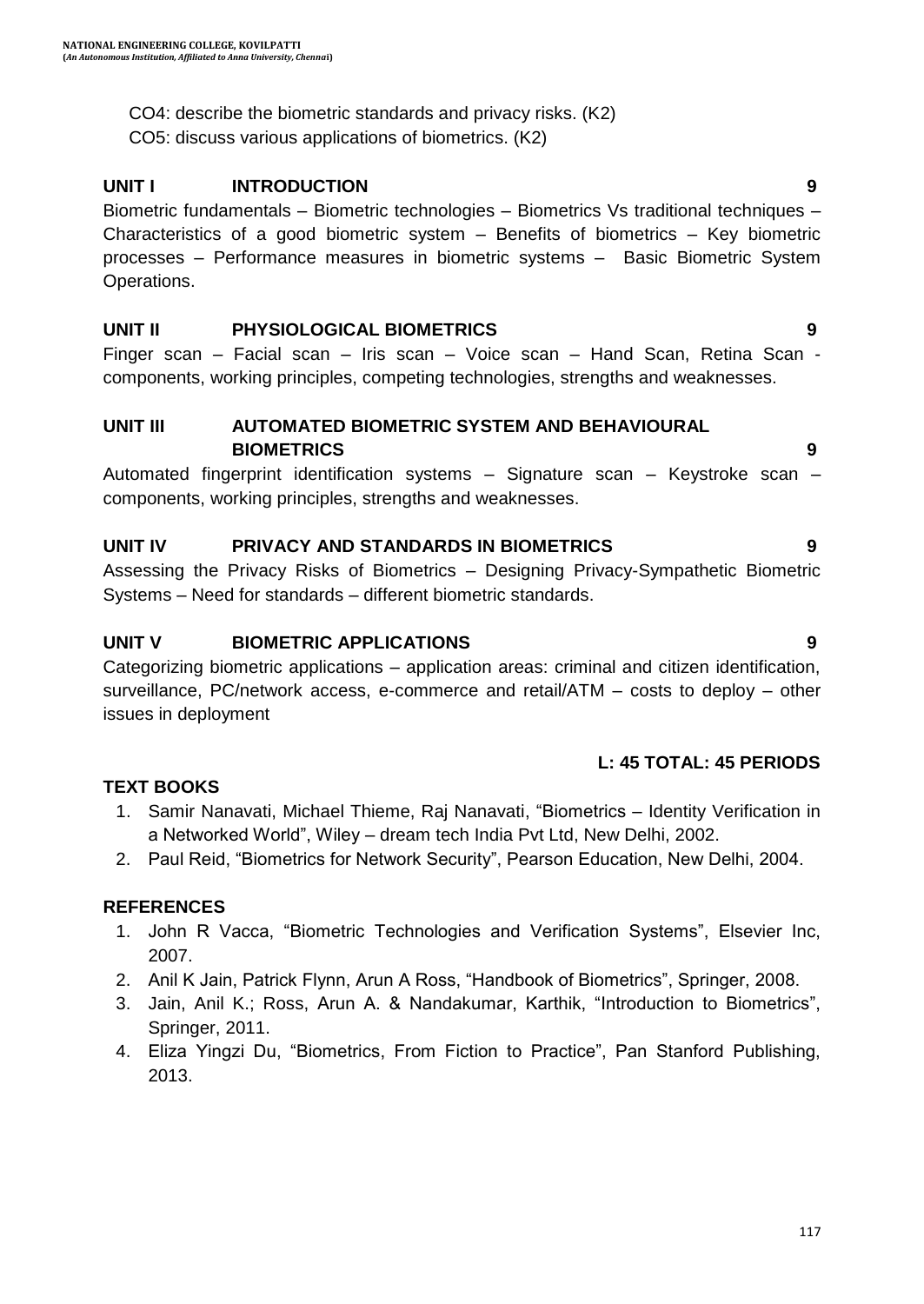CO4: describe the biometric standards and privacy risks. (K2)

CO5: discuss various applications of biometrics. (K2)

## UNIT I INTRODUCTION 9

Biometric fundamentals – Biometric technologies – Biometrics Vs traditional techniques – Characteristics of a good biometric system – Benefits of biometrics – Key biometric processes – Performance measures in biometric systems – Basic Biometric System Operations.

## UNIT II PHYSIOLOGICAL BIOMETRICS 9

Finger scan – Facial scan – Iris scan – Voice scan – Hand Scan, Retina Scan - components, working principles, competing technologies, strengths and weaknesses.

## UNIT III AUTOMATED BIOMETRIC SYSTEM AND BEHAVIOURAL BIOMETRICS 9

Automated fingerprint identification systems – Signature scan – Keystroke scan – components, working principles, strengths and weaknesses.

## UNIT IV PRIVACY AND STANDARDS IN BIOMETRICS 9

Assessing the Privacy Risks of Biometrics – Designing Privacy-Sympathetic Biometric Systems – Need for standards – different biometric standards.

## UNIT V BIOMETRIC APPLICATIONS 9

Categorizing biometric applications – application areas: criminal and citizen identification, surveillance, PC/network access, e-commerce and retail/ATM – costs to deploy – other issues in deployment

**L: 45 TOTAL: 45 PERIODS**

## TEXT BOOKS

1. Samir Nanavati, Michael Thieme, Raj Nanavati, "Biometrics – Identity Verification in a Networked World", Wiley – dream tech India Pvt Ltd, New Delhi, 2002.
2. Paul Reid, "Biometrics for Network Security", Pearson Education, New Delhi, 2004.

## REFERENCES

1. John R Vacca, "Biometric Technologies and Verification Systems", Elsevier Inc, 2007.
2. Anil K Jain, Patrick Flynn, Arun A Ross, "Handbook of Biometrics", Springer, 2008.
3. Jain, Anil K.; Ross, Arun A. & Nandakumar, Karthik, "Introduction to Biometrics", Springer, 2011.
4. Eliza Yingzi Du, "Biometrics, From Fiction to Practice", Pan Stanford Publishing, 2013.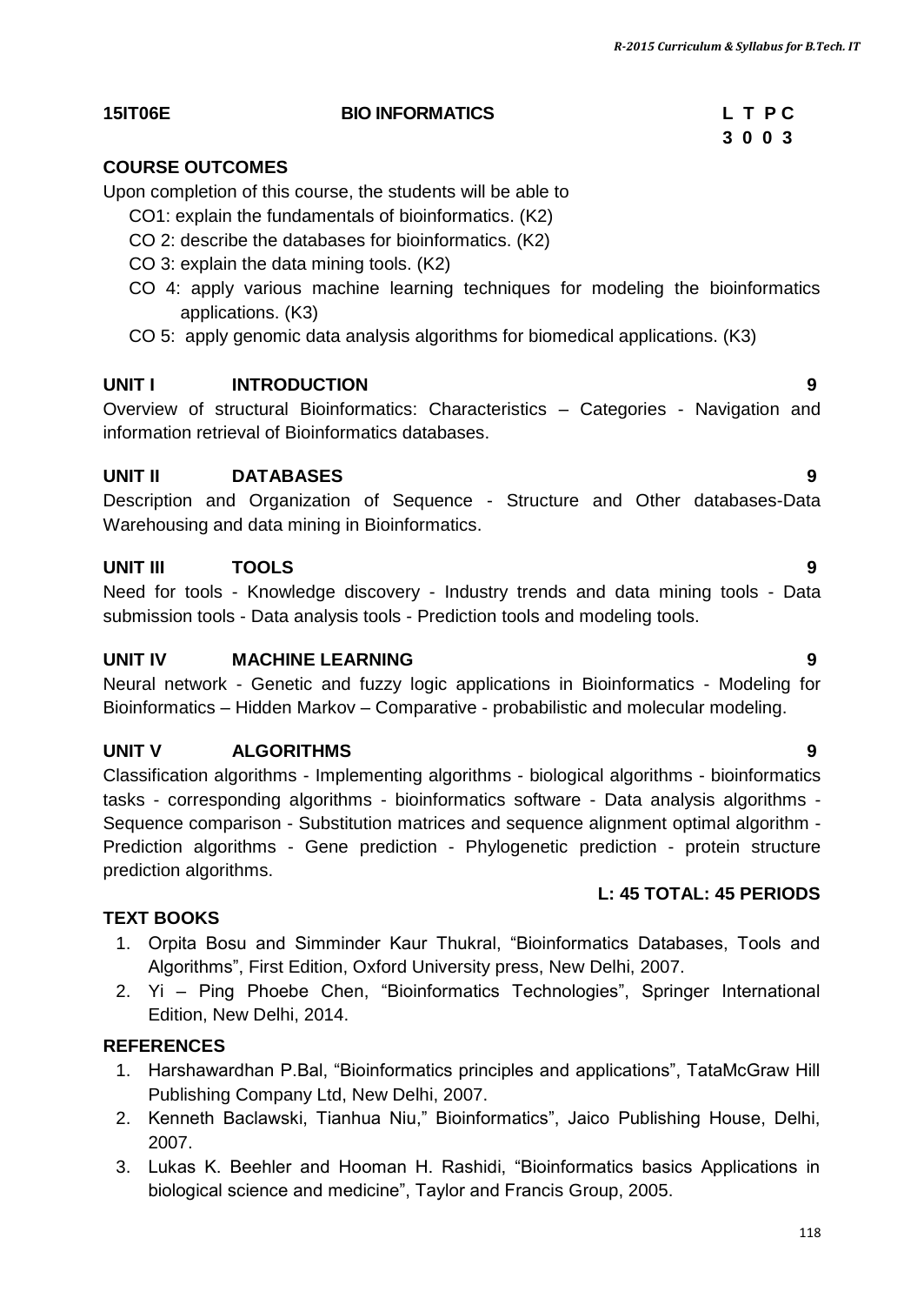**15IT06E** **BIO INFORMATICS** **L T P C**
**3 0 0 3**

## COURSE OUTCOMES

Upon completion of this course, the students will be able to

- CO1: explain the fundamentals of bioinformatics. (K2)
- CO 2: describe the databases for bioinformatics. (K2)
- CO 3: explain the data mining tools. (K2)
- CO 4: apply various machine learning techniques for modeling the bioinformatics applications. (K3)
- CO 5: apply genomic data analysis algorithms for biomedical applications. (K3)

## UNIT I INTRODUCTION 9

Overview of structural Bioinformatics: Characteristics – Categories - Navigation and information retrieval of Bioinformatics databases.

## UNIT II DATABASES 9

Description and Organization of Sequence - Structure and Other databases-Data Warehousing and data mining in Bioinformatics.

## UNIT III TOOLS 9

Need for tools - Knowledge discovery - Industry trends and data mining tools - Data submission tools - Data analysis tools - Prediction tools and modeling tools.

## UNIT IV MACHINE LEARNING 9

Neural network - Genetic and fuzzy logic applications in Bioinformatics - Modeling for Bioinformatics – Hidden Markov – Comparative - probabilistic and molecular modeling.

## UNIT V ALGORITHMS 9

Classification algorithms - Implementing algorithms - biological algorithms - bioinformatics tasks - corresponding algorithms - bioinformatics software - Data analysis algorithms - Sequence comparison - Substitution matrices and sequence alignment optimal algorithm - Prediction algorithms - Gene prediction - Phylogenetic prediction - protein structure prediction algorithms.

**L: 45 TOTAL: 45 PERIODS**

## TEXT BOOKS

1. Orpita Bosu and Simminder Kaur Thukral, "Bioinformatics Databases, Tools and Algorithms", First Edition, Oxford University press, New Delhi, 2007.
2. Yi – Ping Phoebe Chen, "Bioinformatics Technologies", Springer International Edition, New Delhi, 2014.

## REFERENCES

1. Harshawardhan P.Bal, "Bioinformatics principles and applications", TataMcGraw Hill Publishing Company Ltd, New Delhi, 2007.
2. Kenneth Baclawski, Tianhua Niu," Bioinformatics", Jaico Publishing House, Delhi, 2007.
3. Lukas K. Beehler and Hooman H. Rashidi, "Bioinformatics basics Applications in biological science and medicine", Taylor and Francis Group, 2005.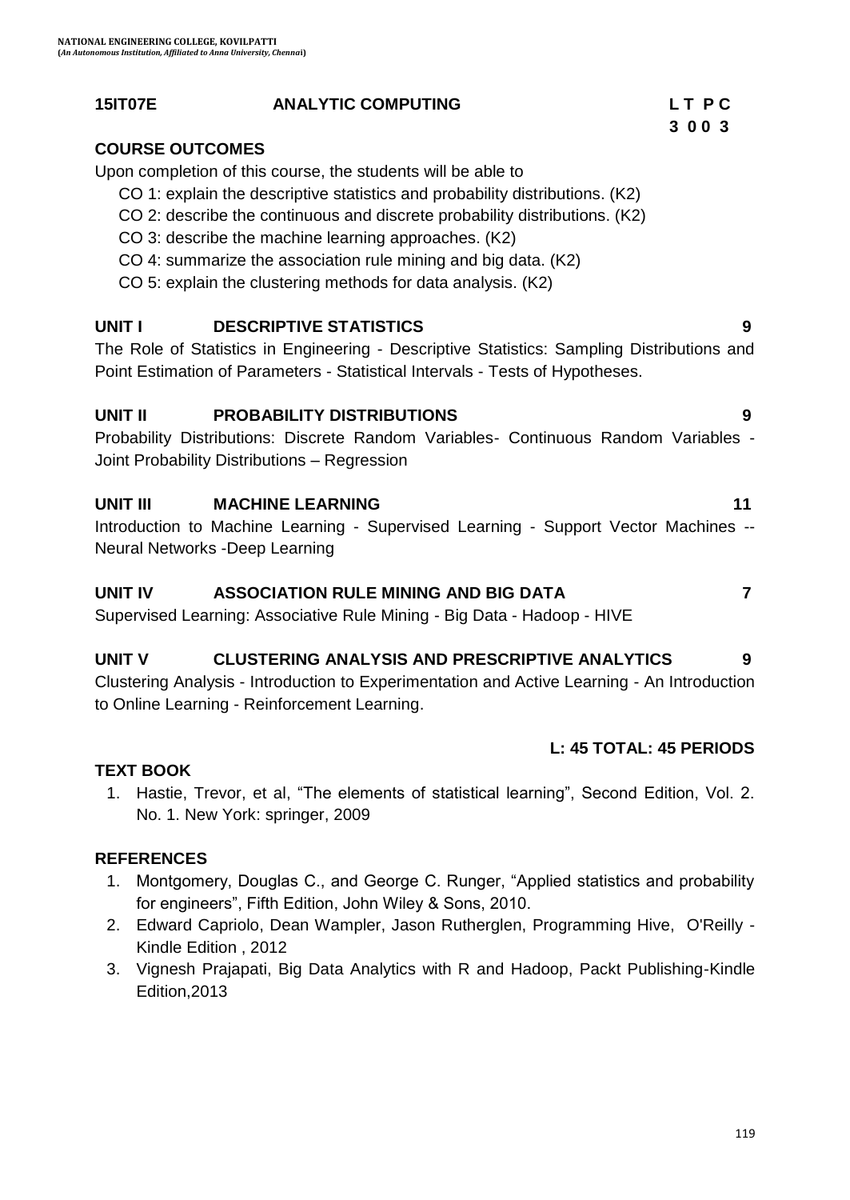## 15IT07E ANALYTIC COMPUTING

| L | T | P | C |
|---|---|---|---|
| 3 | 0 | 0 | 3 |

### COURSE OUTCOMES

Upon completion of this course, the students will be able to

- CO 1: explain the descriptive statistics and probability distributions. (K2)
- CO 2: describe the continuous and discrete probability distributions. (K2)
- CO 3: describe the machine learning approaches. (K2)
- CO 4: summarize the association rule mining and big data. (K2)
- CO 5: explain the clustering methods for data analysis. (K2)

### UNIT I DESCRIPTIVE STATISTICS 9

The Role of Statistics in Engineering - Descriptive Statistics: Sampling Distributions and Point Estimation of Parameters - Statistical Intervals - Tests of Hypotheses.

### UNIT II PROBABILITY DISTRIBUTIONS 9

Probability Distributions: Discrete Random Variables- Continuous Random Variables - Joint Probability Distributions – Regression

### UNIT III MACHINE LEARNING 11

Introduction to Machine Learning - Supervised Learning - Support Vector Machines -- Neural Networks -Deep Learning

### UNIT IV ASSOCIATION RULE MINING AND BIG DATA 7

Supervised Learning: Associative Rule Mining - Big Data - Hadoop - HIVE

### UNIT V CLUSTERING ANALYSIS AND PRESCRIPTIVE ANALYTICS 9

Clustering Analysis - Introduction to Experimentation and Active Learning - An Introduction to Online Learning - Reinforcement Learning.

**L: 45 TOTAL: 45 PERIODS**

### TEXT BOOK

1. Hastie, Trevor, et al, "The elements of statistical learning", Second Edition, Vol. 2. No. 1. New York: springer, 2009

### REFERENCES

1. Montgomery, Douglas C., and George C. Runger, "Applied statistics and probability for engineers", Fifth Edition, John Wiley & Sons, 2010.
2. Edward Capriolo, Dean Wampler, Jason Rutherglen, Programming Hive, O'Reilly - Kindle Edition , 2012
3. Vignesh Prajapati, Big Data Analytics with R and Hadoop, Packt Publishing-Kindle Edition,2013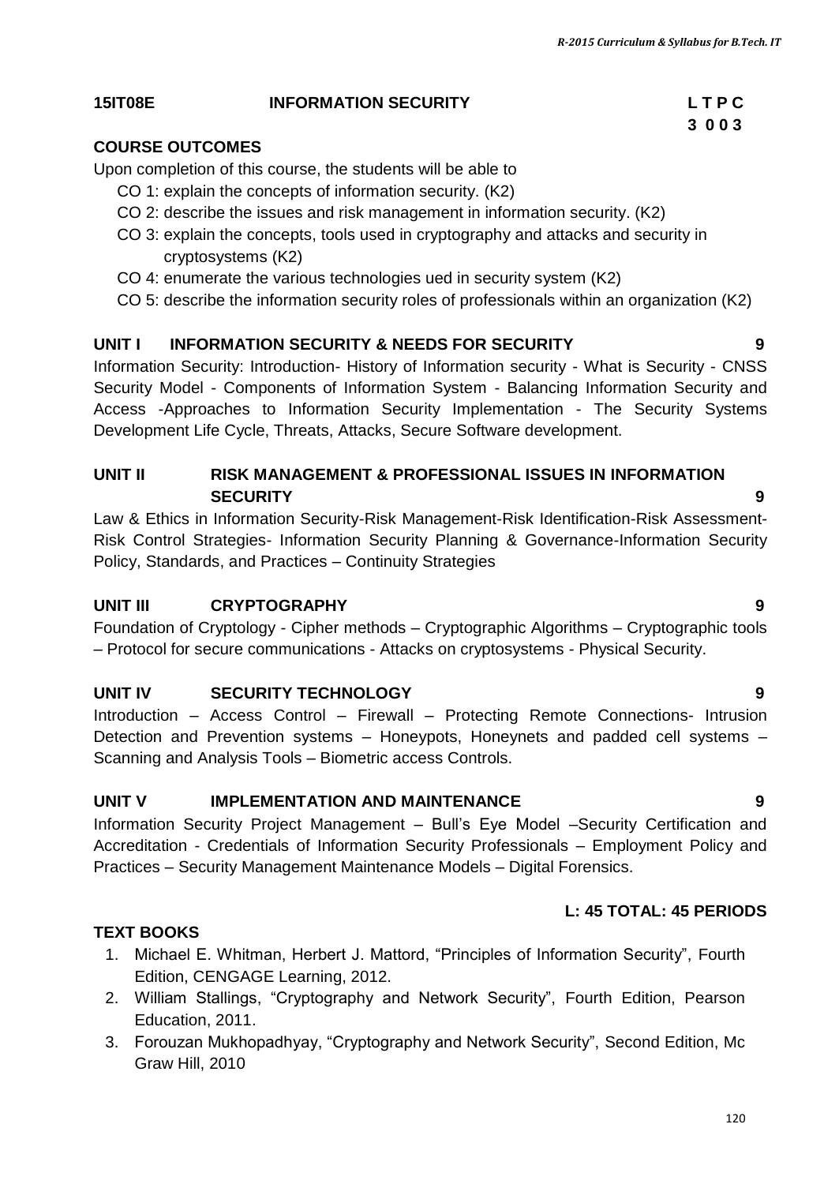**15IT08E INFORMATION SECURITY**

| L | T | P | C |
|---|---|---|---|
| 3 | 0 | 0 | 3 |

**COURSE OUTCOMES**

Upon completion of this course, the students will be able to

- CO 1: explain the concepts of information security. (K2)
- CO 2: describe the issues and risk management in information security. (K2)
- CO 3: explain the concepts, tools used in cryptography and attacks and security in cryptosystems (K2)
- CO 4: enumerate the various technologies ued in security system (K2)
- CO 5: describe the information security roles of professionals within an organization (K2)

**UNIT I INFORMATION SECURITY & NEEDS FOR SECURITY 9**

Information Security: Introduction- History of Information security - What is Security - CNSS Security Model - Components of Information System - Balancing Information Security and Access -Approaches to Information Security Implementation - The Security Systems Development Life Cycle, Threats, Attacks, Secure Software development.

**UNIT II RISK MANAGEMENT & PROFESSIONAL ISSUES IN INFORMATION SECURITY 9**

Law & Ethics in Information Security-Risk Management-Risk Identification-Risk Assessment-Risk Control Strategies- Information Security Planning & Governance-Information Security Policy, Standards, and Practices – Continuity Strategies

**UNIT III CRYPTOGRAPHY 9**

Foundation of Cryptology - Cipher methods – Cryptographic Algorithms – Cryptographic tools – Protocol for secure communications - Attacks on cryptosystems - Physical Security.

**UNIT IV SECURITY TECHNOLOGY 9**

Introduction – Access Control – Firewall – Protecting Remote Connections- Intrusion Detection and Prevention systems – Honeypots, Honeynets and padded cell systems – Scanning and Analysis Tools – Biometric access Controls.

**UNIT V IMPLEMENTATION AND MAINTENANCE 9**

Information Security Project Management – Bull's Eye Model –Security Certification and Accreditation - Credentials of Information Security Professionals – Employment Policy and Practices – Security Management Maintenance Models – Digital Forensics.

**L: 45 TOTAL: 45 PERIODS**

**TEXT BOOKS**

1. Michael E. Whitman, Herbert J. Mattord, "Principles of Information Security", Fourth Edition, CENGAGE Learning, 2012.
2. William Stallings, "Cryptography and Network Security", Fourth Edition, Pearson Education, 2011.
3. Forouzan Mukhopadhyay, "Cryptography and Network Security", Second Edition, Mc Graw Hill, 2010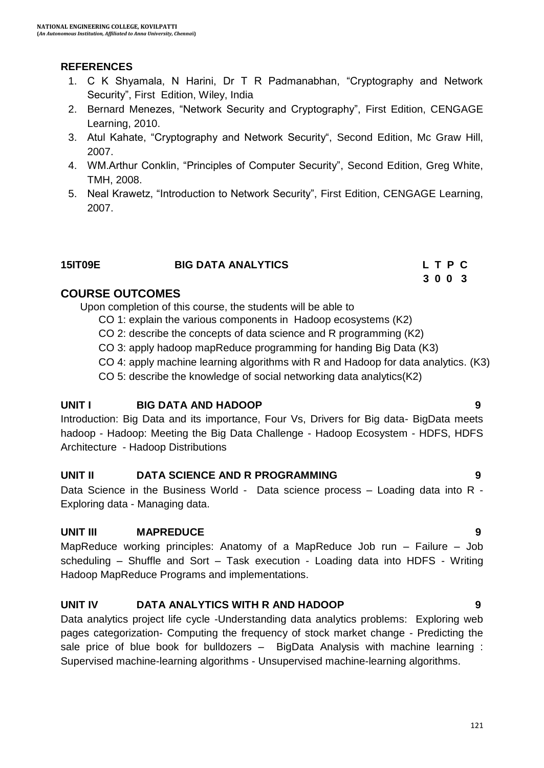## REFERENCES

1. C K Shyamala, N Harini, Dr T R Padmanabhan, "Cryptography and Network Security", First Edition, Wiley, India
2. Bernard Menezes, "Network Security and Cryptography", First Edition, CENGAGE Learning, 2010.
3. Atul Kahate, "Cryptography and Network Security", Second Edition, Mc Graw Hill, 2007.
4. WM.Arthur Conklin, "Principles of Computer Security", Second Edition, Greg White, TMH, 2008.
5. Neal Krawetz, "Introduction to Network Security", First Edition, CENGAGE Learning, 2007.

## 15IT09E BIG DATA ANALYTICS

| L | T | P | C |
|---|---|---|---|
| 3 | 0 | 0 | 3 |

## COURSE OUTCOMES

Upon completion of this course, the students will be able to

CO 1: explain the various components in Hadoop ecosystems (K2)

CO 2: describe the concepts of data science and R programming (K2)

CO 3: apply hadoop mapReduce programming for handing Big Data (K3)

CO 4: apply machine learning algorithms with R and Hadoop for data analytics. (K3)

CO 5: describe the knowledge of social networking data analytics(K2)

### UNIT I BIG DATA AND HADOOP 9

Introduction: Big Data and its importance, Four Vs, Drivers for Big data- BigData meets hadoop - Hadoop: Meeting the Big Data Challenge - Hadoop Ecosystem - HDFS, HDFS Architecture - Hadoop Distributions

### UNIT II DATA SCIENCE AND R PROGRAMMING 9

Data Science in the Business World - Data science process – Loading data into R - Exploring data - Managing data.

### UNIT III MAPREDUCE 9

MapReduce working principles: Anatomy of a MapReduce Job run – Failure – Job scheduling – Shuffle and Sort – Task execution - Loading data into HDFS - Writing Hadoop MapReduce Programs and implementations.

### UNIT IV DATA ANALYTICS WITH R AND HADOOP 9

Data analytics project life cycle -Understanding data analytics problems: Exploring web pages categorization- Computing the frequency of stock market change - Predicting the sale price of blue book for bulldozers – BigData Analysis with machine learning : Supervised machine-learning algorithms - Unsupervised machine-learning algorithms.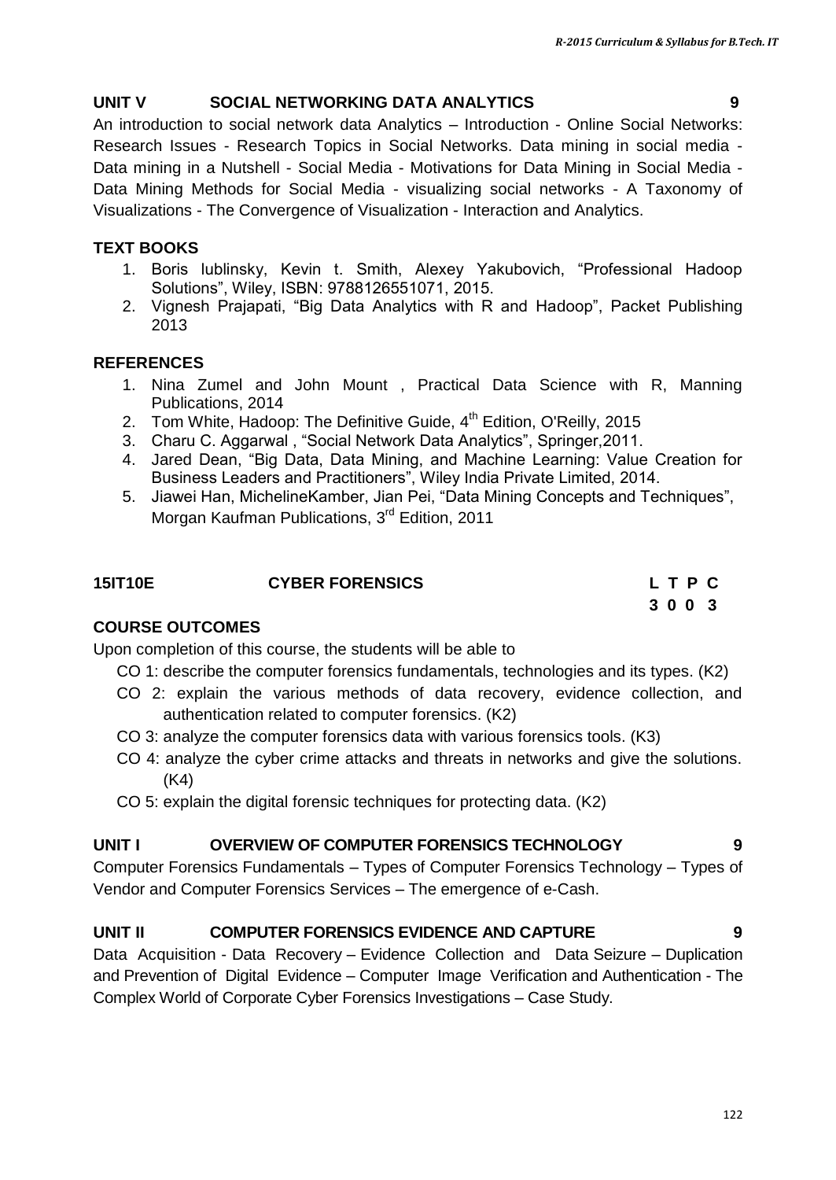## UNIT V SOCIAL NETWORKING DATA ANALYTICS 9

An introduction to social network data Analytics – Introduction - Online Social Networks: Research Issues - Research Topics in Social Networks. Data mining in social media - Data mining in a Nutshell - Social Media - Motivations for Data Mining in Social Media - Data Mining Methods for Social Media - visualizing social networks - A Taxonomy of Visualizations - The Convergence of Visualization - Interaction and Analytics.

## TEXT BOOKS

1. Boris lublinsky, Kevin t. Smith, Alexey Yakubovich, "Professional Hadoop Solutions", Wiley, ISBN: 9788126551071, 2015.
2. Vignesh Prajapati, "Big Data Analytics with R and Hadoop", Packet Publishing 2013

## REFERENCES

1. Nina Zumel and John Mount , Practical Data Science with R, Manning Publications, 2014
2. Tom White, Hadoop: The Definitive Guide, 4th Edition, O'Reilly, 2015
3. Charu C. Aggarwal , "Social Network Data Analytics", Springer,2011.
4. Jared Dean, "Big Data, Data Mining, and Machine Learning: Value Creation for Business Leaders and Practitioners", Wiley India Private Limited, 2014.
5. Jiawei Han, MichelineKamber, Jian Pei, "Data Mining Concepts and Techniques", Morgan Kaufman Publications, 3rd Edition, 2011

## 15IT10E CYBER FORENSICS

| L | T | P | C |
|---|---|---|---|
| 3 | 0 | 0 | 3 |

## COURSE OUTCOMES

Upon completion of this course, the students will be able to

- CO 1: describe the computer forensics fundamentals, technologies and its types. (K2)
- CO 2: explain the various methods of data recovery, evidence collection, and authentication related to computer forensics. (K2)
- CO 3: analyze the computer forensics data with various forensics tools. (K3)
- CO 4: analyze the cyber crime attacks and threats in networks and give the solutions. (K4)
- CO 5: explain the digital forensic techniques for protecting data. (K2)

## UNIT I OVERVIEW OF COMPUTER FORENSICS TECHNOLOGY 9

Computer Forensics Fundamentals – Types of Computer Forensics Technology – Types of Vendor and Computer Forensics Services – The emergence of e-Cash.

## UNIT II COMPUTER FORENSICS EVIDENCE AND CAPTURE 9

Data Acquisition - Data Recovery – Evidence Collection and Data Seizure – Duplication and Prevention of Digital Evidence – Computer Image Verification and Authentication - The Complex World of Corporate Cyber Forensics Investigations – Case Study.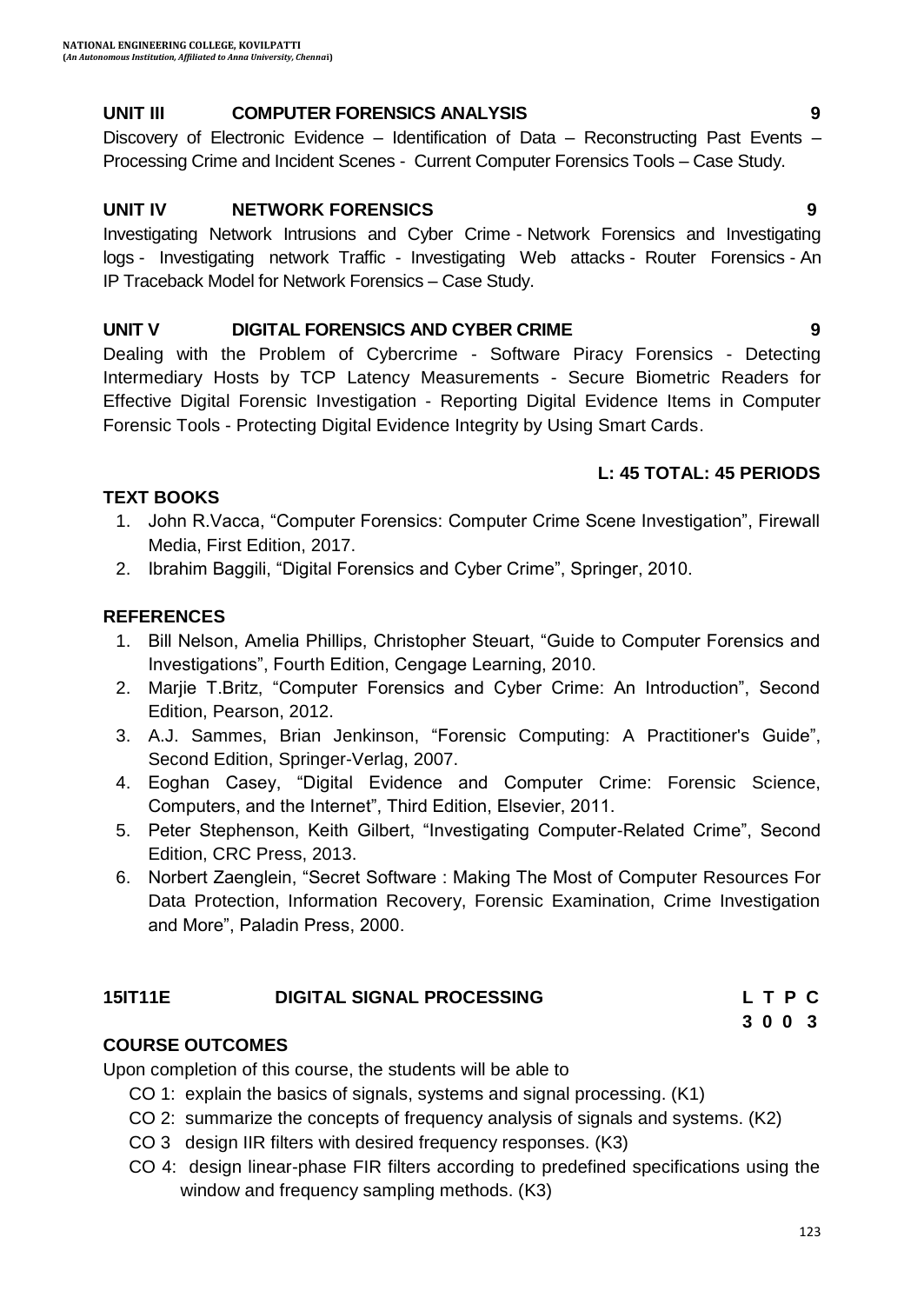### UNIT III COMPUTER FORENSICS ANALYSIS 9

Discovery of Electronic Evidence – Identification of Data – Reconstructing Past Events – Processing Crime and Incident Scenes - Current Computer Forensics Tools – Case Study.

### UNIT IV NETWORK FORENSICS 9

Investigating Network Intrusions and Cyber Crime - Network Forensics and Investigating logs - Investigating network Traffic - Investigating Web attacks - Router Forensics - An IP Traceback Model for Network Forensics – Case Study.

### UNIT V DIGITAL FORENSICS AND CYBER CRIME 9

Dealing with the Problem of Cybercrime - Software Piracy Forensics - Detecting Intermediary Hosts by TCP Latency Measurements - Secure Biometric Readers for Effective Digital Forensic Investigation - Reporting Digital Evidence Items in Computer Forensic Tools - Protecting Digital Evidence Integrity by Using Smart Cards.

**L: 45 TOTAL: 45 PERIODS**

### TEXT BOOKS

1. John R.Vacca, “Computer Forensics: Computer Crime Scene Investigation”, Firewall Media, First Edition, 2017.
2. Ibrahim Baggili, “Digital Forensics and Cyber Crime”, Springer, 2010.

### REFERENCES

1. Bill Nelson, Amelia Phillips, Christopher Steuart, “Guide to Computer Forensics and Investigations”, Fourth Edition, Cengage Learning, 2010.
2. Marjie T.Britz, “Computer Forensics and Cyber Crime: An Introduction”, Second Edition, Pearson, 2012.
3. A.J. Sammes, Brian Jenkinson, “Forensic Computing: A Practitioner's Guide”, Second Edition, Springer-Verlag, 2007.
4. Eoghan Casey, “Digital Evidence and Computer Crime: Forensic Science, Computers, and the Internet”, Third Edition, Elsevier, 2011.
5. Peter Stephenson, Keith Gilbert, “Investigating Computer-Related Crime”, Second Edition, CRC Press, 2013.
6. Norbert Zaenglein, “Secret Software : Making The Most of Computer Resources For Data Protection, Information Recovery, Forensic Examination, Crime Investigation and More”, Paladin Press, 2000.

## 15IT11E DIGITAL SIGNAL PROCESSING

| L | T | P | C |
|---|---|---|---|
| 3 | 0 | 0 | 3 |

### COURSE OUTCOMES

Upon completion of this course, the students will be able to

- CO 1: explain the basics of signals, systems and signal processing. (K1)
- CO 2: summarize the concepts of frequency analysis of signals and systems. (K2)
- CO 3 design IIR filters with desired frequency responses. (K3)
- CO 4: design linear-phase FIR filters according to predefined specifications using the window and frequency sampling methods. (K3)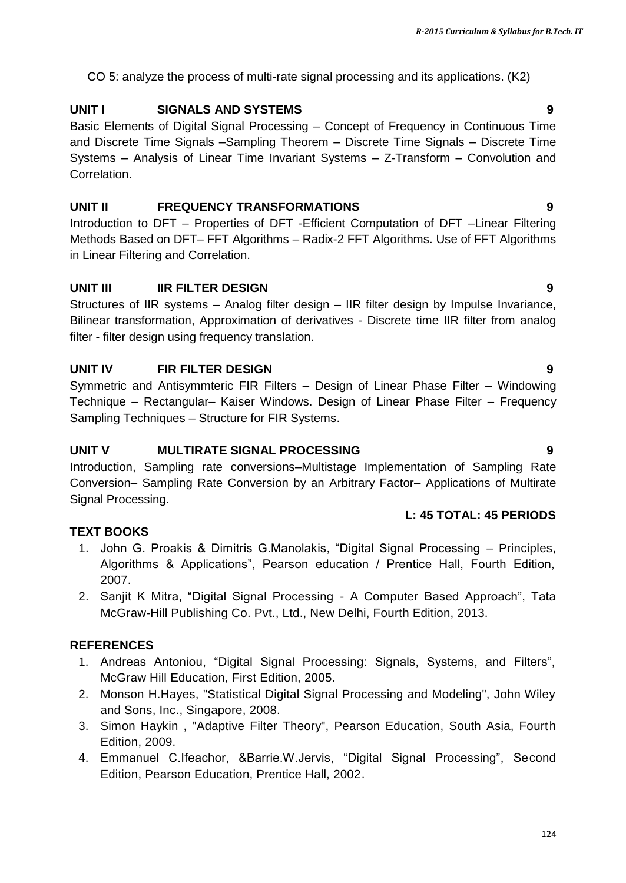CO 5: analyze the process of multi-rate signal processing and its applications. (K2)

**UNIT I SIGNALS AND SYSTEMS 9**

Basic Elements of Digital Signal Processing – Concept of Frequency in Continuous Time and Discrete Time Signals –Sampling Theorem – Discrete Time Signals – Discrete Time Systems – Analysis of Linear Time Invariant Systems – Z-Transform – Convolution and Correlation.

**UNIT II FREQUENCY TRANSFORMATIONS 9**

Introduction to DFT – Properties of DFT -Efficient Computation of DFT –Linear Filtering Methods Based on DFT– FFT Algorithms – Radix-2 FFT Algorithms. Use of FFT Algorithms in Linear Filtering and Correlation.

**UNIT III IIR FILTER DESIGN 9**

Structures of IIR systems – Analog filter design – IIR filter design by Impulse Invariance, Bilinear transformation, Approximation of derivatives - Discrete time IIR filter from analog filter - filter design using frequency translation.

**UNIT IV FIR FILTER DESIGN 9**

Symmetric and Antisymmteric FIR Filters – Design of Linear Phase Filter – Windowing Technique – Rectangular– Kaiser Windows. Design of Linear Phase Filter – Frequency Sampling Techniques – Structure for FIR Systems.

**UNIT V MULTIRATE SIGNAL PROCESSING 9**

Introduction, Sampling rate conversions–Multistage Implementation of Sampling Rate Conversion– Sampling Rate Conversion by an Arbitrary Factor– Applications of Multirate Signal Processing.

**L: 45 TOTAL: 45 PERIODS**

**TEXT BOOKS**

1. John G. Proakis & Dimitris G.Manolakis, "Digital Signal Processing – Principles, Algorithms & Applications", Pearson education / Prentice Hall, Fourth Edition, 2007.
2. Sanjit K Mitra, "Digital Signal Processing - A Computer Based Approach", Tata McGraw-Hill Publishing Co. Pvt., Ltd., New Delhi, Fourth Edition, 2013.

**REFERENCES**

1. Andreas Antoniou, "Digital Signal Processing: Signals, Systems, and Filters", McGraw Hill Education, First Edition, 2005.
2. Monson H.Hayes, "Statistical Digital Signal Processing and Modeling", John Wiley and Sons, Inc., Singapore, 2008.
3. Simon Haykin , "Adaptive Filter Theory", Pearson Education, South Asia, Fourth Edition, 2009.
4. Emmanuel C.Ifeachor, &Barrie.W.Jervis, "Digital Signal Processing", Second Edition, Pearson Education, Prentice Hall, 2002.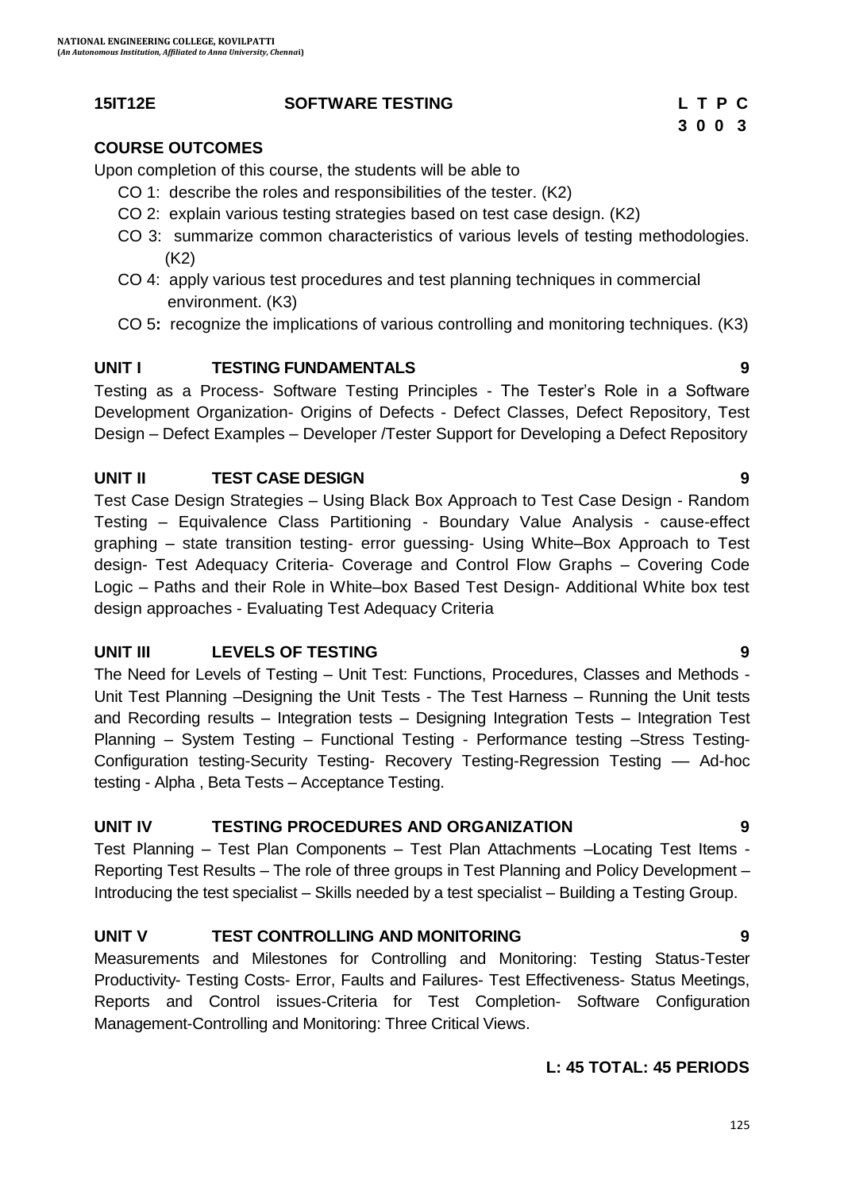**15IT12E SOFTWARE TESTING**

| L | T | P | C |
|---|---|---|---|
| 3 | 0 | 0 | 3 |

**COURSE OUTCOMES**

Upon completion of this course, the students will be able to

- CO 1: describe the roles and responsibilities of the tester. (K2)
- CO 2: explain various testing strategies based on test case design. (K2)
- CO 3: summarize common characteristics of various levels of testing methodologies. (K2)
- CO 4: apply various test procedures and test planning techniques in commercial environment. (K3)
- CO 5**:** recognize the implications of various controlling and monitoring techniques. (K3)

**UNIT I TESTING FUNDAMENTALS 9**

Testing as a Process- Software Testing Principles - The Tester's Role in a Software Development Organization- Origins of Defects - Defect Classes, Defect Repository, Test Design – Defect Examples – Developer /Tester Support for Developing a Defect Repository

**UNIT II TEST CASE DESIGN 9**

Test Case Design Strategies – Using Black Box Approach to Test Case Design - Random Testing – Equivalence Class Partitioning - Boundary Value Analysis - cause-effect graphing – state transition testing- error guessing- Using White–Box Approach to Test design- Test Adequacy Criteria- Coverage and Control Flow Graphs – Covering Code Logic – Paths and their Role in White–box Based Test Design- Additional White box test design approaches - Evaluating Test Adequacy Criteria

**UNIT III LEVELS OF TESTING 9**

The Need for Levels of Testing – Unit Test: Functions, Procedures, Classes and Methods - Unit Test Planning –Designing the Unit Tests - The Test Harness – Running the Unit tests and Recording results – Integration tests – Designing Integration Tests – Integration Test Planning – System Testing – Functional Testing - Performance testing –Stress Testing-Configuration testing-Security Testing- Recovery Testing-Regression Testing –– Ad-hoc testing - Alpha , Beta Tests – Acceptance Testing.

**UNIT IV TESTING PROCEDURES AND ORGANIZATION 9**

Test Planning – Test Plan Components – Test Plan Attachments –Locating Test Items - Reporting Test Results – The role of three groups in Test Planning and Policy Development – Introducing the test specialist – Skills needed by a test specialist – Building a Testing Group.

**UNIT V TEST CONTROLLING AND MONITORING 9**

Measurements and Milestones for Controlling and Monitoring: Testing Status-Tester Productivity- Testing Costs- Error, Faults and Failures- Test Effectiveness- Status Meetings, Reports and Control issues-Criteria for Test Completion- Software Configuration Management-Controlling and Monitoring: Three Critical Views.

**L: 45 TOTAL: 45 PERIODS**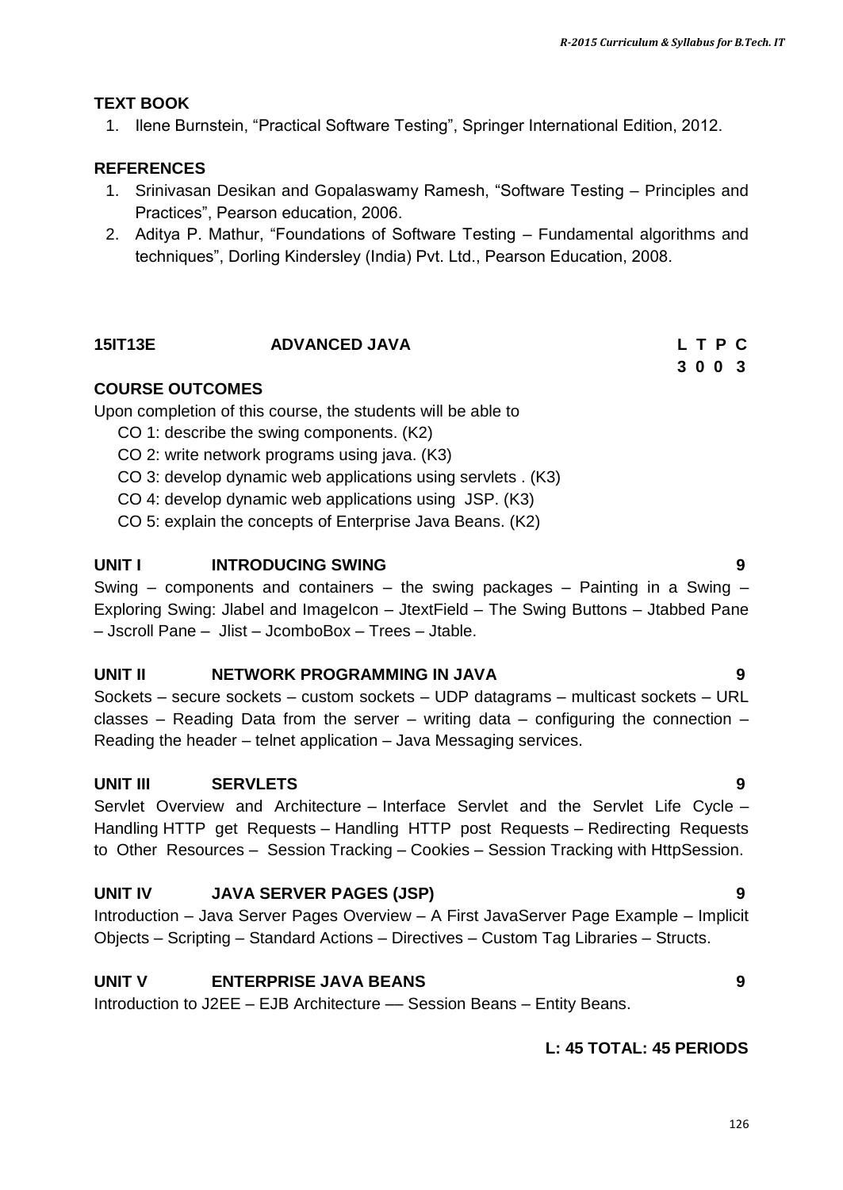**TEXT BOOK**

1. Ilene Burnstein, “Practical Software Testing”, Springer International Edition, 2012.

**REFERENCES**

1. Srinivasan Desikan and Gopalaswamy Ramesh, “Software Testing – Principles and Practices”, Pearson education, 2006.
2. Aditya P. Mathur, “Foundations of Software Testing – Fundamental algorithms and techniques”, Dorling Kindersley (India) Pvt. Ltd., Pearson Education, 2008.

## 15IT13E ADVANCED JAVA

| L | T | P | C |
|---|---|---|---|
| 3 | 0 | 0 | 3 |

**COURSE OUTCOMES**

Upon completion of this course, the students will be able to

CO 1: describe the swing components. (K2)
CO 2: write network programs using java. (K3)
CO 3: develop dynamic web applications using servlets . (K3)
CO 4: develop dynamic web applications using JSP. (K3)
CO 5: explain the concepts of Enterprise Java Beans. (K2)

**UNIT I INTRODUCING SWING 9**

Swing – components and containers – the swing packages – Painting in a Swing – Exploring Swing: Jlabel and ImageIcon – JtextField – The Swing Buttons – Jtabbed Pane – Jscroll Pane – Jlist – JcomboBox – Trees – Jtable.

**UNIT II NETWORK PROGRAMMING IN JAVA 9**

Sockets – secure sockets – custom sockets – UDP datagrams – multicast sockets – URL classes – Reading Data from the server – writing data – configuring the connection – Reading the header – telnet application – Java Messaging services.

**UNIT III SERVLETS 9**

Servlet Overview and Architecture – Interface Servlet and the Servlet Life Cycle – Handling HTTP get Requests – Handling HTTP post Requests – Redirecting Requests to Other Resources – Session Tracking – Cookies – Session Tracking with HttpSession.

**UNIT IV JAVA SERVER PAGES (JSP) 9**

Introduction – Java Server Pages Overview – A First JavaServer Page Example – Implicit Objects – Scripting – Standard Actions – Directives – Custom Tag Libraries – Structs.

**UNIT V ENTERPRISE JAVA BEANS 9**

Introduction to J2EE – EJB Architecture –– Session Beans – Entity Beans.

**L: 45 TOTAL: 45 PERIODS**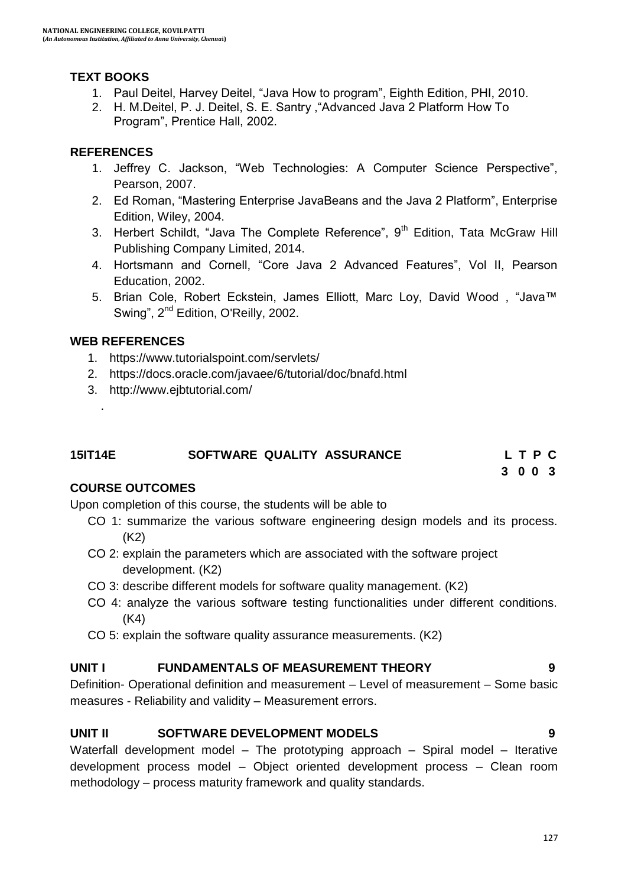**TEXT BOOKS**

1. Paul Deitel, Harvey Deitel, "Java How to program", Eighth Edition, PHI, 2010.
2. H. M.Deitel, P. J. Deitel, S. E. Santry ,"Advanced Java 2 Platform How To Program", Prentice Hall, 2002.

**REFERENCES**

1. Jeffrey C. Jackson, "Web Technologies: A Computer Science Perspective", Pearson, 2007.
2. Ed Roman, "Mastering Enterprise JavaBeans and the Java 2 Platform", Enterprise Edition, Wiley, 2004.
3. Herbert Schildt, "Java The Complete Reference", 9th Edition, Tata McGraw Hill Publishing Company Limited, 2014.
4. Hortsmann and Cornell, "Core Java 2 Advanced Features", Vol II, Pearson Education, 2002.
5. Brian Cole, Robert Eckstein, James Elliott, Marc Loy, David Wood , "Java™ Swing", 2nd Edition, O'Reilly, 2002.

**WEB REFERENCES**

1. https://www.tutorialspoint.com/servlets/
2. https://docs.oracle.com/javaee/6/tutorial/doc/bnafd.html
3. http://www.ejbtutorial.com/

.

## 15IT14E SOFTWARE QUALITY ASSURANCE

| L | T | P | C |
|---|---|---|---|
| 3 | 0 | 0 | 3 |

**COURSE OUTCOMES**

Upon completion of this course, the students will be able to

- CO 1: summarize the various software engineering design models and its process. (K2)
- CO 2: explain the parameters which are associated with the software project development. (K2)
- CO 3: describe different models for software quality management. (K2)
- CO 4: analyze the various software testing functionalities under different conditions. (K4)
- CO 5: explain the software quality assurance measurements. (K2)

**UNIT I FUNDAMENTALS OF MEASUREMENT THEORY 9**

Definition- Operational definition and measurement – Level of measurement – Some basic measures - Reliability and validity – Measurement errors.

**UNIT II SOFTWARE DEVELOPMENT MODELS 9**

Waterfall development model – The prototyping approach – Spiral model – Iterative development process model – Object oriented development process – Clean room methodology – process maturity framework and quality standards.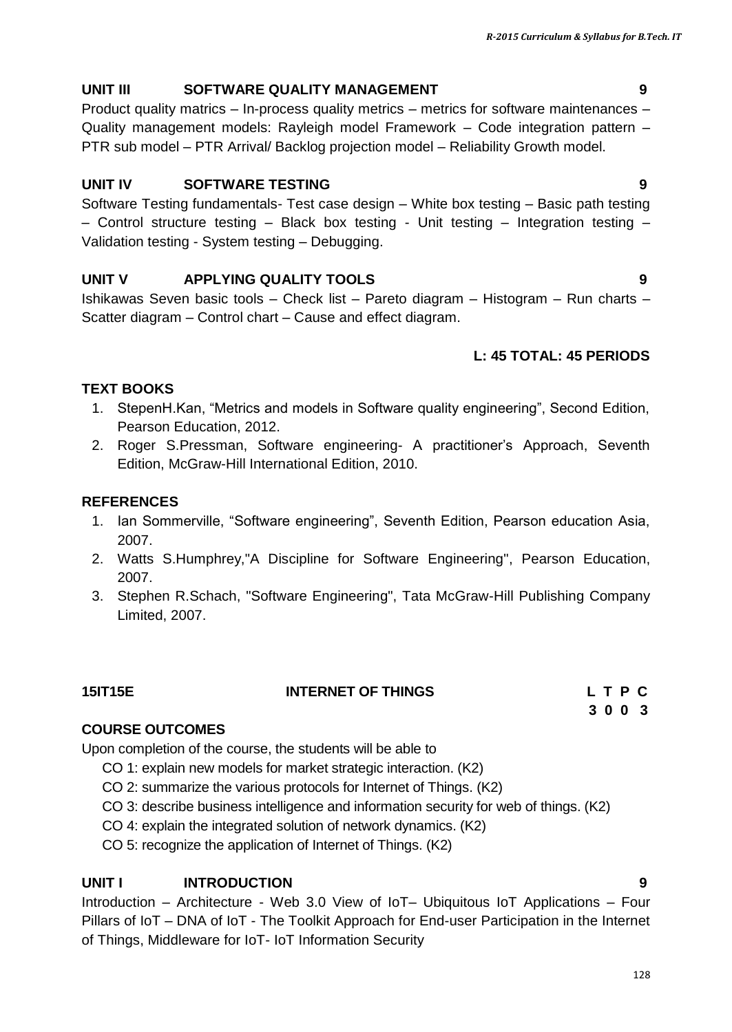### UNIT III SOFTWARE QUALITY MANAGEMENT 9

Product quality matrics – In-process quality metrics – metrics for software maintenances – Quality management models: Rayleigh model Framework – Code integration pattern – PTR sub model – PTR Arrival/ Backlog projection model – Reliability Growth model.

### UNIT IV SOFTWARE TESTING 9

Software Testing fundamentals- Test case design – White box testing – Basic path testing – Control structure testing – Black box testing - Unit testing – Integration testing – Validation testing - System testing – Debugging.

### UNIT V APPLYING QUALITY TOOLS 9

Ishikawas Seven basic tools – Check list – Pareto diagram – Histogram – Run charts – Scatter diagram – Control chart – Cause and effect diagram.

**L: 45 TOTAL: 45 PERIODS**

### TEXT BOOKS

1. StepenH.Kan, "Metrics and models in Software quality engineering", Second Edition, Pearson Education, 2012.
2. Roger S.Pressman, Software engineering- A practitioner's Approach, Seventh Edition, McGraw-Hill International Edition, 2010.

### REFERENCES

1. Ian Sommerville, "Software engineering", Seventh Edition, Pearson education Asia, 2007.
2. Watts S.Humphrey,"A Discipline for Software Engineering", Pearson Education, 2007.
3. Stephen R.Schach, "Software Engineering", Tata McGraw-Hill Publishing Company Limited, 2007.

## 15IT15E INTERNET OF THINGS

| L | T | P | C |
|---|---|---|---|
| 3 | 0 | 0 | 3 |

### COURSE OUTCOMES

Upon completion of the course, the students will be able to

- CO 1: explain new models for market strategic interaction. (K2)
- CO 2: summarize the various protocols for Internet of Things. (K2)
- CO 3: describe business intelligence and information security for web of things. (K2)
- CO 4: explain the integrated solution of network dynamics. (K2)
- CO 5: recognize the application of Internet of Things. (K2)

### UNIT I INTRODUCTION 9

Introduction – Architecture - Web 3.0 View of IoT– Ubiquitous IoT Applications – Four Pillars of IoT – DNA of IoT - The Toolkit Approach for End-user Participation in the Internet of Things, Middleware for IoT- IoT Information Security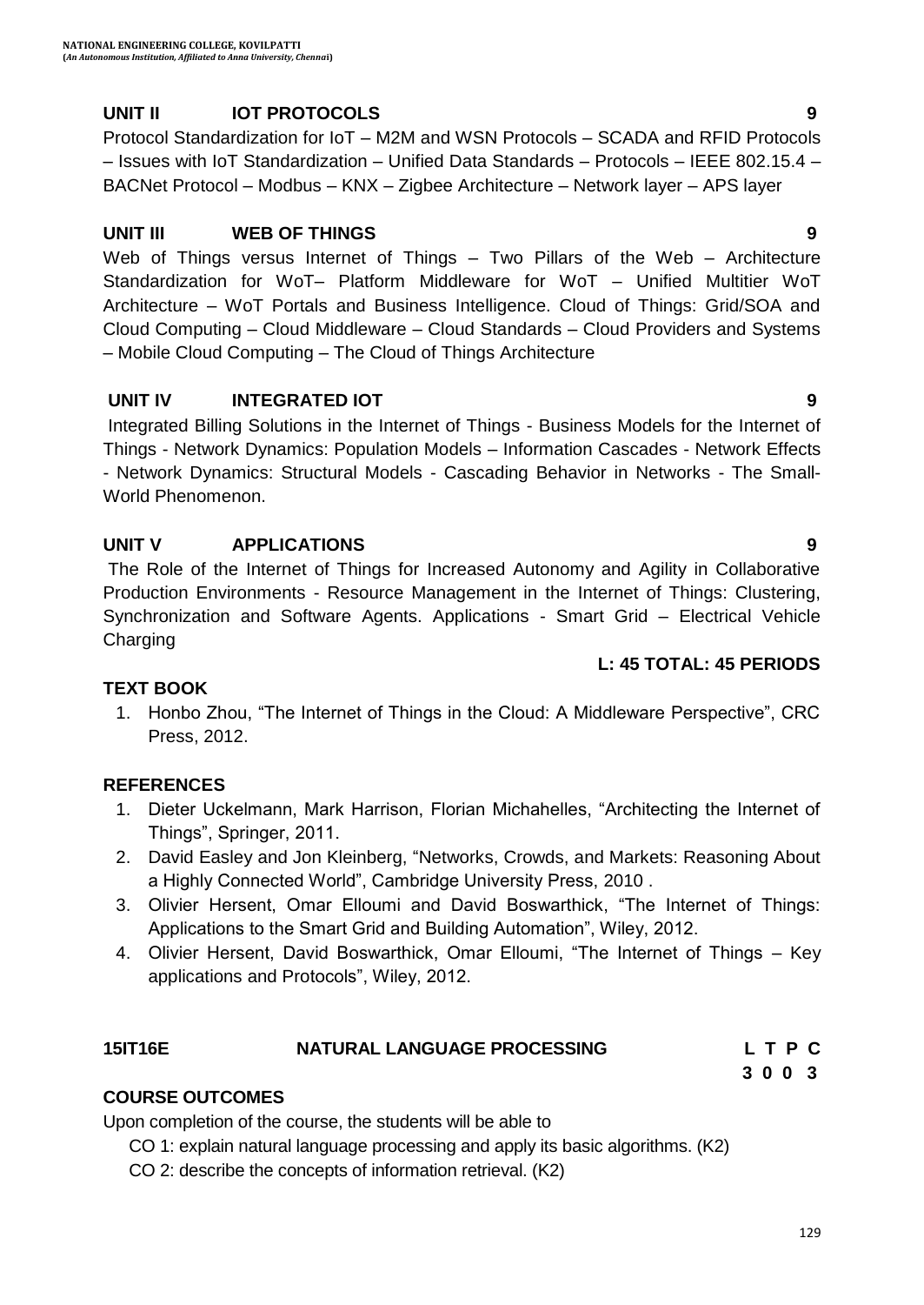### UNIT II IOT PROTOCOLS 9

Protocol Standardization for IoT – M2M and WSN Protocols – SCADA and RFID Protocols – Issues with IoT Standardization – Unified Data Standards – Protocols – IEEE 802.15.4 – BACNet Protocol – Modbus – KNX – Zigbee Architecture – Network layer – APS layer

### UNIT III WEB OF THINGS 9

Web of Things versus Internet of Things – Two Pillars of the Web – Architecture Standardization for WoT– Platform Middleware for WoT – Unified Multitier WoT Architecture – WoT Portals and Business Intelligence. Cloud of Things: Grid/SOA and Cloud Computing – Cloud Middleware – Cloud Standards – Cloud Providers and Systems – Mobile Cloud Computing – The Cloud of Things Architecture

### UNIT IV INTEGRATED IOT 9

Integrated Billing Solutions in the Internet of Things - Business Models for the Internet of Things - Network Dynamics: Population Models – Information Cascades - Network Effects - Network Dynamics: Structural Models - Cascading Behavior in Networks - The Small-World Phenomenon.

### UNIT V APPLICATIONS 9

The Role of the Internet of Things for Increased Autonomy and Agility in Collaborative Production Environments - Resource Management in the Internet of Things: Clustering, Synchronization and Software Agents. Applications - Smart Grid – Electrical Vehicle Charging

**L: 45 TOTAL: 45 PERIODS**

### TEXT BOOK

1. Honbo Zhou, “The Internet of Things in the Cloud: A Middleware Perspective”, CRC Press, 2012.

### REFERENCES

1. Dieter Uckelmann, Mark Harrison, Florian Michahelles, “Architecting the Internet of Things”, Springer, 2011.
2. David Easley and Jon Kleinberg, “Networks, Crowds, and Markets: Reasoning About a Highly Connected World”, Cambridge University Press, 2010 .
3. Olivier Hersent, Omar Elloumi and David Boswarthick, “The Internet of Things: Applications to the Smart Grid and Building Automation”, Wiley, 2012.
4. Olivier Hersent, David Boswarthick, Omar Elloumi, “The Internet of Things – Key applications and Protocols”, Wiley, 2012.

## 15IT16E NATURAL LANGUAGE PROCESSING

| L | T | P | C |
|---|---|---|---|
| 3 | 0 | 0 | 3 |

### COURSE OUTCOMES

Upon completion of the course, the students will be able to

CO 1: explain natural language processing and apply its basic algorithms. (K2)

CO 2: describe the concepts of information retrieval. (K2)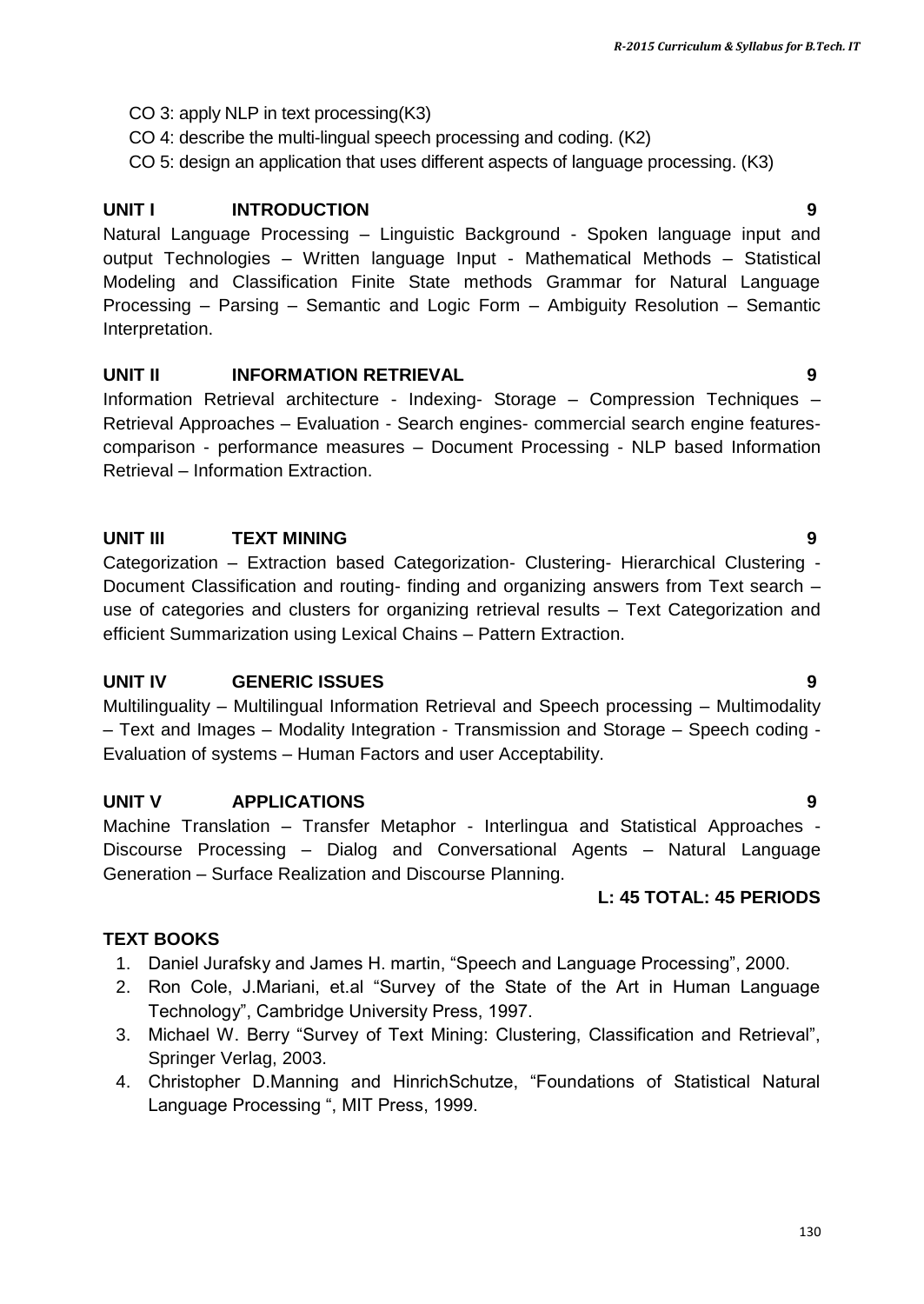CO 3: apply NLP in text processing(K3)

CO 4: describe the multi-lingual speech processing and coding. (K2)

CO 5: design an application that uses different aspects of language processing. (K3)

### UNIT I INTRODUCTION 9

Natural Language Processing – Linguistic Background - Spoken language input and output Technologies – Written language Input - Mathematical Methods – Statistical Modeling and Classification Finite State methods Grammar for Natural Language Processing – Parsing – Semantic and Logic Form – Ambiguity Resolution – Semantic Interpretation.

### UNIT II INFORMATION RETRIEVAL 9

Information Retrieval architecture - Indexing- Storage – Compression Techniques – Retrieval Approaches – Evaluation - Search engines- commercial search engine features-comparison - performance measures – Document Processing - NLP based Information Retrieval – Information Extraction.

### UNIT III TEXT MINING 9

Categorization – Extraction based Categorization- Clustering- Hierarchical Clustering - Document Classification and routing- finding and organizing answers from Text search – use of categories and clusters for organizing retrieval results – Text Categorization and efficient Summarization using Lexical Chains – Pattern Extraction.

### UNIT IV GENERIC ISSUES 9

Multilinguality – Multilingual Information Retrieval and Speech processing – Multimodality – Text and Images – Modality Integration - Transmission and Storage – Speech coding - Evaluation of systems – Human Factors and user Acceptability.

### UNIT V APPLICATIONS 9

Machine Translation – Transfer Metaphor - Interlingua and Statistical Approaches - Discourse Processing – Dialog and Conversational Agents – Natural Language Generation – Surface Realization and Discourse Planning.

**L: 45 TOTAL: 45 PERIODS**

### TEXT BOOKS

1. Daniel Jurafsky and James H. martin, "Speech and Language Processing", 2000.
2. Ron Cole, J.Mariani, et.al "Survey of the State of the Art in Human Language Technology", Cambridge University Press, 1997.
3. Michael W. Berry "Survey of Text Mining: Clustering, Classification and Retrieval", Springer Verlag, 2003.
4. Christopher D.Manning and HinrichSchutze, "Foundations of Statistical Natural Language Processing ", MIT Press, 1999.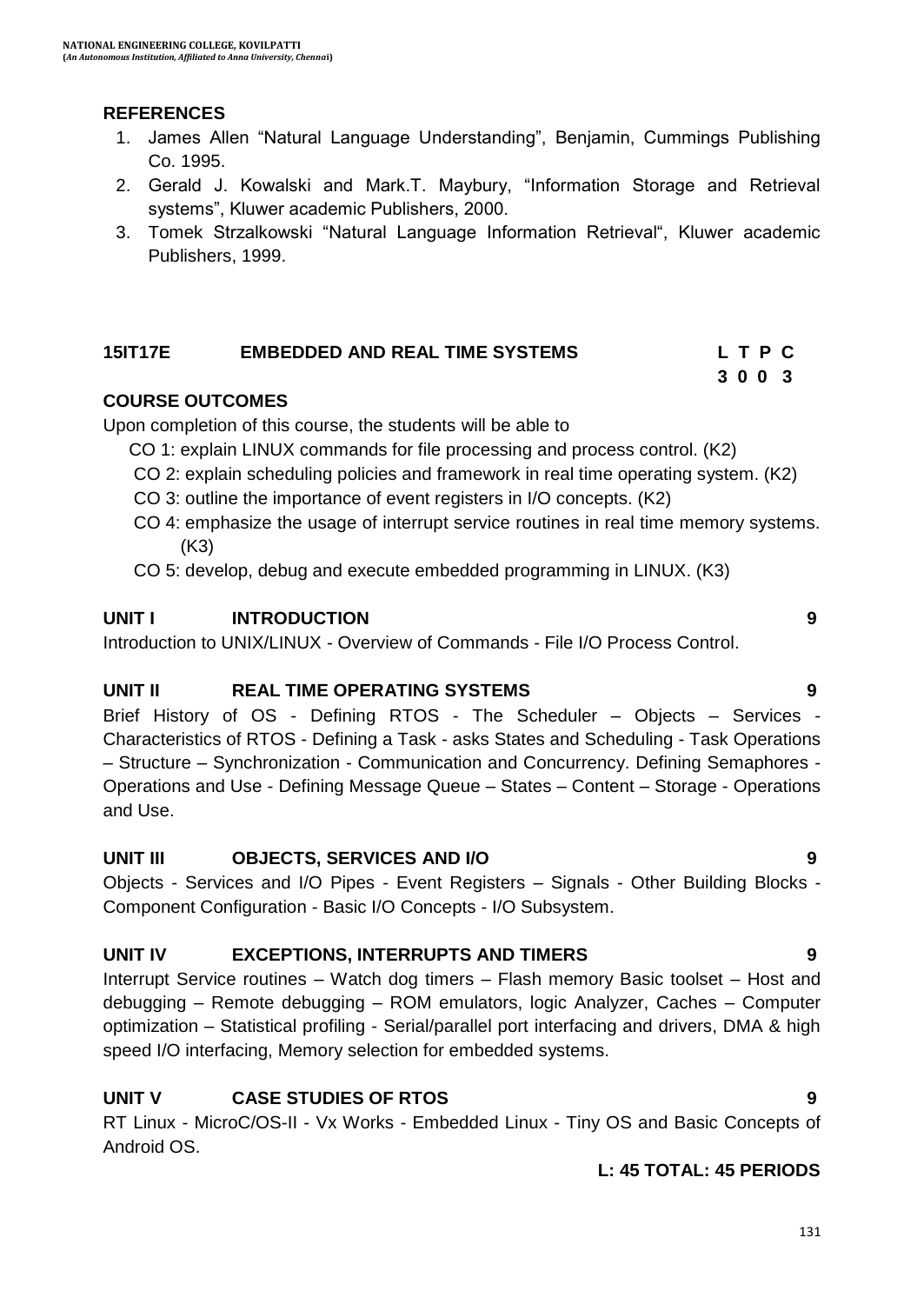## REFERENCES

1. James Allen "Natural Language Understanding", Benjamin, Cummings Publishing Co. 1995.
2. Gerald J. Kowalski and Mark.T. Maybury, "Information Storage and Retrieval systems", Kluwer academic Publishers, 2000.
3. Tomek Strzalkowski "Natural Language Information Retrieval", Kluwer academic Publishers, 1999.

## 15IT17E EMBEDDED AND REAL TIME SYSTEMS

| L | T | P | C |
|---|---|---|---|
| 3 | 0 | 0 | 3 |

### COURSE OUTCOMES

Upon completion of this course, the students will be able to

- CO 1: explain LINUX commands for file processing and process control. (K2)
- CO 2: explain scheduling policies and framework in real time operating system. (K2)
- CO 3: outline the importance of event registers in I/O concepts. (K2)
- CO 4: emphasize the usage of interrupt service routines in real time memory systems. (K3)
- CO 5: develop, debug and execute embedded programming in LINUX. (K3)

### UNIT I INTRODUCTION 9

Introduction to UNIX/LINUX - Overview of Commands - File I/O Process Control.

### UNIT II REAL TIME OPERATING SYSTEMS 9

Brief History of OS - Defining RTOS - The Scheduler – Objects – Services - Characteristics of RTOS - Defining a Task - asks States and Scheduling - Task Operations – Structure – Synchronization - Communication and Concurrency. Defining Semaphores - Operations and Use - Defining Message Queue – States – Content – Storage - Operations and Use.

### UNIT III OBJECTS, SERVICES AND I/O 9

Objects - Services and I/O Pipes - Event Registers – Signals - Other Building Blocks - Component Configuration - Basic I/O Concepts - I/O Subsystem.

### UNIT IV EXCEPTIONS, INTERRUPTS AND TIMERS 9

Interrupt Service routines – Watch dog timers – Flash memory Basic toolset – Host and debugging – Remote debugging – ROM emulators, logic Analyzer, Caches – Computer optimization – Statistical profiling - Serial/parallel port interfacing and drivers, DMA & high speed I/O interfacing, Memory selection for embedded systems.

### UNIT V CASE STUDIES OF RTOS 9

RT Linux - MicroC/OS-II - Vx Works - Embedded Linux - Tiny OS and Basic Concepts of Android OS.

**L: 45 TOTAL: 45 PERIODS**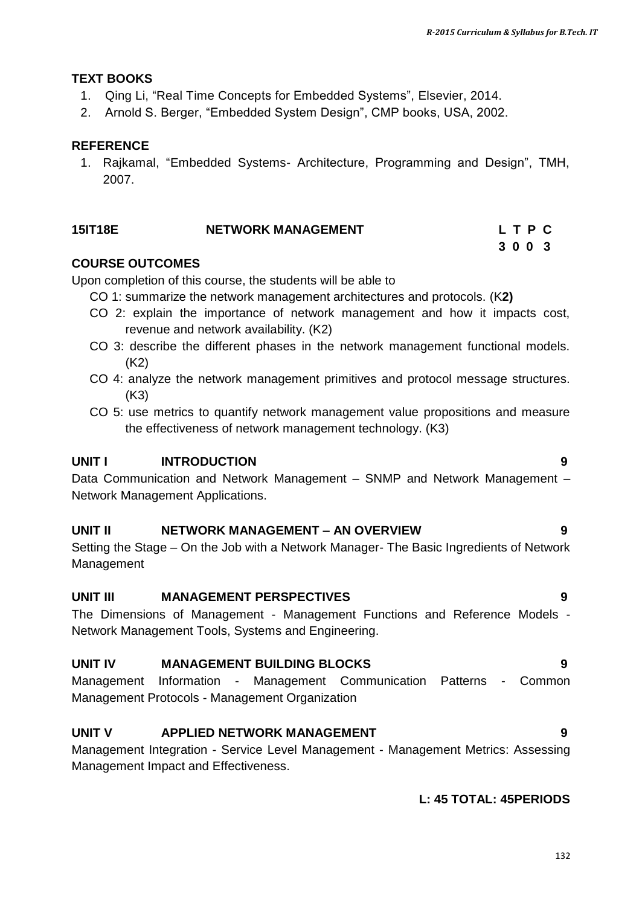### TEXT BOOKS

1. Qing Li, "Real Time Concepts for Embedded Systems", Elsevier, 2014.
2. Arnold S. Berger, "Embedded System Design", CMP books, USA, 2002.

### REFERENCE

1. Rajkamal, "Embedded Systems- Architecture, Programming and Design", TMH, 2007.

## 15IT18E NETWORK MANAGEMENT

| L | T | P | C |
|---|---|---|---|
| 3 | 0 | 0 | 3 |

### COURSE OUTCOMES

Upon completion of this course, the students will be able to

- CO 1: summarize the network management architectures and protocols. (K**2)**
- CO 2: explain the importance of network management and how it impacts cost, revenue and network availability. (K2)
- CO 3: describe the different phases in the network management functional models. (K2)
- CO 4: analyze the network management primitives and protocol message structures. (K3)
- CO 5: use metrics to quantify network management value propositions and measure the effectiveness of network management technology. (K3)

### UNIT I INTRODUCTION 9

Data Communication and Network Management – SNMP and Network Management – Network Management Applications.

### UNIT II NETWORK MANAGEMENT – AN OVERVIEW 9

Setting the Stage – On the Job with a Network Manager- The Basic Ingredients of Network Management

### UNIT III MANAGEMENT PERSPECTIVES 9

The Dimensions of Management - Management Functions and Reference Models - Network Management Tools, Systems and Engineering.

### UNIT IV MANAGEMENT BUILDING BLOCKS 9

Management Information - Management Communication Patterns - Common Management Protocols - Management Organization

### UNIT V APPLIED NETWORK MANAGEMENT 9

Management Integration - Service Level Management - Management Metrics: Assessing Management Impact and Effectiveness.

**L: 45 TOTAL: 45PERIODS**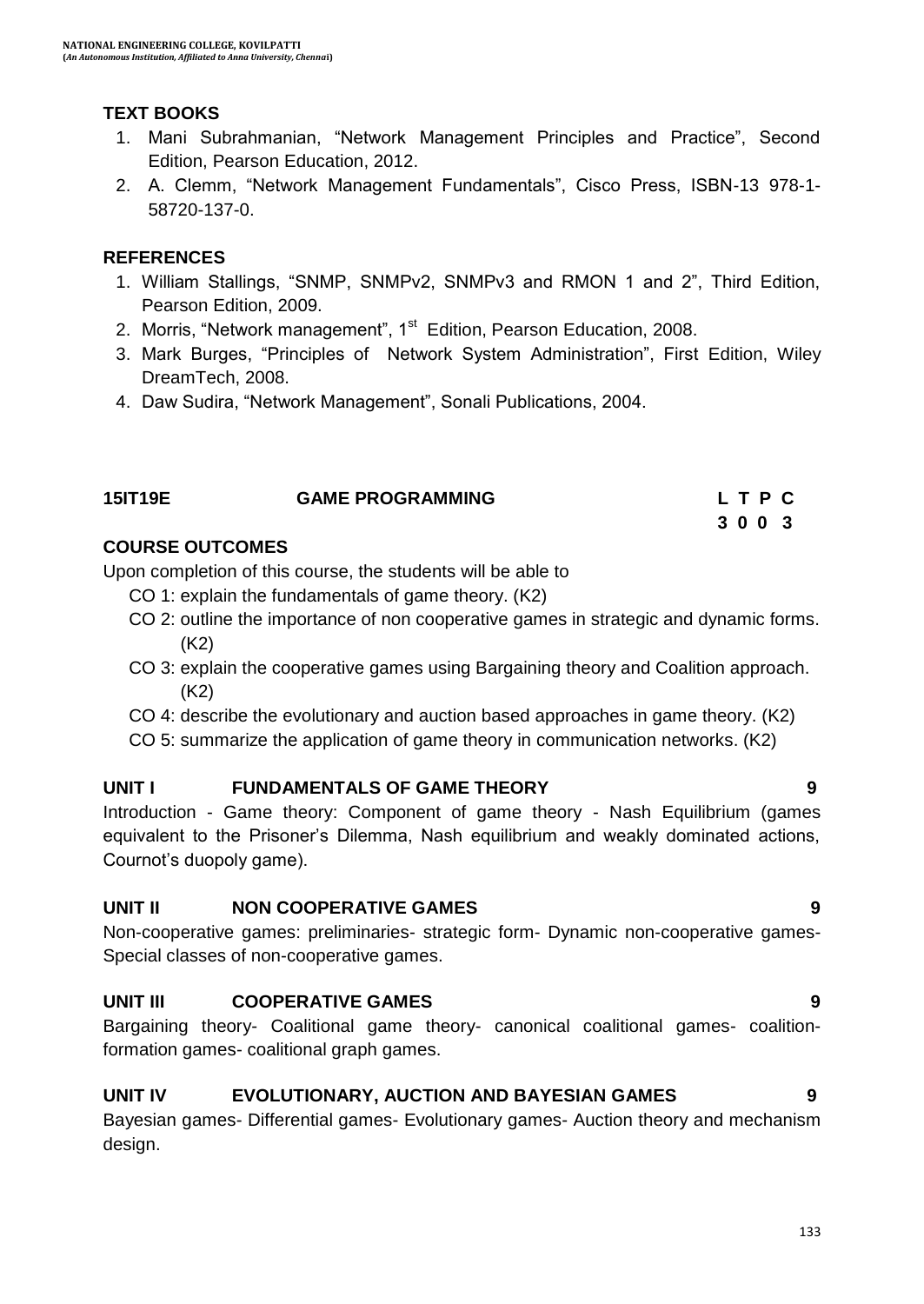**TEXT BOOKS**

1. Mani Subrahmanian, "Network Management Principles and Practice", Second Edition, Pearson Education, 2012.
2. A. Clemm, "Network Management Fundamentals", Cisco Press, ISBN-13 978-1-58720-137-0.

**REFERENCES**

1. William Stallings, "SNMP, SNMPv2, SNMPv3 and RMON 1 and 2", Third Edition, Pearson Edition, 2009.
2. Morris, "Network management", 1st Edition, Pearson Education, 2008.
3. Mark Burges, "Principles of Network System Administration", First Edition, Wiley DreamTech, 2008.
4. Daw Sudira, "Network Management", Sonali Publications, 2004.

| **15IT19E** | **GAME PROGRAMMING** | **L T P C** |
|---|---|---|
| | | **3 0 0 3** |

**COURSE OUTCOMES**

Upon completion of this course, the students will be able to

- CO 1: explain the fundamentals of game theory. (K2)
- CO 2: outline the importance of non cooperative games in strategic and dynamic forms. (K2)
- CO 3: explain the cooperative games using Bargaining theory and Coalition approach. (K2)
- CO 4: describe the evolutionary and auction based approaches in game theory. (K2)
- CO 5: summarize the application of game theory in communication networks. (K2)

**UNIT I FUNDAMENTALS OF GAME THEORY 9**

Introduction - Game theory: Component of game theory - Nash Equilibrium (games equivalent to the Prisoner's Dilemma, Nash equilibrium and weakly dominated actions, Cournot's duopoly game).

**UNIT II NON COOPERATIVE GAMES 9**

Non-cooperative games: preliminaries- strategic form- Dynamic non-cooperative games- Special classes of non-cooperative games.

**UNIT III COOPERATIVE GAMES 9**

Bargaining theory- Coalitional game theory- canonical coalitional games- coalition-formation games- coalitional graph games.

**UNIT IV EVOLUTIONARY, AUCTION AND BAYESIAN GAMES 9**

Bayesian games- Differential games- Evolutionary games- Auction theory and mechanism design.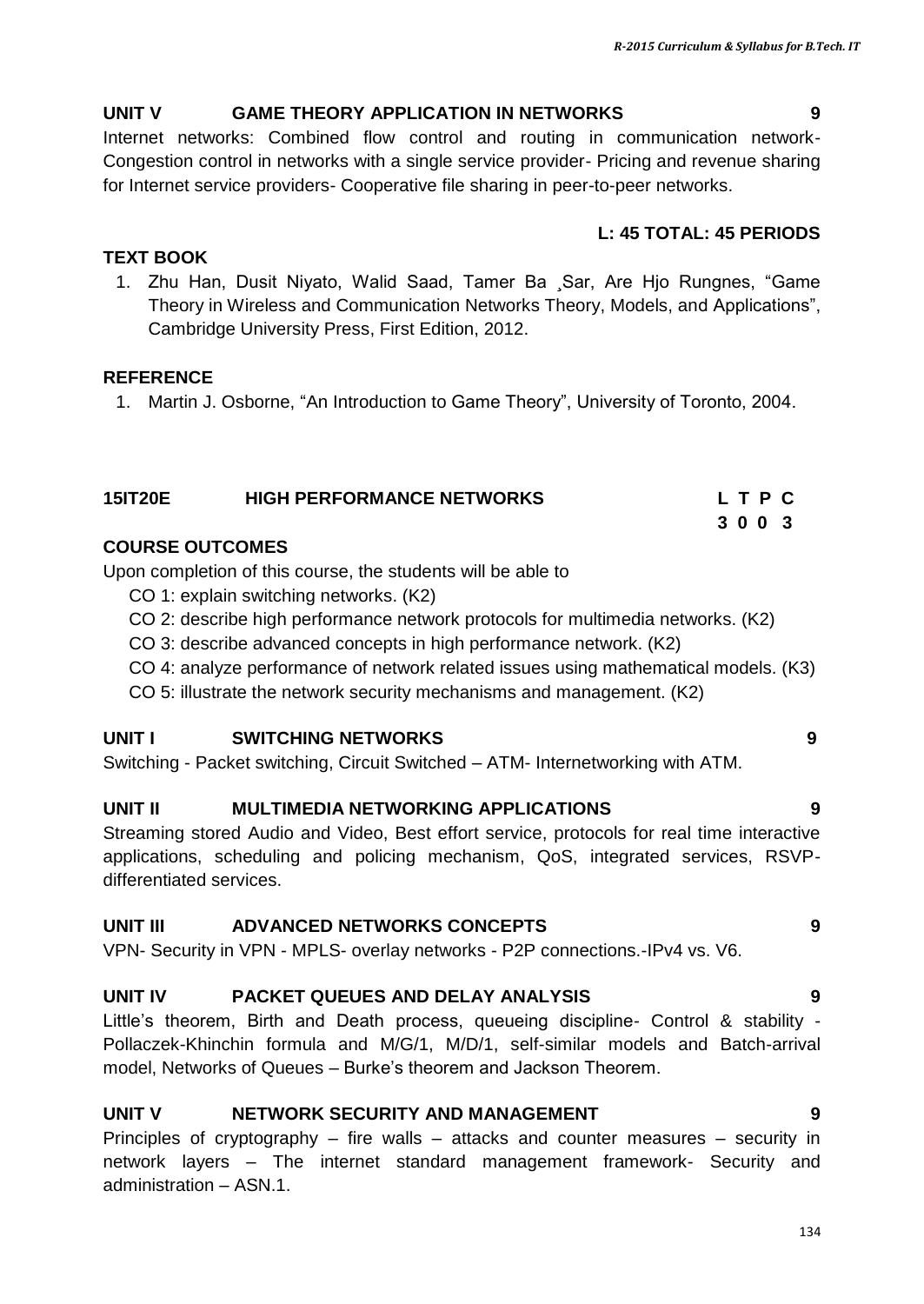## UNIT V GAME THEORY APPLICATION IN NETWORKS 9

Internet networks: Combined flow control and routing in communication network- Congestion control in networks with a single service provider- Pricing and revenue sharing for Internet service providers- Cooperative file sharing in peer-to-peer networks.

**L: 45 TOTAL: 45 PERIODS**

### TEXT BOOK

1. Zhu Han, Dusit Niyato, Walid Saad, Tamer Ba ¸Sar, Are Hjo Rungnes, "Game Theory in Wireless and Communication Networks Theory, Models, and Applications", Cambridge University Press, First Edition, 2012.

### REFERENCE

1. Martin J. Osborne, "An Introduction to Game Theory", University of Toronto, 2004.

## 15IT20E HIGH PERFORMANCE NETWORKS

| L | T | P | C |
|---|---|---|---|
| 3 | 0 | 0 | 3 |

### COURSE OUTCOMES

Upon completion of this course, the students will be able to

- CO 1: explain switching networks. (K2)
- CO 2: describe high performance network protocols for multimedia networks. (K2)
- CO 3: describe advanced concepts in high performance network. (K2)
- CO 4: analyze performance of network related issues using mathematical models. (K3)
- CO 5: illustrate the network security mechanisms and management. (K2)

### UNIT I SWITCHING NETWORKS 9

Switching - Packet switching, Circuit Switched – ATM- Internetworking with ATM.

### UNIT II MULTIMEDIA NETWORKING APPLICATIONS 9

Streaming stored Audio and Video, Best effort service, protocols for real time interactive applications, scheduling and policing mechanism, QoS, integrated services, RSVP- differentiated services.

### UNIT III ADVANCED NETWORKS CONCEPTS 9

VPN- Security in VPN - MPLS- overlay networks - P2P connections.-IPv4 vs. V6.

### UNIT IV PACKET QUEUES AND DELAY ANALYSIS 9

Little's theorem, Birth and Death process, queueing discipline- Control & stability - Pollaczek-Khinchin formula and M/G/1, M/D/1, self-similar models and Batch-arrival model, Networks of Queues – Burke's theorem and Jackson Theorem.

### UNIT V NETWORK SECURITY AND MANAGEMENT 9

Principles of cryptography – fire walls – attacks and counter measures – security in network layers – The internet standard management framework- Security and administration – ASN.1.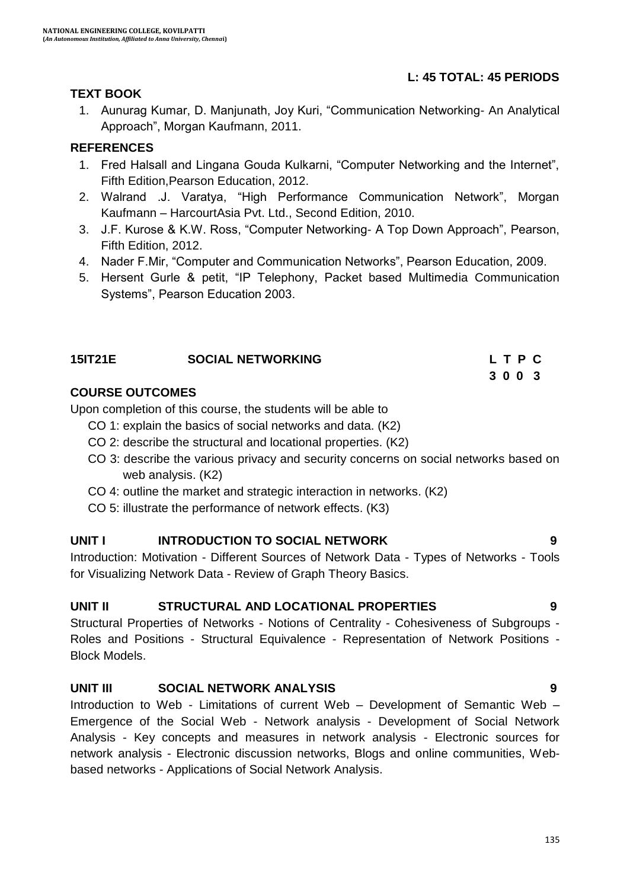**L: 45 TOTAL: 45 PERIODS**

**TEXT BOOK**

1. Aunurag Kumar, D. Manjunath, Joy Kuri, "Communication Networking- An Analytical Approach", Morgan Kaufmann, 2011.

**REFERENCES**

1. Fred Halsall and Lingana Gouda Kulkarni, "Computer Networking and the Internet", Fifth Edition,Pearson Education, 2012.
2. Walrand .J. Varatya, "High Performance Communication Network", Morgan Kaufmann – HarcourtAsia Pvt. Ltd., Second Edition, 2010.
3. J.F. Kurose & K.W. Ross, "Computer Networking- A Top Down Approach", Pearson, Fifth Edition, 2012.
4. Nader F.Mir, "Computer and Communication Networks", Pearson Education, 2009.
5. Hersent Gurle & petit, "IP Telephony, Packet based Multimedia Communication Systems", Pearson Education 2003.

## 15IT21E SOCIAL NETWORKING

| L | T | P | C |
|---|---|---|---|
| 3 | 0 | 0 | 3 |

**COURSE OUTCOMES**

Upon completion of this course, the students will be able to

- CO 1: explain the basics of social networks and data. (K2)
- CO 2: describe the structural and locational properties. (K2)
- CO 3: describe the various privacy and security concerns on social networks based on web analysis. (K2)
- CO 4: outline the market and strategic interaction in networks. (K2)
- CO 5: illustrate the performance of network effects. (K3)

**UNIT I INTRODUCTION TO SOCIAL NETWORK 9**

Introduction: Motivation - Different Sources of Network Data - Types of Networks - Tools for Visualizing Network Data - Review of Graph Theory Basics.

**UNIT II STRUCTURAL AND LOCATIONAL PROPERTIES 9**

Structural Properties of Networks - Notions of Centrality - Cohesiveness of Subgroups - Roles and Positions - Structural Equivalence - Representation of Network Positions - Block Models.

**UNIT III SOCIAL NETWORK ANALYSIS 9**

Introduction to Web - Limitations of current Web – Development of Semantic Web – Emergence of the Social Web - Network analysis - Development of Social Network Analysis - Key concepts and measures in network analysis - Electronic sources for network analysis - Electronic discussion networks, Blogs and online communities, Web-based networks - Applications of Social Network Analysis.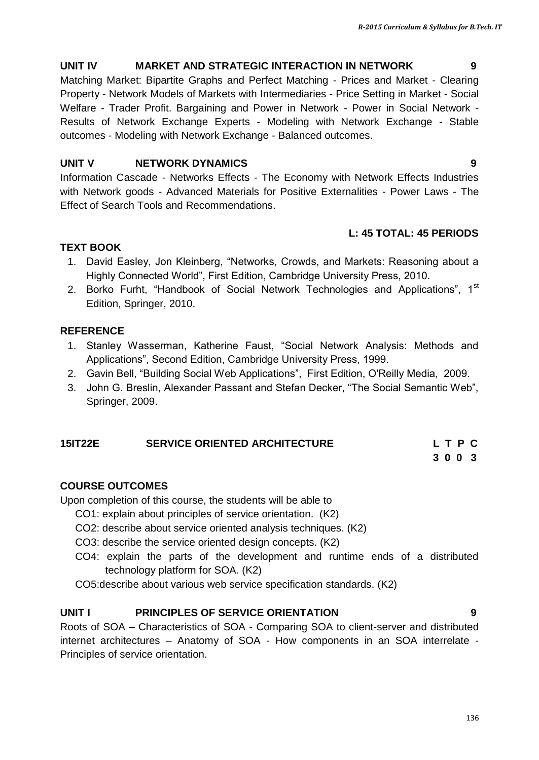### UNIT IV MARKET AND STRATEGIC INTERACTION IN NETWORK 9

Matching Market: Bipartite Graphs and Perfect Matching - Prices and Market - Clearing Property - Network Models of Markets with Intermediaries - Price Setting in Market - Social Welfare - Trader Profit. Bargaining and Power in Network - Power in Social Network - Results of Network Exchange Experts - Modeling with Network Exchange - Stable outcomes - Modeling with Network Exchange - Balanced outcomes.

### UNIT V NETWORK DYNAMICS 9

Information Cascade - Networks Effects - The Economy with Network Effects Industries with Network goods - Advanced Materials for Positive Externalities - Power Laws - The Effect of Search Tools and Recommendations.

**L: 45 TOTAL: 45 PERIODS**

### TEXT BOOK

1. David Easley, Jon Kleinberg, "Networks, Crowds, and Markets: Reasoning about a Highly Connected World", First Edition, Cambridge University Press, 2010.
2. Borko Furht, "Handbook of Social Network Technologies and Applications", 1st Edition, Springer, 2010.

### REFERENCE

1. Stanley Wasserman, Katherine Faust, "Social Network Analysis: Methods and Applications", Second Edition, Cambridge University Press, 1999.
2. Gavin Bell, "Building Social Web Applications", First Edition, O'Reilly Media, 2009.
3. John G. Breslin, Alexander Passant and Stefan Decker, "The Social Semantic Web", Springer, 2009.

## 15IT22E SERVICE ORIENTED ARCHITECTURE

| L | T | P | C |
|---|---|---|---|
| 3 | 0 | 0 | 3 |

### COURSE OUTCOMES

Upon completion of this course, the students will be able to

CO1: explain about principles of service orientation. (K2)

CO2: describe about service oriented analysis techniques. (K2)

CO3: describe the service oriented design concepts. (K2)

CO4: explain the parts of the development and runtime ends of a distributed technology platform for SOA. (K2)

CO5:describe about various web service specification standards. (K2)

### UNIT I PRINCIPLES OF SERVICE ORIENTATION 9

Roots of SOA – Characteristics of SOA - Comparing SOA to client-server and distributed internet architectures – Anatomy of SOA - How components in an SOA interrelate - Principles of service orientation.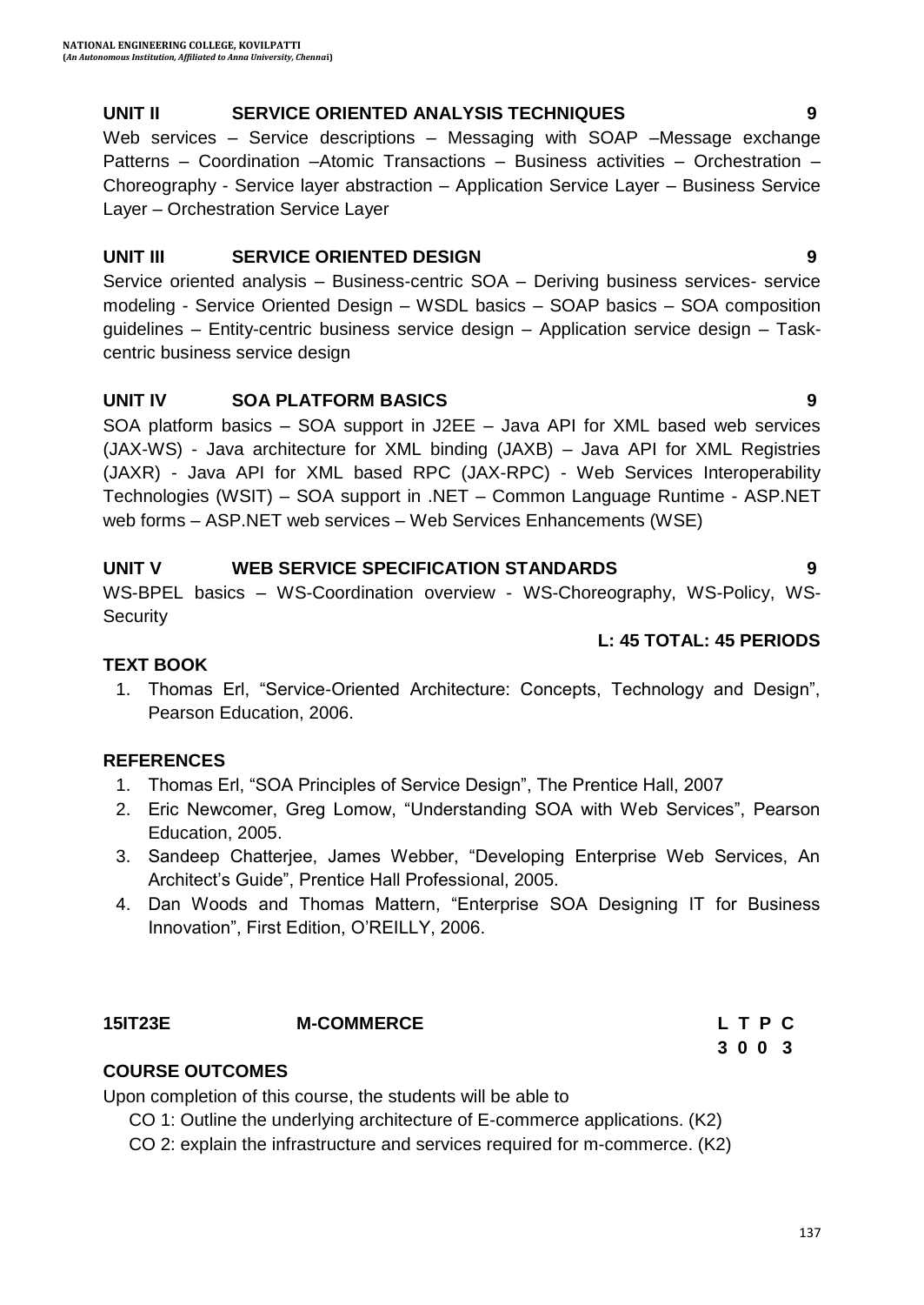**UNIT II SERVICE ORIENTED ANALYSIS TECHNIQUES 9**

Web services – Service descriptions – Messaging with SOAP –Message exchange Patterns – Coordination –Atomic Transactions – Business activities – Orchestration – Choreography - Service layer abstraction – Application Service Layer – Business Service Layer – Orchestration Service Layer

**UNIT III SERVICE ORIENTED DESIGN 9**

Service oriented analysis – Business-centric SOA – Deriving business services- service modeling - Service Oriented Design – WSDL basics – SOAP basics – SOA composition guidelines – Entity-centric business service design – Application service design – Task-centric business service design

**UNIT IV SOA PLATFORM BASICS 9**

SOA platform basics – SOA support in J2EE – Java API for XML based web services (JAX-WS) - Java architecture for XML binding (JAXB) – Java API for XML Registries (JAXR) - Java API for XML based RPC (JAX-RPC) - Web Services Interoperability Technologies (WSIT) – SOA support in .NET – Common Language Runtime - ASP.NET web forms – ASP.NET web services – Web Services Enhancements (WSE)

**UNIT V WEB SERVICE SPECIFICATION STANDARDS 9**

WS-BPEL basics – WS-Coordination overview - WS-Choreography, WS-Policy, WS-Security

**L: 45 TOTAL: 45 PERIODS**

**TEXT BOOK**

1. Thomas Erl, "Service-Oriented Architecture: Concepts, Technology and Design", Pearson Education, 2006.

**REFERENCES**

1. Thomas Erl, "SOA Principles of Service Design", The Prentice Hall, 2007
2. Eric Newcomer, Greg Lomow, "Understanding SOA with Web Services", Pearson Education, 2005.
3. Sandeep Chatterjee, James Webber, "Developing Enterprise Web Services, An Architect's Guide", Prentice Hall Professional, 2005.
4. Dan Woods and Thomas Mattern, "Enterprise SOA Designing IT for Business Innovation", First Edition, O'REILLY, 2006.

**15IT23E M-COMMERCE L T P C**
**3 0 0 3**

**COURSE OUTCOMES**

Upon completion of this course, the students will be able to

CO 1: Outline the underlying architecture of E-commerce applications. (K2)

CO 2: explain the infrastructure and services required for m-commerce. (K2)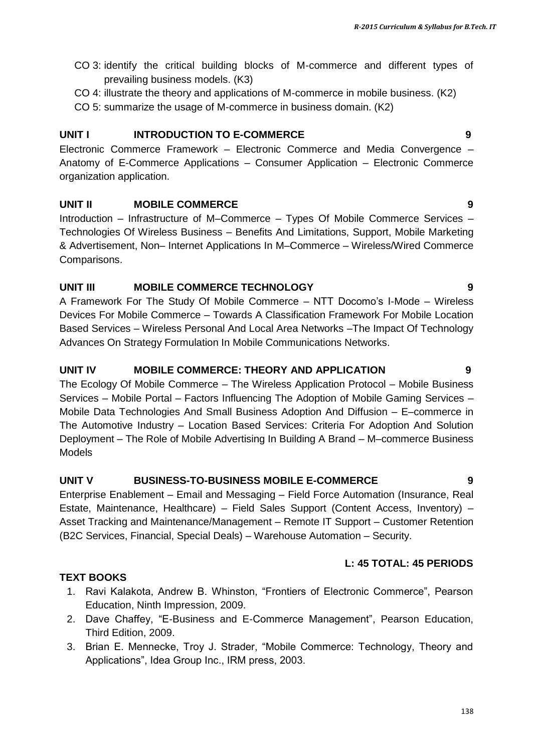- CO 3: identify the critical building blocks of M-commerce and different types of prevailing business models. (K3)
- CO 4: illustrate the theory and applications of M-commerce in mobile business. (K2)
- CO 5: summarize the usage of M-commerce in business domain. (K2)

### UNIT I INTRODUCTION TO E-COMMERCE 9

Electronic Commerce Framework – Electronic Commerce and Media Convergence – Anatomy of E-Commerce Applications – Consumer Application – Electronic Commerce organization application.

### UNIT II MOBILE COMMERCE 9

Introduction – Infrastructure of M–Commerce – Types Of Mobile Commerce Services – Technologies Of Wireless Business – Benefits And Limitations, Support, Mobile Marketing & Advertisement, Non– Internet Applications In M–Commerce – Wireless/Wired Commerce Comparisons.

### UNIT III MOBILE COMMERCE TECHNOLOGY 9

A Framework For The Study Of Mobile Commerce – NTT Docomo's I-Mode – Wireless Devices For Mobile Commerce – Towards A Classification Framework For Mobile Location Based Services – Wireless Personal And Local Area Networks –The Impact Of Technology Advances On Strategy Formulation In Mobile Communications Networks.

### UNIT IV MOBILE COMMERCE: THEORY AND APPLICATION 9

The Ecology Of Mobile Commerce – The Wireless Application Protocol – Mobile Business Services – Mobile Portal – Factors Influencing The Adoption of Mobile Gaming Services – Mobile Data Technologies And Small Business Adoption And Diffusion – E–commerce in The Automotive Industry – Location Based Services: Criteria For Adoption And Solution Deployment – The Role of Mobile Advertising In Building A Brand – M–commerce Business Models

### UNIT V BUSINESS-TO-BUSINESS MOBILE E-COMMERCE 9

Enterprise Enablement – Email and Messaging – Field Force Automation (Insurance, Real Estate, Maintenance, Healthcare) – Field Sales Support (Content Access, Inventory) – Asset Tracking and Maintenance/Management – Remote IT Support – Customer Retention (B2C Services, Financial, Special Deals) – Warehouse Automation – Security.

**L: 45 TOTAL: 45 PERIODS**

### TEXT BOOKS

1. Ravi Kalakota, Andrew B. Whinston, "Frontiers of Electronic Commerce", Pearson Education, Ninth Impression, 2009.
2. Dave Chaffey, "E-Business and E-Commerce Management", Pearson Education, Third Edition, 2009.
3. Brian E. Mennecke, Troy J. Strader, "Mobile Commerce: Technology, Theory and Applications", Idea Group Inc., IRM press, 2003.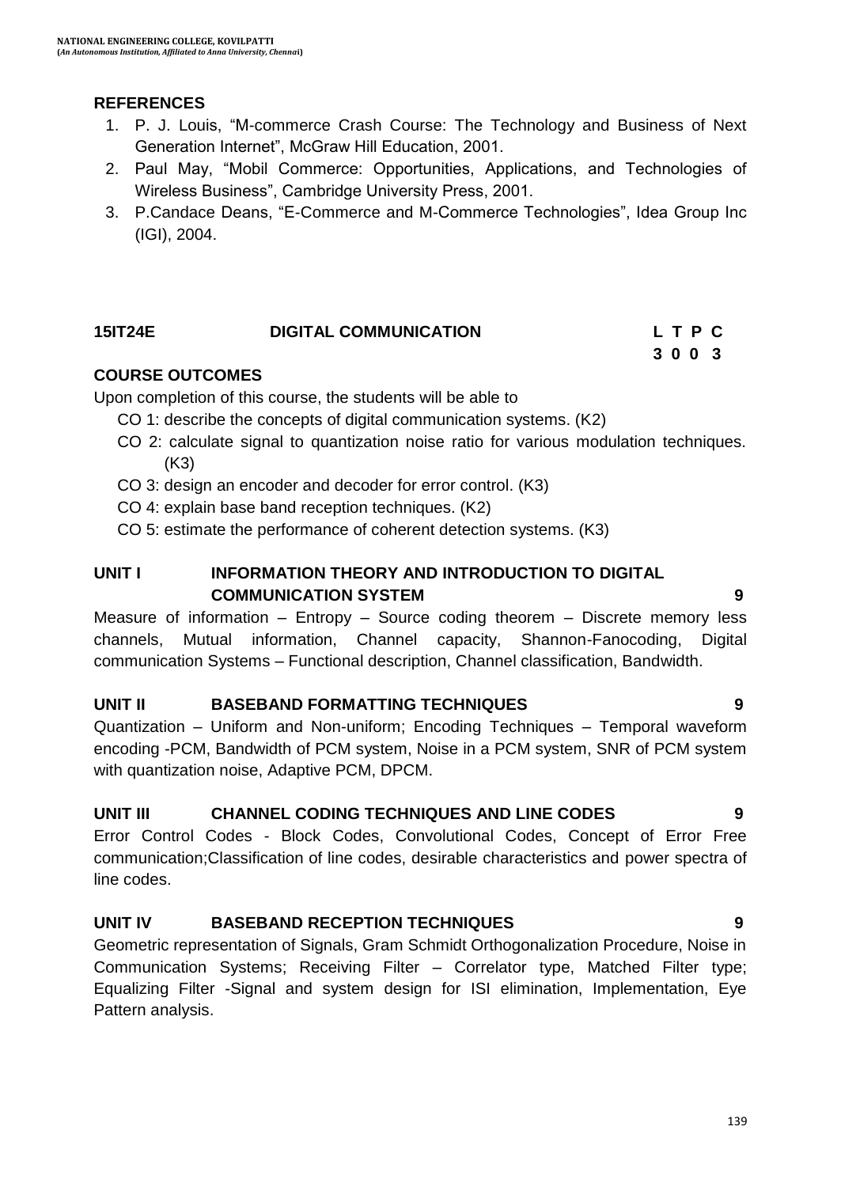## REFERENCES

1. P. J. Louis, “M-commerce Crash Course: The Technology and Business of Next Generation Internet”, McGraw Hill Education, 2001.
2. Paul May, “Mobil Commerce: Opportunities, Applications, and Technologies of Wireless Business”, Cambridge University Press, 2001.
3. P.Candace Deans, “E-Commerce and M-Commerce Technologies”, Idea Group Inc (IGI), 2004.

## 15IT24E DIGITAL COMMUNICATION

| L | T | P | C |
|---|---|---|---|
| 3 | 0 | 0 | 3 |

### COURSE OUTCOMES

Upon completion of this course, the students will be able to

- CO 1: describe the concepts of digital communication systems. (K2)
- CO 2: calculate signal to quantization noise ratio for various modulation techniques. (K3)
- CO 3: design an encoder and decoder for error control. (K3)
- CO 4: explain base band reception techniques. (K2)
- CO 5: estimate the performance of coherent detection systems. (K3)

### UNIT I INFORMATION THEORY AND INTRODUCTION TO DIGITAL COMMUNICATION SYSTEM 9

Measure of information – Entropy – Source coding theorem – Discrete memory less channels, Mutual information, Channel capacity, Shannon-Fanocoding, Digital communication Systems – Functional description, Channel classification, Bandwidth.

### UNIT II BASEBAND FORMATTING TECHNIQUES 9

Quantization – Uniform and Non-uniform; Encoding Techniques – Temporal waveform encoding -PCM, Bandwidth of PCM system, Noise in a PCM system, SNR of PCM system with quantization noise, Adaptive PCM, DPCM.

### UNIT III CHANNEL CODING TECHNIQUES AND LINE CODES 9

Error Control Codes - Block Codes, Convolutional Codes, Concept of Error Free communication;Classification of line codes, desirable characteristics and power spectra of line codes.

### UNIT IV BASEBAND RECEPTION TECHNIQUES 9

Geometric representation of Signals, Gram Schmidt Orthogonalization Procedure, Noise in Communication Systems; Receiving Filter – Correlator type, Matched Filter type; Equalizing Filter -Signal and system design for ISI elimination, Implementation, Eye Pattern analysis.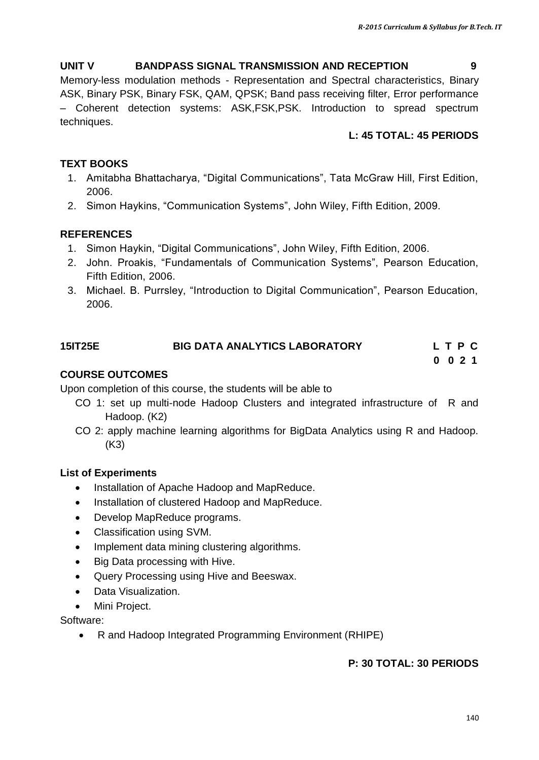### UNIT V BANDPASS SIGNAL TRANSMISSION AND RECEPTION 9

Memory-less modulation methods - Representation and Spectral characteristics, Binary ASK, Binary PSK, Binary FSK, QAM, QPSK; Band pass receiving filter, Error performance – Coherent detection systems: ASK,FSK,PSK. Introduction to spread spectrum techniques.

**L: 45 TOTAL: 45 PERIODS**

### TEXT BOOKS

1. Amitabha Bhattacharya, "Digital Communications", Tata McGraw Hill, First Edition, 2006.
2. Simon Haykins, "Communication Systems", John Wiley, Fifth Edition, 2009.

### REFERENCES

1. Simon Haykin, "Digital Communications", John Wiley, Fifth Edition, 2006.
2. John. Proakis, "Fundamentals of Communication Systems", Pearson Education, Fifth Edition, 2006.
3. Michael. B. Purrsley, "Introduction to Digital Communication", Pearson Education, 2006.

## 15IT25E BIG DATA ANALYTICS LABORATORY

| L | T | P | C |
|---|---|---|---|
| 0 | 0 | 2 | 1 |

### COURSE OUTCOMES

Upon completion of this course, the students will be able to

- CO 1: set up multi-node Hadoop Clusters and integrated infrastructure of R and Hadoop. (K2)
- CO 2: apply machine learning algorithms for BigData Analytics using R and Hadoop. (K3)

### List of Experiments

- Installation of Apache Hadoop and MapReduce.
- Installation of clustered Hadoop and MapReduce.
- Develop MapReduce programs.
- Classification using SVM.
- Implement data mining clustering algorithms.
- Big Data processing with Hive.
- Query Processing using Hive and Beeswax.
- Data Visualization.
- Mini Project.

Software:

- R and Hadoop Integrated Programming Environment (RHIPE)

**P: 30 TOTAL: 30 PERIODS**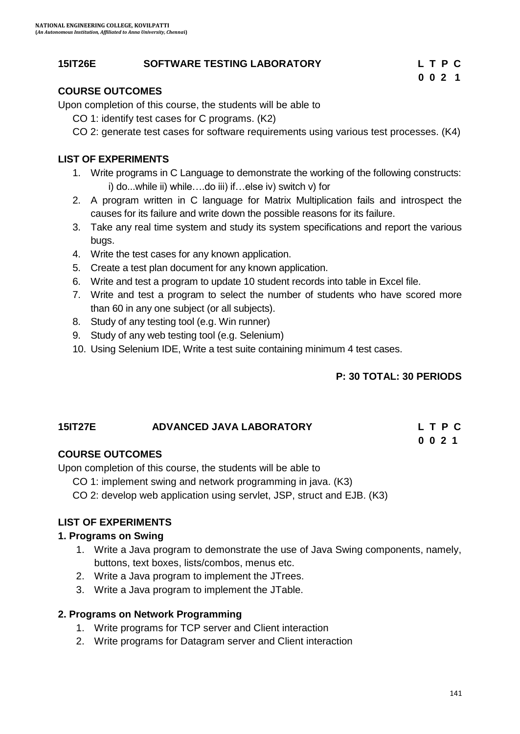## 15IT26E SOFTWARE TESTING LABORATORY

| L | T | P | C |
|---|---|---|---|
| 0 | 0 | 2 | 1 |

### COURSE OUTCOMES

Upon completion of this course, the students will be able to

CO 1: identify test cases for C programs. (K2)

CO 2: generate test cases for software requirements using various test processes. (K4)

### LIST OF EXPERIMENTS

1. Write programs in C Language to demonstrate the working of the following constructs: i) do...while ii) while….do iii) if…else iv) switch v) for
2. A program written in C language for Matrix Multiplication fails and introspect the causes for its failure and write down the possible reasons for its failure.
3. Take any real time system and study its system specifications and report the various bugs.
4. Write the test cases for any known application.
5. Create a test plan document for any known application.
6. Write and test a program to update 10 student records into table in Excel file.
7. Write and test a program to select the number of students who have scored more than 60 in any one subject (or all subjects).
8. Study of any testing tool (e.g. Win runner)
9. Study of any web testing tool (e.g. Selenium)
10. Using Selenium IDE, Write a test suite containing minimum 4 test cases.

**P: 30 TOTAL: 30 PERIODS**

## 15IT27E ADVANCED JAVA LABORATORY

| L | T | P | C |
|---|---|---|---|
| 0 | 0 | 2 | 1 |

### COURSE OUTCOMES

Upon completion of this course, the students will be able to

CO 1: implement swing and network programming in java. (K3)

CO 2: develop web application using servlet, JSP, struct and EJB. (K3)

### LIST OF EXPERIMENTS

**1. Programs on Swing**

1. Write a Java program to demonstrate the use of Java Swing components, namely, buttons, text boxes, lists/combos, menus etc.
2. Write a Java program to implement the JTrees.
3. Write a Java program to implement the JTable.

**2. Programs on Network Programming**

1. Write programs for TCP server and Client interaction
2. Write programs for Datagram server and Client interaction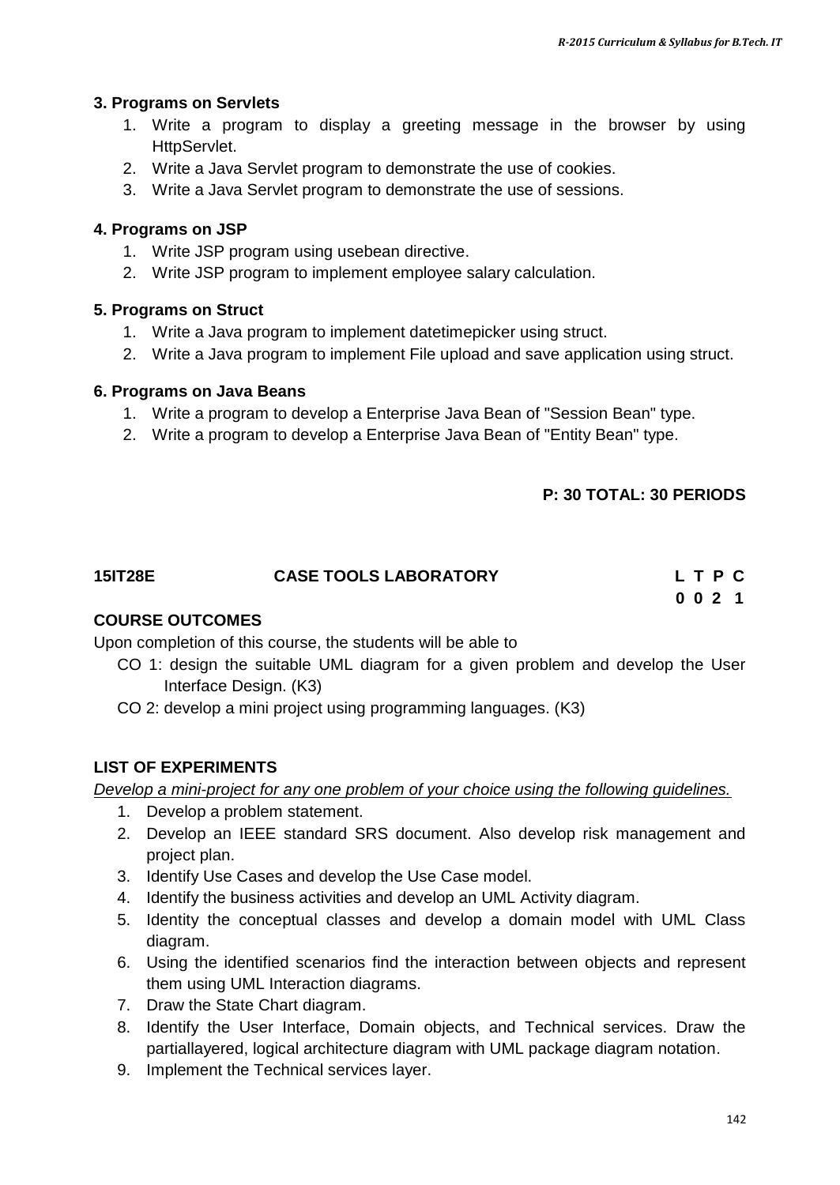### 3. Programs on Servlets

1. Write a program to display a greeting message in the browser by using HttpServlet.
2. Write a Java Servlet program to demonstrate the use of cookies.
3. Write a Java Servlet program to demonstrate the use of sessions.

### 4. Programs on JSP

1. Write JSP program using usebean directive.
2. Write JSP program to implement employee salary calculation.

### 5. Programs on Struct

1. Write a Java program to implement datetimepicker using struct.
2. Write a Java program to implement File upload and save application using struct.

### 6. Programs on Java Beans

1. Write a program to develop a Enterprise Java Bean of "Session Bean" type.
2. Write a program to develop a Enterprise Java Bean of "Entity Bean" type.

**P: 30 TOTAL: 30 PERIODS**

## 15IT28E CASE TOOLS LABORATORY

| L | T | P | C |
|---|---|---|---|
| 0 | 0 | 2 | 1 |

### COURSE OUTCOMES

Upon completion of this course, the students will be able to

- CO 1: design the suitable UML diagram for a given problem and develop the User Interface Design. (K3)
- CO 2: develop a mini project using programming languages. (K3)

### LIST OF EXPERIMENTS

*Develop a mini-project for any one problem of your choice using the following guidelines.*

1. Develop a problem statement.
2. Develop an IEEE standard SRS document. Also develop risk management and project plan.
3. Identify Use Cases and develop the Use Case model.
4. Identify the business activities and develop an UML Activity diagram.
5. Identity the conceptual classes and develop a domain model with UML Class diagram.
6. Using the identified scenarios find the interaction between objects and represent them using UML Interaction diagrams.
7. Draw the State Chart diagram.
8. Identify the User Interface, Domain objects, and Technical services. Draw the partiallayered, logical architecture diagram with UML package diagram notation.
9. Implement the Technical services layer.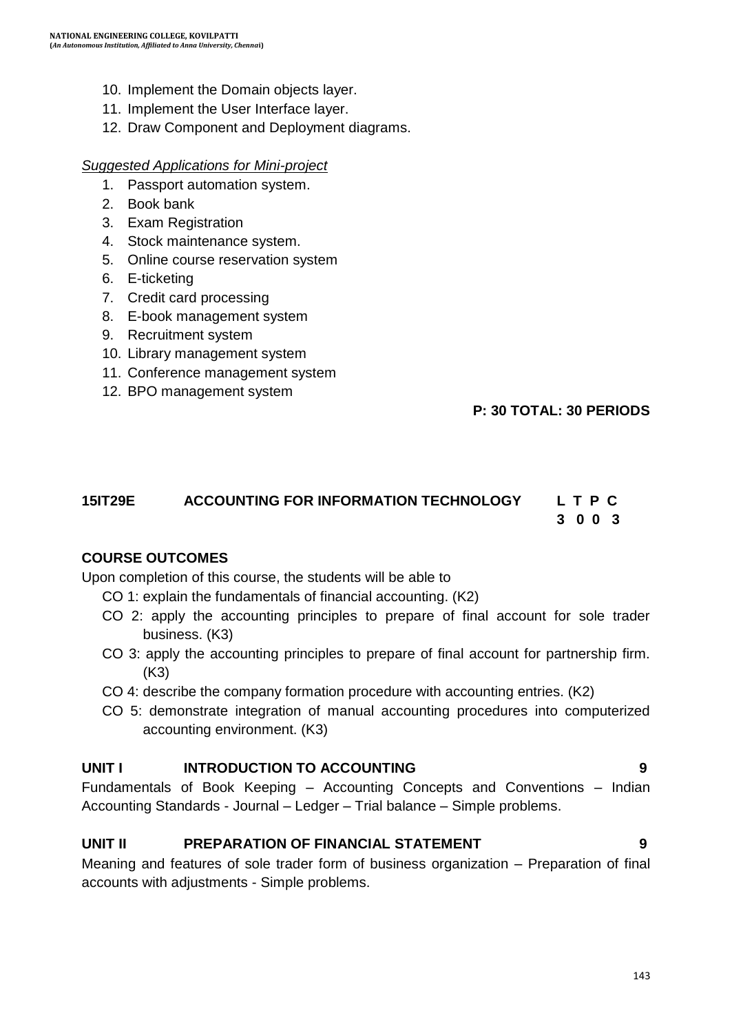10. Implement the Domain objects layer.
11. Implement the User Interface layer.
12. Draw Component and Deployment diagrams.

*Suggested Applications for Mini-project*

1. Passport automation system.
2. Book bank
3. Exam Registration
4. Stock maintenance system.
5. Online course reservation system
6. E-ticketing
7. Credit card processing
8. E-book management system
9. Recruitment system
10. Library management system
11. Conference management system
12. BPO management system

**P: 30 TOTAL: 30 PERIODS**

## 15IT29E ACCOUNTING FOR INFORMATION TECHNOLOGY

| L | T | P | C |
|---|---|---|---|
| 3 | 0 | 0 | 3 |

**COURSE OUTCOMES**

Upon completion of this course, the students will be able to

- CO 1: explain the fundamentals of financial accounting. (K2)
- CO 2: apply the accounting principles to prepare of final account for sole trader business. (K3)
- CO 3: apply the accounting principles to prepare of final account for partnership firm. (K3)
- CO 4: describe the company formation procedure with accounting entries. (K2)
- CO 5: demonstrate integration of manual accounting procedures into computerized accounting environment. (K3)

**UNIT I INTRODUCTION TO ACCOUNTING 9**

Fundamentals of Book Keeping – Accounting Concepts and Conventions – Indian Accounting Standards - Journal – Ledger – Trial balance – Simple problems.

**UNIT II PREPARATION OF FINANCIAL STATEMENT 9**

Meaning and features of sole trader form of business organization – Preparation of final accounts with adjustments - Simple problems.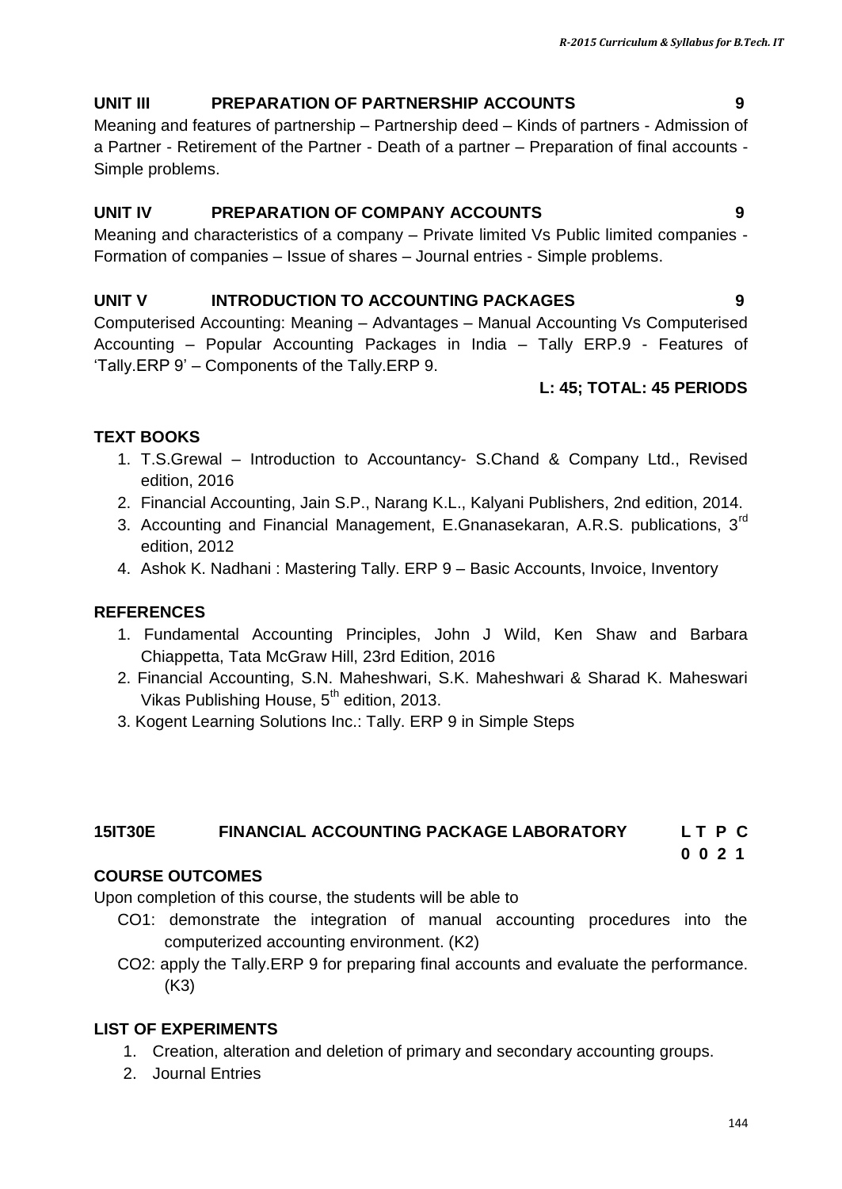### UNIT III PREPARATION OF PARTNERSHIP ACCOUNTS 9

Meaning and features of partnership – Partnership deed – Kinds of partners - Admission of a Partner - Retirement of the Partner - Death of a partner – Preparation of final accounts - Simple problems.

### UNIT IV PREPARATION OF COMPANY ACCOUNTS 9

Meaning and characteristics of a company – Private limited Vs Public limited companies - Formation of companies – Issue of shares – Journal entries - Simple problems.

### UNIT V INTRODUCTION TO ACCOUNTING PACKAGES 9

Computerised Accounting: Meaning – Advantages – Manual Accounting Vs Computerised Accounting – Popular Accounting Packages in India – Tally ERP.9 - Features of 'Tally.ERP 9' – Components of the Tally.ERP 9.

**L: 45; TOTAL: 45 PERIODS**

### TEXT BOOKS

1. T.S.Grewal – Introduction to Accountancy- S.Chand & Company Ltd., Revised edition, 2016
2. Financial Accounting, Jain S.P., Narang K.L., Kalyani Publishers, 2nd edition, 2014.
3. Accounting and Financial Management, E.Gnanasekaran, A.R.S. publications, 3rd edition, 2012
4. Ashok K. Nadhani : Mastering Tally. ERP 9 – Basic Accounts, Invoice, Inventory

### REFERENCES

1. Fundamental Accounting Principles, John J Wild, Ken Shaw and Barbara Chiappetta, Tata McGraw Hill, 23rd Edition, 2016
2. Financial Accounting, S.N. Maheshwari, S.K. Maheshwari & Sharad K. Maheswari Vikas Publishing House, 5th edition, 2013.
3. Kogent Learning Solutions Inc.: Tally. ERP 9 in Simple Steps

## 15IT30E FINANCIAL ACCOUNTING PACKAGE LABORATORY

| L | T | P | C |
|---|---|---|---|
| 0 | 0 | 2 | 1 |

### COURSE OUTCOMES

Upon completion of this course, the students will be able to

- CO1: demonstrate the integration of manual accounting procedures into the computerized accounting environment. (K2)
- CO2: apply the Tally.ERP 9 for preparing final accounts and evaluate the performance. (K3)

### LIST OF EXPERIMENTS

1. Creation, alteration and deletion of primary and secondary accounting groups.
2. Journal Entries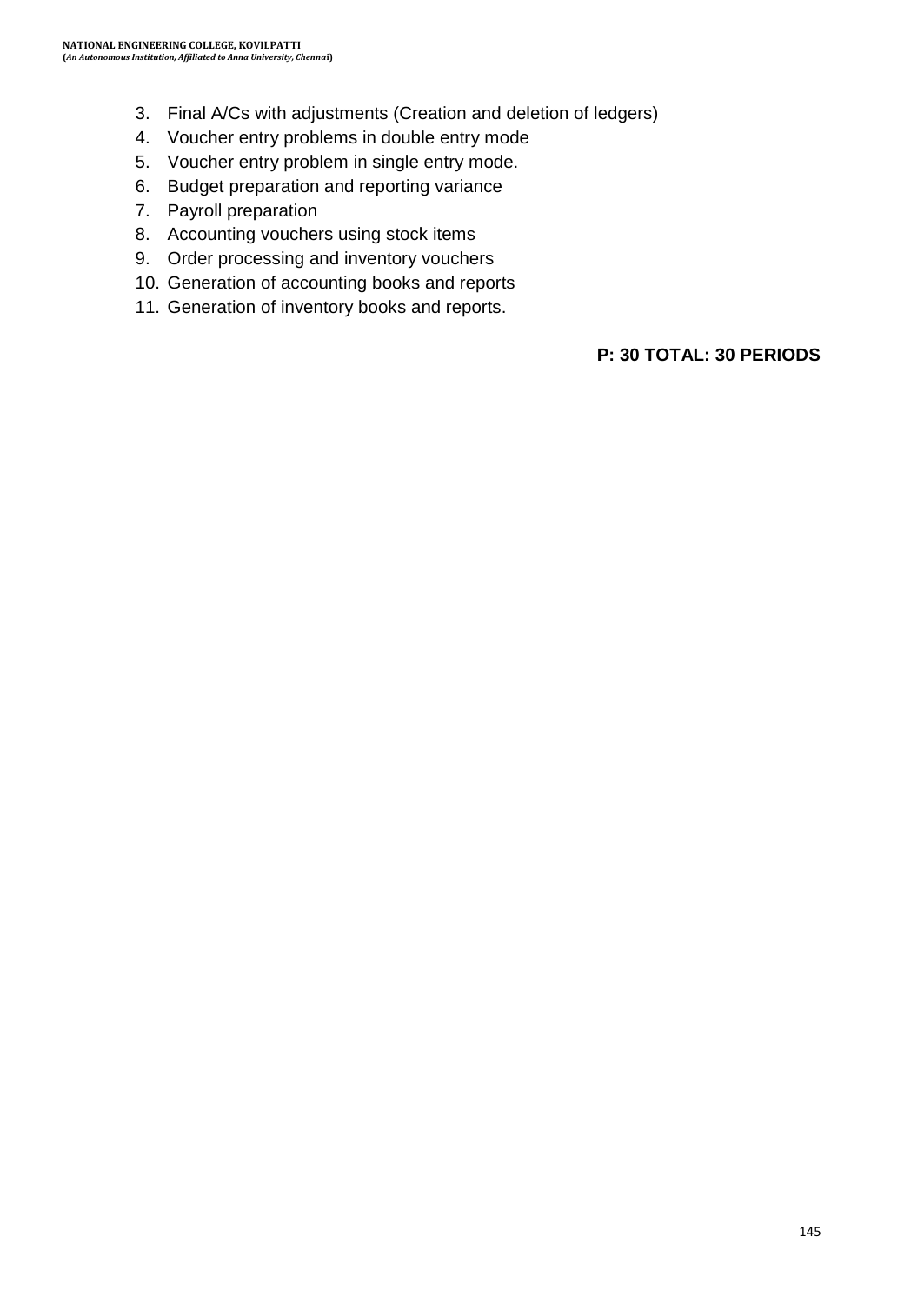3. Final A/Cs with adjustments (Creation and deletion of ledgers)
4. Voucher entry problems in double entry mode
5. Voucher entry problem in single entry mode.
6. Budget preparation and reporting variance
7. Payroll preparation
8. Accounting vouchers using stock items
9. Order processing and inventory vouchers
10. Generation of accounting books and reports
11. Generation of inventory books and reports.

**P: 30 TOTAL: 30 PERIODS**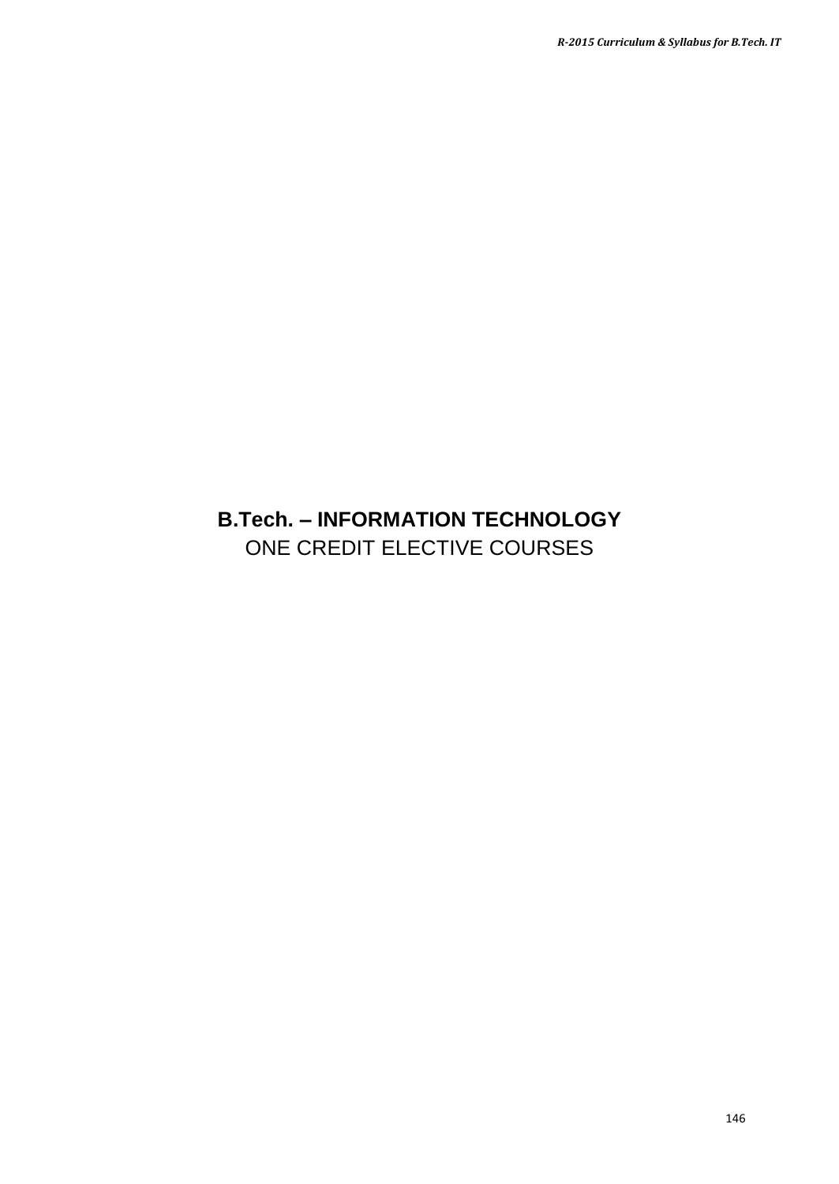# B.Tech. – INFORMATION TECHNOLOGY

ONE CREDIT ELECTIVE COURSES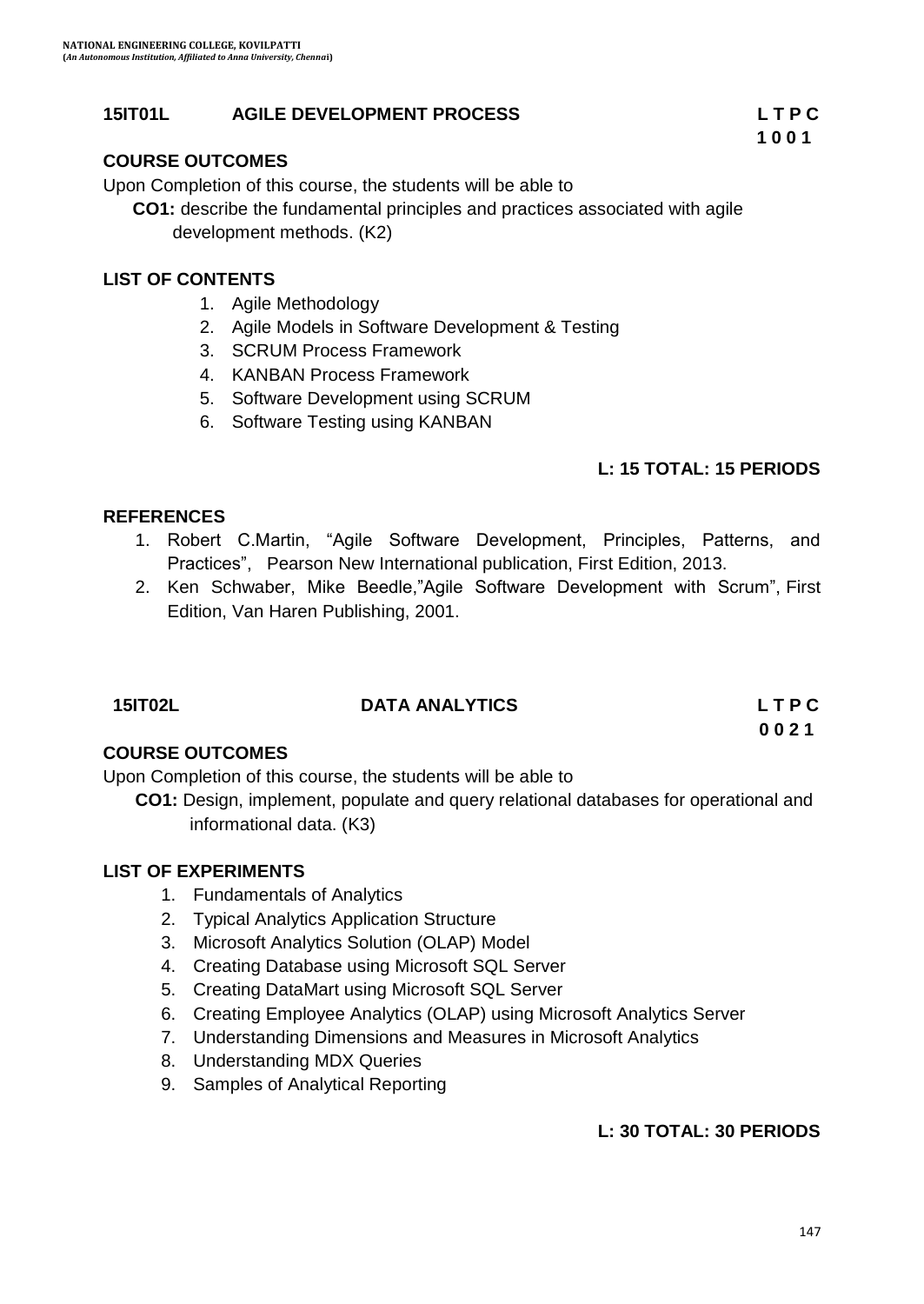## 15IT01L AGILE DEVELOPMENT PROCESS

| L | T | P | C |
|---|---|---|---|
| 1 | 0 | 0 | 1 |

### COURSE OUTCOMES

Upon Completion of this course, the students will be able to

**CO1:** describe the fundamental principles and practices associated with agile development methods. (K2)

### LIST OF CONTENTS

1. Agile Methodology
2. Agile Models in Software Development & Testing
3. SCRUM Process Framework
4. KANBAN Process Framework
5. Software Development using SCRUM
6. Software Testing using KANBAN

**L: 15 TOTAL: 15 PERIODS**

### REFERENCES

1. Robert C.Martin, "Agile Software Development, Principles, Patterns, and Practices", Pearson New International publication, First Edition, 2013.
2. Ken Schwaber, Mike Beedle,"Agile Software Development with Scrum", First Edition, Van Haren Publishing, 2001.

## 15IT02L DATA ANALYTICS

| L | T | P | C |
|---|---|---|---|
| 0 | 0 | 2 | 1 |

### COURSE OUTCOMES

Upon Completion of this course, the students will be able to

**CO1:** Design, implement, populate and query relational databases for operational and informational data. (K3)

### LIST OF EXPERIMENTS

1. Fundamentals of Analytics
2. Typical Analytics Application Structure
3. Microsoft Analytics Solution (OLAP) Model
4. Creating Database using Microsoft SQL Server
5. Creating DataMart using Microsoft SQL Server
6. Creating Employee Analytics (OLAP) using Microsoft Analytics Server
7. Understanding Dimensions and Measures in Microsoft Analytics
8. Understanding MDX Queries
9. Samples of Analytical Reporting

**L: 30 TOTAL: 30 PERIODS**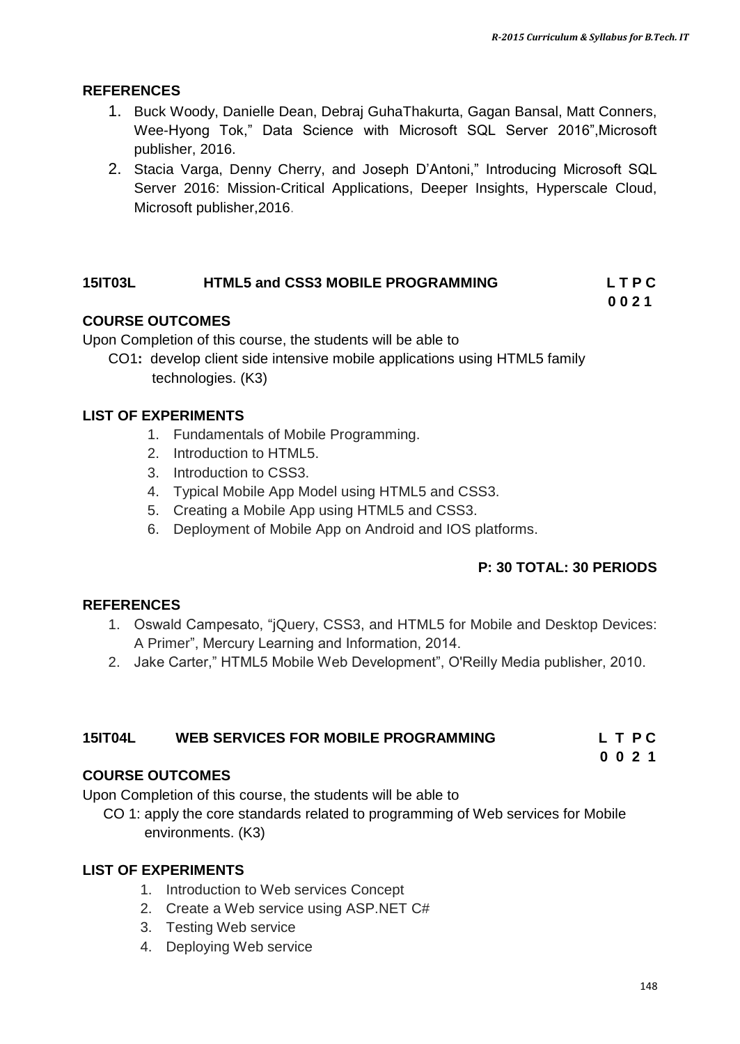## REFERENCES

1. Buck Woody, Danielle Dean, Debraj GuhaThakurta, Gagan Bansal, Matt Conners, Wee-Hyong Tok," Data Science with Microsoft SQL Server 2016",Microsoft publisher, 2016.
2. Stacia Varga, Denny Cherry, and Joseph D'Antoni," Introducing Microsoft SQL Server 2016: Mission-Critical Applications, Deeper Insights, Hyperscale Cloud, Microsoft publisher,2016.

## 15IT03L HTML5 and CSS3 MOBILE PROGRAMMING

| L | T | P | C |
|---|---|---|---|
| 0 | 0 | 2 | 1 |

### COURSE OUTCOMES

Upon Completion of this course, the students will be able to

CO1**:** develop client side intensive mobile applications using HTML5 family technologies. (K3)

### LIST OF EXPERIMENTS

1. Fundamentals of Mobile Programming.
2. Introduction to HTML5.
3. Introduction to CSS3.
4. Typical Mobile App Model using HTML5 and CSS3.
5. Creating a Mobile App using HTML5 and CSS3.
6. Deployment of Mobile App on Android and IOS platforms.

**P: 30 TOTAL: 30 PERIODS**

### REFERENCES

1. Oswald Campesato, "jQuery, CSS3, and HTML5 for Mobile and Desktop Devices: A Primer", Mercury Learning and Information, 2014.
2. Jake Carter," HTML5 Mobile Web Development", O'Reilly Media publisher, 2010.

## 15IT04L WEB SERVICES FOR MOBILE PROGRAMMING

| L | T | P | C |
|---|---|---|---|
| 0 | 0 | 2 | 1 |

### COURSE OUTCOMES

Upon Completion of this course, the students will be able to

CO 1: apply the core standards related to programming of Web services for Mobile environments. (K3)

### LIST OF EXPERIMENTS

1. Introduction to Web services Concept
2. Create a Web service using ASP.NET C#
3. Testing Web service
4. Deploying Web service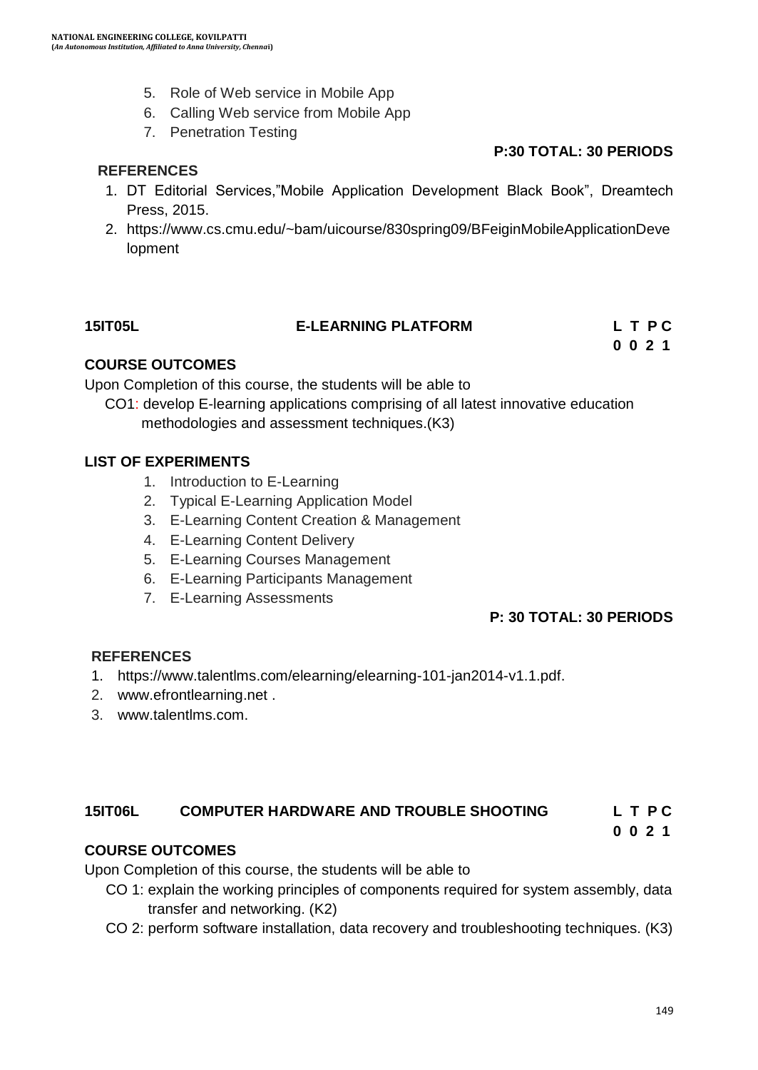5. Role of Web service in Mobile App
6. Calling Web service from Mobile App
7. Penetration Testing

**P:30 TOTAL: 30 PERIODS**

**REFERENCES**

1. DT Editorial Services,"Mobile Application Development Black Book", Dreamtech Press, 2015.
2. https://www.cs.cmu.edu/~bam/uicourse/830spring09/BFeiginMobileApplicationDevelopment

## 15IT05L E-LEARNING PLATFORM

**L T P C**
**0 0 2 1**

**COURSE OUTCOMES**

Upon Completion of this course, the students will be able to

CO1: develop E-learning applications comprising of all latest innovative education methodologies and assessment techniques.(K3)

**LIST OF EXPERIMENTS**

1. Introduction to E-Learning
2. Typical E-Learning Application Model
3. E-Learning Content Creation & Management
4. E-Learning Content Delivery
5. E-Learning Courses Management
6. E-Learning Participants Management
7. E-Learning Assessments

**P: 30 TOTAL: 30 PERIODS**

**REFERENCES**

1. https://www.talentlms.com/elearning/elearning-101-jan2014-v1.1.pdf.
2. www.efrontlearning.net .
3. www.talentlms.com.

## 15IT06L COMPUTER HARDWARE AND TROUBLE SHOOTING

**L T P C**
**0 0 2 1**

**COURSE OUTCOMES**

Upon Completion of this course, the students will be able to

CO 1: explain the working principles of components required for system assembly, data transfer and networking. (K2)

CO 2: perform software installation, data recovery and troubleshooting techniques. (K3)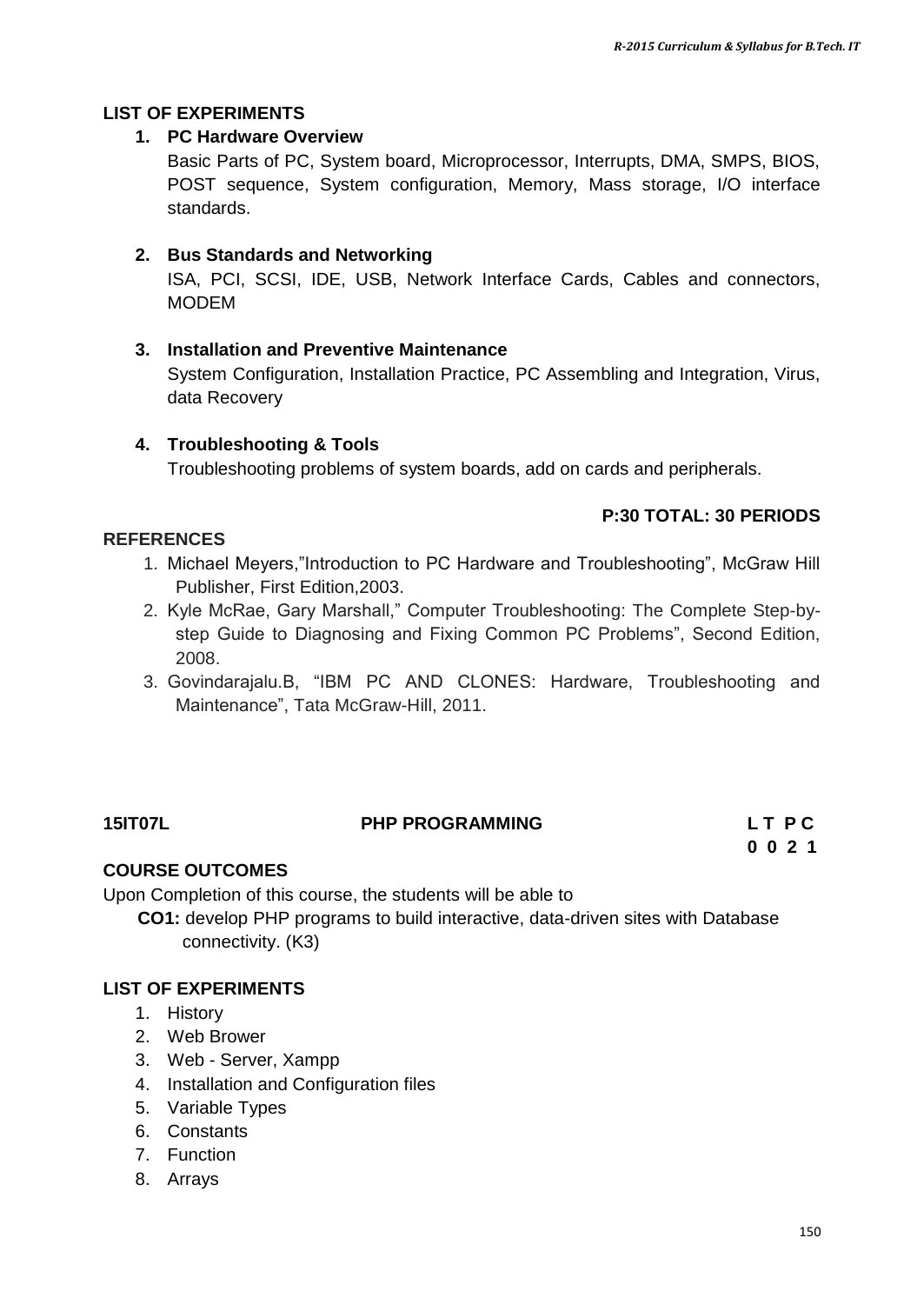## LIST OF EXPERIMENTS

1. **PC Hardware Overview**
   Basic Parts of PC, System board, Microprocessor, Interrupts, DMA, SMPS, BIOS, POST sequence, System configuration, Memory, Mass storage, I/O interface standards.

2. **Bus Standards and Networking**
   ISA, PCI, SCSI, IDE, USB, Network Interface Cards, Cables and connectors, MODEM

3. **Installation and Preventive Maintenance**
   System Configuration, Installation Practice, PC Assembling and Integration, Virus, data Recovery

4. **Troubleshooting & Tools**
   Troubleshooting problems of system boards, add on cards and peripherals.

**P:30 TOTAL: 30 PERIODS**

## REFERENCES

1. Michael Meyers,"Introduction to PC Hardware and Troubleshooting", McGraw Hill Publisher, First Edition,2003.
2. Kyle McRae, Gary Marshall," Computer Troubleshooting: The Complete Step-by-step Guide to Diagnosing and Fixing Common PC Problems", Second Edition, 2008.
3. Govindarajalu.B, "IBM PC AND CLONES: Hardware, Troubleshooting and Maintenance", Tata McGraw-Hill, 2011.

## 15IT07L PHP PROGRAMMING

| L | T | P | C |
|---|---|---|---|
| 0 | 0 | 2 | 1 |

## COURSE OUTCOMES

Upon Completion of this course, the students will be able to

**CO1:** develop PHP programs to build interactive, data-driven sites with Database connectivity. (K3)

## LIST OF EXPERIMENTS

1. History
2. Web Brower
3. Web - Server, Xampp
4. Installation and Configuration files
5. Variable Types
6. Constants
7. Function
8. Arrays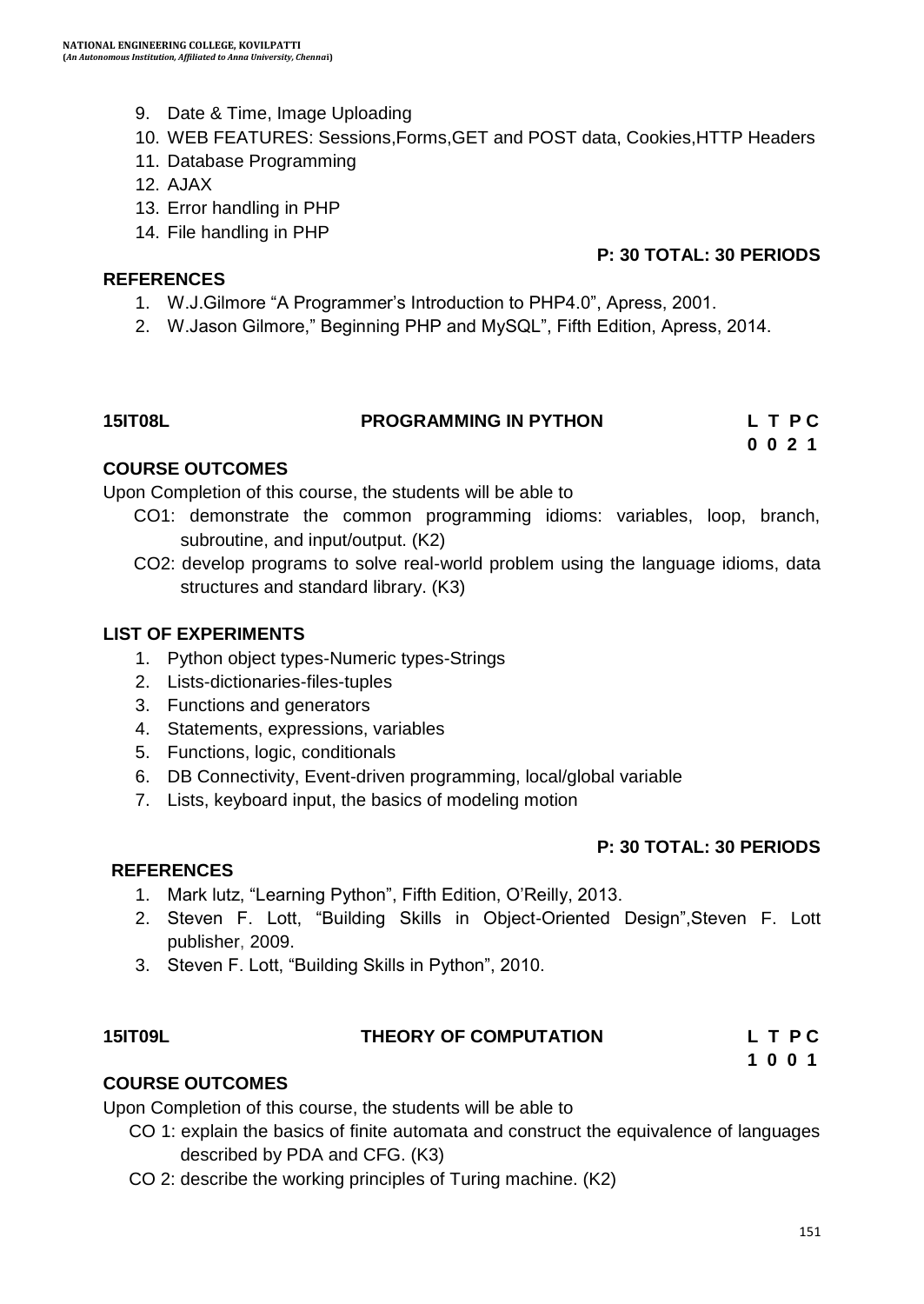9. Date & Time, Image Uploading
10. WEB FEATURES: Sessions,Forms,GET and POST data, Cookies,HTTP Headers
11. Database Programming
12. AJAX
13. Error handling in PHP
14. File handling in PHP

**P: 30 TOTAL: 30 PERIODS**

**REFERENCES**

1. W.J.Gilmore "A Programmer's Introduction to PHP4.0", Apress, 2001.
2. W.Jason Gilmore," Beginning PHP and MySQL", Fifth Edition, Apress, 2014.

**15IT08L PROGRAMMING IN PYTHON**

| L | T | P | C |
|---|---|---|---|
| 0 | 0 | 2 | 1 |

**COURSE OUTCOMES**

Upon Completion of this course, the students will be able to

CO1: demonstrate the common programming idioms: variables, loop, branch, subroutine, and input/output. (K2)

CO2: develop programs to solve real-world problem using the language idioms, data structures and standard library. (K3)

**LIST OF EXPERIMENTS**

1. Python object types-Numeric types-Strings
2. Lists-dictionaries-files-tuples
3. Functions and generators
4. Statements, expressions, variables
5. Functions, logic, conditionals
6. DB Connectivity, Event-driven programming, local/global variable
7. Lists, keyboard input, the basics of modeling motion

**P: 30 TOTAL: 30 PERIODS**

**REFERENCES**

1. Mark lutz, "Learning Python", Fifth Edition, O'Reilly, 2013.
2. Steven F. Lott, "Building Skills in Object-Oriented Design",Steven F. Lott publisher, 2009.
3. Steven F. Lott, "Building Skills in Python", 2010.

**15IT09L THEORY OF COMPUTATION**

| L | T | P | C |
|---|---|---|---|
| 1 | 0 | 0 | 1 |

**COURSE OUTCOMES**

Upon Completion of this course, the students will be able to

CO 1: explain the basics of finite automata and construct the equivalence of languages described by PDA and CFG. (K3)

CO 2: describe the working principles of Turing machine. (K2)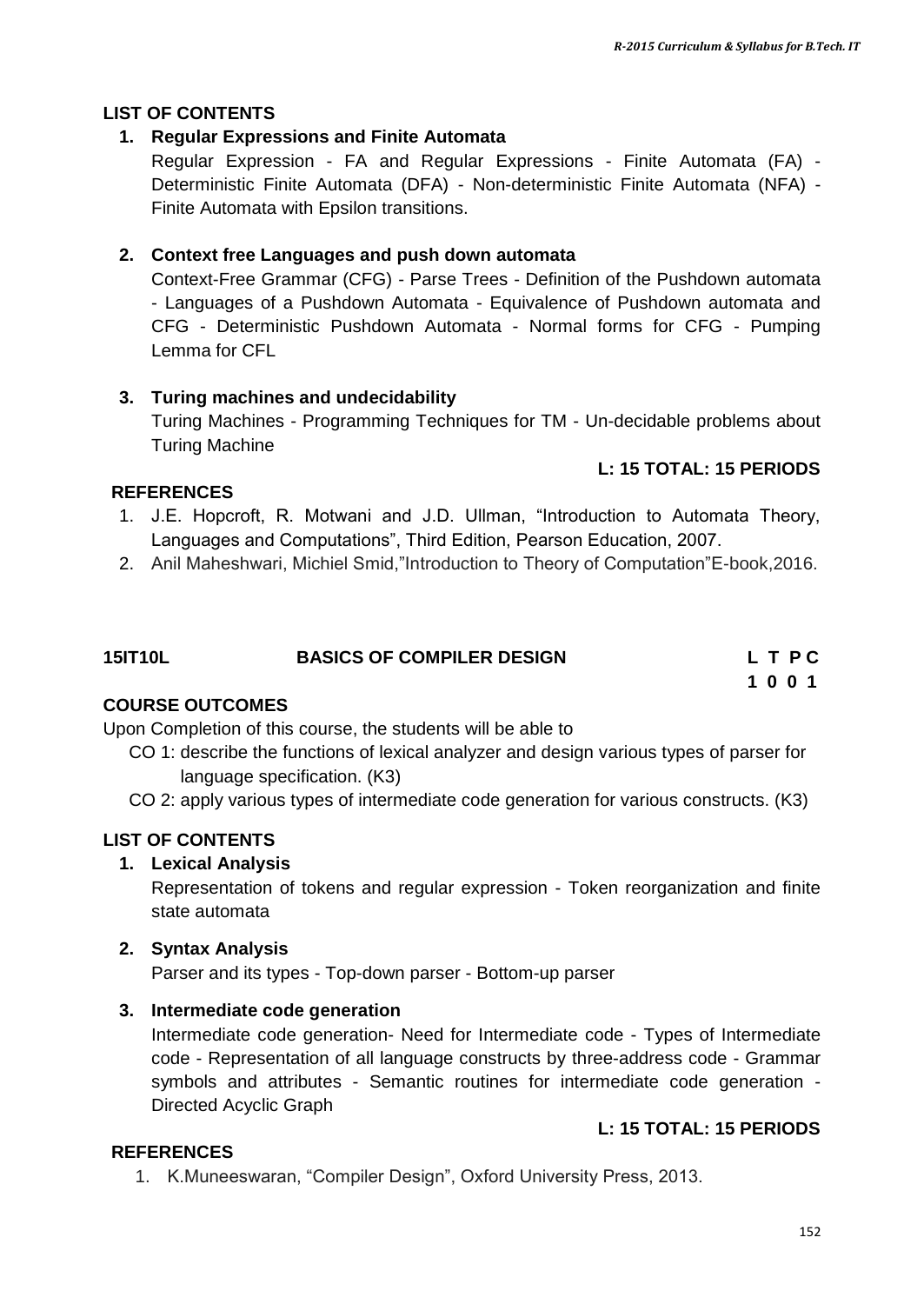**LIST OF CONTENTS**

1. **Regular Expressions and Finite Automata**
   Regular Expression - FA and Regular Expressions - Finite Automata (FA) - Deterministic Finite Automata (DFA) - Non-deterministic Finite Automata (NFA) - Finite Automata with Epsilon transitions.

2. **Context free Languages and push down automata**
   Context-Free Grammar (CFG) - Parse Trees - Definition of the Pushdown automata - Languages of a Pushdown Automata - Equivalence of Pushdown automata and CFG - Deterministic Pushdown Automata - Normal forms for CFG - Pumping Lemma for CFL

3. **Turing machines and undecidability**
   Turing Machines - Programming Techniques for TM - Un-decidable problems about Turing Machine

**L: 15 TOTAL: 15 PERIODS**

**REFERENCES**

1. J.E. Hopcroft, R. Motwani and J.D. Ullman, "Introduction to Automata Theory, Languages and Computations", Third Edition, Pearson Education, 2007.
2. Anil Maheshwari, Michiel Smid,"Introduction to Theory of Computation"E-book,2016.

## 15IT10L BASICS OF COMPILER DESIGN

| L | T | P | C |
|---|---|---|---|
| 1 | 0 | 0 | 1 |

**COURSE OUTCOMES**

Upon Completion of this course, the students will be able to

CO 1: describe the functions of lexical analyzer and design various types of parser for language specification. (K3)

CO 2: apply various types of intermediate code generation for various constructs. (K3)

**LIST OF CONTENTS**

1. **Lexical Analysis**
   Representation of tokens and regular expression - Token reorganization and finite state automata

2. **Syntax Analysis**
   Parser and its types - Top-down parser - Bottom-up parser

3. **Intermediate code generation**
   Intermediate code generation- Need for Intermediate code - Types of Intermediate code - Representation of all language constructs by three-address code - Grammar symbols and attributes - Semantic routines for intermediate code generation - Directed Acyclic Graph

**L: 15 TOTAL: 15 PERIODS**

**REFERENCES**

1. K.Muneeswaran, "Compiler Design", Oxford University Press, 2013.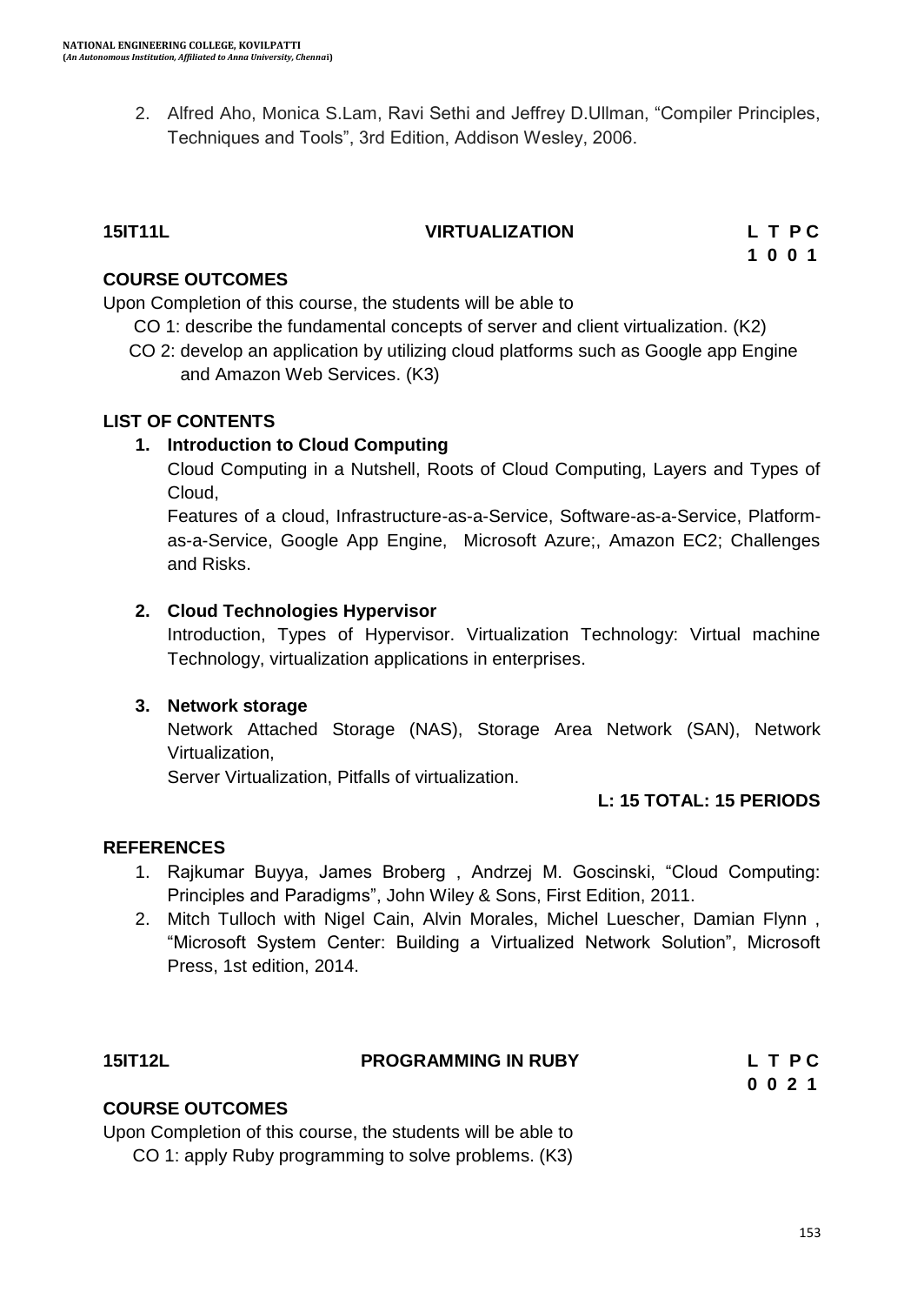2. Alfred Aho, Monica S.Lam, Ravi Sethi and Jeffrey D.Ullman, “Compiler Principles, Techniques and Tools”, 3rd Edition, Addison Wesley, 2006.

## 15IT11L VIRTUALIZATION

| L | T | P | C |
|---|---|---|---|
| 1 | 0 | 0 | 1 |

### COURSE OUTCOMES

Upon Completion of this course, the students will be able to

CO 1: describe the fundamental concepts of server and client virtualization. (K2)

CO 2: develop an application by utilizing cloud platforms such as Google app Engine and Amazon Web Services. (K3)

### LIST OF CONTENTS

**1. Introduction to Cloud Computing**

Cloud Computing in a Nutshell, Roots of Cloud Computing, Layers and Types of Cloud,

Features of a cloud, Infrastructure-as-a-Service, Software-as-a-Service, Platform-as-a-Service, Google App Engine, Microsoft Azure;, Amazon EC2; Challenges and Risks.

**2. Cloud Technologies Hypervisor**

Introduction, Types of Hypervisor. Virtualization Technology: Virtual machine Technology, virtualization applications in enterprises.

**3. Network storage**

Network Attached Storage (NAS), Storage Area Network (SAN), Network Virtualization,

Server Virtualization, Pitfalls of virtualization.

**L: 15 TOTAL: 15 PERIODS**

### REFERENCES

1. Rajkumar Buyya, James Broberg , Andrzej M. Goscinski, “Cloud Computing: Principles and Paradigms”, John Wiley & Sons, First Edition, 2011.
2. Mitch Tulloch with Nigel Cain, Alvin Morales, Michel Luescher, Damian Flynn , “Microsoft System Center: Building a Virtualized Network Solution”, Microsoft Press, 1st edition, 2014.

## 15IT12L PROGRAMMING IN RUBY

| L | T | P | C |
|---|---|---|---|
| 0 | 0 | 2 | 1 |

### COURSE OUTCOMES

Upon Completion of this course, the students will be able to

CO 1: apply Ruby programming to solve problems. (K3)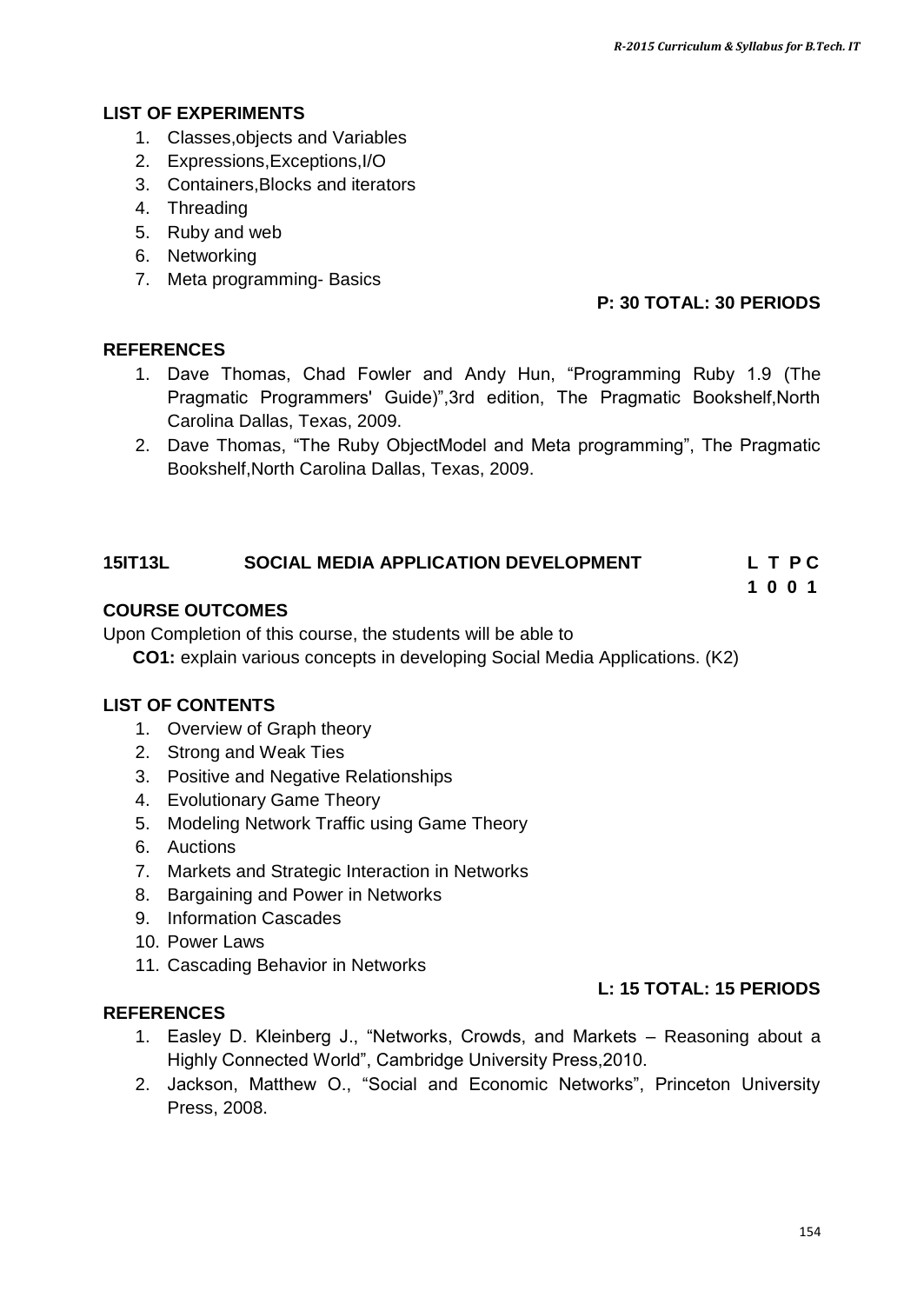## LIST OF EXPERIMENTS

1. Classes,objects and Variables
2. Expressions,Exceptions,I/O
3. Containers,Blocks and iterators
4. Threading
5. Ruby and web
6. Networking
7. Meta programming- Basics

**P: 30 TOTAL: 30 PERIODS**

## REFERENCES

1. Dave Thomas, Chad Fowler and Andy Hun, "Programming Ruby 1.9 (The Pragmatic Programmers' Guide)",3rd edition, The Pragmatic Bookshelf,North Carolina Dallas, Texas, 2009.
2. Dave Thomas, "The Ruby ObjectModel and Meta programming", The Pragmatic Bookshelf,North Carolina Dallas, Texas, 2009.

## 15IT13L SOCIAL MEDIA APPLICATION DEVELOPMENT

**L T P C**
**1 0 0 1**

## COURSE OUTCOMES

Upon Completion of this course, the students will be able to

**CO1:** explain various concepts in developing Social Media Applications. (K2)

## LIST OF CONTENTS

1. Overview of Graph theory
2. Strong and Weak Ties
3. Positive and Negative Relationships
4. Evolutionary Game Theory
5. Modeling Network Traffic using Game Theory
6. Auctions
7. Markets and Strategic Interaction in Networks
8. Bargaining and Power in Networks
9. Information Cascades
10. Power Laws
11. Cascading Behavior in Networks

**L: 15 TOTAL: 15 PERIODS**

## REFERENCES

1. Easley D. Kleinberg J., "Networks, Crowds, and Markets – Reasoning about a Highly Connected World", Cambridge University Press,2010.
2. Jackson, Matthew O., "Social and Economic Networks", Princeton University Press, 2008.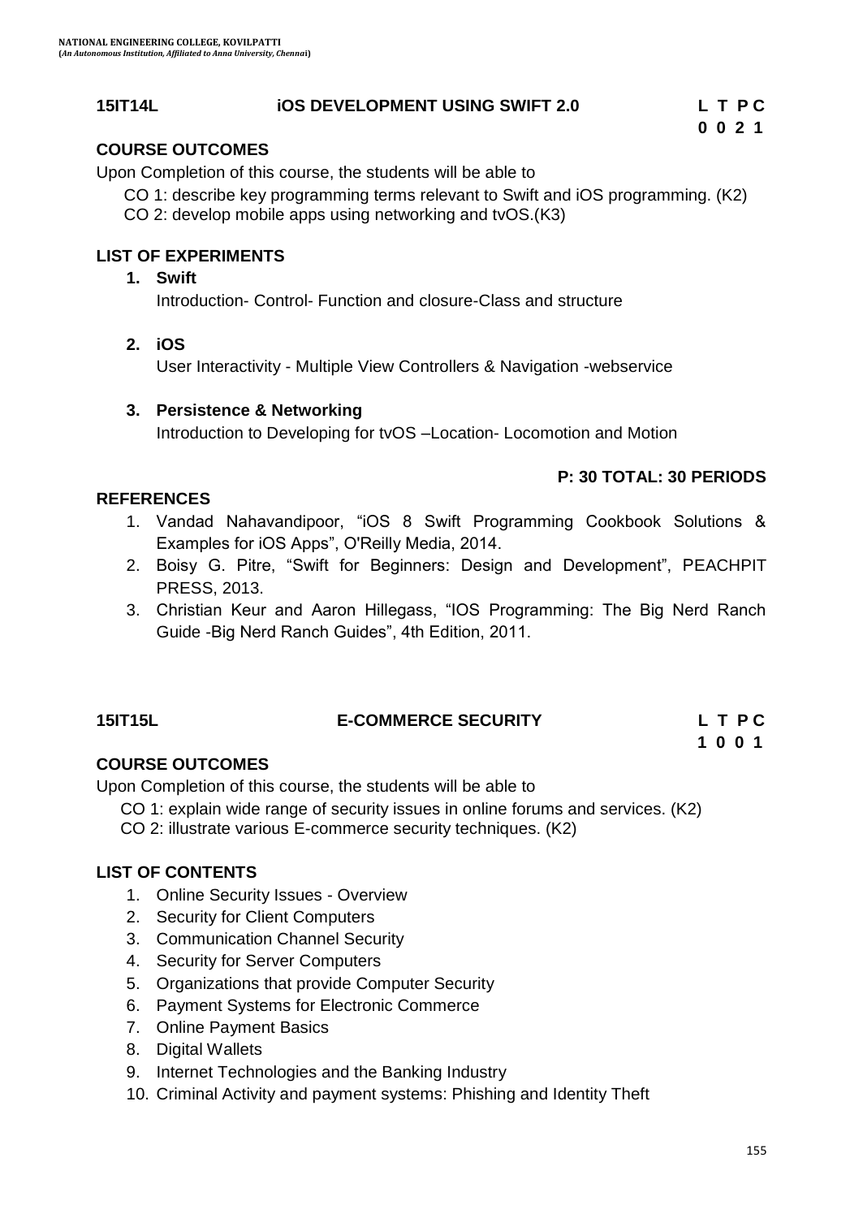## 15IT14L iOS DEVELOPMENT USING SWIFT 2.0

| L | T | P | C |
|---|---|---|---|
| 0 | 0 | 2 | 1 |

### COURSE OUTCOMES

Upon Completion of this course, the students will be able to

CO 1: describe key programming terms relevant to Swift and iOS programming. (K2)
CO 2: develop mobile apps using networking and tvOS.(K3)

### LIST OF EXPERIMENTS

1. **Swift**
   Introduction- Control- Function and closure-Class and structure

2. **iOS**
   User Interactivity - Multiple View Controllers & Navigation -webservice

3. **Persistence & Networking**
   Introduction to Developing for tvOS –Location- Locomotion and Motion

**P: 30 TOTAL: 30 PERIODS**

### REFERENCES

1. Vandad Nahavandipoor, "iOS 8 Swift Programming Cookbook Solutions & Examples for iOS Apps", O'Reilly Media, 2014.
2. Boisy G. Pitre, "Swift for Beginners: Design and Development", PEACHPIT PRESS, 2013.
3. Christian Keur and Aaron Hillegass, "IOS Programming: The Big Nerd Ranch Guide -Big Nerd Ranch Guides", 4th Edition, 2011.

## 15IT15L E-COMMERCE SECURITY

| L | T | P | C |
|---|---|---|---|
| 1 | 0 | 0 | 1 |

### COURSE OUTCOMES

Upon Completion of this course, the students will be able to

CO 1: explain wide range of security issues in online forums and services. (K2)
CO 2: illustrate various E-commerce security techniques. (K2)

### LIST OF CONTENTS

1. Online Security Issues - Overview
2. Security for Client Computers
3. Communication Channel Security
4. Security for Server Computers
5. Organizations that provide Computer Security
6. Payment Systems for Electronic Commerce
7. Online Payment Basics
8. Digital Wallets
9. Internet Technologies and the Banking Industry
10. Criminal Activity and payment systems: Phishing and Identity Theft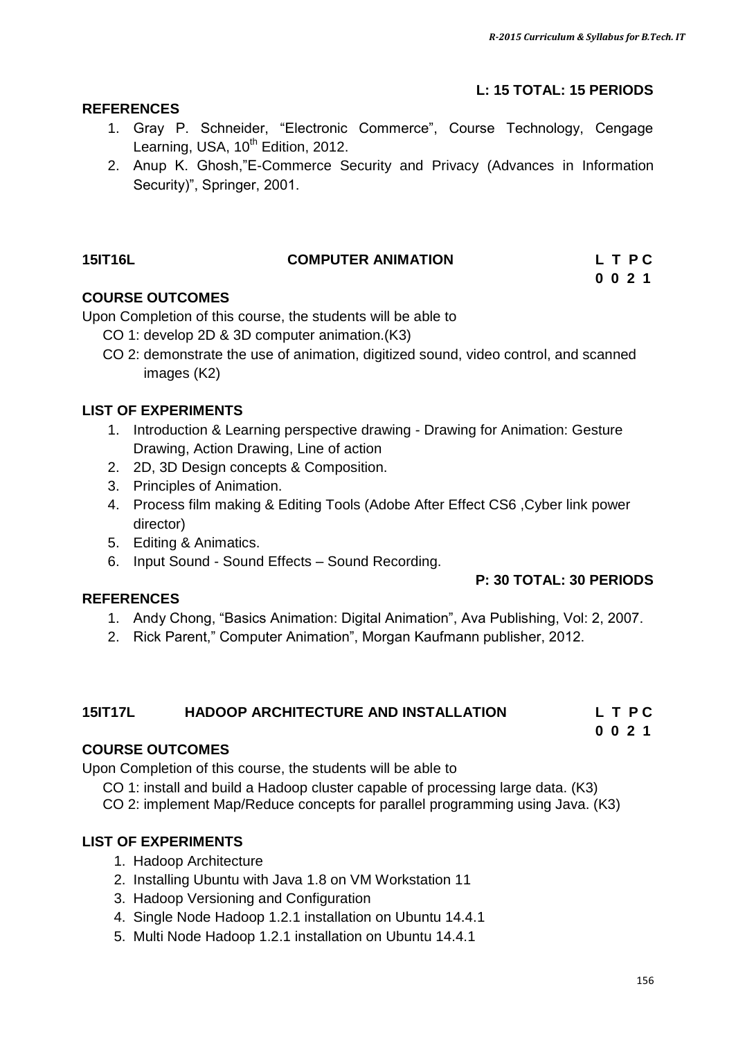**L: 15 TOTAL: 15 PERIODS**

**REFERENCES**

1. Gray P. Schneider, "Electronic Commerce", Course Technology, Cengage Learning, USA, $10^{th}$ Edition, 2012.
2. Anup K. Ghosh,"E-Commerce Security and Privacy (Advances in Information Security)", Springer, 2001.

**15IT16L COMPUTER ANIMATION L T P C**
**0 0 2 1**

**COURSE OUTCOMES**

Upon Completion of this course, the students will be able to

CO 1: develop 2D & 3D computer animation.(K3)
CO 2: demonstrate the use of animation, digitized sound, video control, and scanned images (K2)

**LIST OF EXPERIMENTS**

1. Introduction & Learning perspective drawing - Drawing for Animation: Gesture Drawing, Action Drawing, Line of action
2. 2D, 3D Design concepts & Composition.
3. Principles of Animation.
4. Process film making & Editing Tools (Adobe After Effect CS6 ,Cyber link power director)
5. Editing & Animatics.
6. Input Sound - Sound Effects – Sound Recording.

**P: 30 TOTAL: 30 PERIODS**

**REFERENCES**

1. Andy Chong, "Basics Animation: Digital Animation", Ava Publishing, Vol: 2, 2007.
2. Rick Parent," Computer Animation", Morgan Kaufmann publisher, 2012.

**15IT17L HADOOP ARCHITECTURE AND INSTALLATION L T P C**
**0 0 2 1**

**COURSE OUTCOMES**

Upon Completion of this course, the students will be able to

CO 1: install and build a Hadoop cluster capable of processing large data. (K3)
CO 2: implement Map/Reduce concepts for parallel programming using Java. (K3)

**LIST OF EXPERIMENTS**

1. Hadoop Architecture
2. Installing Ubuntu with Java 1.8 on VM Workstation 11
3. Hadoop Versioning and Configuration
4. Single Node Hadoop 1.2.1 installation on Ubuntu 14.4.1
5. Multi Node Hadoop 1.2.1 installation on Ubuntu 14.4.1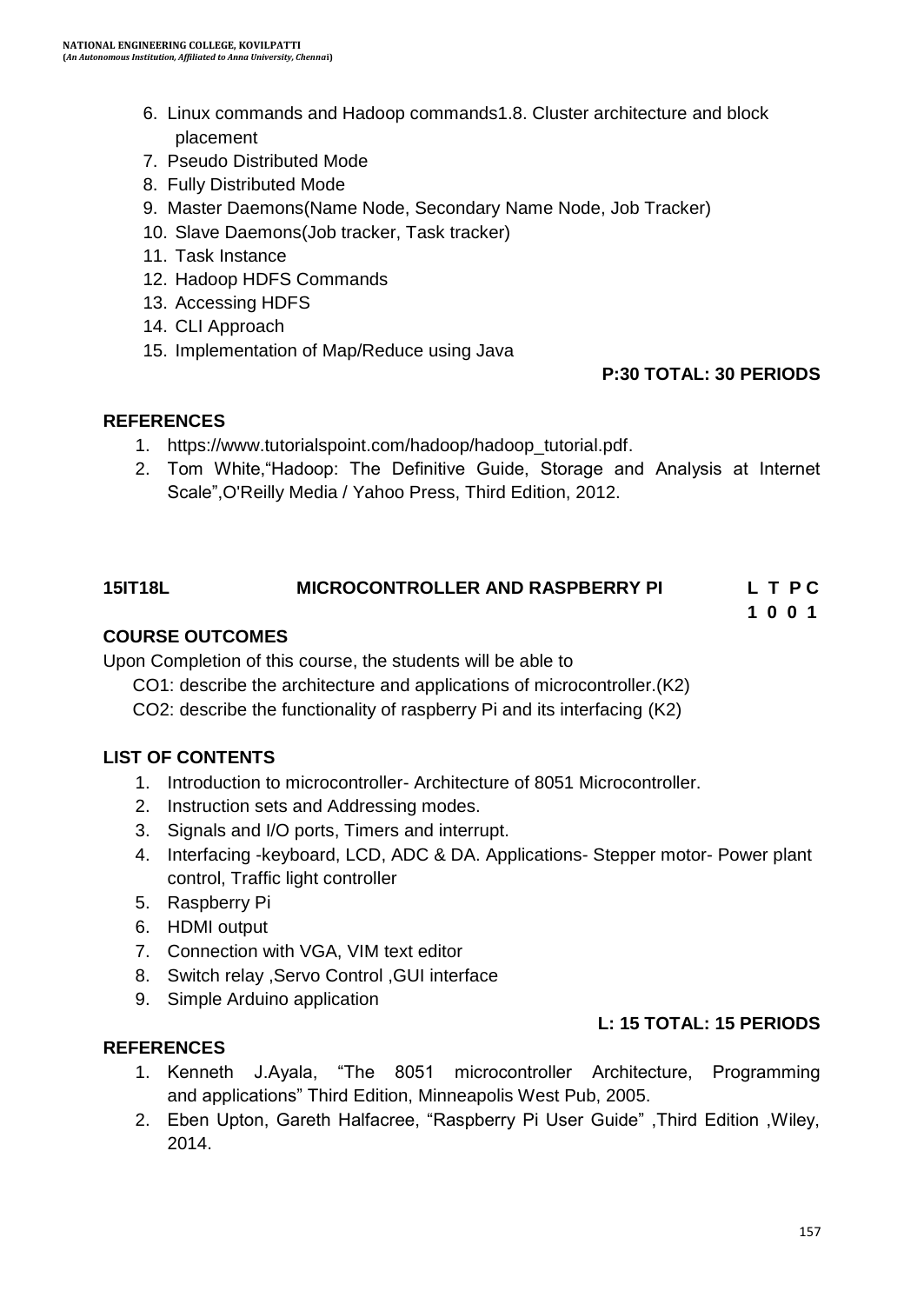6. Linux commands and Hadoop commands1.8. Cluster architecture and block placement
7. Pseudo Distributed Mode
8. Fully Distributed Mode
9. Master Daemons(Name Node, Secondary Name Node, Job Tracker)
10. Slave Daemons(Job tracker, Task tracker)
11. Task Instance
12. Hadoop HDFS Commands
13. Accessing HDFS
14. CLI Approach
15. Implementation of Map/Reduce using Java

**P:30 TOTAL: 30 PERIODS**

**REFERENCES**

1. https://www.tutorialspoint.com/hadoop/hadoop_tutorial.pdf.
2. Tom White,"Hadoop: The Definitive Guide, Storage and Analysis at Internet Scale",O'Reilly Media / Yahoo Press, Third Edition, 2012.

**15IT18L MICROCONTROLLER AND RASPBERRY PI**

| L | T | P | C |
|---|---|---|---|
| 1 | 0 | 0 | 1 |

**COURSE OUTCOMES**

Upon Completion of this course, the students will be able to

CO1: describe the architecture and applications of microcontroller.(K2)

CO2: describe the functionality of raspberry Pi and its interfacing (K2)

**LIST OF CONTENTS**

1. Introduction to microcontroller- Architecture of 8051 Microcontroller.
2. Instruction sets and Addressing modes.
3. Signals and I/O ports, Timers and interrupt.
4. Interfacing -keyboard, LCD, ADC & DA. Applications- Stepper motor- Power plant control, Traffic light controller
5. Raspberry Pi
6. HDMI output
7. Connection with VGA, VIM text editor
8. Switch relay ,Servo Control ,GUI interface
9. Simple Arduino application

**L: 15 TOTAL: 15 PERIODS**

**REFERENCES**

1. Kenneth J.Ayala, "The 8051 microcontroller Architecture, Programming and applications" Third Edition, Minneapolis West Pub, 2005.
2. Eben Upton, Gareth Halfacree, "Raspberry Pi User Guide" ,Third Edition ,Wiley, 2014.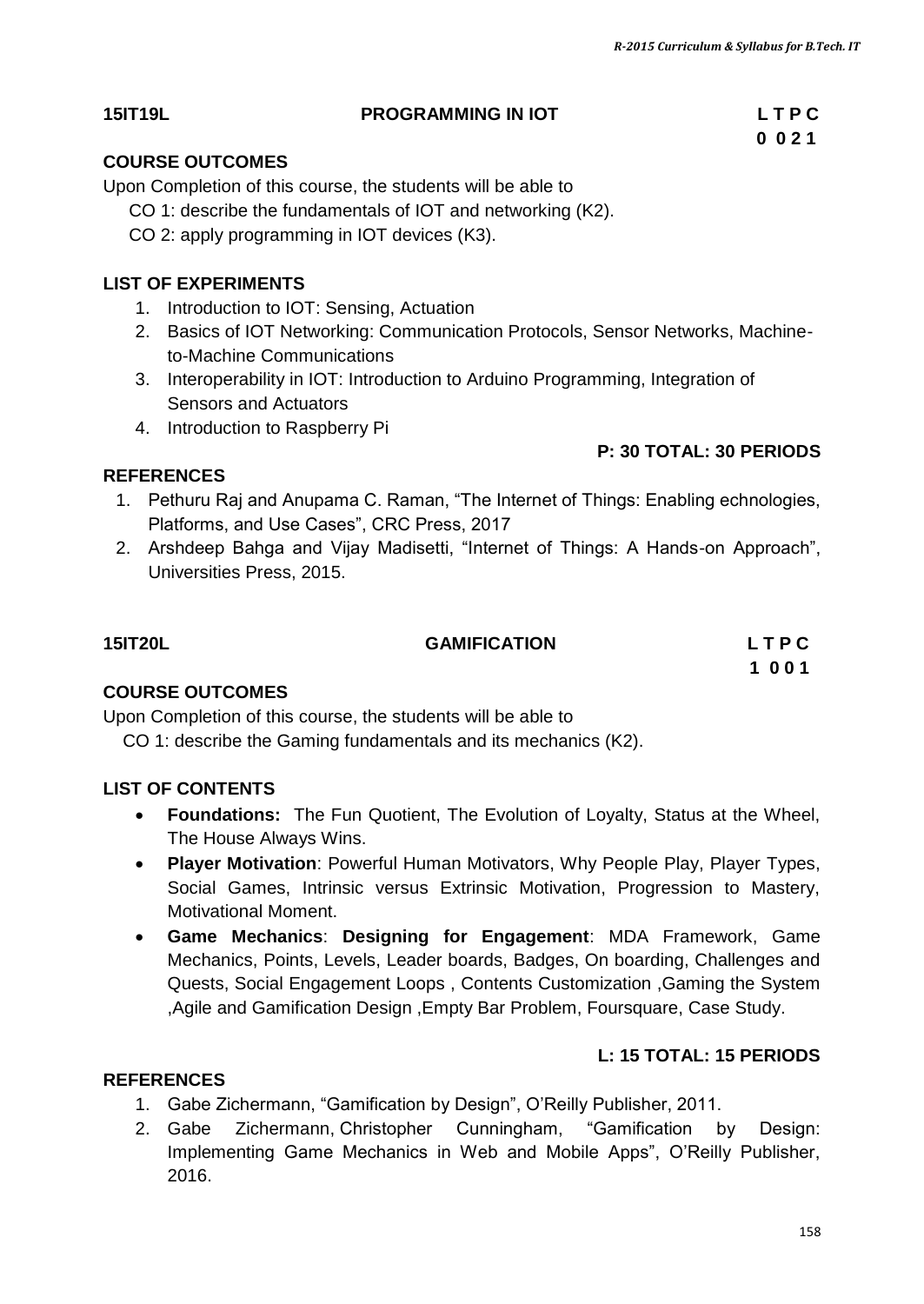## 15IT19L PROGRAMMING IN IOT

| L | T | P | C |
|---|---|---|---|
| 0 | 0 | 2 | 1 |

### COURSE OUTCOMES

Upon Completion of this course, the students will be able to

CO 1: describe the fundamentals of IOT and networking (K2).

CO 2: apply programming in IOT devices (K3).

### LIST OF EXPERIMENTS

1. Introduction to IOT: Sensing, Actuation
2. Basics of IOT Networking: Communication Protocols, Sensor Networks, Machine-to-Machine Communications
3. Interoperability in IOT: Introduction to Arduino Programming, Integration of Sensors and Actuators
4. Introduction to Raspberry Pi

**P: 30 TOTAL: 30 PERIODS**

### REFERENCES

1. Pethuru Raj and Anupama C. Raman, "The Internet of Things: Enabling echnologies, Platforms, and Use Cases", CRC Press, 2017
2. Arshdeep Bahga and Vijay Madisetti, "Internet of Things: A Hands-on Approach", Universities Press, 2015.

## 15IT20L GAMIFICATION

| L | T | P | C |
|---|---|---|---|
| 1 | 0 | 0 | 1 |

### COURSE OUTCOMES

Upon Completion of this course, the students will be able to

CO 1: describe the Gaming fundamentals and its mechanics (K2).

### LIST OF CONTENTS

- **Foundations:** The Fun Quotient, The Evolution of Loyalty, Status at the Wheel, The House Always Wins.
- **Player Motivation**: Powerful Human Motivators, Why People Play, Player Types, Social Games, Intrinsic versus Extrinsic Motivation, Progression to Mastery, Motivational Moment.
- **Game Mechanics**: **Designing for Engagement**: MDA Framework, Game Mechanics, Points, Levels, Leader boards, Badges, On boarding, Challenges and Quests, Social Engagement Loops , Contents Customization ,Gaming the System ,Agile and Gamification Design ,Empty Bar Problem, Foursquare, Case Study.

**L: 15 TOTAL: 15 PERIODS**

### REFERENCES

1. Gabe Zichermann, "Gamification by Design", O'Reilly Publisher, 2011.
2. Gabe Zichermann, Christopher Cunningham, "Gamification by Design: Implementing Game Mechanics in Web and Mobile Apps", O'Reilly Publisher, 2016.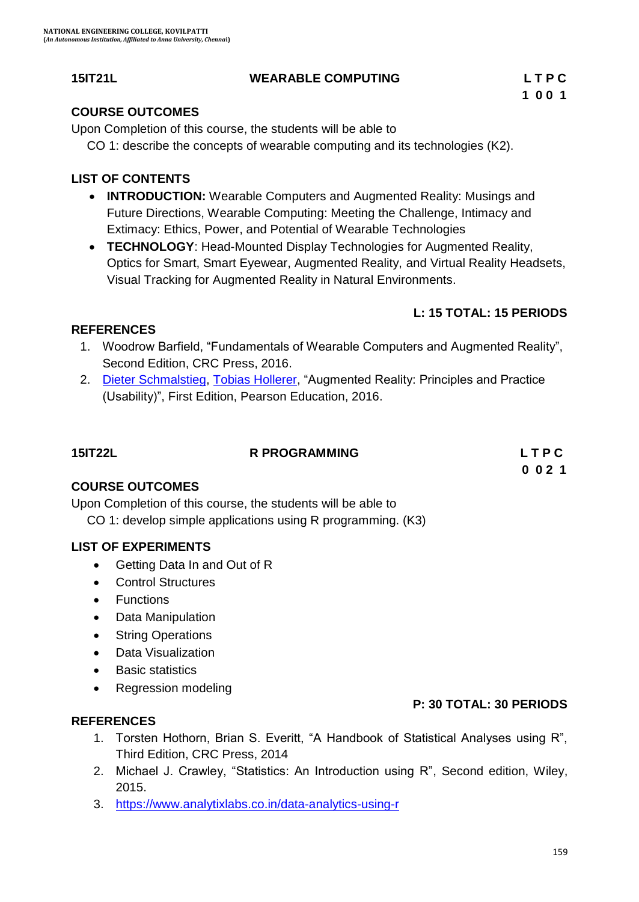## 15IT21L WEARABLE COMPUTING

| L | T | P | C |
|---|---|---|---|
| 1 | 0 | 0 | 1 |

### COURSE OUTCOMES

Upon Completion of this course, the students will be able to

CO 1: describe the concepts of wearable computing and its technologies (K2).

### LIST OF CONTENTS

- **INTRODUCTION:** Wearable Computers and Augmented Reality: Musings and Future Directions, Wearable Computing: Meeting the Challenge, Intimacy and Extimacy: Ethics, Power, and Potential of Wearable Technologies
- **TECHNOLOGY**: Head-Mounted Display Technologies for Augmented Reality, Optics for Smart, Smart Eyewear, Augmented Reality, and Virtual Reality Headsets, Visual Tracking for Augmented Reality in Natural Environments.

**L: 15 TOTAL: 15 PERIODS**

### REFERENCES

1. Woodrow Barfield, "Fundamentals of Wearable Computers and Augmented Reality", Second Edition, CRC Press, 2016.
2. Dieter Schmalstieg, Tobias Hollerer, "Augmented Reality: Principles and Practice (Usability)", First Edition, Pearson Education, 2016.

## 15IT22L R PROGRAMMING

| L | T | P | C |
|---|---|---|---|
| 0 | 0 | 2 | 1 |

### COURSE OUTCOMES

Upon Completion of this course, the students will be able to

CO 1: develop simple applications using R programming. (K3)

### LIST OF EXPERIMENTS

- Getting Data In and Out of R
- Control Structures
- Functions
- Data Manipulation
- String Operations
- Data Visualization
- Basic statistics
- Regression modeling

**P: 30 TOTAL: 30 PERIODS**

### REFERENCES

1. Torsten Hothorn, Brian S. Everitt, "A Handbook of Statistical Analyses using R", Third Edition, CRC Press, 2014
2. Michael J. Crawley, "Statistics: An Introduction using R", Second edition, Wiley, 2015.
3. https://www.analytixlabs.co.in/data-analytics-using-r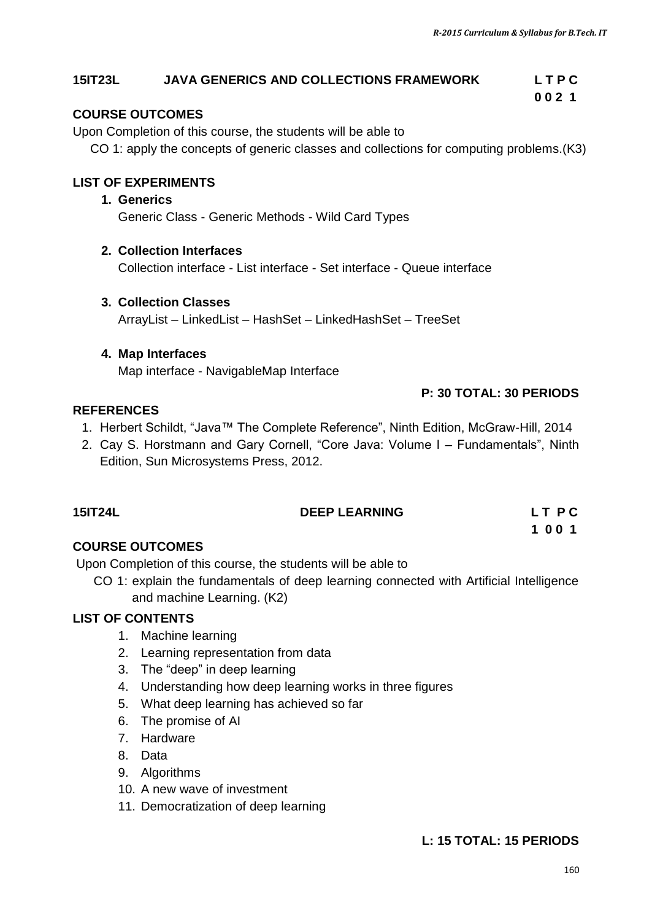## 15IT23L JAVA GENERICS AND COLLECTIONS FRAMEWORK

**L T P C**
**0 0 2 1**

### COURSE OUTCOMES

Upon Completion of this course, the students will be able to

CO 1: apply the concepts of generic classes and collections for computing problems.(K3)

### LIST OF EXPERIMENTS

1. **Generics**
   Generic Class - Generic Methods - Wild Card Types

2. **Collection Interfaces**
   Collection interface - List interface - Set interface - Queue interface

3. **Collection Classes**
   ArrayList – LinkedList – HashSet – LinkedHashSet – TreeSet

4. **Map Interfaces**
   Map interface - NavigableMap Interface

**P: 30 TOTAL: 30 PERIODS**

### REFERENCES

1. Herbert Schildt, "Java™ The Complete Reference", Ninth Edition, McGraw-Hill, 2014
2. Cay S. Horstmann and Gary Cornell, "Core Java: Volume I – Fundamentals", Ninth Edition, Sun Microsystems Press, 2012.

## 15IT24L DEEP LEARNING

**L T P C**
**1 0 0 1**

### COURSE OUTCOMES

Upon Completion of this course, the students will be able to

CO 1: explain the fundamentals of deep learning connected with Artificial Intelligence and machine Learning. (K2)

### LIST OF CONTENTS

1. Machine learning
2. Learning representation from data
3. The "deep" in deep learning
4. Understanding how deep learning works in three figures
5. What deep learning has achieved so far
6. The promise of AI
7. Hardware
8. Data
9. Algorithms
10. A new wave of investment
11. Democratization of deep learning

**L: 15 TOTAL: 15 PERIODS**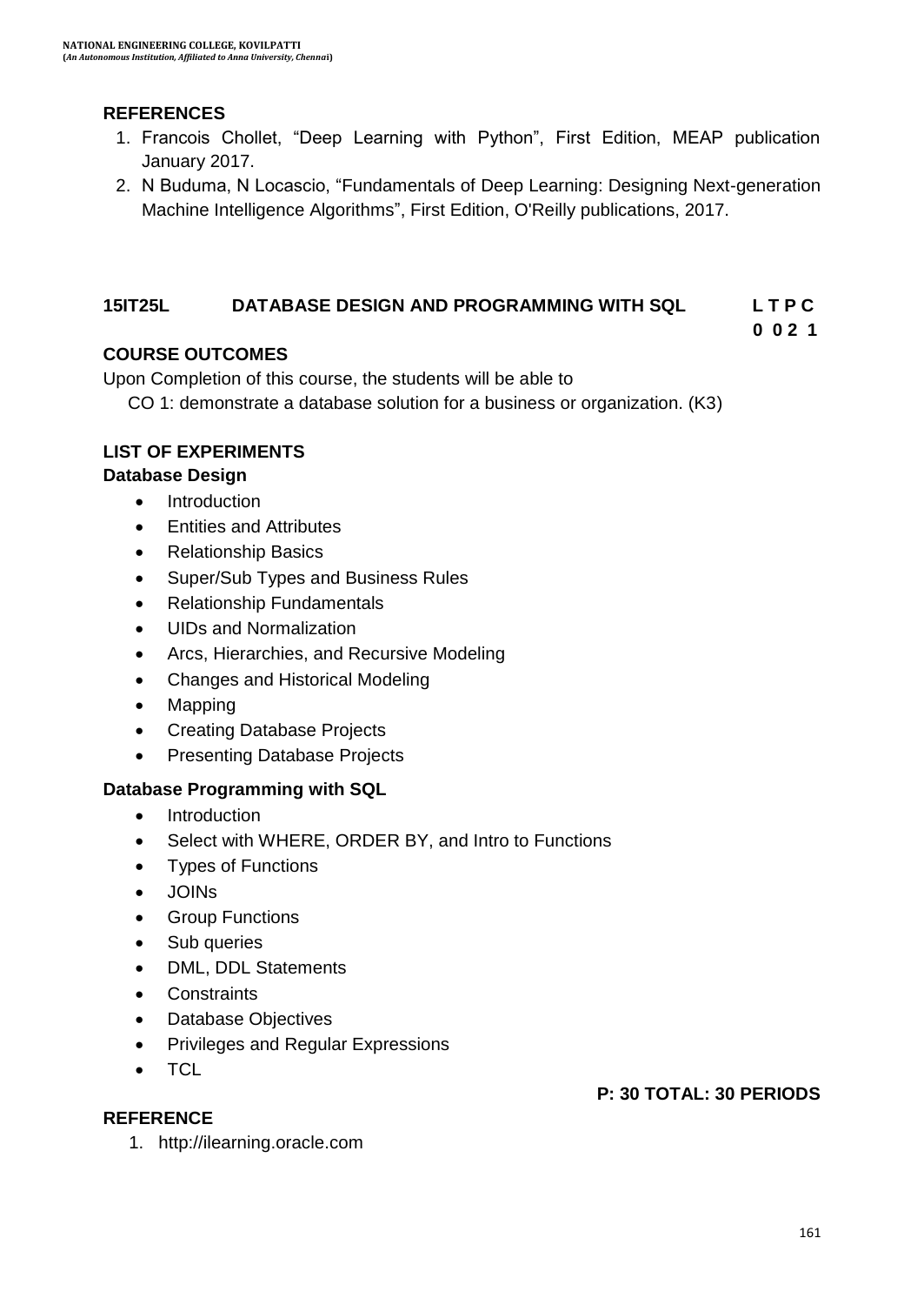## REFERENCES

1. Francois Chollet, “Deep Learning with Python”, First Edition, MEAP publication January 2017.
2. N Buduma, N Locascio, “Fundamentals of Deep Learning: Designing Next-generation Machine Intelligence Algorithms”, First Edition, O'Reilly publications, 2017.

## 15IT25L DATABASE DESIGN AND PROGRAMMING WITH SQL

**L T P C**
**0 0 2 1**

## COURSE OUTCOMES

Upon Completion of this course, the students will be able to

CO 1: demonstrate a database solution for a business or organization. (K3)

## LIST OF EXPERIMENTS

### Database Design

- Introduction
- Entities and Attributes
- Relationship Basics
- Super/Sub Types and Business Rules
- Relationship Fundamentals
- UIDs and Normalization
- Arcs, Hierarchies, and Recursive Modeling
- Changes and Historical Modeling
- Mapping
- Creating Database Projects
- Presenting Database Projects

### Database Programming with SQL

- Introduction
- Select with WHERE, ORDER BY, and Intro to Functions
- Types of Functions
- JOINs
- Group Functions
- Sub queries
- DML, DDL Statements
- Constraints
- Database Objectives
- Privileges and Regular Expressions
- TCL

**P: 30 TOTAL: 30 PERIODS**

## REFERENCE

1. http://ilearning.oracle.com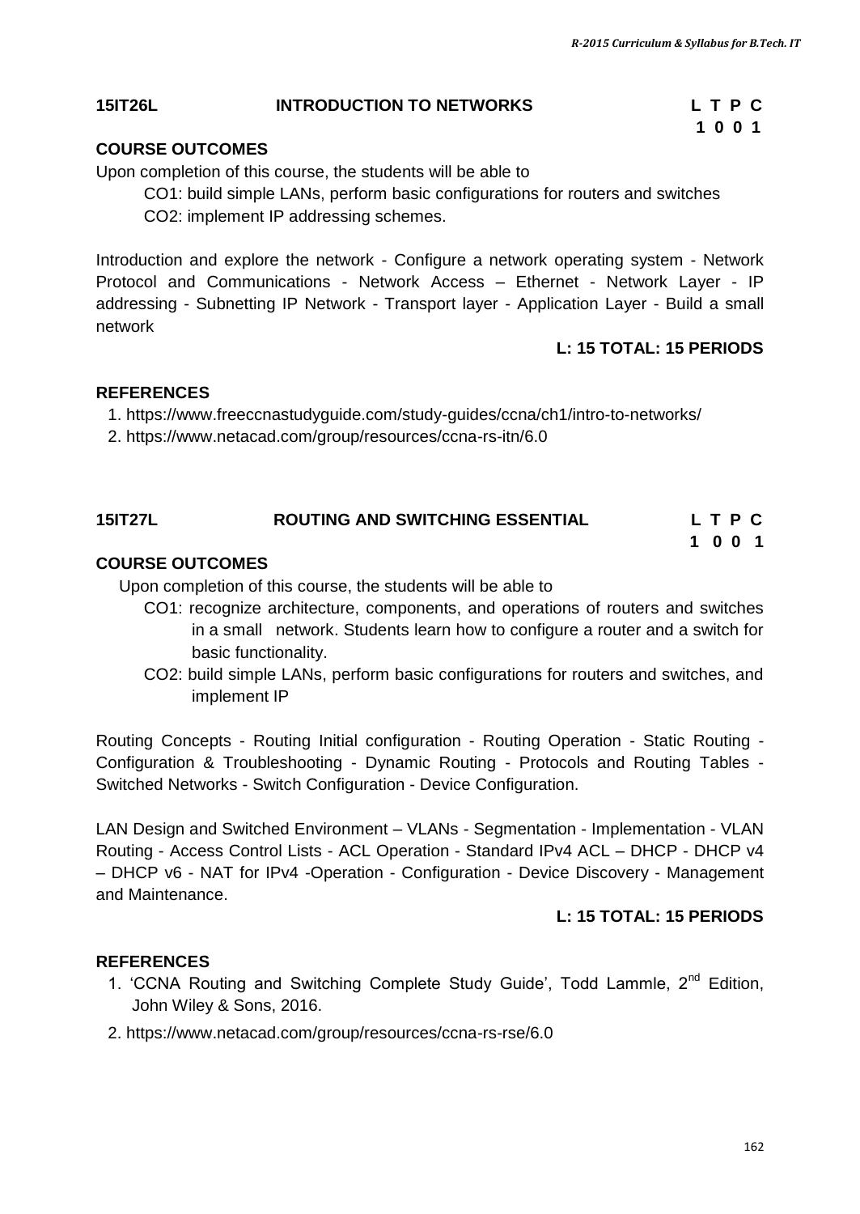## 15IT26L INTRODUCTION TO NETWORKS

| L | T | P | C |
|---|---|---|---|
| 1 | 0 | 0 | 1 |

**COURSE OUTCOMES**

Upon completion of this course, the students will be able to

- CO1: build simple LANs, perform basic configurations for routers and switches
- CO2: implement IP addressing schemes.

Introduction and explore the network - Configure a network operating system - Network Protocol and Communications - Network Access – Ethernet - Network Layer - IP addressing - Subnetting IP Network - Transport layer - Application Layer - Build a small network

**L: 15 TOTAL: 15 PERIODS**

**REFERENCES**

1. https://www.freeccnastudyguide.com/study-guides/ccna/ch1/intro-to-networks/
2. https://www.netacad.com/group/resources/ccna-rs-itn/6.0

## 15IT27L ROUTING AND SWITCHING ESSENTIAL

| L | T | P | C |
|---|---|---|---|
| 1 | 0 | 0 | 1 |

**COURSE OUTCOMES**

Upon completion of this course, the students will be able to

- CO1: recognize architecture, components, and operations of routers and switches in a small network. Students learn how to configure a router and a switch for basic functionality.
- CO2: build simple LANs, perform basic configurations for routers and switches, and implement IP

Routing Concepts - Routing Initial configuration - Routing Operation - Static Routing - Configuration & Troubleshooting - Dynamic Routing - Protocols and Routing Tables - Switched Networks - Switch Configuration - Device Configuration.

LAN Design and Switched Environment – VLANs - Segmentation - Implementation - VLAN Routing - Access Control Lists - ACL Operation - Standard IPv4 ACL – DHCP - DHCP v4 – DHCP v6 - NAT for IPv4 -Operation - Configuration - Device Discovery - Management and Maintenance.

**L: 15 TOTAL: 15 PERIODS**

**REFERENCES**

1. 'CCNA Routing and Switching Complete Study Guide', Todd Lammle, 2nd Edition, John Wiley & Sons, 2016.
2. https://www.netacad.com/group/resources/ccna-rs-rse/6.0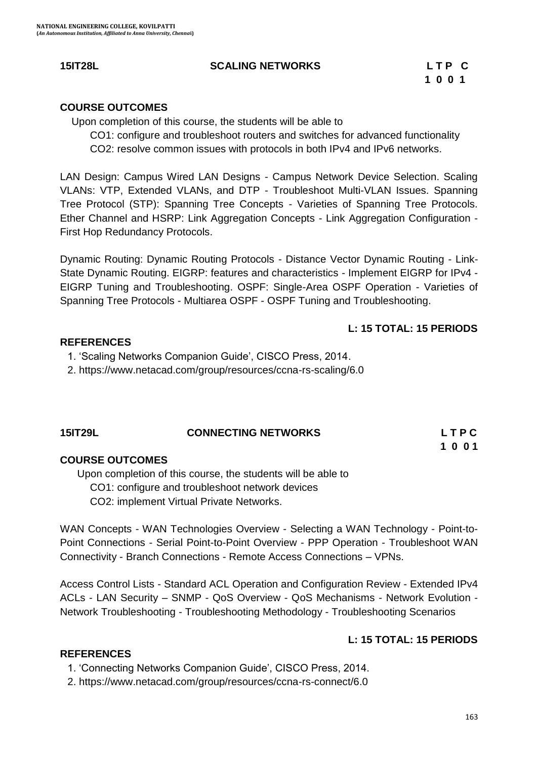## 15IT28L SCALING NETWORKS

| L | T | P | C |
|---|---|---|---|
| 1 | 0 | 0 | 1 |

### COURSE OUTCOMES

Upon completion of this course, the students will be able to

CO1: configure and troubleshoot routers and switches for advanced functionality

CO2: resolve common issues with protocols in both IPv4 and IPv6 networks.

LAN Design: Campus Wired LAN Designs - Campus Network Device Selection. Scaling VLANs: VTP, Extended VLANs, and DTP - Troubleshoot Multi-VLAN Issues. Spanning Tree Protocol (STP): Spanning Tree Concepts - Varieties of Spanning Tree Protocols. Ether Channel and HSRP: Link Aggregation Concepts - Link Aggregation Configuration - First Hop Redundancy Protocols.

Dynamic Routing: Dynamic Routing Protocols - Distance Vector Dynamic Routing - Link-State Dynamic Routing. EIGRP: features and characteristics - Implement EIGRP for IPv4 - EIGRP Tuning and Troubleshooting. OSPF: Single-Area OSPF Operation - Varieties of Spanning Tree Protocols - Multiarea OSPF - OSPF Tuning and Troubleshooting.

**L: 15 TOTAL: 15 PERIODS**

### REFERENCES

1. 'Scaling Networks Companion Guide', CISCO Press, 2014.
2. https://www.netacad.com/group/resources/ccna-rs-scaling/6.0

## 15IT29L CONNECTING NETWORKS

| L | T | P | C |
|---|---|---|---|
| 1 | 0 | 0 | 1 |

### COURSE OUTCOMES

Upon completion of this course, the students will be able to

CO1: configure and troubleshoot network devices

CO2: implement Virtual Private Networks.

WAN Concepts - WAN Technologies Overview - Selecting a WAN Technology - Point-to-Point Connections - Serial Point-to-Point Overview - PPP Operation - Troubleshoot WAN Connectivity - Branch Connections - Remote Access Connections – VPNs.

Access Control Lists - Standard ACL Operation and Configuration Review - Extended IPv4 ACLs - LAN Security – SNMP - QoS Overview - QoS Mechanisms - Network Evolution - Network Troubleshooting - Troubleshooting Methodology - Troubleshooting Scenarios

**L: 15 TOTAL: 15 PERIODS**

### REFERENCES

1. 'Connecting Networks Companion Guide', CISCO Press, 2014.
2. https://www.netacad.com/group/resources/ccna-rs-connect/6.0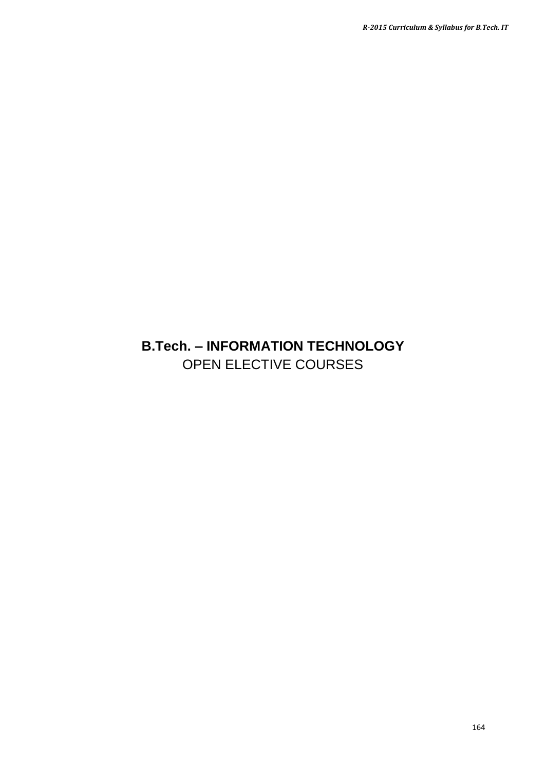# B.Tech. – INFORMATION TECHNOLOGY

OPEN ELECTIVE COURSES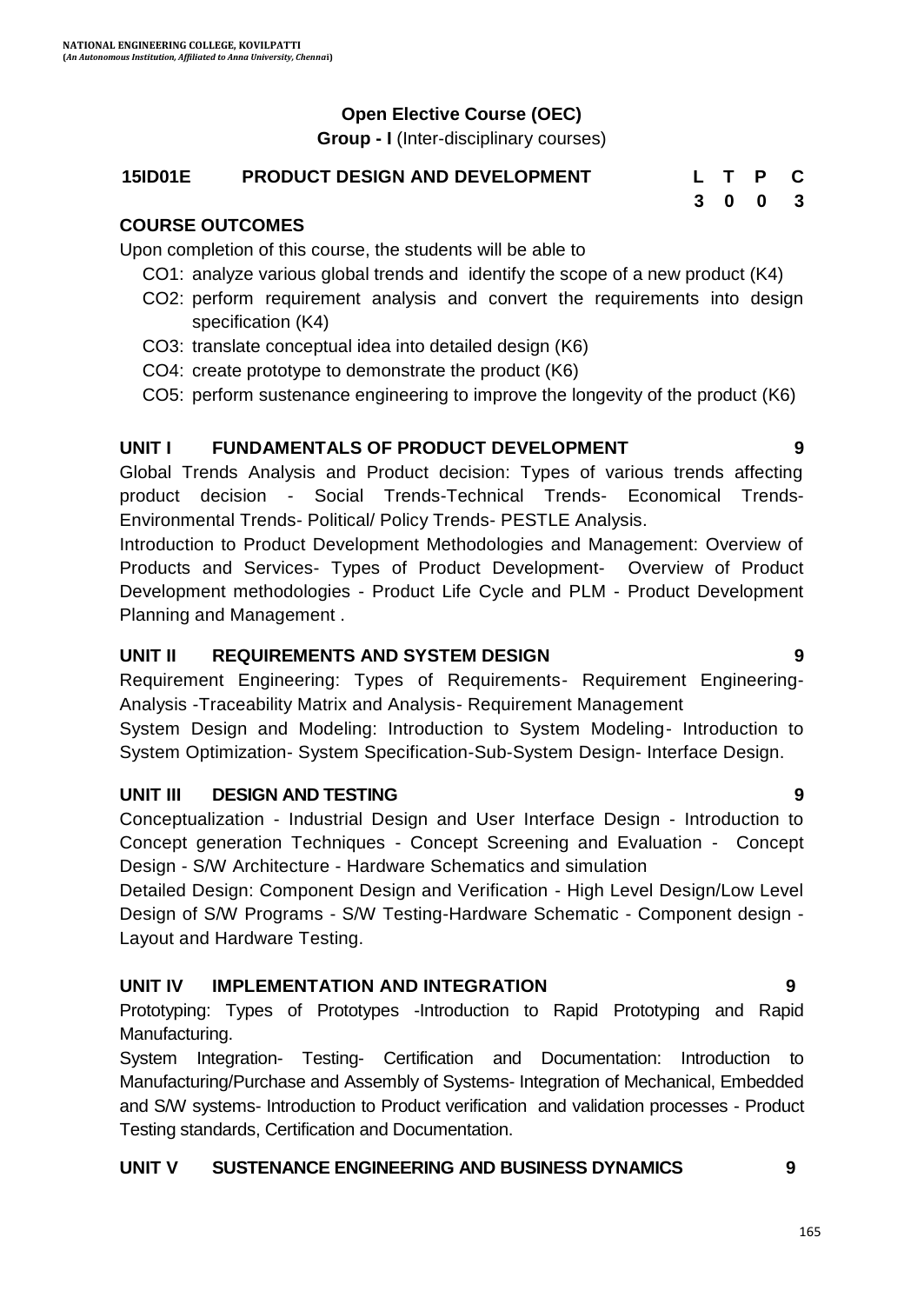## Open Elective Course (OEC)

**Group - I** (Inter-disciplinary courses)

| **15ID01E** | **PRODUCT DESIGN AND DEVELOPMENT** | **L** | **T** | **P** | **C** |
|---|---|---|---|---|---|
| | | **3** | **0** | **0** | **3** |

### COURSE OUTCOMES

Upon completion of this course, the students will be able to

- CO1: analyze various global trends and identify the scope of a new product (K4)
- CO2: perform requirement analysis and convert the requirements into design specification (K4)
- CO3: translate conceptual idea into detailed design (K6)
- CO4: create prototype to demonstrate the product (K6)
- CO5: perform sustenance engineering to improve the longevity of the product (K6)

### UNIT I FUNDAMENTALS OF PRODUCT DEVELOPMENT — 9

Global Trends Analysis and Product decision: Types of various trends affecting product decision - Social Trends-Technical Trends- Economical Trends-Environmental Trends- Political/ Policy Trends- PESTLE Analysis.

Introduction to Product Development Methodologies and Management: Overview of Products and Services- Types of Product Development- Overview of Product Development methodologies - Product Life Cycle and PLM - Product Development Planning and Management .

### UNIT II REQUIREMENTS AND SYSTEM DESIGN — 9

Requirement Engineering: Types of Requirements- Requirement Engineering-Analysis -Traceability Matrix and Analysis- Requirement Management

System Design and Modeling: Introduction to System Modeling- Introduction to System Optimization- System Specification-Sub-System Design- Interface Design.

### UNIT III DESIGN AND TESTING — 9

Conceptualization - Industrial Design and User Interface Design - Introduction to Concept generation Techniques - Concept Screening and Evaluation - Concept Design - S/W Architecture - Hardware Schematics and simulation

Detailed Design: Component Design and Verification - High Level Design/Low Level Design of S/W Programs - S/W Testing-Hardware Schematic - Component design - Layout and Hardware Testing.

### UNIT IV IMPLEMENTATION AND INTEGRATION — 9

Prototyping: Types of Prototypes -Introduction to Rapid Prototyping and Rapid Manufacturing.

System Integration- Testing- Certification and Documentation: Introduction to Manufacturing/Purchase and Assembly of Systems- Integration of Mechanical, Embedded and S/W systems- Introduction to Product verification and validation processes - Product Testing standards, Certification and Documentation.

### UNIT V SUSTENANCE ENGINEERING AND BUSINESS DYNAMICS — 9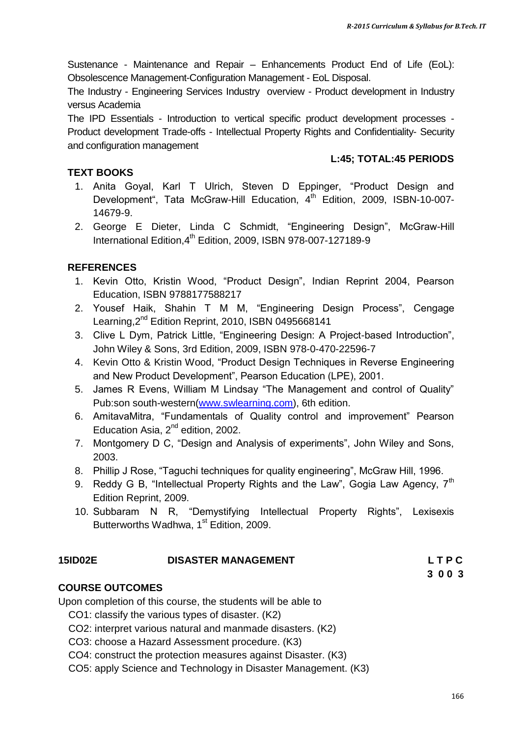Sustenance - Maintenance and Repair – Enhancements Product End of Life (EoL): Obsolescence Management-Configuration Management - EoL Disposal.

The Industry - Engineering Services Industry overview - Product development in Industry versus Academia

The IPD Essentials - Introduction to vertical specific product development processes - Product development Trade-offs - Intellectual Property Rights and Confidentiality- Security and configuration management

**L:45; TOTAL:45 PERIODS**

**TEXT BOOKS**

1. Anita Goyal, Karl T Ulrich, Steven D Eppinger, "Product Design and Development", Tata McGraw-Hill Education, 4th Edition, 2009, ISBN-10-007-14679-9.
2. George E Dieter, Linda C Schmidt, "Engineering Design", McGraw-Hill International Edition,4th Edition, 2009, ISBN 978-007-127189-9

**REFERENCES**

1. Kevin Otto, Kristin Wood, "Product Design", Indian Reprint 2004, Pearson Education, ISBN 9788177588217
2. Yousef Haik, Shahin T M M, "Engineering Design Process", Cengage Learning,2nd Edition Reprint, 2010, ISBN 0495668141
3. Clive L Dym, Patrick Little, "Engineering Design: A Project-based Introduction", John Wiley & Sons, 3rd Edition, 2009, ISBN 978-0-470-22596-7
4. Kevin Otto & Kristin Wood, "Product Design Techniques in Reverse Engineering and New Product Development", Pearson Education (LPE), 2001.
5. James R Evens, William M Lindsay "The Management and control of Quality" Pub:son south-western(www.swlearning.com), 6th edition.
6. AmitavaMitra, "Fundamentals of Quality control and improvement" Pearson Education Asia, 2nd edition, 2002.
7. Montgomery D C, "Design and Analysis of experiments", John Wiley and Sons, 2003.
8. Phillip J Rose, "Taguchi techniques for quality engineering", McGraw Hill, 1996.
9. Reddy G B, "Intellectual Property Rights and the Law", Gogia Law Agency, 7th Edition Reprint, 2009.
10. Subbaram N R, "Demystifying Intellectual Property Rights", Lexisexis Butterworths Wadhwa, 1st Edition, 2009.

## 15ID02E DISASTER MANAGEMENT

| L | T | P | C |
|---|---|---|---|
| 3 | 0 | 0 | 3 |

**COURSE OUTCOMES**

Upon completion of this course, the students will be able to

CO1: classify the various types of disaster. (K2)
CO2: interpret various natural and manmade disasters. (K2)
CO3: choose a Hazard Assessment procedure. (K3)
CO4: construct the protection measures against Disaster. (K3)
CO5: apply Science and Technology in Disaster Management. (K3)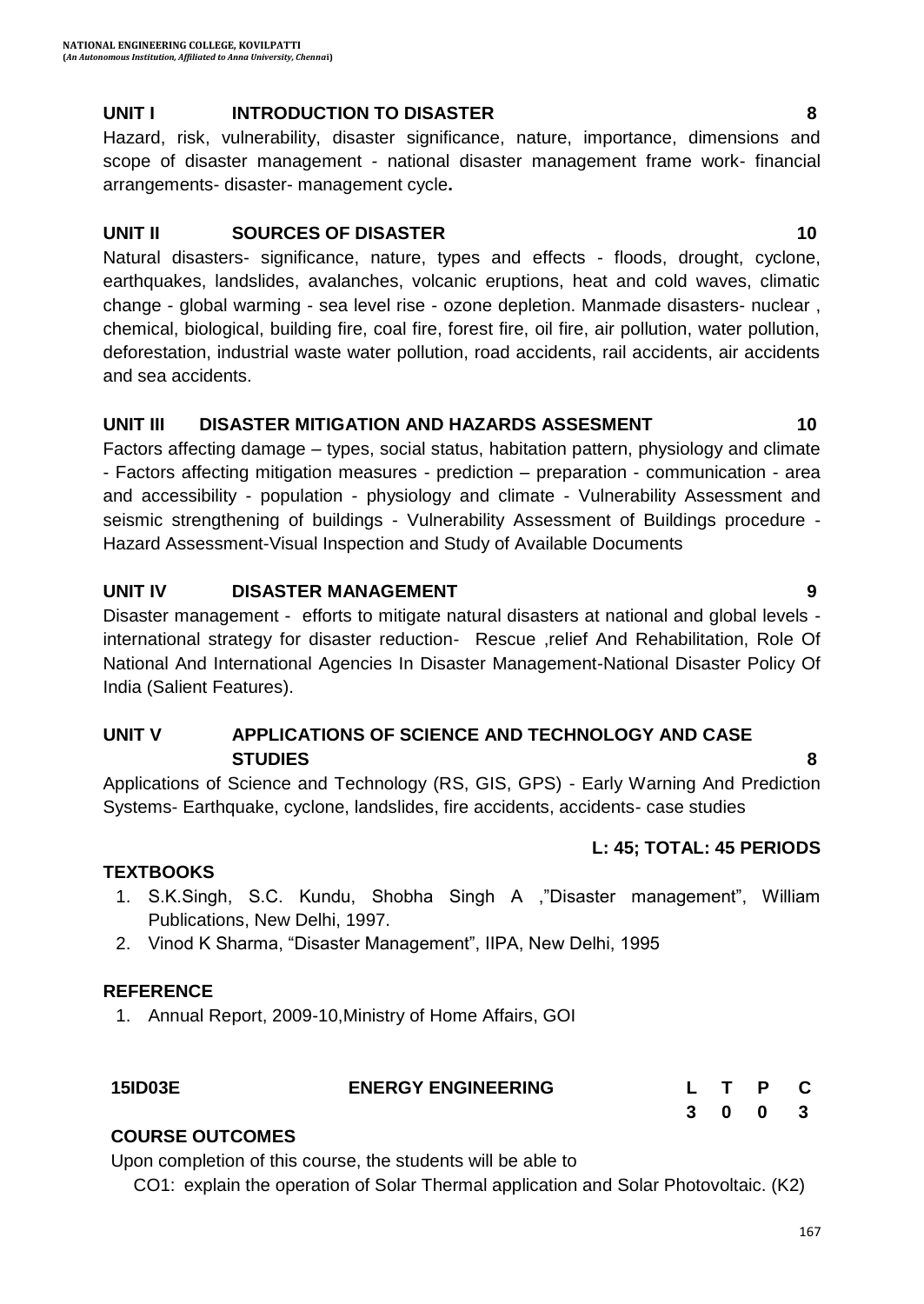### UNIT I INTRODUCTION TO DISASTER 8

Hazard, risk, vulnerability, disaster significance, nature, importance, dimensions and scope of disaster management - national disaster management frame work- financial arrangements- disaster- management cycle**.**

### UNIT II SOURCES OF DISASTER 10

Natural disasters- significance, nature, types and effects - floods, drought, cyclone, earthquakes, landslides, avalanches, volcanic eruptions, heat and cold waves, climatic change - global warming - sea level rise - ozone depletion. Manmade disasters- nuclear , chemical, biological, building fire, coal fire, forest fire, oil fire, air pollution, water pollution, deforestation, industrial waste water pollution, road accidents, rail accidents, air accidents and sea accidents.

### UNIT III DISASTER MITIGATION AND HAZARDS ASSESMENT 10

Factors affecting damage – types, social status, habitation pattern, physiology and climate - Factors affecting mitigation measures - prediction – preparation - communication - area and accessibility - population - physiology and climate - Vulnerability Assessment and seismic strengthening of buildings - Vulnerability Assessment of Buildings procedure - Hazard Assessment-Visual Inspection and Study of Available Documents

### UNIT IV DISASTER MANAGEMENT 9

Disaster management - efforts to mitigate natural disasters at national and global levels - international strategy for disaster reduction- Rescue ,relief And Rehabilitation, Role Of National And International Agencies In Disaster Management-National Disaster Policy Of India (Salient Features).

### UNIT V APPLICATIONS OF SCIENCE AND TECHNOLOGY AND CASE STUDIES 8

Applications of Science and Technology (RS, GIS, GPS) - Early Warning And Prediction Systems- Earthquake, cyclone, landslides, fire accidents, accidents- case studies

**L: 45; TOTAL: 45 PERIODS**

### TEXTBOOKS

1. S.K.Singh, S.C. Kundu, Shobha Singh A ,"Disaster management", William Publications, New Delhi, 1997.
2. Vinod K Sharma, "Disaster Management", IIPA, New Delhi, 1995

### REFERENCE

1. Annual Report, 2009-10,Ministry of Home Affairs, GOI

| 15ID03E | ENERGY ENGINEERING | L | T | P | C |
|---|---|---|---|---|---|
| | | 3 | 0 | 0 | 3 |

### COURSE OUTCOMES

Upon completion of this course, the students will be able to

CO1: explain the operation of Solar Thermal application and Solar Photovoltaic. (K2)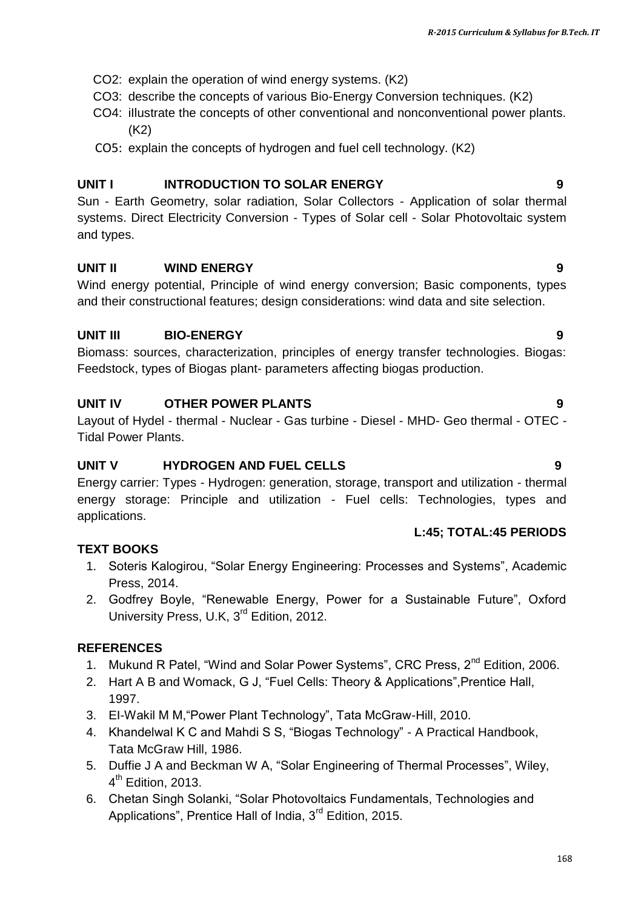CO2: explain the operation of wind energy systems. (K2)

CO3: describe the concepts of various Bio-Energy Conversion techniques. (K2)

CO4: illustrate the concepts of other conventional and nonconventional power plants. (K2)

CO5: explain the concepts of hydrogen and fuel cell technology. (K2)

**UNIT I INTRODUCTION TO SOLAR ENERGY 9**

Sun - Earth Geometry, solar radiation, Solar Collectors - Application of solar thermal systems. Direct Electricity Conversion - Types of Solar cell - Solar Photovoltaic system and types.

**UNIT II WIND ENERGY 9**

Wind energy potential, Principle of wind energy conversion; Basic components, types and their constructional features; design considerations: wind data and site selection.

**UNIT III BIO-ENERGY 9**

Biomass: sources, characterization, principles of energy transfer technologies. Biogas: Feedstock, types of Biogas plant- parameters affecting biogas production.

**UNIT IV OTHER POWER PLANTS 9**

Layout of Hydel - thermal - Nuclear - Gas turbine - Diesel - MHD- Geo thermal - OTEC - Tidal Power Plants.

**UNIT V HYDROGEN AND FUEL CELLS 9**

Energy carrier: Types - Hydrogen: generation, storage, transport and utilization - thermal energy storage: Principle and utilization - Fuel cells: Technologies, types and applications.

**L:45; TOTAL:45 PERIODS**

**TEXT BOOKS**

1. Soteris Kalogirou, "Solar Energy Engineering: Processes and Systems", Academic Press, 2014.
2. Godfrey Boyle, "Renewable Energy, Power for a Sustainable Future", Oxford University Press, U.K, 3rd Edition, 2012.

**REFERENCES**

1. Mukund R Patel, "Wind and Solar Power Systems", CRC Press, 2nd Edition, 2006.
2. Hart A B and Womack, G J, "Fuel Cells: Theory & Applications",Prentice Hall, 1997.
3. El-Wakil M M,"Power Plant Technology", Tata McGraw-Hill, 2010.
4. Khandelwal K C and Mahdi S S, "Biogas Technology" - A Practical Handbook, Tata McGraw Hill, 1986.
5. Duffie J A and Beckman W A, "Solar Engineering of Thermal Processes", Wiley, 4th Edition, 2013.
6. Chetan Singh Solanki, "Solar Photovoltaics Fundamentals, Technologies and Applications", Prentice Hall of India, 3rd Edition, 2015.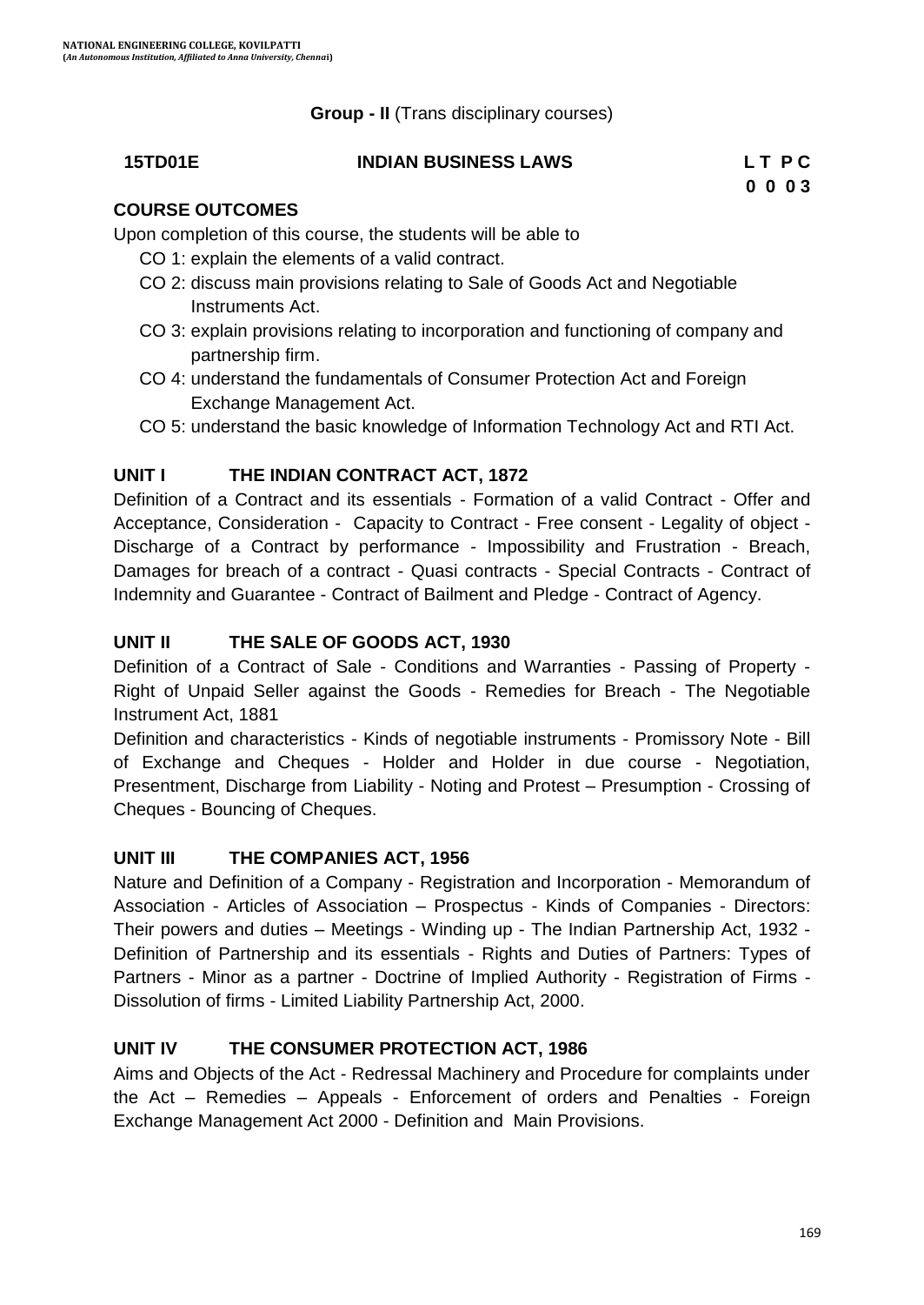**Group - II** (Trans disciplinary courses)

| **15TD01E** | **INDIAN BUSINESS LAWS** | **L T P C** |
|---|---|---|
| | | **0 0 0 3** |

**COURSE OUTCOMES**

Upon completion of this course, the students will be able to

- CO 1: explain the elements of a valid contract.
- CO 2: discuss main provisions relating to Sale of Goods Act and Negotiable Instruments Act.
- CO 3: explain provisions relating to incorporation and functioning of company and partnership firm.
- CO 4: understand the fundamentals of Consumer Protection Act and Foreign Exchange Management Act.
- CO 5: understand the basic knowledge of Information Technology Act and RTI Act.

**UNIT I THE INDIAN CONTRACT ACT, 1872**

Definition of a Contract and its essentials - Formation of a valid Contract - Offer and Acceptance, Consideration - Capacity to Contract - Free consent - Legality of object - Discharge of a Contract by performance - Impossibility and Frustration - Breach, Damages for breach of a contract - Quasi contracts - Special Contracts - Contract of Indemnity and Guarantee - Contract of Bailment and Pledge - Contract of Agency.

**UNIT II THE SALE OF GOODS ACT, 1930**

Definition of a Contract of Sale - Conditions and Warranties - Passing of Property - Right of Unpaid Seller against the Goods - Remedies for Breach - The Negotiable Instrument Act, 1881

Definition and characteristics - Kinds of negotiable instruments - Promissory Note - Bill of Exchange and Cheques - Holder and Holder in due course - Negotiation, Presentment, Discharge from Liability - Noting and Protest – Presumption - Crossing of Cheques - Bouncing of Cheques.

**UNIT III THE COMPANIES ACT, 1956**

Nature and Definition of a Company - Registration and Incorporation - Memorandum of Association - Articles of Association – Prospectus - Kinds of Companies - Directors: Their powers and duties – Meetings - Winding up - The Indian Partnership Act, 1932 - Definition of Partnership and its essentials - Rights and Duties of Partners: Types of Partners - Minor as a partner - Doctrine of Implied Authority - Registration of Firms - Dissolution of firms - Limited Liability Partnership Act, 2000.

**UNIT IV THE CONSUMER PROTECTION ACT, 1986**

Aims and Objects of the Act - Redressal Machinery and Procedure for complaints under the Act – Remedies – Appeals - Enforcement of orders and Penalties - Foreign Exchange Management Act 2000 - Definition and Main Provisions.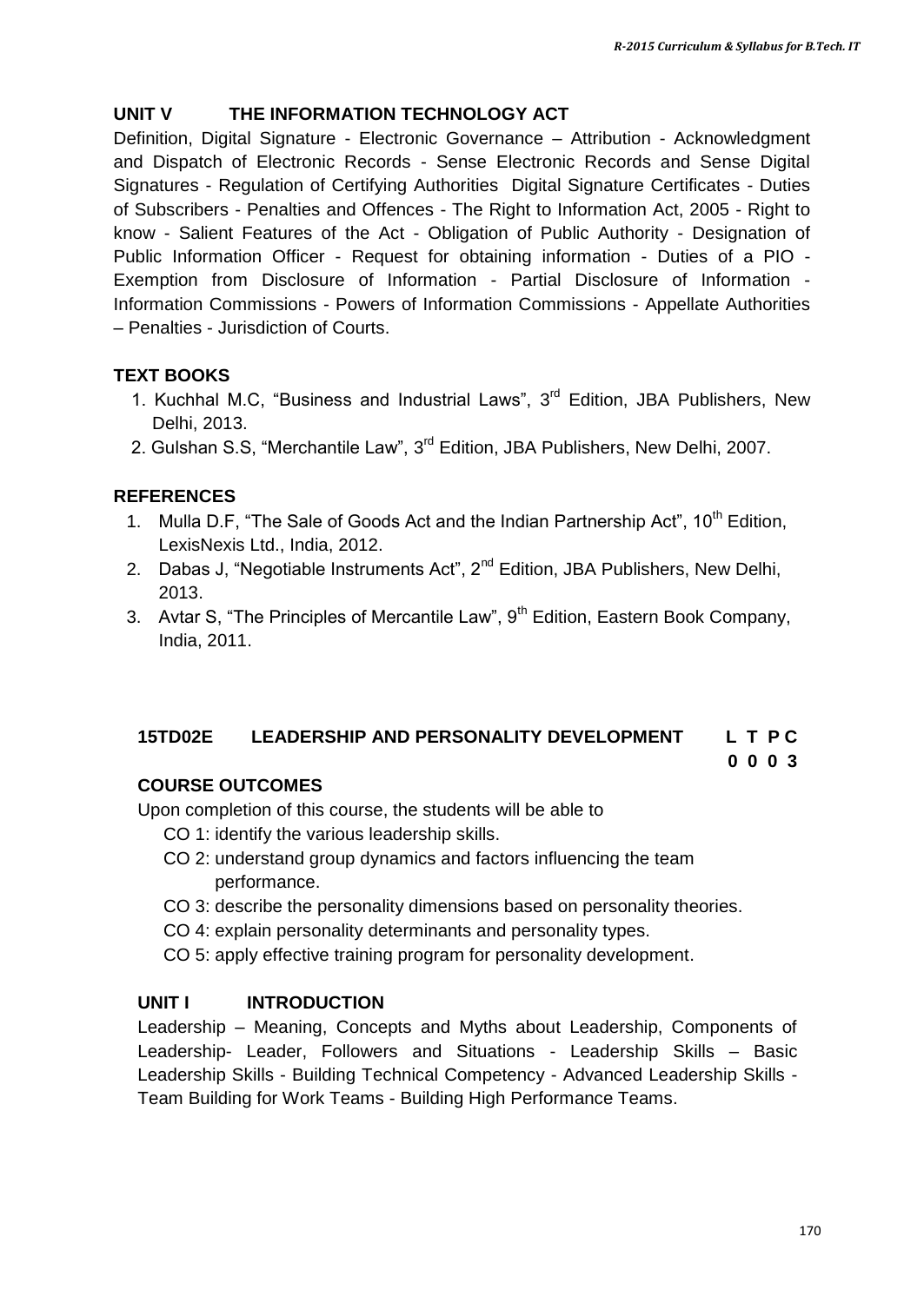## UNIT V THE INFORMATION TECHNOLOGY ACT

Definition, Digital Signature - Electronic Governance – Attribution - Acknowledgment and Dispatch of Electronic Records - Sense Electronic Records and Sense Digital Signatures - Regulation of Certifying Authorities Digital Signature Certificates - Duties of Subscribers - Penalties and Offences - The Right to Information Act, 2005 - Right to know - Salient Features of the Act - Obligation of Public Authority - Designation of Public Information Officer - Request for obtaining information - Duties of a PIO - Exemption from Disclosure of Information - Partial Disclosure of Information - Information Commissions - Powers of Information Commissions - Appellate Authorities – Penalties - Jurisdiction of Courts.

## TEXT BOOKS

1. Kuchhal M.C, "Business and Industrial Laws", 3rd Edition, JBA Publishers, New Delhi, 2013.
2. Gulshan S.S, "Merchantile Law", 3rd Edition, JBA Publishers, New Delhi, 2007.

## REFERENCES

1. Mulla D.F, "The Sale of Goods Act and the Indian Partnership Act", 10th Edition, LexisNexis Ltd., India, 2012.
2. Dabas J, "Negotiable Instruments Act", 2nd Edition, JBA Publishers, New Delhi, 2013.
3. Avtar S, "The Principles of Mercantile Law", 9th Edition, Eastern Book Company, India, 2011.

## 15TD02E LEADERSHIP AND PERSONALITY DEVELOPMENT

| L | T | P | C |
|---|---|---|---|
| 0 | 0 | 0 | 3 |

## COURSE OUTCOMES

Upon completion of this course, the students will be able to

- CO 1: identify the various leadership skills.
- CO 2: understand group dynamics and factors influencing the team performance.
- CO 3: describe the personality dimensions based on personality theories.
- CO 4: explain personality determinants and personality types.
- CO 5: apply effective training program for personality development.

## UNIT I INTRODUCTION

Leadership – Meaning, Concepts and Myths about Leadership, Components of Leadership- Leader, Followers and Situations - Leadership Skills – Basic Leadership Skills - Building Technical Competency - Advanced Leadership Skills - Team Building for Work Teams - Building High Performance Teams.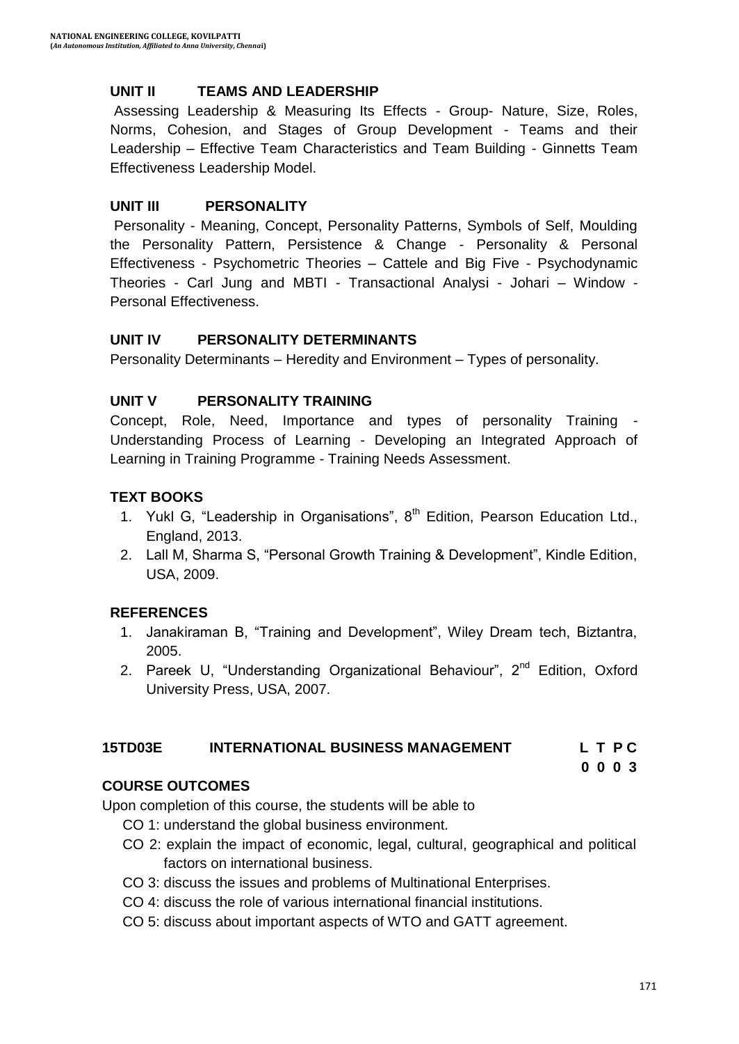### UNIT II TEAMS AND LEADERSHIP

Assessing Leadership & Measuring Its Effects - Group- Nature, Size, Roles, Norms, Cohesion, and Stages of Group Development - Teams and their Leadership – Effective Team Characteristics and Team Building - Ginnetts Team Effectiveness Leadership Model.

### UNIT III PERSONALITY

Personality - Meaning, Concept, Personality Patterns, Symbols of Self, Moulding the Personality Pattern, Persistence & Change - Personality & Personal Effectiveness - Psychometric Theories – Cattele and Big Five - Psychodynamic Theories - Carl Jung and MBTI - Transactional Analysi - Johari – Window - Personal Effectiveness.

### UNIT IV PERSONALITY DETERMINANTS

Personality Determinants – Heredity and Environment – Types of personality.

### UNIT V PERSONALITY TRAINING

Concept, Role, Need, Importance and types of personality Training - Understanding Process of Learning - Developing an Integrated Approach of Learning in Training Programme - Training Needs Assessment.

### TEXT BOOKS

1. Yukl G, "Leadership in Organisations", 8th Edition, Pearson Education Ltd., England, 2013.
2. Lall M, Sharma S, "Personal Growth Training & Development", Kindle Edition, USA, 2009.

### REFERENCES

1. Janakiraman B, "Training and Development", Wiley Dream tech, Biztantra, 2005.
2. Pareek U, "Understanding Organizational Behaviour", 2nd Edition, Oxford University Press, USA, 2007.

## 15TD03E INTERNATIONAL BUSINESS MANAGEMENT

| L | T | P | C |
|---|---|---|---|
| 0 | 0 | 0 | 3 |

### COURSE OUTCOMES

Upon completion of this course, the students will be able to

- CO 1: understand the global business environment.
- CO 2: explain the impact of economic, legal, cultural, geographical and political factors on international business.
- CO 3: discuss the issues and problems of Multinational Enterprises.
- CO 4: discuss the role of various international financial institutions.
- CO 5: discuss about important aspects of WTO and GATT agreement.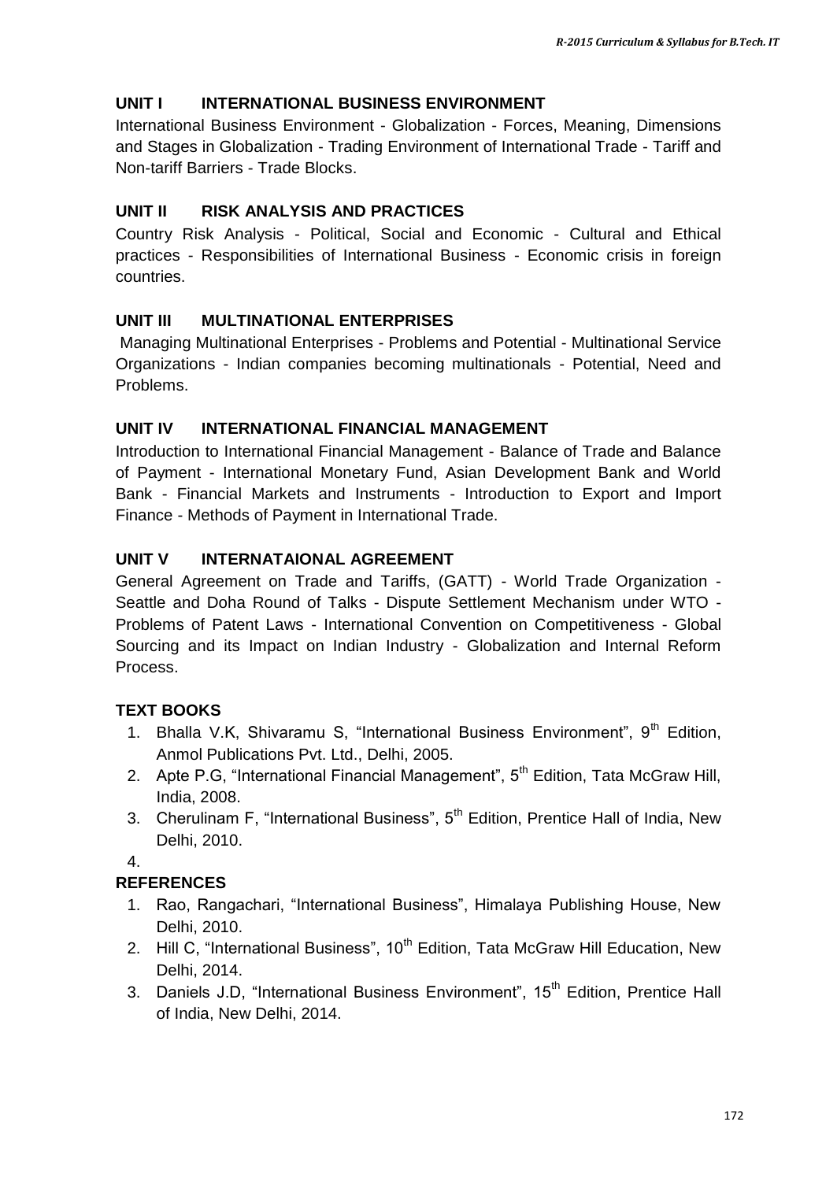## UNIT I INTERNATIONAL BUSINESS ENVIRONMENT

International Business Environment - Globalization - Forces, Meaning, Dimensions and Stages in Globalization - Trading Environment of International Trade - Tariff and Non-tariff Barriers - Trade Blocks.

## UNIT II RISK ANALYSIS AND PRACTICES

Country Risk Analysis - Political, Social and Economic - Cultural and Ethical practices - Responsibilities of International Business - Economic crisis in foreign countries.

## UNIT III MULTINATIONAL ENTERPRISES

Managing Multinational Enterprises - Problems and Potential - Multinational Service Organizations - Indian companies becoming multinationals - Potential, Need and Problems.

## UNIT IV INTERNATIONAL FINANCIAL MANAGEMENT

Introduction to International Financial Management - Balance of Trade and Balance of Payment - International Monetary Fund, Asian Development Bank and World Bank - Financial Markets and Instruments - Introduction to Export and Import Finance - Methods of Payment in International Trade.

## UNIT V INTERNATAIONAL AGREEMENT

General Agreement on Trade and Tariffs, (GATT) - World Trade Organization - Seattle and Doha Round of Talks - Dispute Settlement Mechanism under WTO - Problems of Patent Laws - International Convention on Competitiveness - Global Sourcing and its Impact on Indian Industry - Globalization and Internal Reform Process.

## TEXT BOOKS

1. Bhalla V.K, Shivaramu S, “International Business Environment”, 9th Edition, Anmol Publications Pvt. Ltd., Delhi, 2005.
2. Apte P.G, “International Financial Management”, 5th Edition, Tata McGraw Hill, India, 2008.
3. Cherulinam F, “International Business”, 5th Edition, Prentice Hall of India, New Delhi, 2010.
4.

## REFERENCES

1. Rao, Rangachari, “International Business”, Himalaya Publishing House, New Delhi, 2010.
2. Hill C, “International Business”, 10th Edition, Tata McGraw Hill Education, New Delhi, 2014.
3. Daniels J.D, “International Business Environment”, 15th Edition, Prentice Hall of India, New Delhi, 2014.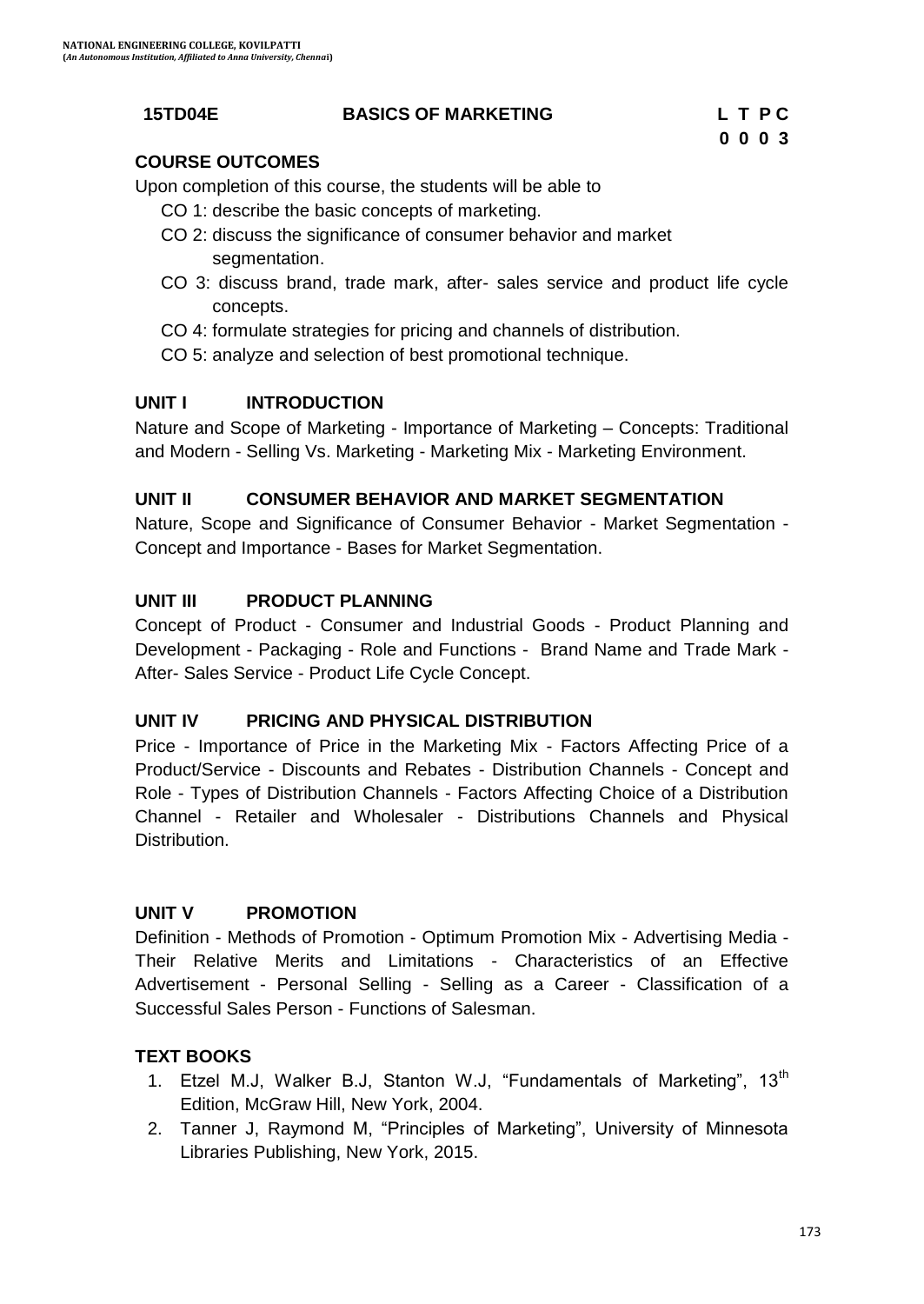**15TD04E BASICS OF MARKETING**

| L | T | P | C |
|---|---|---|---|
| 0 | 0 | 0 | 3 |

## COURSE OUTCOMES

Upon completion of this course, the students will be able to

- CO 1: describe the basic concepts of marketing.
- CO 2: discuss the significance of consumer behavior and market segmentation.
- CO 3: discuss brand, trade mark, after- sales service and product life cycle concepts.
- CO 4: formulate strategies for pricing and channels of distribution.
- CO 5: analyze and selection of best promotional technique.

## UNIT I INTRODUCTION

Nature and Scope of Marketing - Importance of Marketing – Concepts: Traditional and Modern - Selling Vs. Marketing - Marketing Mix - Marketing Environment.

## UNIT II CONSUMER BEHAVIOR AND MARKET SEGMENTATION

Nature, Scope and Significance of Consumer Behavior - Market Segmentation - Concept and Importance - Bases for Market Segmentation.

## UNIT III PRODUCT PLANNING

Concept of Product - Consumer and Industrial Goods - Product Planning and Development - Packaging - Role and Functions - Brand Name and Trade Mark - After- Sales Service - Product Life Cycle Concept.

## UNIT IV PRICING AND PHYSICAL DISTRIBUTION

Price - Importance of Price in the Marketing Mix - Factors Affecting Price of a Product/Service - Discounts and Rebates - Distribution Channels - Concept and Role - Types of Distribution Channels - Factors Affecting Choice of a Distribution Channel - Retailer and Wholesaler - Distributions Channels and Physical Distribution.

## UNIT V PROMOTION

Definition - Methods of Promotion - Optimum Promotion Mix - Advertising Media - Their Relative Merits and Limitations - Characteristics of an Effective Advertisement - Personal Selling - Selling as a Career - Classification of a Successful Sales Person - Functions of Salesman.

## TEXT BOOKS

1. Etzel M.J, Walker B.J, Stanton W.J, "Fundamentals of Marketing", 13th Edition, McGraw Hill, New York, 2004.
2. Tanner J, Raymond M, "Principles of Marketing", University of Minnesota Libraries Publishing, New York, 2015.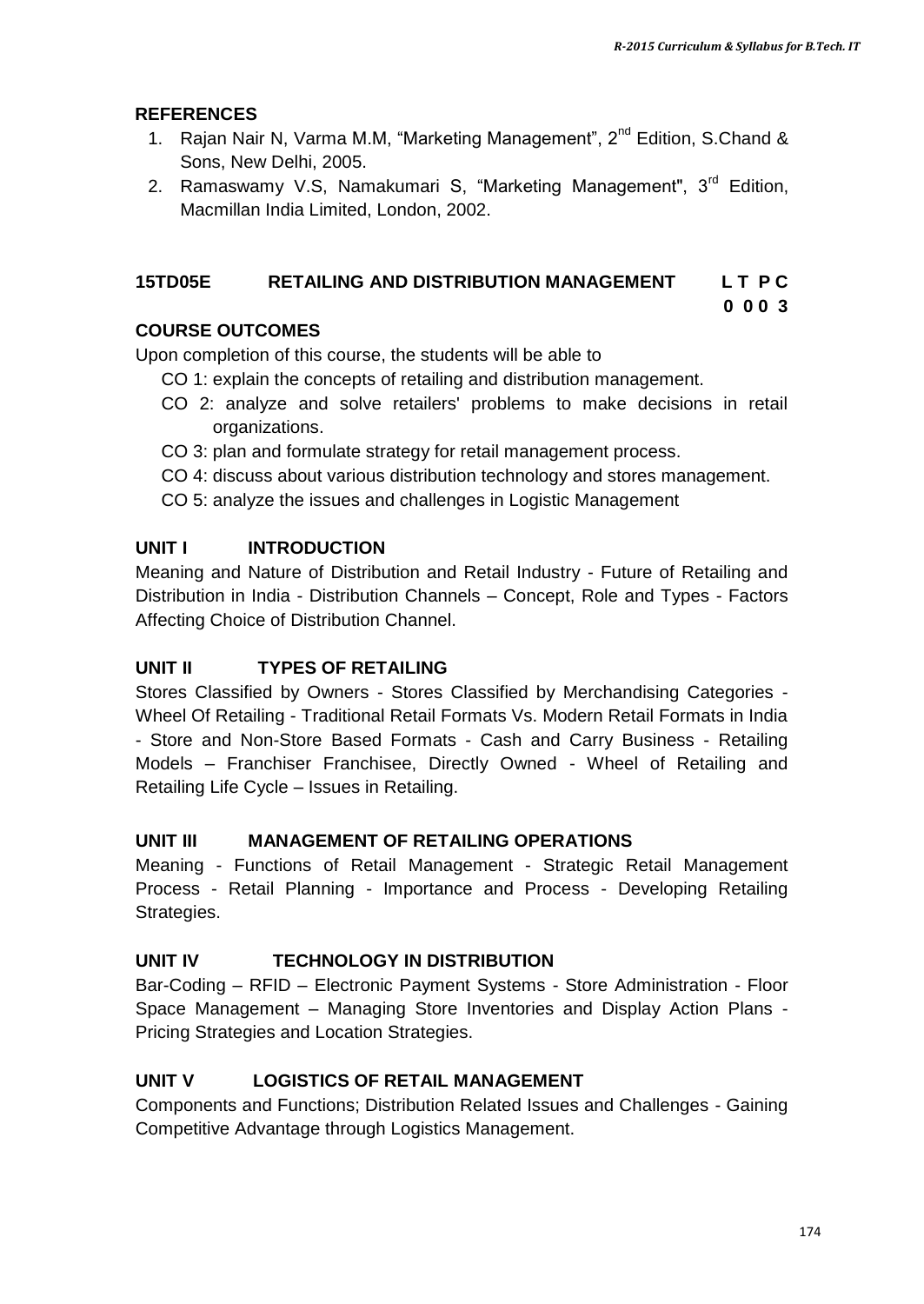## REFERENCES

1. Rajan Nair N, Varma M.M, "Marketing Management", 2nd Edition, S.Chand & Sons, New Delhi, 2005.
2. Ramaswamy V.S, Namakumari S, "Marketing Management", 3rd Edition, Macmillan India Limited, London, 2002.

## 15TD05E RETAILING AND DISTRIBUTION MANAGEMENT

| L | T | P | C |
|---|---|---|---|
| 0 | 0 | 0 | 3 |

### COURSE OUTCOMES

Upon completion of this course, the students will be able to

- CO 1: explain the concepts of retailing and distribution management.
- CO 2: analyze and solve retailers' problems to make decisions in retail organizations.
- CO 3: plan and formulate strategy for retail management process.
- CO 4: discuss about various distribution technology and stores management.
- CO 5: analyze the issues and challenges in Logistic Management

### UNIT I INTRODUCTION

Meaning and Nature of Distribution and Retail Industry - Future of Retailing and Distribution in India - Distribution Channels – Concept, Role and Types - Factors Affecting Choice of Distribution Channel.

### UNIT II TYPES OF RETAILING

Stores Classified by Owners - Stores Classified by Merchandising Categories - Wheel Of Retailing - Traditional Retail Formats Vs. Modern Retail Formats in India - Store and Non-Store Based Formats - Cash and Carry Business - Retailing Models – Franchiser Franchisee, Directly Owned - Wheel of Retailing and Retailing Life Cycle – Issues in Retailing.

### UNIT III MANAGEMENT OF RETAILING OPERATIONS

Meaning - Functions of Retail Management - Strategic Retail Management Process - Retail Planning - Importance and Process - Developing Retailing Strategies.

### UNIT IV TECHNOLOGY IN DISTRIBUTION

Bar-Coding – RFID – Electronic Payment Systems - Store Administration - Floor Space Management – Managing Store Inventories and Display Action Plans - Pricing Strategies and Location Strategies.

### UNIT V LOGISTICS OF RETAIL MANAGEMENT

Components and Functions; Distribution Related Issues and Challenges - Gaining Competitive Advantage through Logistics Management.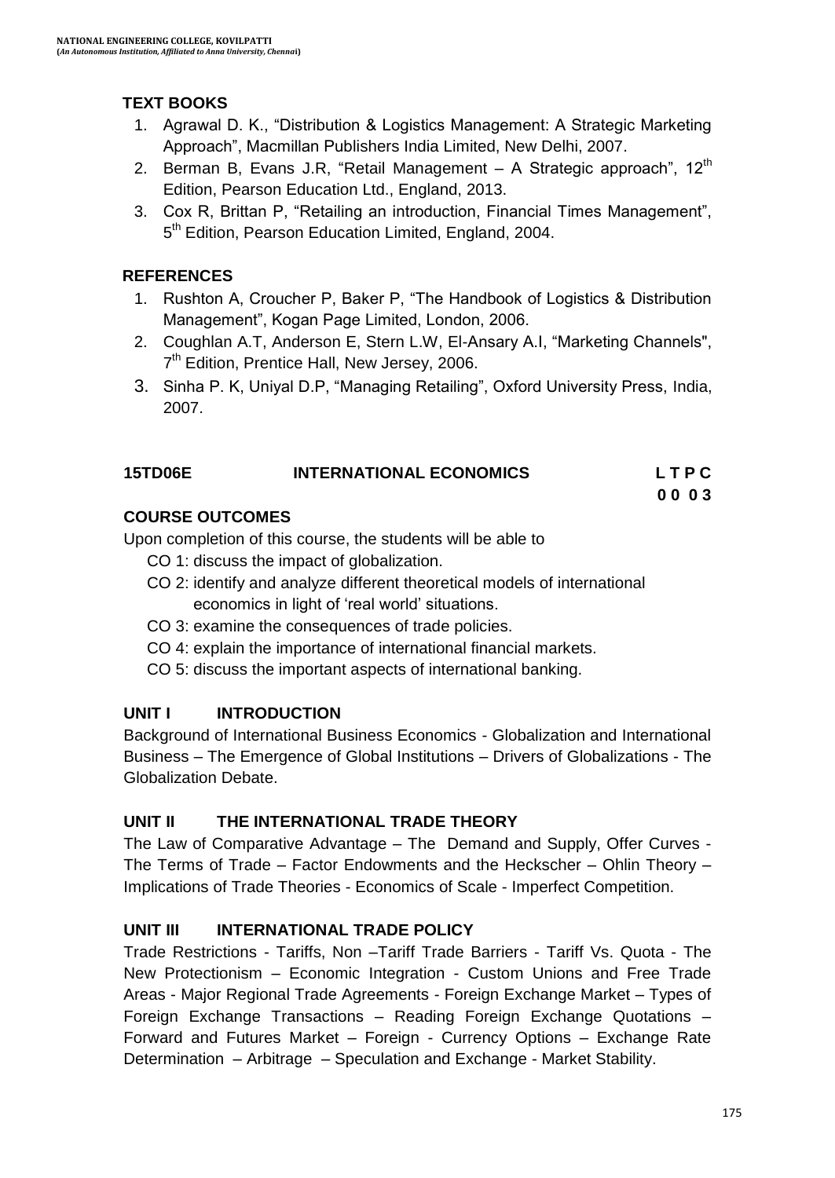### TEXT BOOKS

1. Agrawal D. K., "Distribution & Logistics Management: A Strategic Marketing Approach", Macmillan Publishers India Limited, New Delhi, 2007.
2. Berman B, Evans J.R, "Retail Management – A Strategic approach", 12th Edition, Pearson Education Ltd., England, 2013.
3. Cox R, Brittan P, "Retailing an introduction, Financial Times Management", 5th Edition, Pearson Education Limited, England, 2004.

### REFERENCES

1. Rushton A, Croucher P, Baker P, "The Handbook of Logistics & Distribution Management", Kogan Page Limited, London, 2006.
2. Coughlan A.T, Anderson E, Stern L.W, El-Ansary A.I, "Marketing Channels", 7th Edition, Prentice Hall, New Jersey, 2006.
3. Sinha P. K, Uniyal D.P, "Managing Retailing", Oxford University Press, India, 2007.

## 15TD06E INTERNATIONAL ECONOMICS

| L | T | P | C |
|---|---|---|---|
| 0 | 0 | 0 | 3 |

### COURSE OUTCOMES

Upon completion of this course, the students will be able to

- CO 1: discuss the impact of globalization.
- CO 2: identify and analyze different theoretical models of international economics in light of 'real world' situations.
- CO 3: examine the consequences of trade policies.
- CO 4: explain the importance of international financial markets.
- CO 5: discuss the important aspects of international banking.

### UNIT I INTRODUCTION

Background of International Business Economics - Globalization and International Business – The Emergence of Global Institutions – Drivers of Globalizations - The Globalization Debate.

### UNIT II THE INTERNATIONAL TRADE THEORY

The Law of Comparative Advantage – The Demand and Supply, Offer Curves - The Terms of Trade – Factor Endowments and the Heckscher – Ohlin Theory – Implications of Trade Theories - Economics of Scale - Imperfect Competition.

### UNIT III INTERNATIONAL TRADE POLICY

Trade Restrictions - Tariffs, Non –Tariff Trade Barriers - Tariff Vs. Quota - The New Protectionism – Economic Integration - Custom Unions and Free Trade Areas - Major Regional Trade Agreements - Foreign Exchange Market – Types of Foreign Exchange Transactions – Reading Foreign Exchange Quotations – Forward and Futures Market – Foreign - Currency Options – Exchange Rate Determination – Arbitrage – Speculation and Exchange - Market Stability.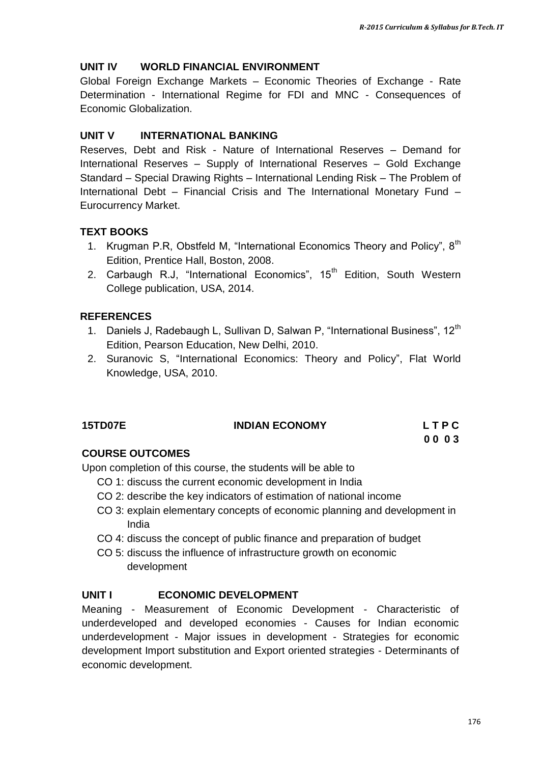### UNIT IV WORLD FINANCIAL ENVIRONMENT

Global Foreign Exchange Markets – Economic Theories of Exchange - Rate Determination - International Regime for FDI and MNC - Consequences of Economic Globalization.

### UNIT V INTERNATIONAL BANKING

Reserves, Debt and Risk - Nature of International Reserves – Demand for International Reserves – Supply of International Reserves – Gold Exchange Standard – Special Drawing Rights – International Lending Risk – The Problem of International Debt – Financial Crisis and The International Monetary Fund – Eurocurrency Market.

### TEXT BOOKS

1. Krugman P.R, Obstfeld M, "International Economics Theory and Policy", 8th Edition, Prentice Hall, Boston, 2008.
2. Carbaugh R.J, "International Economics", 15th Edition, South Western College publication, USA, 2014.

### REFERENCES

1. Daniels J, Radebaugh L, Sullivan D, Salwan P, "International Business", 12th Edition, Pearson Education, New Delhi, 2010.
2. Suranovic S, "International Economics: Theory and Policy", Flat World Knowledge, USA, 2010.

## 15TD07E INDIAN ECONOMY

| L | T | P | C |
|---|---|---|---|
| 0 | 0 | 0 | 3 |

### COURSE OUTCOMES

Upon completion of this course, the students will be able to

- CO 1: discuss the current economic development in India
- CO 2: describe the key indicators of estimation of national income
- CO 3: explain elementary concepts of economic planning and development in India
- CO 4: discuss the concept of public finance and preparation of budget
- CO 5: discuss the influence of infrastructure growth on economic development

### UNIT I ECONOMIC DEVELOPMENT

Meaning - Measurement of Economic Development - Characteristic of underdeveloped and developed economies - Causes for Indian economic underdevelopment - Major issues in development - Strategies for economic development Import substitution and Export oriented strategies - Determinants of economic development.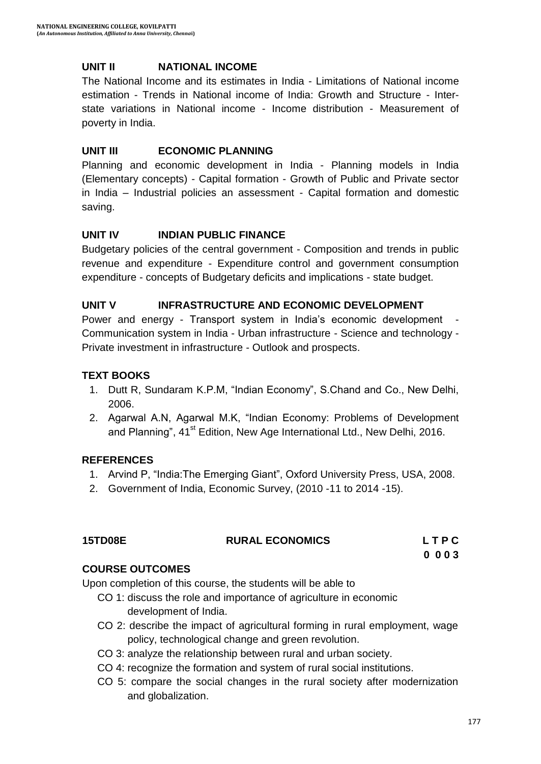## UNIT II NATIONAL INCOME

The National Income and its estimates in India - Limitations of National income estimation - Trends in National income of India: Growth and Structure - Inter-state variations in National income - Income distribution - Measurement of poverty in India.

## UNIT III ECONOMIC PLANNING

Planning and economic development in India - Planning models in India (Elementary concepts) - Capital formation - Growth of Public and Private sector in India – Industrial policies an assessment - Capital formation and domestic saving.

## UNIT IV INDIAN PUBLIC FINANCE

Budgetary policies of the central government - Composition and trends in public revenue and expenditure - Expenditure control and government consumption expenditure - concepts of Budgetary deficits and implications - state budget.

## UNIT V INFRASTRUCTURE AND ECONOMIC DEVELOPMENT

Power and energy - Transport system in India's economic development - Communication system in India - Urban infrastructure - Science and technology - Private investment in infrastructure - Outlook and prospects.

## TEXT BOOKS

1. Dutt R, Sundaram K.P.M, "Indian Economy", S.Chand and Co., New Delhi, 2006.
2. Agarwal A.N, Agarwal M.K, "Indian Economy: Problems of Development and Planning", 41st Edition, New Age International Ltd., New Delhi, 2016.

## REFERENCES

1. Arvind P, "India:The Emerging Giant", Oxford University Press, USA, 2008.
2. Government of India, Economic Survey, (2010 -11 to 2014 -15).

## 15TD08E RURAL ECONOMICS

| L | T | P | C |
|---|---|---|---|
| 0 | 0 | 0 | 3 |

## COURSE OUTCOMES

Upon completion of this course, the students will be able to

- CO 1: discuss the role and importance of agriculture in economic development of India.
- CO 2: describe the impact of agricultural forming in rural employment, wage policy, technological change and green revolution.
- CO 3: analyze the relationship between rural and urban society.
- CO 4: recognize the formation and system of rural social institutions.
- CO 5: compare the social changes in the rural society after modernization and globalization.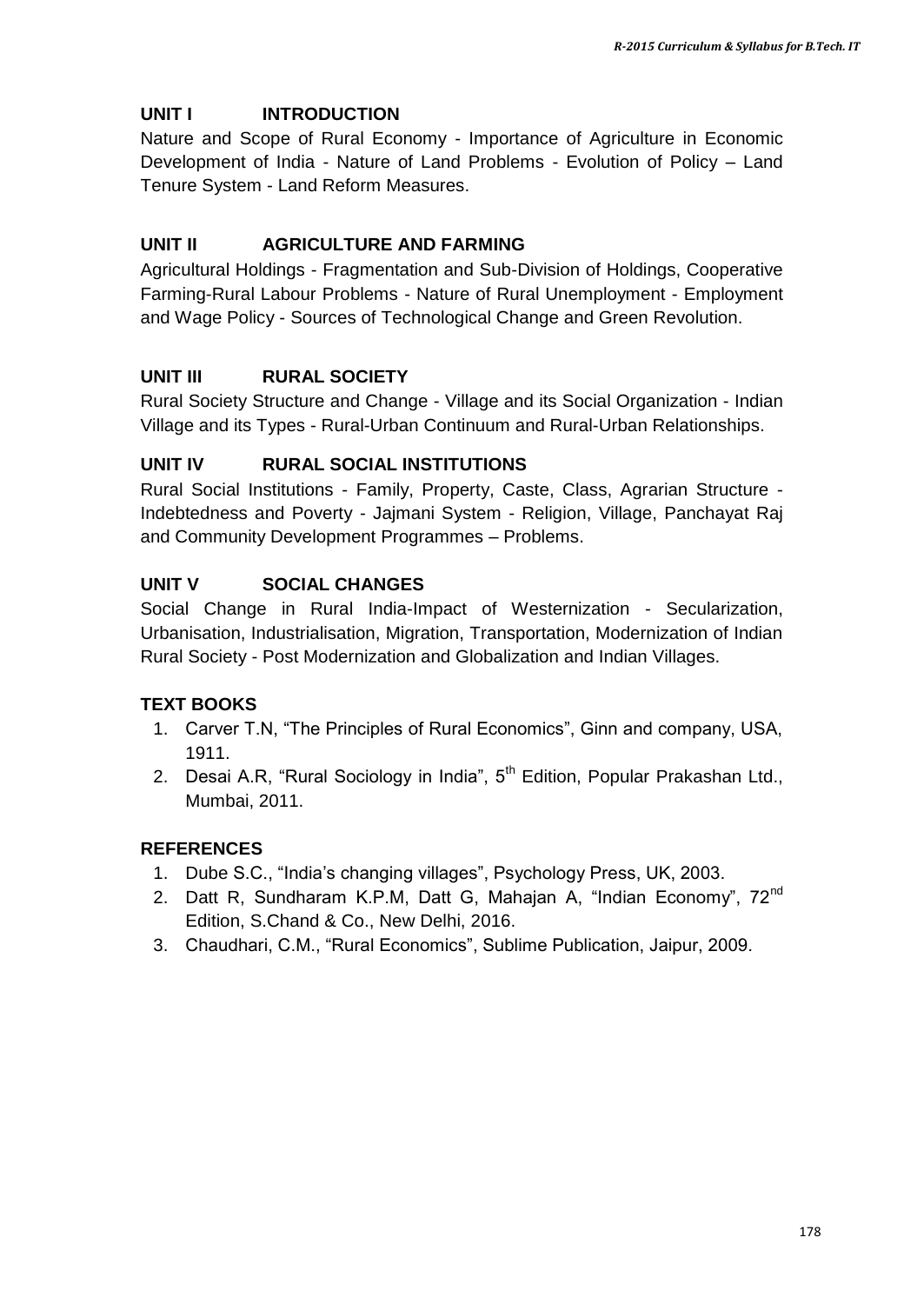## UNIT I INTRODUCTION

Nature and Scope of Rural Economy - Importance of Agriculture in Economic Development of India - Nature of Land Problems - Evolution of Policy – Land Tenure System - Land Reform Measures.

## UNIT II AGRICULTURE AND FARMING

Agricultural Holdings - Fragmentation and Sub-Division of Holdings, Cooperative Farming-Rural Labour Problems - Nature of Rural Unemployment - Employment and Wage Policy - Sources of Technological Change and Green Revolution.

## UNIT III RURAL SOCIETY

Rural Society Structure and Change - Village and its Social Organization - Indian Village and its Types - Rural-Urban Continuum and Rural-Urban Relationships.

## UNIT IV RURAL SOCIAL INSTITUTIONS

Rural Social Institutions - Family, Property, Caste, Class, Agrarian Structure - Indebtedness and Poverty - Jajmani System - Religion, Village, Panchayat Raj and Community Development Programmes – Problems.

## UNIT V SOCIAL CHANGES

Social Change in Rural India-Impact of Westernization - Secularization, Urbanisation, Industrialisation, Migration, Transportation, Modernization of Indian Rural Society - Post Modernization and Globalization and Indian Villages.

## TEXT BOOKS

1. Carver T.N, "The Principles of Rural Economics", Ginn and company, USA, 1911.
2. Desai A.R, "Rural Sociology in India", 5th Edition, Popular Prakashan Ltd., Mumbai, 2011.

## REFERENCES

1. Dube S.C., "India's changing villages", Psychology Press, UK, 2003.
2. Datt R, Sundharam K.P.M, Datt G, Mahajan A, "Indian Economy", 72nd Edition, S.Chand & Co., New Delhi, 2016.
3. Chaudhari, C.M., "Rural Economics", Sublime Publication, Jaipur, 2009.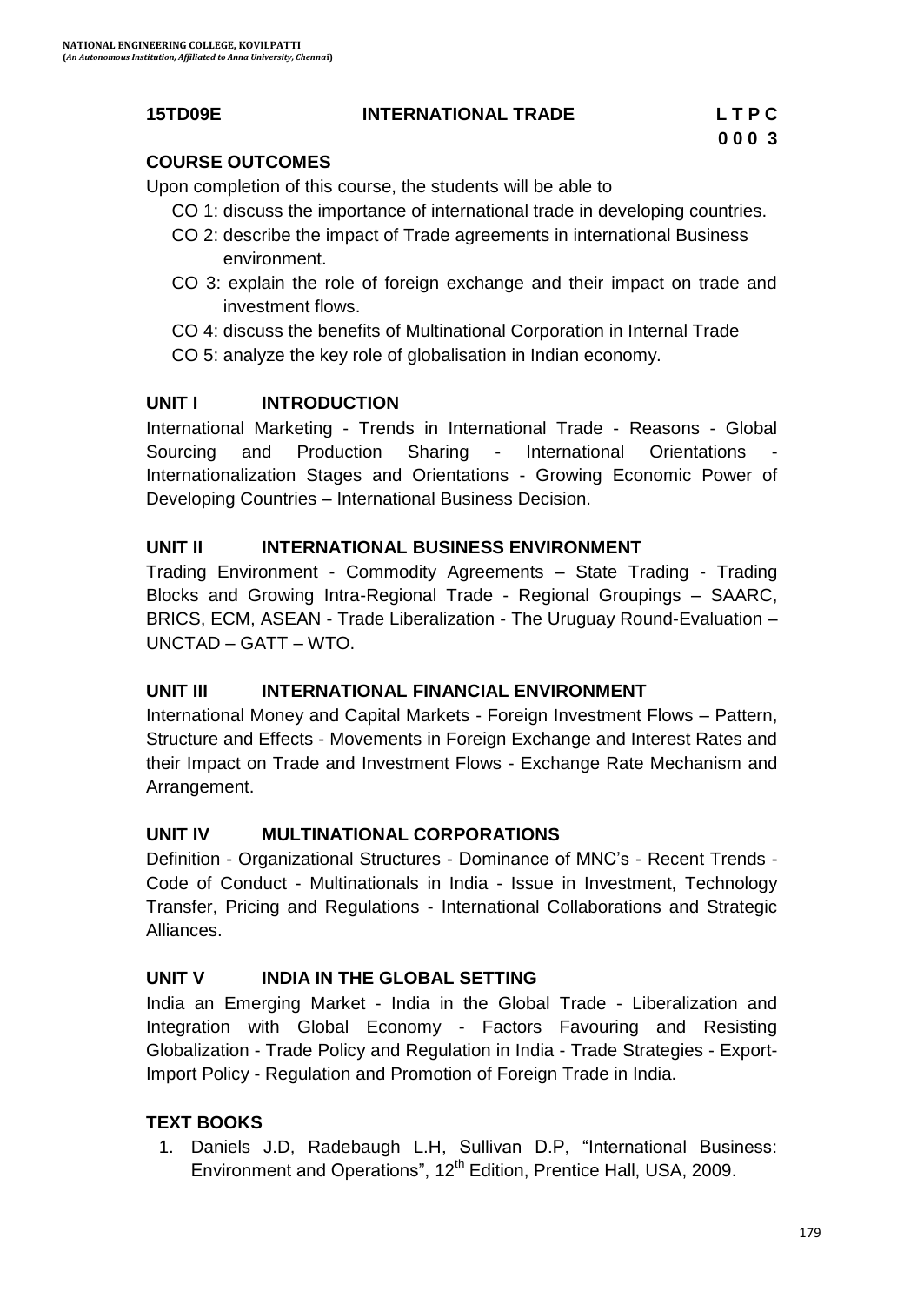**15TD09E INTERNATIONAL TRADE**

| L | T | P | C |
|---|---|---|---|
| 0 | 0 | 0 | 3 |

## COURSE OUTCOMES

Upon completion of this course, the students will be able to

- CO 1: discuss the importance of international trade in developing countries.
- CO 2: describe the impact of Trade agreements in international Business environment.
- CO 3: explain the role of foreign exchange and their impact on trade and investment flows.
- CO 4: discuss the benefits of Multinational Corporation in Internal Trade
- CO 5: analyze the key role of globalisation in Indian economy.

## UNIT I INTRODUCTION

International Marketing - Trends in International Trade - Reasons - Global Sourcing and Production Sharing - International Orientations - Internationalization Stages and Orientations - Growing Economic Power of Developing Countries – International Business Decision.

## UNIT II INTERNATIONAL BUSINESS ENVIRONMENT

Trading Environment - Commodity Agreements – State Trading - Trading Blocks and Growing Intra-Regional Trade - Regional Groupings – SAARC, BRICS, ECM, ASEAN - Trade Liberalization - The Uruguay Round-Evaluation – UNCTAD – GATT – WTO.

## UNIT III INTERNATIONAL FINANCIAL ENVIRONMENT

International Money and Capital Markets - Foreign Investment Flows – Pattern, Structure and Effects - Movements in Foreign Exchange and Interest Rates and their Impact on Trade and Investment Flows - Exchange Rate Mechanism and Arrangement.

## UNIT IV MULTINATIONAL CORPORATIONS

Definition - Organizational Structures - Dominance of MNC's - Recent Trends - Code of Conduct - Multinationals in India - Issue in Investment, Technology Transfer, Pricing and Regulations - International Collaborations and Strategic Alliances.

## UNIT V INDIA IN THE GLOBAL SETTING

India an Emerging Market - India in the Global Trade - Liberalization and Integration with Global Economy - Factors Favouring and Resisting Globalization - Trade Policy and Regulation in India - Trade Strategies - Export-Import Policy - Regulation and Promotion of Foreign Trade in India.

## TEXT BOOKS

1. Daniels J.D, Radebaugh L.H, Sullivan D.P, "International Business: Environment and Operations", 12th Edition, Prentice Hall, USA, 2009.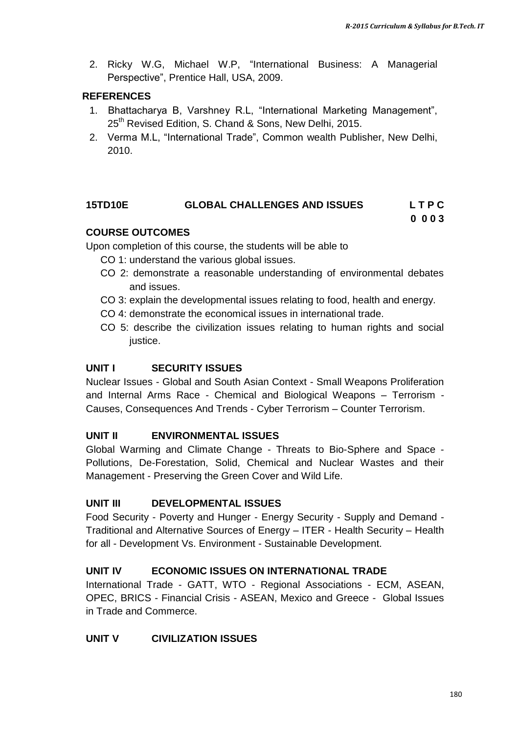2. Ricky W.G, Michael W.P, “International Business: A Managerial Perspective”, Prentice Hall, USA, 2009.

**REFERENCES**

1. Bhattacharya B, Varshney R.L, “International Marketing Management”, 25th Revised Edition, S. Chand & Sons, New Delhi, 2015.
2. Verma M.L, “International Trade”, Common wealth Publisher, New Delhi, 2010.

## 15TD10E GLOBAL CHALLENGES AND ISSUES

**L T P C**
**0 0 0 3**

**COURSE OUTCOMES**

Upon completion of this course, the students will be able to

- CO 1: understand the various global issues.
- CO 2: demonstrate a reasonable understanding of environmental debates and issues.
- CO 3: explain the developmental issues relating to food, health and energy.
- CO 4: demonstrate the economical issues in international trade.
- CO 5: describe the civilization issues relating to human rights and social justice.

**UNIT I SECURITY ISSUES**

Nuclear Issues - Global and South Asian Context - Small Weapons Proliferation and Internal Arms Race - Chemical and Biological Weapons – Terrorism - Causes, Consequences And Trends - Cyber Terrorism – Counter Terrorism.

**UNIT II ENVIRONMENTAL ISSUES**

Global Warming and Climate Change - Threats to Bio-Sphere and Space - Pollutions, De-Forestation, Solid, Chemical and Nuclear Wastes and their Management - Preserving the Green Cover and Wild Life.

**UNIT III DEVELOPMENTAL ISSUES**

Food Security - Poverty and Hunger - Energy Security - Supply and Demand - Traditional and Alternative Sources of Energy – ITER - Health Security – Health for all - Development Vs. Environment - Sustainable Development.

**UNIT IV ECONOMIC ISSUES ON INTERNATIONAL TRADE**

International Trade - GATT, WTO - Regional Associations - ECM, ASEAN, OPEC, BRICS - Financial Crisis - ASEAN, Mexico and Greece - Global Issues in Trade and Commerce.

**UNIT V CIVILIZATION ISSUES**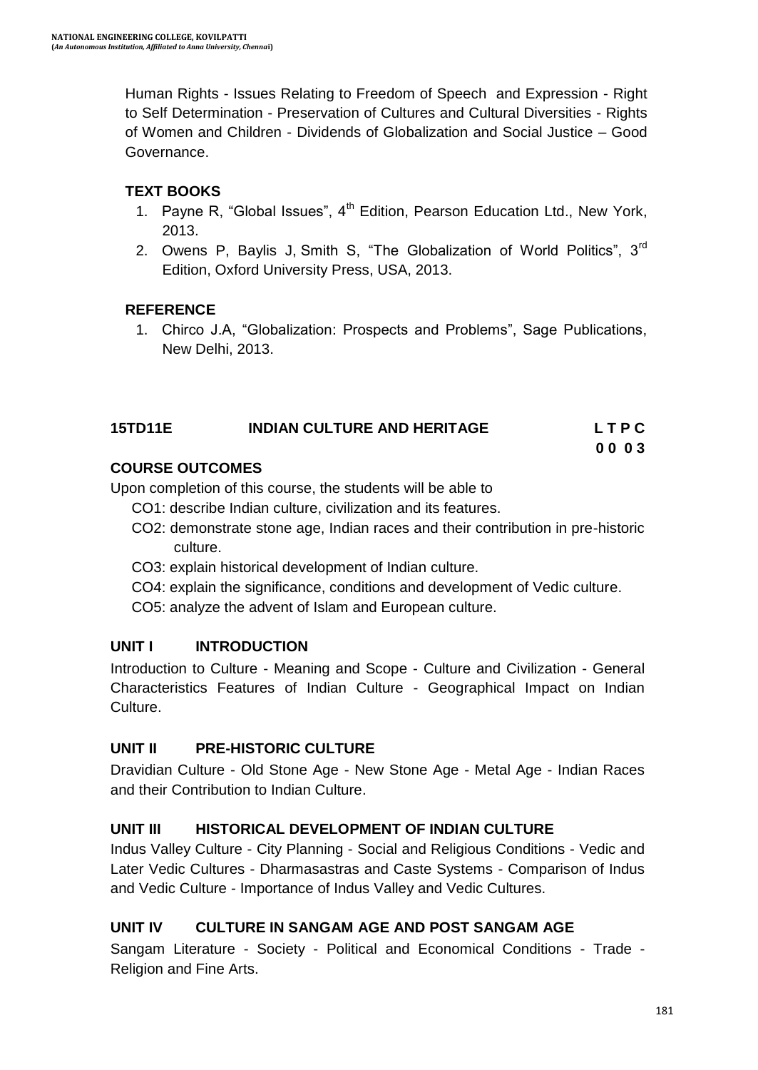Human Rights - Issues Relating to Freedom of Speech and Expression - Right to Self Determination - Preservation of Cultures and Cultural Diversities - Rights of Women and Children - Dividends of Globalization and Social Justice – Good Governance.

**TEXT BOOKS**

1. Payne R, "Global Issues", 4th Edition, Pearson Education Ltd., New York, 2013.
2. Owens P, Baylis J, Smith S, "The Globalization of World Politics", 3rd Edition, Oxford University Press, USA, 2013.

**REFERENCE**

1. Chirco J.A, "Globalization: Prospects and Problems", Sage Publications, New Delhi, 2013.

## 15TD11E INDIAN CULTURE AND HERITAGE

**L T P C**
**0 0 0 3**

**COURSE OUTCOMES**

Upon completion of this course, the students will be able to

- CO1: describe Indian culture, civilization and its features.
- CO2: demonstrate stone age, Indian races and their contribution in pre-historic culture.
- CO3: explain historical development of Indian culture.
- CO4: explain the significance, conditions and development of Vedic culture.
- CO5: analyze the advent of Islam and European culture.

**UNIT I INTRODUCTION**

Introduction to Culture - Meaning and Scope - Culture and Civilization - General Characteristics Features of Indian Culture - Geographical Impact on Indian Culture.

**UNIT II PRE-HISTORIC CULTURE**

Dravidian Culture - Old Stone Age - New Stone Age - Metal Age - Indian Races and their Contribution to Indian Culture.

**UNIT III HISTORICAL DEVELOPMENT OF INDIAN CULTURE**

Indus Valley Culture - City Planning - Social and Religious Conditions - Vedic and Later Vedic Cultures - Dharmasastras and Caste Systems - Comparison of Indus and Vedic Culture - Importance of Indus Valley and Vedic Cultures.

**UNIT IV CULTURE IN SANGAM AGE AND POST SANGAM AGE**

Sangam Literature - Society - Political and Economical Conditions - Trade - Religion and Fine Arts.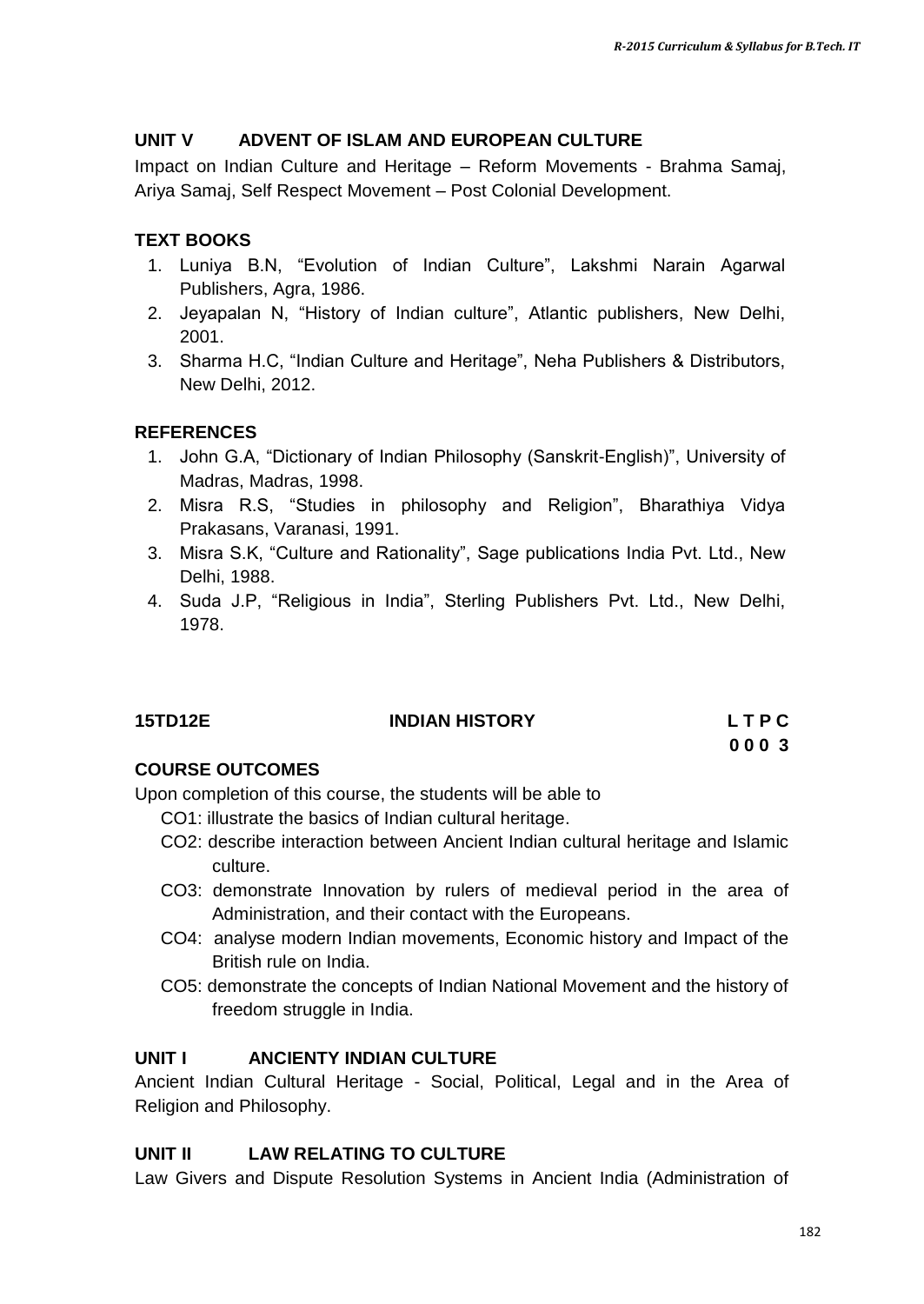### UNIT V ADVENT OF ISLAM AND EUROPEAN CULTURE

Impact on Indian Culture and Heritage – Reform Movements - Brahma Samaj, Ariya Samaj, Self Respect Movement – Post Colonial Development.

### TEXT BOOKS

1. Luniya B.N, "Evolution of Indian Culture", Lakshmi Narain Agarwal Publishers, Agra, 1986.
2. Jeyapalan N, "History of Indian culture", Atlantic publishers, New Delhi, 2001.
3. Sharma H.C, "Indian Culture and Heritage", Neha Publishers & Distributors, New Delhi, 2012.

### REFERENCES

1. John G.A, "Dictionary of Indian Philosophy (Sanskrit-English)", University of Madras, Madras, 1998.
2. Misra R.S, "Studies in philosophy and Religion", Bharathiya Vidya Prakasans, Varanasi, 1991.
3. Misra S.K, "Culture and Rationality", Sage publications India Pvt. Ltd., New Delhi, 1988.
4. Suda J.P, "Religious in India", Sterling Publishers Pvt. Ltd., New Delhi, 1978.

## 15TD12E INDIAN HISTORY

| L | T | P | C |
|---|---|---|---|
| 0 | 0 | 0 | 3 |

### COURSE OUTCOMES

Upon completion of this course, the students will be able to

- CO1: illustrate the basics of Indian cultural heritage.
- CO2: describe interaction between Ancient Indian cultural heritage and Islamic culture.
- CO3: demonstrate Innovation by rulers of medieval period in the area of Administration, and their contact with the Europeans.
- CO4: analyse modern Indian movements, Economic history and Impact of the British rule on India.
- CO5: demonstrate the concepts of Indian National Movement and the history of freedom struggle in India.

### UNIT I ANCIENTY INDIAN CULTURE

Ancient Indian Cultural Heritage - Social, Political, Legal and in the Area of Religion and Philosophy.

### UNIT II LAW RELATING TO CULTURE

Law Givers and Dispute Resolution Systems in Ancient India (Administration of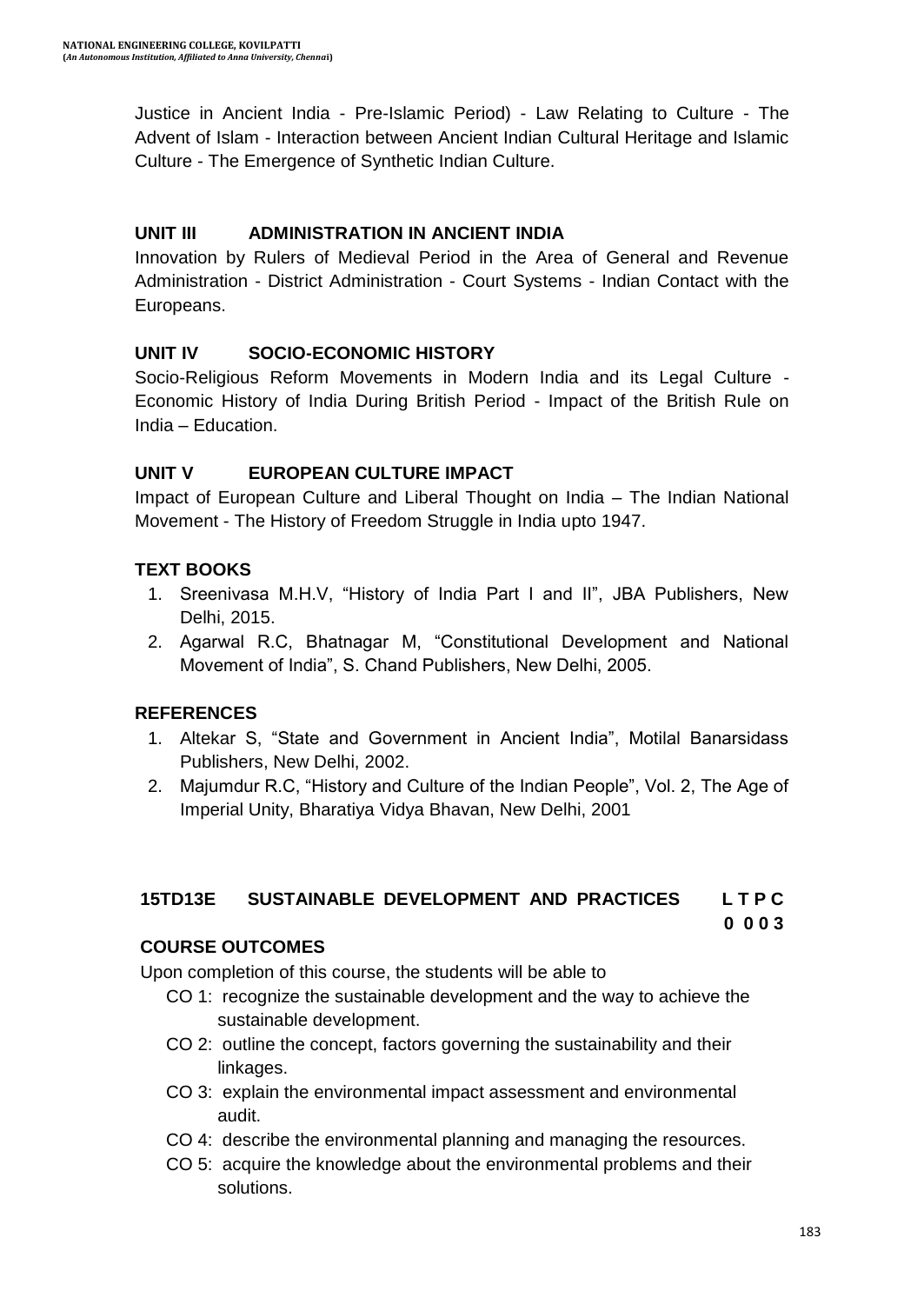Justice in Ancient India - Pre-Islamic Period) - Law Relating to Culture - The Advent of Islam - Interaction between Ancient Indian Cultural Heritage and Islamic Culture - The Emergence of Synthetic Indian Culture.

### UNIT III ADMINISTRATION IN ANCIENT INDIA

Innovation by Rulers of Medieval Period in the Area of General and Revenue Administration - District Administration - Court Systems - Indian Contact with the Europeans.

### UNIT IV SOCIO-ECONOMIC HISTORY

Socio-Religious Reform Movements in Modern India and its Legal Culture - Economic History of India During British Period - Impact of the British Rule on India – Education.

### UNIT V EUROPEAN CULTURE IMPACT

Impact of European Culture and Liberal Thought on India – The Indian National Movement - The History of Freedom Struggle in India upto 1947.

### TEXT BOOKS

1. Sreenivasa M.H.V, "History of India Part I and II", JBA Publishers, New Delhi, 2015.
2. Agarwal R.C, Bhatnagar M, "Constitutional Development and National Movement of India", S. Chand Publishers, New Delhi, 2005.

### REFERENCES

1. Altekar S, "State and Government in Ancient India", Motilal Banarsidass Publishers, New Delhi, 2002.
2. Majumdur R.C, "History and Culture of the Indian People", Vol. 2, The Age of Imperial Unity, Bharatiya Vidya Bhavan, New Delhi, 2001

## 15TD13E SUSTAINABLE DEVELOPMENT AND PRACTICES

| L | T | P | C |
|---|---|---|---|
| 0 | 0 | 0 | 3 |

### COURSE OUTCOMES

Upon completion of this course, the students will be able to

- CO 1: recognize the sustainable development and the way to achieve the sustainable development.
- CO 2: outline the concept, factors governing the sustainability and their linkages.
- CO 3: explain the environmental impact assessment and environmental audit.
- CO 4: describe the environmental planning and managing the resources.
- CO 5: acquire the knowledge about the environmental problems and their solutions.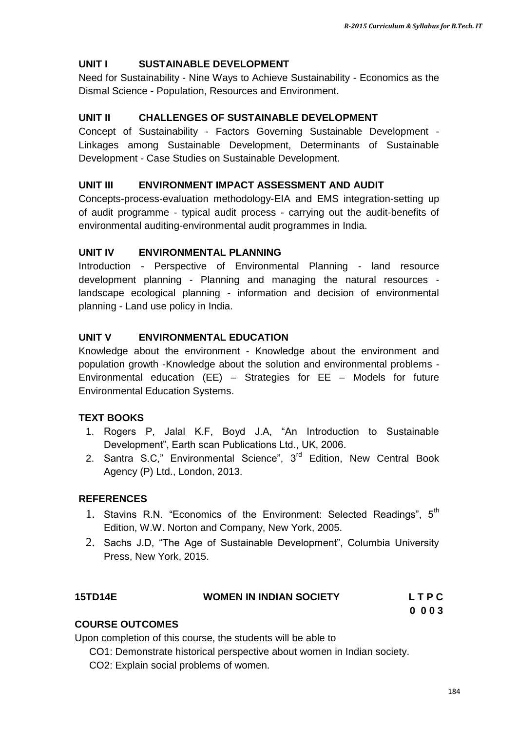### UNIT I SUSTAINABLE DEVELOPMENT

Need for Sustainability - Nine Ways to Achieve Sustainability - Economics as the Dismal Science - Population, Resources and Environment.

### UNIT II CHALLENGES OF SUSTAINABLE DEVELOPMENT

Concept of Sustainability - Factors Governing Sustainable Development - Linkages among Sustainable Development, Determinants of Sustainable Development - Case Studies on Sustainable Development.

### UNIT III ENVIRONMENT IMPACT ASSESSMENT AND AUDIT

Concepts-process-evaluation methodology-EIA and EMS integration-setting up of audit programme - typical audit process - carrying out the audit-benefits of environmental auditing-environmental audit programmes in India.

### UNIT IV ENVIRONMENTAL PLANNING

Introduction - Perspective of Environmental Planning - land resource development planning - Planning and managing the natural resources - landscape ecological planning - information and decision of environmental planning - Land use policy in India.

### UNIT V ENVIRONMENTAL EDUCATION

Knowledge about the environment - Knowledge about the environment and population growth -Knowledge about the solution and environmental problems - Environmental education (EE) – Strategies for EE – Models for future Environmental Education Systems.

### TEXT BOOKS

1. Rogers P, Jalal K.F, Boyd J.A, "An Introduction to Sustainable Development", Earth scan Publications Ltd., UK, 2006.
2. Santra S.C," Environmental Science", 3rd Edition, New Central Book Agency (P) Ltd., London, 2013.

### REFERENCES

1. Stavins R.N. "Economics of the Environment: Selected Readings", 5th Edition, W.W. Norton and Company, New York, 2005.
2. Sachs J.D, "The Age of Sustainable Development", Columbia University Press, New York, 2015.

## 15TD14E WOMEN IN INDIAN SOCIETY

| L | T | P | C |
|---|---|---|---|
| 0 | 0 | 0 | 3 |

### COURSE OUTCOMES

Upon completion of this course, the students will be able to

- CO1: Demonstrate historical perspective about women in Indian society.
- CO2: Explain social problems of women.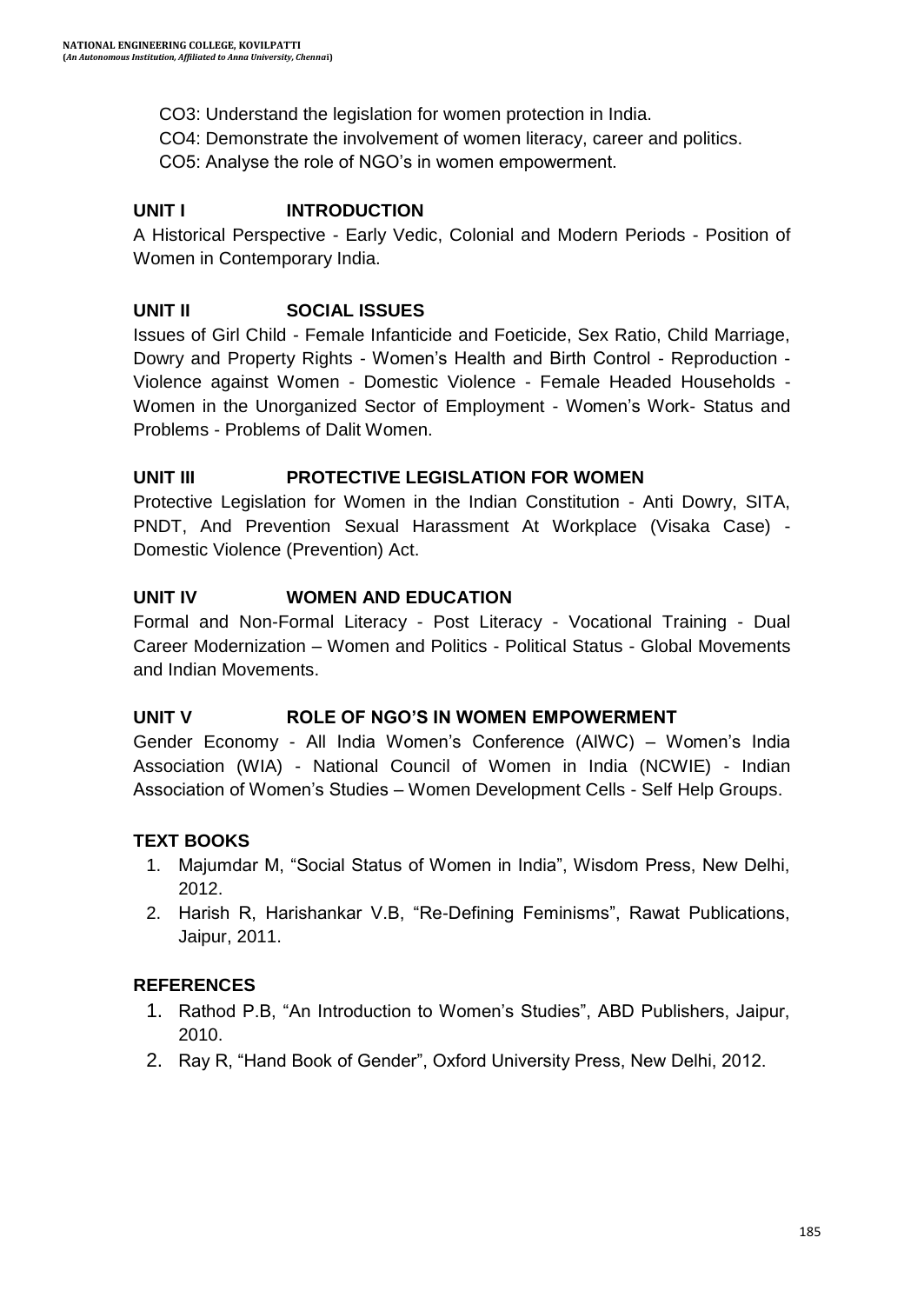CO3: Understand the legislation for women protection in India.

CO4: Demonstrate the involvement of women literacy, career and politics.

CO5: Analyse the role of NGO's in women empowerment.

### UNIT I INTRODUCTION

A Historical Perspective - Early Vedic, Colonial and Modern Periods - Position of Women in Contemporary India.

### UNIT II SOCIAL ISSUES

Issues of Girl Child - Female Infanticide and Foeticide, Sex Ratio, Child Marriage, Dowry and Property Rights - Women's Health and Birth Control - Reproduction - Violence against Women - Domestic Violence - Female Headed Households - Women in the Unorganized Sector of Employment - Women's Work- Status and Problems - Problems of Dalit Women.

### UNIT III PROTECTIVE LEGISLATION FOR WOMEN

Protective Legislation for Women in the Indian Constitution - Anti Dowry, SITA, PNDT, And Prevention Sexual Harassment At Workplace (Visaka Case) - Domestic Violence (Prevention) Act.

### UNIT IV WOMEN AND EDUCATION

Formal and Non-Formal Literacy - Post Literacy - Vocational Training - Dual Career Modernization – Women and Politics - Political Status - Global Movements and Indian Movements.

### UNIT V ROLE OF NGO'S IN WOMEN EMPOWERMENT

Gender Economy - All India Women's Conference (AIWC) – Women's India Association (WIA) - National Council of Women in India (NCWIE) - Indian Association of Women's Studies – Women Development Cells - Self Help Groups.

### TEXT BOOKS

1. Majumdar M, "Social Status of Women in India", Wisdom Press, New Delhi, 2012.
2. Harish R, Harishankar V.B, "Re-Defining Feminisms", Rawat Publications, Jaipur, 2011.

### REFERENCES

1. Rathod P.B, "An Introduction to Women's Studies", ABD Publishers, Jaipur, 2010.
2. Ray R, "Hand Book of Gender", Oxford University Press, New Delhi, 2012.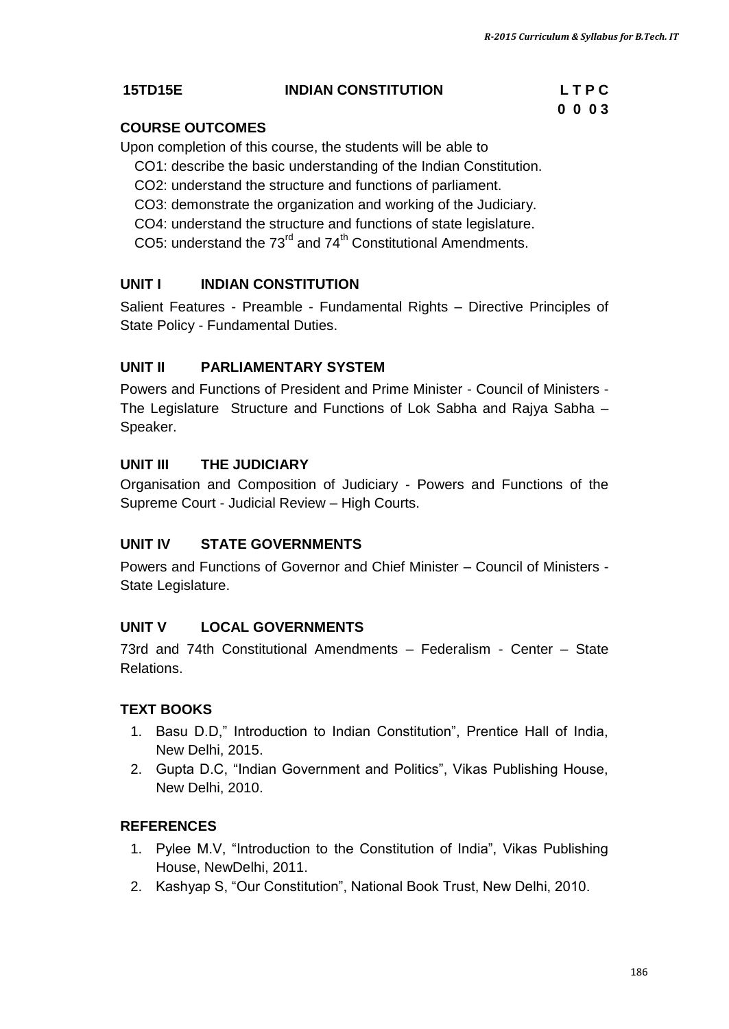**15TD15E INDIAN CONSTITUTION L T P C**
**0 0 0 3**

**COURSE OUTCOMES**

Upon completion of this course, the students will be able to

CO1: describe the basic understanding of the Indian Constitution.
CO2: understand the structure and functions of parliament.
CO3: demonstrate the organization and working of the Judiciary.
CO4: understand the structure and functions of state legislature.
CO5: understand the $73^{rd}$ and $74^{th}$ Constitutional Amendments.

**UNIT I INDIAN CONSTITUTION**

Salient Features - Preamble - Fundamental Rights – Directive Principles of State Policy - Fundamental Duties.

**UNIT II PARLIAMENTARY SYSTEM**

Powers and Functions of President and Prime Minister - Council of Ministers - The Legislature Structure and Functions of Lok Sabha and Rajya Sabha – Speaker.

**UNIT III THE JUDICIARY**

Organisation and Composition of Judiciary - Powers and Functions of the Supreme Court - Judicial Review – High Courts.

**UNIT IV STATE GOVERNMENTS**

Powers and Functions of Governor and Chief Minister – Council of Ministers - State Legislature.

**UNIT V LOCAL GOVERNMENTS**

73rd and 74th Constitutional Amendments – Federalism - Center – State Relations.

**TEXT BOOKS**

1. Basu D.D," Introduction to Indian Constitution", Prentice Hall of India, New Delhi, 2015.
2. Gupta D.C, "Indian Government and Politics", Vikas Publishing House, New Delhi, 2010.

**REFERENCES**

1. Pylee M.V, "Introduction to the Constitution of India", Vikas Publishing House, NewDelhi, 2011.
2. Kashyap S, "Our Constitution", National Book Trust, New Delhi, 2010.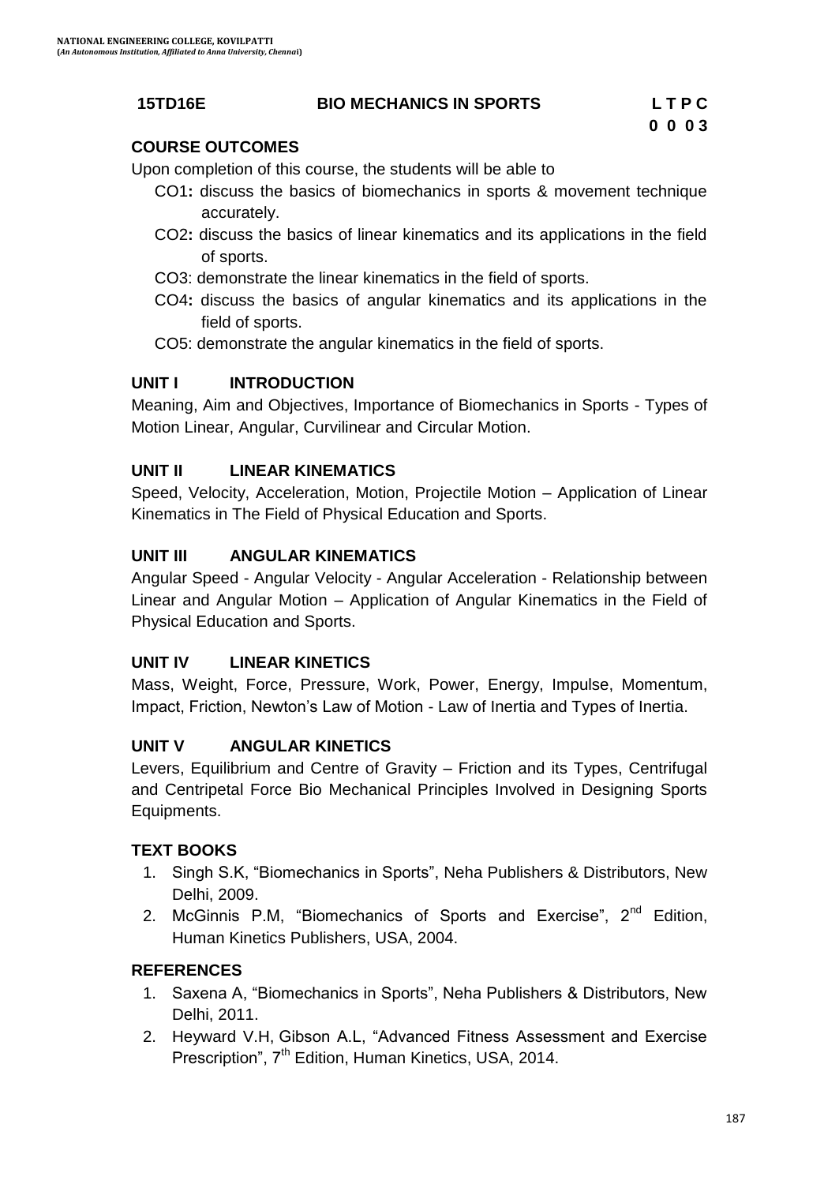**15TD16E BIO MECHANICS IN SPORTS L T P C**
**0 0 0 3**

## COURSE OUTCOMES

Upon completion of this course, the students will be able to

- CO1**:** discuss the basics of biomechanics in sports & movement technique accurately.
- CO2**:** discuss the basics of linear kinematics and its applications in the field of sports.
- CO3: demonstrate the linear kinematics in the field of sports.
- CO4**:** discuss the basics of angular kinematics and its applications in the field of sports.
- CO5: demonstrate the angular kinematics in the field of sports.

## UNIT I INTRODUCTION

Meaning, Aim and Objectives, Importance of Biomechanics in Sports - Types of Motion Linear, Angular, Curvilinear and Circular Motion.

## UNIT II LINEAR KINEMATICS

Speed, Velocity, Acceleration, Motion, Projectile Motion – Application of Linear Kinematics in The Field of Physical Education and Sports.

## UNIT III ANGULAR KINEMATICS

Angular Speed - Angular Velocity - Angular Acceleration - Relationship between Linear and Angular Motion – Application of Angular Kinematics in the Field of Physical Education and Sports.

## UNIT IV LINEAR KINETICS

Mass, Weight, Force, Pressure, Work, Power, Energy, Impulse, Momentum, Impact, Friction, Newton's Law of Motion - Law of Inertia and Types of Inertia.

## UNIT V ANGULAR KINETICS

Levers, Equilibrium and Centre of Gravity – Friction and its Types, Centrifugal and Centripetal Force Bio Mechanical Principles Involved in Designing Sports Equipments.

## TEXT BOOKS

1. Singh S.K, "Biomechanics in Sports", Neha Publishers & Distributors, New Delhi, 2009.
2. McGinnis P.M, "Biomechanics of Sports and Exercise", 2nd Edition, Human Kinetics Publishers, USA, 2004.

## REFERENCES

1. Saxena A, "Biomechanics in Sports", Neha Publishers & Distributors, New Delhi, 2011.
2. Heyward V.H, Gibson A.L, "Advanced Fitness Assessment and Exercise Prescription", 7th Edition, Human Kinetics, USA, 2014.